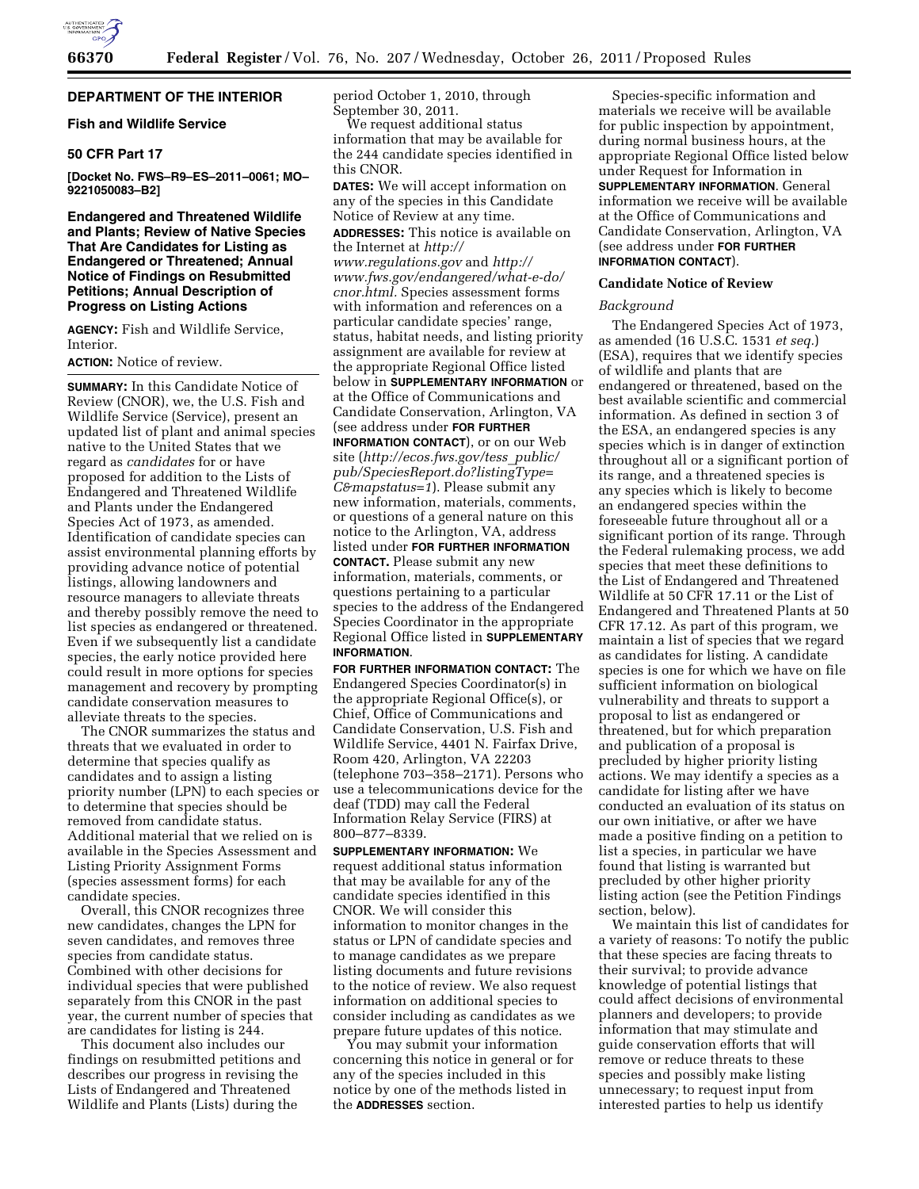# DEPARTMENT OF THE INTERIOR

## Fish and Wildlife Service

## 50 CFR Part 17

**[Docket No. FWS–R9–ES–2011–0061; MO–9221050083–B2]**

## Endangered and Threatened Wildlife and Plants; Review of Native Species That Are Candidates for Listing as Endangered or Threatened; Annual Notice of Findings on Resubmitted Petitions; Annual Description of Progress on Listing Actions

**AGENCY:** Fish and Wildlife Service, Interior.

**ACTION:** Notice of review.

**SUMMARY:** In this Candidate Notice of Review (CNOR), we, the U.S. Fish and Wildlife Service (Service), present an updated list of plant and animal species native to the United States that we regard as *candidates* for or have proposed for addition to the Lists of Endangered and Threatened Wildlife and Plants under the Endangered Species Act of 1973, as amended. Identification of candidate species can assist environmental planning efforts by providing advance notice of potential listings, allowing landowners and resource managers to alleviate threats and thereby possibly remove the need to list species as endangered or threatened. Even if we subsequently list a candidate species, the early notice provided here could result in more options for species management and recovery by prompting candidate conservation measures to alleviate threats to the species.

The CNOR summarizes the status and threats that we evaluated in order to determine that species qualify as candidates and to assign a listing priority number (LPN) to each species or to determine that species should be removed from candidate status. Additional material that we relied on is available in the Species Assessment and Listing Priority Assignment Forms (species assessment forms) for each candidate species.

Overall, this CNOR recognizes three new candidates, changes the LPN for seven candidates, and removes three species from candidate status. Combined with other decisions for individual species that were published separately from this CNOR in the past year, the current number of species that are candidates for listing is 244.

This document also includes our findings on resubmitted petitions and describes our progress in revising the Lists of Endangered and Threatened Wildlife and Plants (Lists) during the period October 1, 2010, through September 30, 2011.

We request additional status information that may be available for the 244 candidate species identified in this CNOR.

**DATES:** We will accept information on any of the species in this Candidate Notice of Review at any time.

**ADDRESSES:** This notice is available on the Internet at *http://www.regulations.gov* and *http://www.fws.gov/endangered/what-e-do/cnor.html.* Species assessment forms with information and references on a particular candidate species' range, status, habitat needs, and listing priority assignment are available for review at the appropriate Regional Office listed below in **SUPPLEMENTARY INFORMATION** or at the Office of Communications and Candidate Conservation, Arlington, VA (see address under **FOR FURTHER INFORMATION CONTACT**), or on our Web site (*http://ecos.fws.gov/tess_public/pub/SpeciesReport.do?listingType=C&mapstatus=1*). Please submit any new information, materials, comments, or questions of a general nature on this notice to the Arlington, VA, address listed under **FOR FURTHER INFORMATION CONTACT.** Please submit any new information, materials, comments, or questions pertaining to a particular species to the address of the Endangered Species Coordinator in the appropriate Regional Office listed in **SUPPLEMENTARY INFORMATION.**

**FOR FURTHER INFORMATION CONTACT:** The Endangered Species Coordinator(s) in the appropriate Regional Office(s), or Chief, Office of Communications and Candidate Conservation, U.S. Fish and Wildlife Service, 4401 N. Fairfax Drive, Room 420, Arlington, VA 22203 (telephone 703–358–2171). Persons who use a telecommunications device for the deaf (TDD) may call the Federal Information Relay Service (FIRS) at 800–877–8339.

**SUPPLEMENTARY INFORMATION:** We request additional status information that may be available for any of the candidate species identified in this CNOR. We will consider this information to monitor changes in the status or LPN of candidate species and to manage candidates as we prepare listing documents and future revisions to the notice of review. We also request information on additional species to consider including as candidates as we prepare future updates of this notice.

You may submit your information concerning this notice in general or for any of the species included in this notice by one of the methods listed in the **ADDRESSES** section.

Species-specific information and materials we receive will be available for public inspection by appointment, during normal business hours, at the appropriate Regional Office listed below under Request for Information in **SUPPLEMENTARY INFORMATION**. General information we receive will be available at the Office of Communications and Candidate Conservation, Arlington, VA (see address under **FOR FURTHER INFORMATION CONTACT**).

## Candidate Notice of Review

### *Background*

The Endangered Species Act of 1973, as amended (16 U.S.C. 1531 *et seq.*) (ESA), requires that we identify species of wildlife and plants that are endangered or threatened, based on the best available scientific and commercial information. As defined in section 3 of the ESA, an endangered species is any species which is in danger of extinction throughout all or a significant portion of its range, and a threatened species is any species which is likely to become an endangered species within the foreseeable future throughout all or a significant portion of its range. Through the Federal rulemaking process, we add species that meet these definitions to the List of Endangered and Threatened Wildlife at 50 CFR 17.11 or the List of Endangered and Threatened Plants at 50 CFR 17.12. As part of this program, we maintain a list of species that we regard as candidates for listing. A candidate species is one for which we have on file sufficient information on biological vulnerability and threats to support a proposal to list as endangered or threatened, but for which preparation and publication of a proposal is precluded by higher priority listing actions. We may identify a species as a candidate for listing after we have conducted an evaluation of its status on our own initiative, or after we have made a positive finding on a petition to list a species, in particular we have found that listing is warranted but precluded by other higher priority listing action (see the Petition Findings section, below).

We maintain this list of candidates for a variety of reasons: To notify the public that these species are facing threats to their survival; to provide advance knowledge of potential listings that could affect decisions of environmental planners and developers; to provide information that may stimulate and guide conservation efforts that will remove or reduce threats to these species and possibly make listing unnecessary; to request input from interested parties to help us identify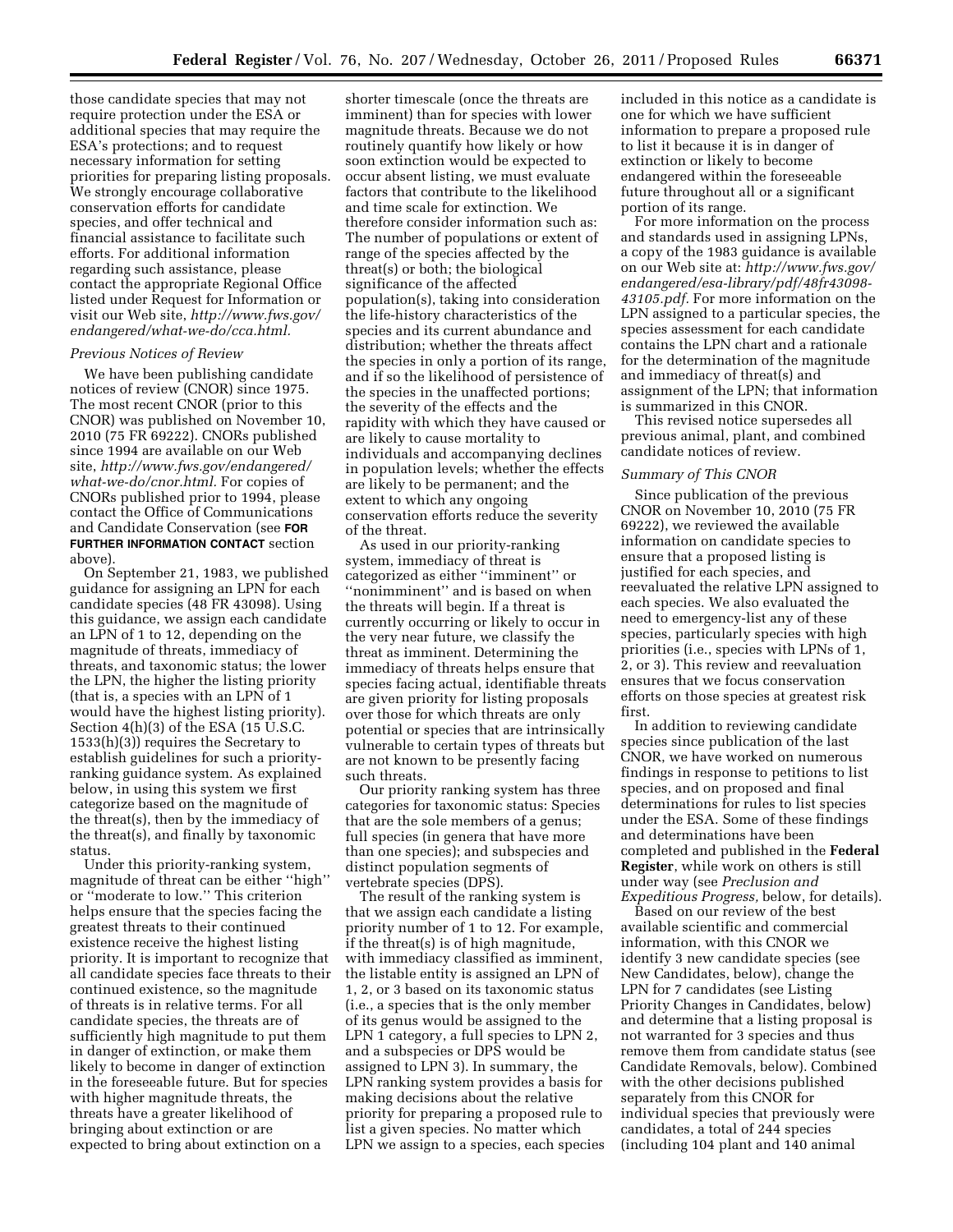those candidate species that may not require protection under the ESA or additional species that may require the ESA's protections; and to request necessary information for setting priorities for preparing listing proposals. We strongly encourage collaborative conservation efforts for candidate species, and offer technical and financial assistance to facilitate such efforts. For additional information regarding such assistance, please contact the appropriate Regional Office listed under Request for Information or visit our Web site, *http://www.fws.gov/endangered/what-we-do/cca.html.*

*Previous Notices of Review*

We have been publishing candidate notices of review (CNOR) since 1975. The most recent CNOR (prior to this CNOR) was published on November 10, 2010 (75 FR 69222). CNORs published since 1994 are available on our Web site, *http://www.fws.gov/endangered/what-we-do/cnor.html.* For copies of CNORs published prior to 1994, please contact the Office of Communications and Candidate Conservation (see **FOR FURTHER INFORMATION CONTACT** section above).

On September 21, 1983, we published guidance for assigning an LPN for each candidate species (48 FR 43098). Using this guidance, we assign each candidate an LPN of 1 to 12, depending on the magnitude of threats, immediacy of threats, and taxonomic status; the lower the LPN, the higher the listing priority (that is, a species with an LPN of 1 would have the highest listing priority). Section 4(h)(3) of the ESA (15 U.S.C. 1533(h)(3)) requires the Secretary to establish guidelines for such a priority-ranking guidance system. As explained below, in using this system we first categorize based on the magnitude of the threat(s), then by the immediacy of the threat(s), and finally by taxonomic status.

Under this priority-ranking system, magnitude of threat can be either "high" or "moderate to low." This criterion helps ensure that the species facing the greatest threats to their continued existence receive the highest listing priority. It is important to recognize that all candidate species face threats to their continued existence, so the magnitude of threats is in relative terms. For all candidate species, the threats are of sufficiently high magnitude to put them in danger of extinction, or make them likely to become in danger of extinction in the foreseeable future. But for species with higher magnitude threats, the threats have a greater likelihood of bringing about extinction or are expected to bring about extinction on a shorter timescale (once the threats are imminent) than for species with lower magnitude threats. Because we do not routinely quantify how likely or how soon extinction would be expected to occur absent listing, we must evaluate factors that contribute to the likelihood and time scale for extinction. We therefore consider information such as: The number of populations or extent of range of the species affected by the threat(s) or both; the biological significance of the affected population(s), taking into consideration the life-history characteristics of the species and its current abundance and distribution; whether the threats affect the species in only a portion of its range, and if so the likelihood of persistence of the species in the unaffected portions; the severity of the effects and the rapidity with which they have caused or are likely to cause mortality to individuals and accompanying declines in population levels; whether the effects are likely to be permanent; and the extent to which any ongoing conservation efforts reduce the severity of the threat.

As used in our priority-ranking system, immediacy of threat is categorized as either "imminent" or "nonimminent" and is based on when the threats will begin. If a threat is currently occurring or likely to occur in the very near future, we classify the threat as imminent. Determining the immediacy of threats helps ensure that species facing actual, identifiable threats are given priority for listing proposals over those for which threats are only potential or species that are intrinsically vulnerable to certain types of threats but are not known to be presently facing such threats.

Our priority ranking system has three categories for taxonomic status: Species that are the sole members of a genus; full species (in genera that have more than one species); and subspecies and distinct population segments of vertebrate species (DPS).

The result of the ranking system is that we assign each candidate a listing priority number of 1 to 12. For example, if the threat(s) is of high magnitude, with immediacy classified as imminent, the listable entity is assigned an LPN of 1, 2, or 3 based on its taxonomic status (i.e., a species that is the only member of its genus would be assigned to the LPN 1 category, a full species to LPN 2, and a subspecies or DPS would be assigned to LPN 3). In summary, the LPN ranking system provides a basis for making decisions about the relative priority for preparing a proposed rule to list a given species. No matter which LPN we assign to a species, each species included in this notice as a candidate is one for which we have sufficient information to prepare a proposed rule to list it because it is in danger of extinction or likely to become endangered within the foreseeable future throughout all or a significant portion of its range.

For more information on the process and standards used in assigning LPNs, a copy of the 1983 guidance is available on our Web site at: *http://www.fws.gov/endangered/esa-library/pdf/48fr43098-43105.pdf.* For more information on the LPN assigned to a particular species, the species assessment for each candidate contains the LPN chart and a rationale for the determination of the magnitude and immediacy of threat(s) and assignment of the LPN; that information is summarized in this CNOR.

This revised notice supersedes all previous animal, plant, and combined candidate notices of review.

*Summary of This CNOR*

Since publication of the previous CNOR on November 10, 2010 (75 FR 69222), we reviewed the available information on candidate species to ensure that a proposed listing is justified for each species, and reevaluated the relative LPN assigned to each species. We also evaluated the need to emergency-list any of these species, particularly species with high priorities (i.e., species with LPNs of 1, 2, or 3). This review and reevaluation ensures that we focus conservation efforts on those species at greatest risk first.

In addition to reviewing candidate species since publication of the last CNOR, we have worked on numerous findings in response to petitions to list species, and on proposed and final determinations for rules to list species under the ESA. Some of these findings and determinations have been completed and published in the **Federal Register**, while work on others is still under way (see *Preclusion and Expeditious Progress,* below, for details).

Based on our review of the best available scientific and commercial information, with this CNOR we identify 3 new candidate species (see New Candidates, below), change the LPN for 7 candidates (see Listing Priority Changes in Candidates, below) and determine that a listing proposal is not warranted for 3 species and thus remove them from candidate status (see Candidate Removals, below). Combined with the other decisions published separately from this CNOR for individual species that previously were candidates, a total of 244 species (including 104 plant and 140 animal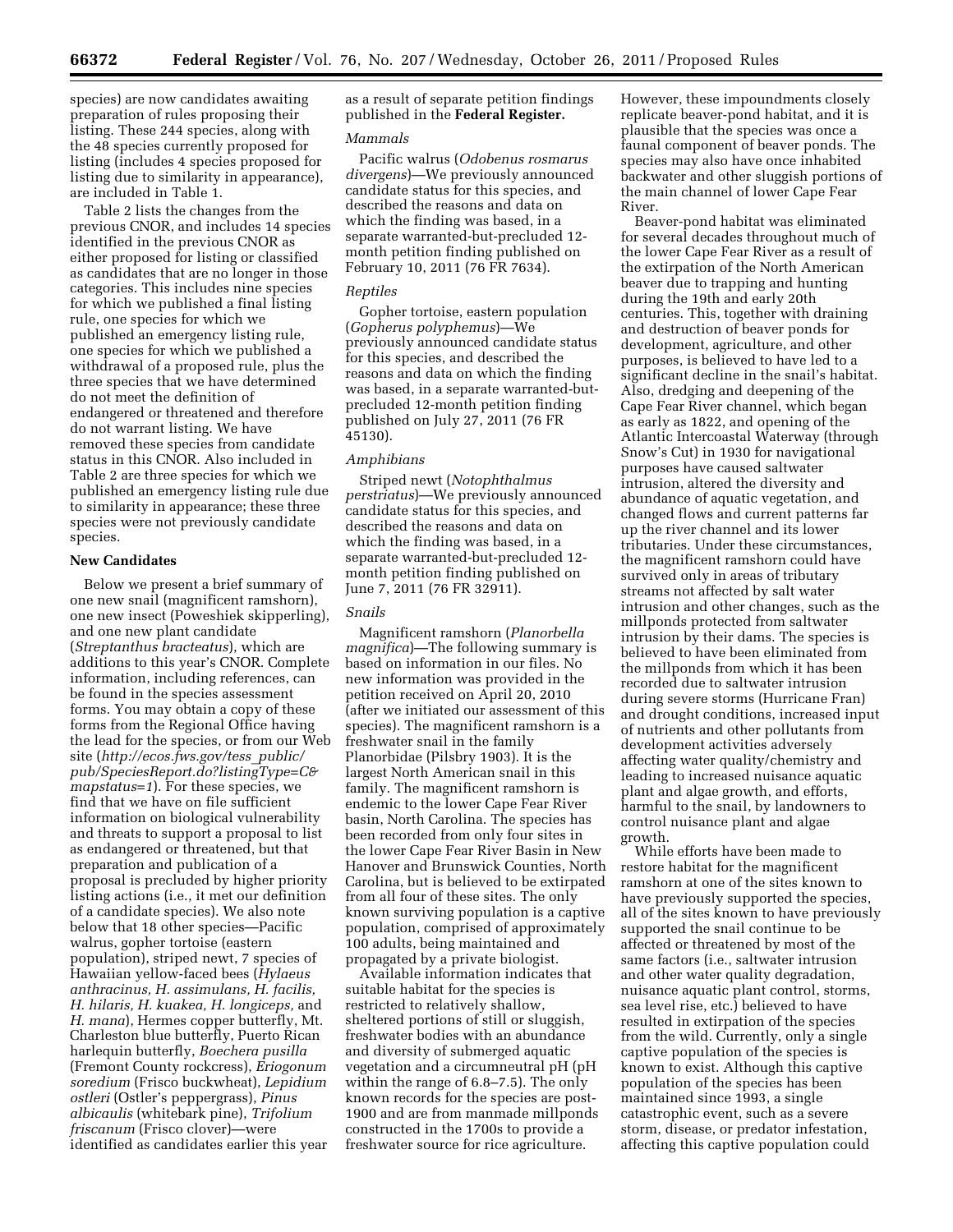species) are now candidates awaiting preparation of rules proposing their listing. These 244 species, along with the 48 species currently proposed for listing (includes 4 species proposed for listing due to similarity in appearance), are included in Table 1.

Table 2 lists the changes from the previous CNOR, and includes 14 species identified in the previous CNOR as either proposed for listing or classified as candidates that are no longer in those categories. This includes nine species for which we published a final listing rule, one species for which we published an emergency listing rule, one species for which we published a withdrawal of a proposed rule, plus the three species that we have determined do not meet the definition of endangered or threatened and therefore do not warrant listing. We have removed these species from candidate status in this CNOR. Also included in Table 2 are three species for which we published an emergency listing rule due to similarity in appearance; these three species were not previously candidate species.

**New Candidates**

Below we present a brief summary of one new snail (magnificent ramshorn), one new insect (Poweshiek skipperling), and one new plant candidate (*Streptanthus bracteatus*), which are additions to this year's CNOR. Complete information, including references, can be found in the species assessment forms. You may obtain a copy of these forms from the Regional Office having the lead for the species, or from our Web site (*http://ecos.fws.gov/tess_public/pub/SpeciesReport.do?listingType=C&mapstatus=1*). For these species, we find that we have on file sufficient information on biological vulnerability and threats to support a proposal to list as endangered or threatened, but that preparation and publication of a proposal is precluded by higher priority listing actions (i.e., it met our definition of a candidate species). We also note below that 18 other species—Pacific walrus, gopher tortoise (eastern population), striped newt, 7 species of Hawaiian yellow-faced bees (*Hylaeus anthracinus, H. assimulans, H. facilis, H. hilaris, H. kuakea, H. longiceps,* and *H. mana*), Hermes copper butterfly, Mt. Charleston blue butterfly, Puerto Rican harlequin butterfly, *Boechera pusilla* (Fremont County rockcress), *Eriogonum soredium* (Frisco buckwheat), *Lepidium ostleri* (Ostler's peppergrass), *Pinus albicaulis* (whitebark pine), *Trifolium friscanum* (Frisco clover)—were identified as candidates earlier this year as a result of separate petition findings published in the **Federal Register.**

*Mammals*

Pacific walrus (*Odobenus rosmarus divergens*)—We previously announced candidate status for this species, and described the reasons and data on which the finding was based, in a separate warranted-but-precluded 12-month petition finding published on February 10, 2011 (76 FR 7634).

*Reptiles*

Gopher tortoise, eastern population (*Gopherus polyphemus*)—We previously announced candidate status for this species, and described the reasons and data on which the finding was based, in a separate warranted-but-precluded 12-month petition finding published on July 27, 2011 (76 FR 45130).

*Amphibians*

Striped newt (*Notophthalmus perstriatus*)—We previously announced candidate status for this species, and described the reasons and data on which the finding was based, in a separate warranted-but-precluded 12-month petition finding published on June 7, 2011 (76 FR 32911).

*Snails*

Magnificent ramshorn (*Planorbella magnifica*)—The following summary is based on information in our files. No new information was provided in the petition received on April 20, 2010 (after we initiated our assessment of this species). The magnificent ramshorn is a freshwater snail in the family Planorbidae (Pilsbry 1903). It is the largest North American snail in this family. The magnificent ramshorn is endemic to the lower Cape Fear River basin, North Carolina. The species has been recorded from only four sites in the lower Cape Fear River Basin in New Hanover and Brunswick Counties, North Carolina, but is believed to be extirpated from all four of these sites. The only known surviving population is a captive population, comprised of approximately 100 adults, being maintained and propagated by a private biologist.

Available information indicates that suitable habitat for the species is restricted to relatively shallow, sheltered portions of still or sluggish, freshwater bodies with an abundance and diversity of submerged aquatic vegetation and a circumneutral pH (pH within the range of 6.8–7.5). The only known records for the species are post-1900 and are from manmade millponds constructed in the 1700s to provide a freshwater source for rice agriculture. However, these impoundments closely replicate beaver-pond habitat, and it is plausible that the species was once a faunal component of beaver ponds. The species may also have once inhabited backwater and other sluggish portions of the main channel of lower Cape Fear River.

Beaver-pond habitat was eliminated for several decades throughout much of the lower Cape Fear River as a result of the extirpation of the North American beaver due to trapping and hunting during the 19th and early 20th centuries. This, together with draining and destruction of beaver ponds for development, agriculture, and other purposes, is believed to have led to a significant decline in the snail's habitat. Also, dredging and deepening of the Cape Fear River channel, which began as early as 1822, and opening of the Atlantic Intercoastal Waterway (through Snow's Cut) in 1930 for navigational purposes have caused saltwater intrusion, altered the diversity and abundance of aquatic vegetation, and changed flows and current patterns far up the river channel and its lower tributaries. Under these circumstances, the magnificent ramshorn could have survived only in areas of tributary streams not affected by salt water intrusion and other changes, such as the millponds protected from saltwater intrusion by their dams. The species is believed to have been eliminated from the millponds from which it has been recorded due to saltwater intrusion during severe storms (Hurricane Fran) and drought conditions, increased input of nutrients and other pollutants from development activities adversely affecting water quality/chemistry and leading to increased nuisance aquatic plant and algae growth, and efforts, harmful to the snail, by landowners to control nuisance plant and algae growth.

While efforts have been made to restore habitat for the magnificent ramshorn at one of the sites known to have previously supported the species, all of the sites known to have previously supported the snail continue to be affected or threatened by most of the same factors (i.e., saltwater intrusion and other water quality degradation, nuisance aquatic plant control, storms, sea level rise, etc.) believed to have resulted in extirpation of the species from the wild. Currently, only a single captive population of the species is known to exist. Although this captive population of the species has been maintained since 1993, a single catastrophic event, such as a severe storm, disease, or predator infestation, affecting this captive population could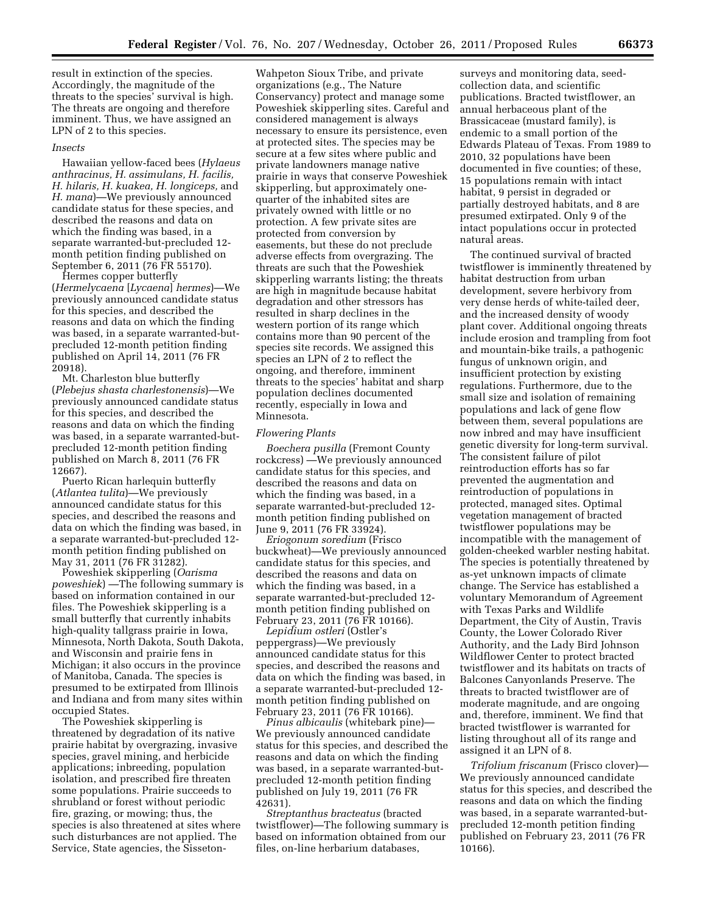result in extinction of the species. Accordingly, the magnitude of the threats to the species' survival is high. The threats are ongoing and therefore imminent. Thus, we have assigned an LPN of 2 to this species.

### *Insects*

Hawaiian yellow-faced bees (*Hylaeus anthracinus, H. assimulans, H. facilis, H. hilaris, H. kuakea, H. longiceps,* and *H. mana*)—We previously announced candidate status for these species, and described the reasons and data on which the finding was based, in a separate warranted-but-precluded 12-month petition finding published on September 6, 2011 (76 FR 55170).

Hermes copper butterfly (*Hermelycaena* [*Lycaena*] *hermes*)—We previously announced candidate status for this species, and described the reasons and data on which the finding was based, in a separate warranted-but-precluded 12-month petition finding published on April 14, 2011 (76 FR 20918).

Mt. Charleston blue butterfly (*Plebejus shasta charlestonensis*)—We previously announced candidate status for this species, and described the reasons and data on which the finding was based, in a separate warranted-but-precluded 12-month petition finding published on March 8, 2011 (76 FR 12667).

Puerto Rican harlequin butterfly (*Atlantea tulita*)—We previously announced candidate status for this species, and described the reasons and data on which the finding was based, in a separate warranted-but-precluded 12-month petition finding published on May 31, 2011 (76 FR 31282).

Poweshiek skipperling (*Oarisma poweshiek*) —The following summary is based on information contained in our files. The Poweshiek skipperling is a small butterfly that currently inhabits high-quality tallgrass prairie in Iowa, Minnesota, North Dakota, South Dakota, and Wisconsin and prairie fens in Michigan; it also occurs in the province of Manitoba, Canada. The species is presumed to be extirpated from Illinois and Indiana and from many sites within occupied States.

The Poweshiek skipperling is threatened by degradation of its native prairie habitat by overgrazing, invasive species, gravel mining, and herbicide applications; inbreeding, population isolation, and prescribed fire threaten some populations. Prairie succeeds to shrubland or forest without periodic fire, grazing, or mowing; thus, the species is also threatened at sites where such disturbances are not applied. The Service, State agencies, the Sisseton-Wahpeton Sioux Tribe, and private organizations (e.g., The Nature Conservancy) protect and manage some Poweshiek skipperling sites. Careful and considered management is always necessary to ensure its persistence, even at protected sites. The species may be secure at a few sites where public and private landowners manage native prairie in ways that conserve Poweshiek skipperling, but approximately one-quarter of the inhabited sites are privately owned with little or no protection. A few private sites are protected from conversion by easements, but these do not preclude adverse effects from overgrazing. The threats are such that the Poweshiek skipperling warrants listing; the threats are high in magnitude because habitat degradation and other stressors has resulted in sharp declines in the western portion of its range which contains more than 90 percent of the species site records. We assigned this species an LPN of 2 to reflect the ongoing, and therefore, imminent threats to the species' habitat and sharp population declines documented recently, especially in Iowa and Minnesota.

### *Flowering Plants*

*Boechera pusilla* (Fremont County rockcress) —We previously announced candidate status for this species, and described the reasons and data on which the finding was based, in a separate warranted-but-precluded 12-month petition finding published on June 9, 2011 (76 FR 33924).

*Eriogonum soredium* (Frisco buckwheat)—We previously announced candidate status for this species, and described the reasons and data on which the finding was based, in a separate warranted-but-precluded 12-month petition finding published on February 23, 2011 (76 FR 10166).

*Lepidium ostleri* (Ostler's peppergrass)—We previously announced candidate status for this species, and described the reasons and data on which the finding was based, in a separate warranted-but-precluded 12-month petition finding published on February 23, 2011 (76 FR 10166).

*Pinus albicaulis* (whitebark pine)—We previously announced candidate status for this species, and described the reasons and data on which the finding was based, in a separate warranted-but-precluded 12-month petition finding published on July 19, 2011 (76 FR 42631).

*Streptanthus bracteatus* (bracted twistflower)—The following summary is based on information obtained from our files, on-line herbarium databases, surveys and monitoring data, seed-collection data, and scientific publications. Bracted twistflower, an annual herbaceous plant of the Brassicaceae (mustard family), is endemic to a small portion of the Edwards Plateau of Texas. From 1989 to 2010, 32 populations have been documented in five counties; of these, 15 populations remain with intact habitat, 9 persist in degraded or partially destroyed habitats, and 8 are presumed extirpated. Only 9 of the intact populations occur in protected natural areas.

The continued survival of bracted twistflower is imminently threatened by habitat destruction from urban development, severe herbivory from very dense herds of white-tailed deer, and the increased density of woody plant cover. Additional ongoing threats include erosion and trampling from foot and mountain-bike trails, a pathogenic fungus of unknown origin, and insufficient protection by existing regulations. Furthermore, due to the small size and isolation of remaining populations and lack of gene flow between them, several populations are now inbred and may have insufficient genetic diversity for long-term survival. The consistent failure of pilot reintroduction efforts has so far prevented the augmentation and reintroduction of populations in protected, managed sites. Optimal vegetation management of bracted twistflower populations may be incompatible with the management of golden-cheeked warbler nesting habitat. The species is potentially threatened by as-yet unknown impacts of climate change. The Service has established a voluntary Memorandum of Agreement with Texas Parks and Wildlife Department, the City of Austin, Travis County, the Lower Colorado River Authority, and the Lady Bird Johnson Wildflower Center to protect bracted twistflower and its habitats on tracts of Balcones Canyonlands Preserve. The threats to bracted twistflower are of moderate magnitude, and are ongoing and, therefore, imminent. We find that bracted twistflower is warranted for listing throughout all of its range and assigned it an LPN of 8.

*Trifolium friscanum* (Frisco clover)—We previously announced candidate status for this species, and described the reasons and data on which the finding was based, in a separate warranted-but-precluded 12-month petition finding published on February 23, 2011 (76 FR 10166).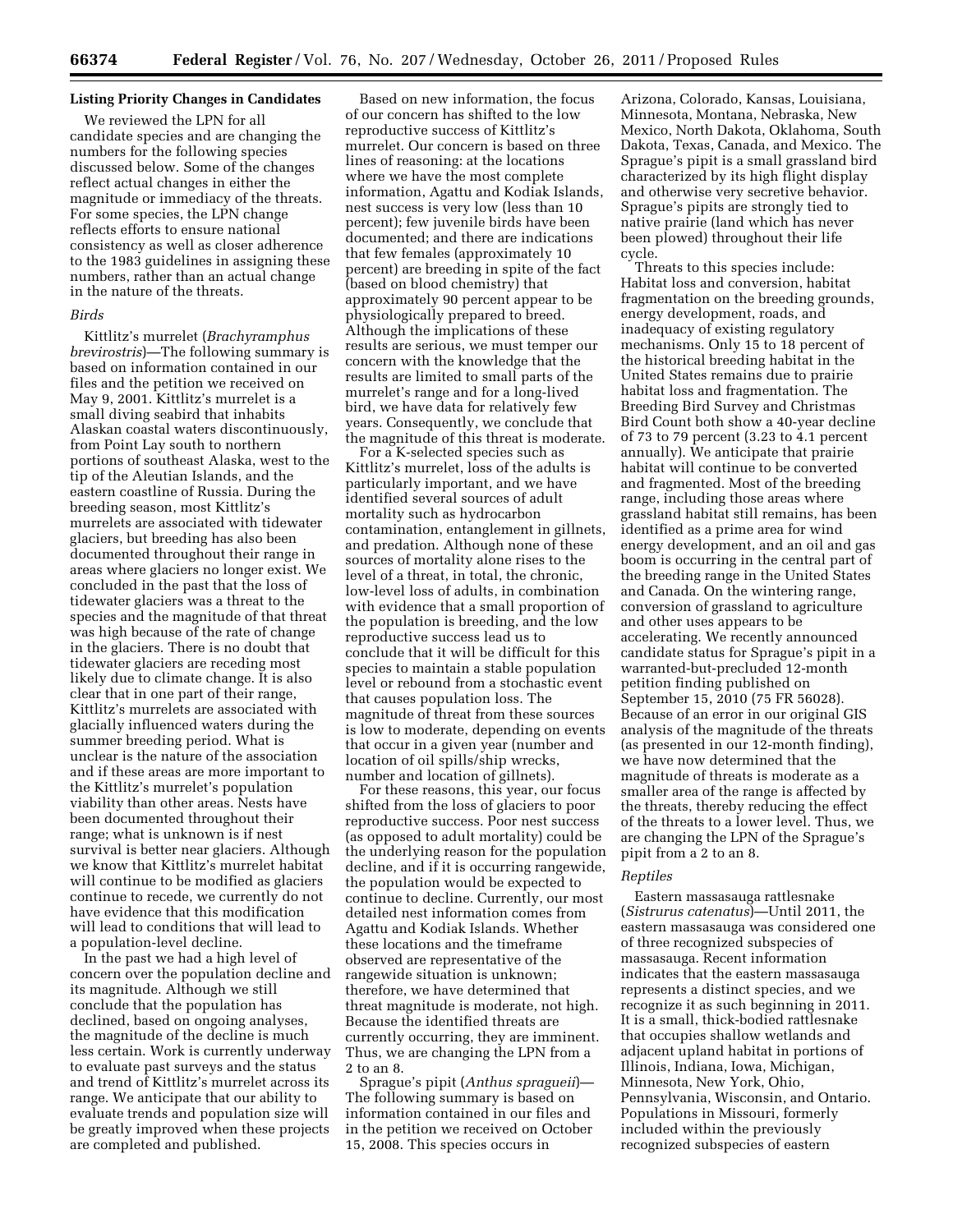## Listing Priority Changes in Candidates

We reviewed the LPN for all candidate species and are changing the numbers for the following species discussed below. Some of the changes reflect actual changes in either the magnitude or immediacy of the threats. For some species, the LPN change reflects efforts to ensure national consistency as well as closer adherence to the 1983 guidelines in assigning these numbers, rather than an actual change in the nature of the threats.

### *Birds*

Kittlitz's murrelet (*Brachyramphus brevirostris*)—The following summary is based on information contained in our files and the petition we received on May 9, 2001. Kittlitz's murrelet is a small diving seabird that inhabits Alaskan coastal waters discontinuously, from Point Lay south to northern portions of southeast Alaska, west to the tip of the Aleutian Islands, and the eastern coastline of Russia. During the breeding season, most Kittlitz's murrelets are associated with tidewater glaciers, but breeding has also been documented throughout their range in areas where glaciers no longer exist. We concluded in the past that the loss of tidewater glaciers was a threat to the species and the magnitude of that threat was high because of the rate of change in the glaciers. There is no doubt that tidewater glaciers are receding most likely due to climate change. It is also clear that in one part of their range, Kittlitz's murrelets are associated with glacially influenced waters during the summer breeding period. What is unclear is the nature of the association and if these areas are more important to the Kittlitz's murrelet's population viability than other areas. Nests have been documented throughout their range; what is unknown is if nest survival is better near glaciers. Although we know that Kittlitz's murrelet habitat will continue to be modified as glaciers continue to recede, we currently do not have evidence that this modification will lead to conditions that will lead to a population-level decline.

In the past we had a high level of concern over the population decline and its magnitude. Although we still conclude that the population has declined, based on ongoing analyses, the magnitude of the decline is much less certain. Work is currently underway to evaluate past surveys and the status and trend of Kittlitz's murrelet across its range. We anticipate that our ability to evaluate trends and population size will be greatly improved when these projects are completed and published.

Based on new information, the focus of our concern has shifted to the low reproductive success of Kittlitz's murrelet. Our concern is based on three lines of reasoning: at the locations where we have the most complete information, Agattu and Kodiak Islands, nest success is very low (less than 10 percent); few juvenile birds have been documented; and there are indications that few females (approximately 10 percent) are breeding in spite of the fact (based on blood chemistry) that approximately 90 percent appear to be physiologically prepared to breed. Although the implications of these results are serious, we must temper our concern with the knowledge that the results are limited to small parts of the murrelet's range and for a long-lived bird, we have data for relatively few years. Consequently, we conclude that the magnitude of this threat is moderate.

For a K-selected species such as Kittlitz's murrelet, loss of the adults is particularly important, and we have identified several sources of adult mortality such as hydrocarbon contamination, entanglement in gillnets, and predation. Although none of these sources of mortality alone rises to the level of a threat, in total, the chronic, low-level loss of adults, in combination with evidence that a small proportion of the population is breeding, and the low reproductive success lead us to conclude that it will be difficult for this species to maintain a stable population level or rebound from a stochastic event that causes population loss. The magnitude of threat from these sources is low to moderate, depending on events that occur in a given year (number and location of oil spills/ship wrecks, number and location of gillnets).

For these reasons, this year, our focus shifted from the loss of glaciers to poor reproductive success. Poor nest success (as opposed to adult mortality) could be the underlying reason for the population decline, and if it is occurring rangewide, the population would be expected to continue to decline. Currently, our most detailed nest information comes from Agattu and Kodiak Islands. Whether these locations and the timeframe observed are representative of the rangewide situation is unknown; therefore, we have determined that threat magnitude is moderate, not high. Because the identified threats are currently occurring, they are imminent. Thus, we are changing the LPN from a 2 to an 8.

Sprague's pipit (*Anthus spragueii*)—The following summary is based on information contained in our files and in the petition we received on October 15, 2008. This species occurs in Arizona, Colorado, Kansas, Louisiana, Minnesota, Montana, Nebraska, New Mexico, North Dakota, Oklahoma, South Dakota, Texas, Canada, and Mexico. The Sprague's pipit is a small grassland bird characterized by its high flight display and otherwise very secretive behavior. Sprague's pipits are strongly tied to native prairie (land which has never been plowed) throughout their life cycle.

Threats to this species include: Habitat loss and conversion, habitat fragmentation on the breeding grounds, energy development, roads, and inadequacy of existing regulatory mechanisms. Only 15 to 18 percent of the historical breeding habitat in the United States remains due to prairie habitat loss and fragmentation. The Breeding Bird Survey and Christmas Bird Count both show a 40-year decline of 73 to 79 percent (3.23 to 4.1 percent annually). We anticipate that prairie habitat will continue to be converted and fragmented. Most of the breeding range, including those areas where grassland habitat still remains, has been identified as a prime area for wind energy development, and an oil and gas boom is occurring in the central part of the breeding range in the United States and Canada. On the wintering range, conversion of grassland to agriculture and other uses appears to be accelerating. We recently announced candidate status for Sprague's pipit in a warranted-but-precluded 12-month petition finding published on September 15, 2010 (75 FR 56028). Because of an error in our original GIS analysis of the magnitude of the threats (as presented in our 12-month finding), we have now determined that the magnitude of threats is moderate as a smaller area of the range is affected by the threats, thereby reducing the effect of the threats to a lower level. Thus, we are changing the LPN of the Sprague's pipit from a 2 to an 8.

### *Reptiles*

Eastern massasauga rattlesnake (*Sistrurus catenatus*)—Until 2011, the eastern massasauga was considered one of three recognized subspecies of massasauga. Recent information indicates that the eastern massasauga represents a distinct species, and we recognize it as such beginning in 2011. It is a small, thick-bodied rattlesnake that occupies shallow wetlands and adjacent upland habitat in portions of Illinois, Indiana, Iowa, Michigan, Minnesota, New York, Ohio, Pennsylvania, Wisconsin, and Ontario. Populations in Missouri, formerly included within the previously recognized subspecies of eastern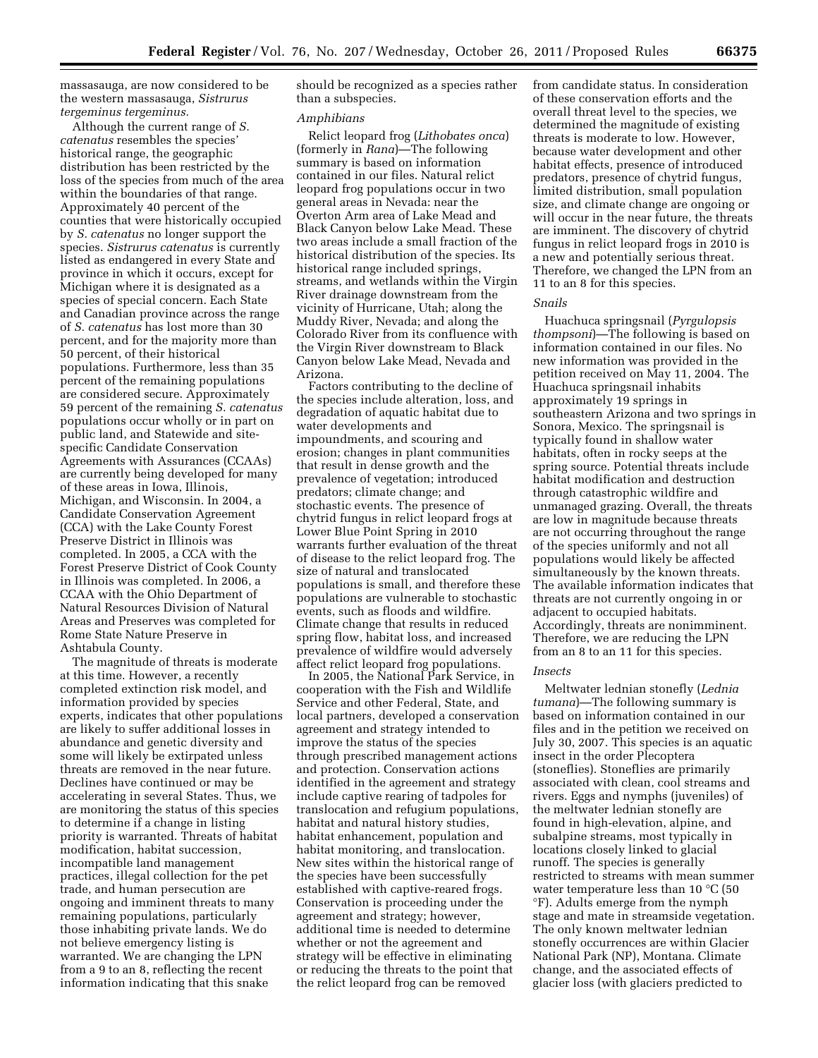massasauga, are now considered to be the western massasauga, *Sistrurus tergeminus tergeminus.*

Although the current range of *S. catenatus* resembles the species' historical range, the geographic distribution has been restricted by the loss of the species from much of the area within the boundaries of that range. Approximately 40 percent of the counties that were historically occupied by *S. catenatus* no longer support the species. *Sistrurus catenatus* is currently listed as endangered in every State and province in which it occurs, except for Michigan where it is designated as a species of special concern. Each State and Canadian province across the range of *S. catenatus* has lost more than 30 percent, and for the majority more than 50 percent, of their historical populations. Furthermore, less than 35 percent of the remaining populations are considered secure. Approximately 59 percent of the remaining *S. catenatus* populations occur wholly or in part on public land, and Statewide and site-specific Candidate Conservation Agreements with Assurances (CCAAs) are currently being developed for many of these areas in Iowa, Illinois, Michigan, and Wisconsin. In 2004, a Candidate Conservation Agreement (CCA) with the Lake County Forest Preserve District in Illinois was completed. In 2005, a CCA with the Forest Preserve District of Cook County in Illinois was completed. In 2006, a CCAA with the Ohio Department of Natural Resources Division of Natural Areas and Preserves was completed for Rome State Nature Preserve in Ashtabula County.

The magnitude of threats is moderate at this time. However, a recently completed extinction risk model, and information provided by species experts, indicates that other populations are likely to suffer additional losses in abundance and genetic diversity and some will likely be extirpated unless threats are removed in the near future. Declines have continued or may be accelerating in several States. Thus, we are monitoring the status of this species to determine if a change in listing priority is warranted. Threats of habitat modification, habitat succession, incompatible land management practices, illegal collection for the pet trade, and human persecution are ongoing and imminent threats to many remaining populations, particularly those inhabiting private lands. We do not believe emergency listing is warranted. We are changing the LPN from a 9 to an 8, reflecting the recent information indicating that this snake should be recognized as a species rather than a subspecies.

### *Amphibians*

Relict leopard frog (*Lithobates onca*) (formerly in *Rana*)—The following summary is based on information contained in our files. Natural relict leopard frog populations occur in two general areas in Nevada: near the Overton Arm area of Lake Mead and Black Canyon below Lake Mead. These two areas include a small fraction of the historical distribution of the species. Its historical range included springs, streams, and wetlands within the Virgin River drainage downstream from the vicinity of Hurricane, Utah; along the Muddy River, Nevada; and along the Colorado River from its confluence with the Virgin River downstream to Black Canyon below Lake Mead, Nevada and Arizona.

Factors contributing to the decline of the species include alteration, loss, and degradation of aquatic habitat due to water developments and impoundments, and scouring and erosion; changes in plant communities that result in dense growth and the prevalence of vegetation; introduced predators; climate change; and stochastic events. The presence of chytrid fungus in relict leopard frogs at Lower Blue Point Spring in 2010 warrants further evaluation of the threat of disease to the relict leopard frog. The size of natural and translocated populations is small, and therefore these populations are vulnerable to stochastic events, such as floods and wildfire. Climate change that results in reduced spring flow, habitat loss, and increased prevalence of wildfire would adversely affect relict leopard frog populations.

In 2005, the National Park Service, in cooperation with the Fish and Wildlife Service and other Federal, State, and local partners, developed a conservation agreement and strategy intended to improve the status of the species through prescribed management actions and protection. Conservation actions identified in the agreement and strategy include captive rearing of tadpoles for translocation and refugium populations, habitat and natural history studies, habitat enhancement, population and habitat monitoring, and translocation. New sites within the historical range of the species have been successfully established with captive-reared frogs. Conservation is proceeding under the agreement and strategy; however, additional time is needed to determine whether or not the agreement and strategy will be effective in eliminating or reducing the threats to the point that the relict leopard frog can be removed from candidate status. In consideration of these conservation efforts and the overall threat level to the species, we determined the magnitude of existing threats is moderate to low. However, because water development and other habitat effects, presence of introduced predators, presence of chytrid fungus, limited distribution, small population size, and climate change are ongoing or will occur in the near future, the threats are imminent. The discovery of chytrid fungus in relict leopard frogs in 2010 is a new and potentially serious threat. Therefore, we changed the LPN from an 11 to an 8 for this species.

### *Snails*

Huachuca springsnail (*Pyrgulopsis thompsoni*)—The following is based on information contained in our files. No new information was provided in the petition received on May 11, 2004. The Huachuca springsnail inhabits approximately 19 springs in southeastern Arizona and two springs in Sonora, Mexico. The springsnail is typically found in shallow water habitats, often in rocky seeps at the spring source. Potential threats include habitat modification and destruction through catastrophic wildfire and unmanaged grazing. Overall, the threats are low in magnitude because threats are not occurring throughout the range of the species uniformly and not all populations would likely be affected simultaneously by the known threats. The available information indicates that threats are not currently ongoing in or adjacent to occupied habitats. Accordingly, threats are nonimminent. Therefore, we are reducing the LPN from an 8 to an 11 for this species.

### *Insects*

Meltwater lednian stonefly (*Lednia tumana*)—The following summary is based on information contained in our files and in the petition we received on July 30, 2007. This species is an aquatic insect in the order Plecoptera (stoneflies). Stoneflies are primarily associated with clean, cool streams and rivers. Eggs and nymphs (juveniles) of the meltwater lednian stonefly are found in high-elevation, alpine, and subalpine streams, most typically in locations closely linked to glacial runoff. The species is generally restricted to streams with mean summer water temperature less than 10 °C (50 °F). Adults emerge from the nymph stage and mate in streamside vegetation. The only known meltwater lednian stonefly occurrences are within Glacier National Park (NP), Montana. Climate change, and the associated effects of glacier loss (with glaciers predicted to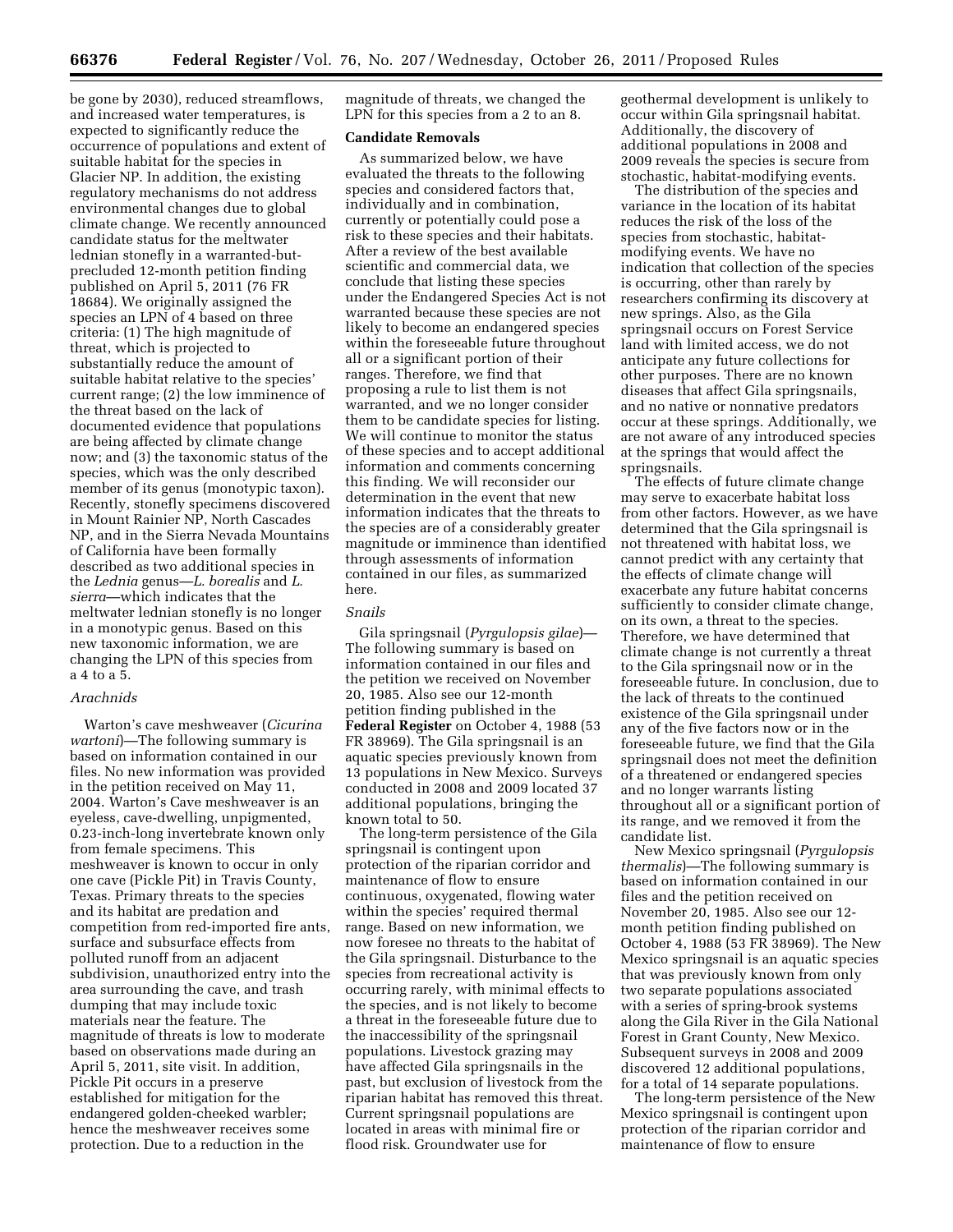be gone by 2030), reduced streamflows, and increased water temperatures, is expected to significantly reduce the occurrence of populations and extent of suitable habitat for the species in Glacier NP. In addition, the existing regulatory mechanisms do not address environmental changes due to global climate change. We recently announced candidate status for the meltwater lednian stonefly in a warranted-but-precluded 12-month petition finding published on April 5, 2011 (76 FR 18684). We originally assigned the species an LPN of 4 based on three criteria: (1) The high magnitude of threat, which is projected to substantially reduce the amount of suitable habitat relative to the species' current range; (2) the low imminence of the threat based on the lack of documented evidence that populations are being affected by climate change now; and (3) the taxonomic status of the species, which was the only described member of its genus (monotypic taxon). Recently, stonefly specimens discovered in Mount Rainier NP, North Cascades NP, and in the Sierra Nevada Mountains of California have been formally described as two additional species in the *Lednia* genus—*L. borealis* and *L. sierra*—which indicates that the meltwater lednian stonefly is no longer in a monotypic genus. Based on this new taxonomic information, we are changing the LPN of this species from a 4 to a 5.

### *Arachnids*

Warton's cave meshweaver (*Cicurina wartoni*)—The following summary is based on information contained in our files. No new information was provided in the petition received on May 11, 2004. Warton's Cave meshweaver is an eyeless, cave-dwelling, unpigmented, 0.23-inch-long invertebrate known only from female specimens. This meshweaver is known to occur in only one cave (Pickle Pit) in Travis County, Texas. Primary threats to the species and its habitat are predation and competition from red-imported fire ants, surface and subsurface effects from polluted runoff from an adjacent subdivision, unauthorized entry into the area surrounding the cave, and trash dumping that may include toxic materials near the feature. The magnitude of threats is low to moderate based on observations made during an April 5, 2011, site visit. In addition, Pickle Pit occurs in a preserve established for mitigation for the endangered golden-cheeked warbler; hence the meshweaver receives some protection. Due to a reduction in the magnitude of threats, we changed the LPN for this species from a 2 to an 8.

## Candidate Removals

As summarized below, we have evaluated the threats to the following species and considered factors that, individually and in combination, currently or potentially could pose a risk to these species and their habitats. After a review of the best available scientific and commercial data, we conclude that listing these species under the Endangered Species Act is not warranted because these species are not likely to become an endangered species within the foreseeable future throughout all or a significant portion of their ranges. Therefore, we find that proposing a rule to list them is not warranted, and we no longer consider them to be candidate species for listing. We will continue to monitor the status of these species and to accept additional information and comments concerning this finding. We will reconsider our determination in the event that new information indicates that the threats to the species are of a considerably greater magnitude or imminence than identified through assessments of information contained in our files, as summarized here.

### *Snails*

Gila springsnail (*Pyrgulopsis gilae*)—The following summary is based on information contained in our files and the petition we received on November 20, 1985. Also see our 12-month petition finding published in the **Federal Register** on October 4, 1988 (53 FR 38969). The Gila springsnail is an aquatic species previously known from 13 populations in New Mexico. Surveys conducted in 2008 and 2009 located 37 additional populations, bringing the known total to 50.

The long-term persistence of the Gila springsnail is contingent upon protection of the riparian corridor and maintenance of flow to ensure continuous, oxygenated, flowing water within the species' required thermal range. Based on new information, we now foresee no threats to the habitat of the Gila springsnail. Disturbance to the species from recreational activity is occurring rarely, with minimal effects to the species, and is not likely to become a threat in the foreseeable future due to the inaccessibility of the springsnail populations. Livestock grazing may have affected Gila springsnails in the past, but exclusion of livestock from the riparian habitat has removed this threat. Current springsnail populations are located in areas with minimal fire or flood risk. Groundwater use for geothermal development is unlikely to occur within Gila springsnail habitat. Additionally, the discovery of additional populations in 2008 and 2009 reveals the species is secure from stochastic, habitat-modifying events.

The distribution of the species and variance in the location of its habitat reduces the risk of the loss of the species from stochastic, habitat-modifying events. We have no indication that collection of the species is occurring, other than rarely by researchers confirming its discovery at new springs. Also, as the Gila springsnail occurs on Forest Service land with limited access, we do not anticipate any future collections for other purposes. There are no known diseases that affect Gila springsnails, and no native or nonnative predators occur at these springs. Additionally, we are not aware of any introduced species at the springs that would affect the springsnails.

The effects of future climate change may serve to exacerbate habitat loss from other factors. However, as we have determined that the Gila springsnail is not threatened with habitat loss, we cannot predict with any certainty that the effects of climate change will exacerbate any future habitat concerns sufficiently to consider climate change, on its own, a threat to the species. Therefore, we have determined that climate change is not currently a threat to the Gila springsnail now or in the foreseeable future. In conclusion, due to the lack of threats to the continued existence of the Gila springsnail under any of the five factors now or in the foreseeable future, we find that the Gila springsnail does not meet the definition of a threatened or endangered species and no longer warrants listing throughout all or a significant portion of its range, and we removed it from the candidate list.

New Mexico springsnail (*Pyrgulopsis thermalis*)—The following summary is based on information contained in our files and the petition received on November 20, 1985. Also see our 12-month petition finding published on October 4, 1988 (53 FR 38969). The New Mexico springsnail is an aquatic species that was previously known from only two separate populations associated with a series of spring-brook systems along the Gila River in the Gila National Forest in Grant County, New Mexico. Subsequent surveys in 2008 and 2009 discovered 12 additional populations, for a total of 14 separate populations.

The long-term persistence of the New Mexico springsnail is contingent upon protection of the riparian corridor and maintenance of flow to ensure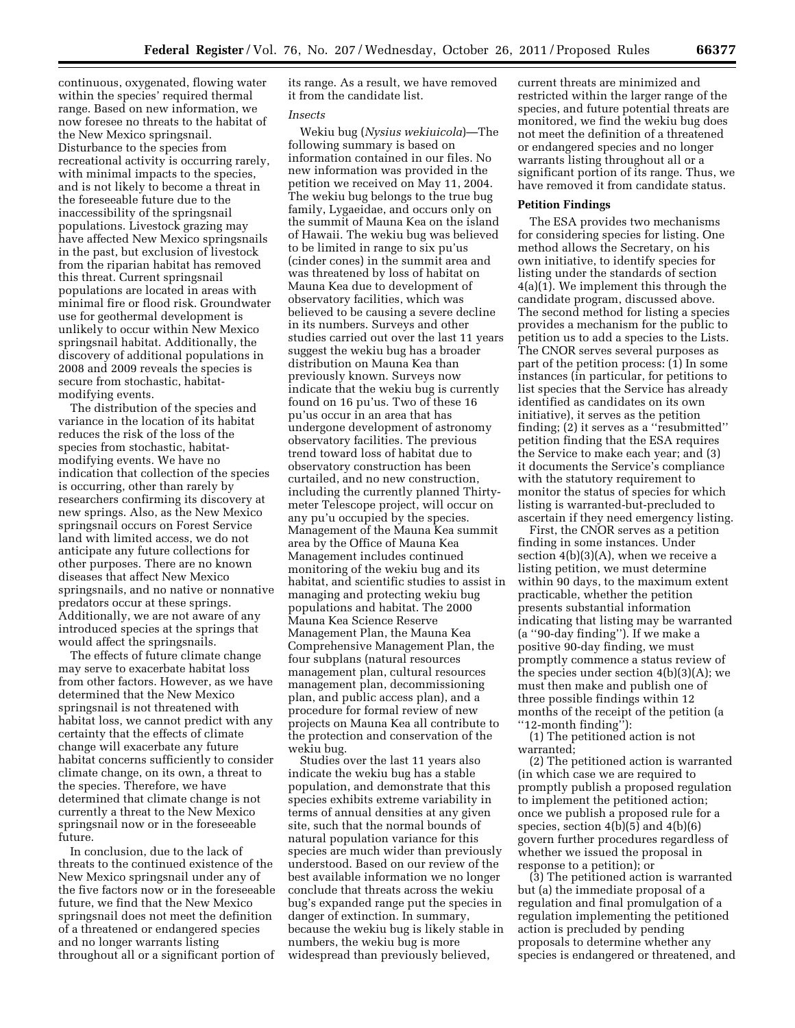continuous, oxygenated, flowing water within the species' required thermal range. Based on new information, we now foresee no threats to the habitat of the New Mexico springsnail. Disturbance to the species from recreational activity is occurring rarely, with minimal impacts to the species, and is not likely to become a threat in the foreseeable future due to the inaccessibility of the springsnail populations. Livestock grazing may have affected New Mexico springsnails in the past, but exclusion of livestock from the riparian habitat has removed this threat. Current springsnail populations are located in areas with minimal fire or flood risk. Groundwater use for geothermal development is unlikely to occur within New Mexico springsnail habitat. Additionally, the discovery of additional populations in 2008 and 2009 reveals the species is secure from stochastic, habitat-modifying events.

The distribution of the species and variance in the location of its habitat reduces the risk of the loss of the species from stochastic, habitat-modifying events. We have no indication that collection of the species is occurring, other than rarely by researchers confirming its discovery at new springs. Also, as the New Mexico springsnail occurs on Forest Service land with limited access, we do not anticipate any future collections for other purposes. There are no known diseases that affect New Mexico springsnails, and no native or nonnative predators occur at these springs. Additionally, we are not aware of any introduced species at the springs that would affect the springsnails.

The effects of future climate change may serve to exacerbate habitat loss from other factors. However, as we have determined that the New Mexico springsnail is not threatened with habitat loss, we cannot predict with any certainty that the effects of climate change will exacerbate any future habitat concerns sufficiently to consider climate change, on its own, a threat to the species. Therefore, we have determined that climate change is not currently a threat to the New Mexico springsnail now or in the foreseeable future.

In conclusion, due to the lack of threats to the continued existence of the New Mexico springsnail under any of the five factors now or in the foreseeable future, we find that the New Mexico springsnail does not meet the definition of a threatened or endangered species and no longer warrants listing throughout all or a significant portion of its range. As a result, we have removed it from the candidate list.

*Insects*

Wekiu bug (*Nysius wekiuicola*)—The following summary is based on information contained in our files. No new information was provided in the petition we received on May 11, 2004. The wekiu bug belongs to the true bug family, Lygaeidae, and occurs only on the summit of Mauna Kea on the island of Hawaii. The wekiu bug was believed to be limited in range to six pu'us (cinder cones) in the summit area and was threatened by loss of habitat on Mauna Kea due to development of observatory facilities, which was believed to be causing a severe decline in its numbers. Surveys and other studies carried out over the last 11 years suggest the wekiu bug has a broader distribution on Mauna Kea than previously known. Surveys now indicate that the wekiu bug is currently found on 16 pu'us. Two of these 16 pu'us occur in an area that has undergone development of astronomy observatory facilities. The previous trend toward loss of habitat due to observatory construction has been curtailed, and no new construction, including the currently planned Thirty-meter Telescope project, will occur on any pu'u occupied by the species. Management of the Mauna Kea summit area by the Office of Mauna Kea Management includes continued monitoring of the wekiu bug and its habitat, and scientific studies to assist in managing and protecting wekiu bug populations and habitat. The 2000 Mauna Kea Science Reserve Management Plan, the Mauna Kea Comprehensive Management Plan, the four subplans (natural resources management plan, cultural resources management plan, decommissioning plan, and public access plan), and a procedure for formal review of new projects on Mauna Kea all contribute to the protection and conservation of the wekiu bug.

Studies over the last 11 years also indicate the wekiu bug has a stable population, and demonstrate that this species exhibits extreme variability in terms of annual densities at any given site, such that the normal bounds of natural population variance for this species are much wider than previously understood. Based on our review of the best available information we no longer conclude that threats across the wekiu bug's expanded range put the species in danger of extinction. In summary, because the wekiu bug is likely stable in numbers, the wekiu bug is more widespread than previously believed, current threats are minimized and restricted within the larger range of the species, and future potential threats are monitored, we find the wekiu bug does not meet the definition of a threatened or endangered species and no longer warrants listing throughout all or a significant portion of its range. Thus, we have removed it from candidate status.

## Petition Findings

The ESA provides two mechanisms for considering species for listing. One method allows the Secretary, on his own initiative, to identify species for listing under the standards of section 4(a)(1). We implement this through the candidate program, discussed above. The second method for listing a species provides a mechanism for the public to petition us to add a species to the Lists. The CNOR serves several purposes as part of the petition process: (1) In some instances (in particular, for petitions to list species that the Service has already identified as candidates on its own initiative), it serves as the petition finding; (2) it serves as a ''resubmitted'' petition finding that the ESA requires the Service to make each year; and (3) it documents the Service's compliance with the statutory requirement to monitor the status of species for which listing is warranted-but-precluded to ascertain if they need emergency listing.

First, the CNOR serves as a petition finding in some instances. Under section 4(b)(3)(A), when we receive a listing petition, we must determine within 90 days, to the maximum extent practicable, whether the petition presents substantial information indicating that listing may be warranted (a ''90-day finding''). If we make a positive 90-day finding, we must promptly commence a status review of the species under section 4(b)(3)(A); we must then make and publish one of three possible findings within 12 months of the receipt of the petition (a ''12-month finding''):

(1) The petitioned action is not warranted;

(2) The petitioned action is warranted (in which case we are required to promptly publish a proposed regulation to implement the petitioned action; once we publish a proposed rule for a species, section 4(b)(5) and 4(b)(6) govern further procedures regardless of whether we issued the proposal in response to a petition); or

(3) The petitioned action is warranted but (a) the immediate proposal of a regulation and final promulgation of a regulation implementing the petitioned action is precluded by pending proposals to determine whether any species is endangered or threatened, and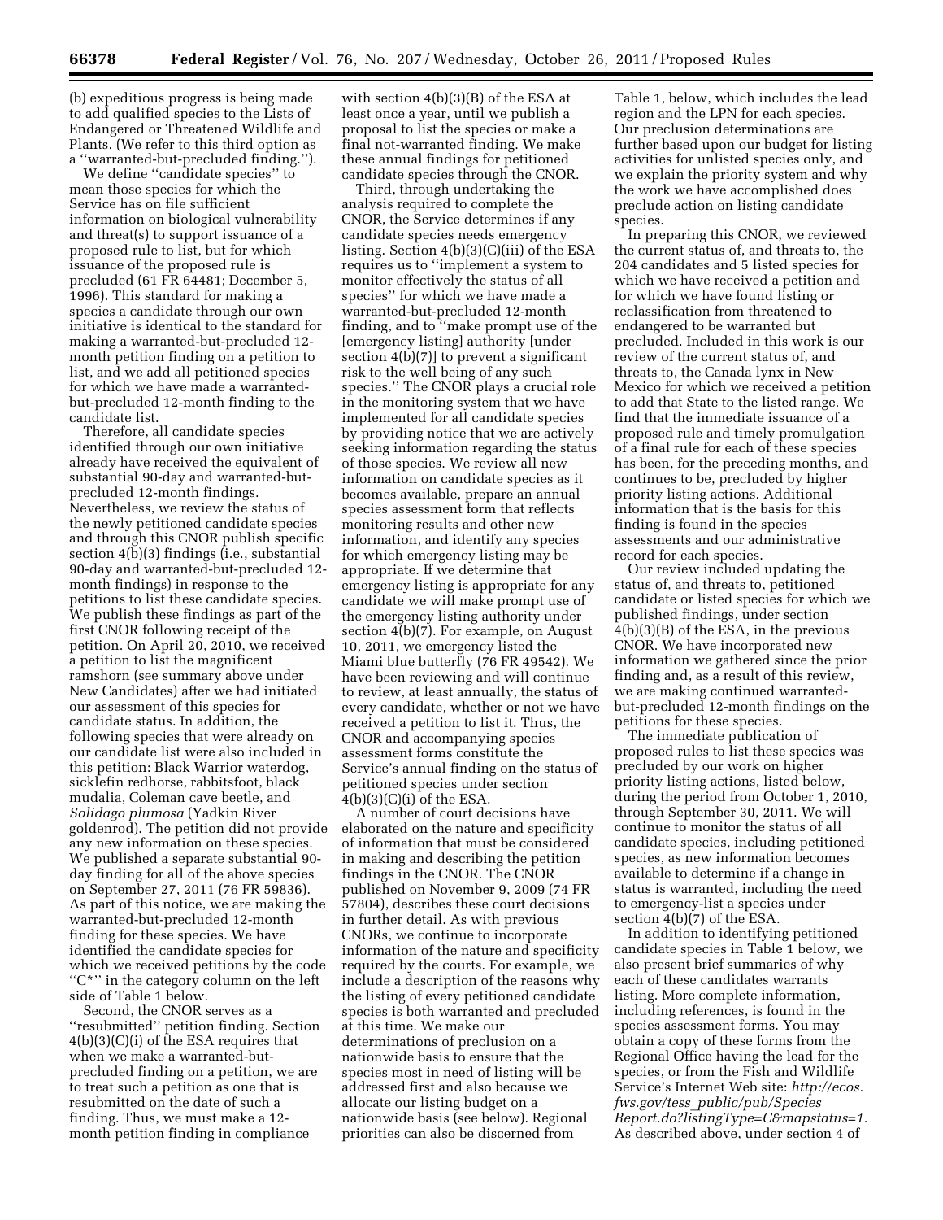(b) expeditious progress is being made to add qualified species to the Lists of Endangered or Threatened Wildlife and Plants. (We refer to this third option as a ''warranted-but-precluded finding.'').

We define ''candidate species'' to mean those species for which the Service has on file sufficient information on biological vulnerability and threat(s) to support issuance of a proposed rule to list, but for which issuance of the proposed rule is precluded (61 FR 64481; December 5, 1996). This standard for making a species a candidate through our own initiative is identical to the standard for making a warranted-but-precluded 12-month petition finding on a petition to list, and we add all petitioned species for which we have made a warranted-but-precluded 12-month finding to the candidate list.

Therefore, all candidate species identified through our own initiative already have received the equivalent of substantial 90-day and warranted-but-precluded 12-month findings. Nevertheless, we review the status of the newly petitioned candidate species and through this CNOR publish specific section 4(b)(3) findings (i.e., substantial 90-day and warranted-but-precluded 12-month findings) in response to the petitions to list these candidate species. We publish these findings as part of the first CNOR following receipt of the petition. On April 20, 2010, we received a petition to list the magnificent ramshorn (see summary above under New Candidates) after we had initiated our assessment of this species for candidate status. In addition, the following species that were already on our candidate list were also included in this petition: Black Warrior waterdog, sicklefin redhorse, rabbitsfoot, black mudalia, Coleman cave beetle, and *Solidago plumosa* (Yadkin River goldenrod). The petition did not provide any new information on these species. We published a separate substantial 90-day finding for all of the above species on September 27, 2011 (76 FR 59836). As part of this notice, we are making the warranted-but-precluded 12-month finding for these species. We have identified the candidate species for which we received petitions by the code ''C*'' in the category column on the left side of Table 1 below.

Second, the CNOR serves as a ''resubmitted'' petition finding. Section 4(b)(3)(C)(i) of the ESA requires that when we make a warranted-but-precluded finding on a petition, we are to treat such a petition as one that is resubmitted on the date of such a finding. Thus, we must make a 12-month petition finding in compliance with section 4(b)(3)(B) of the ESA at least once a year, until we publish a proposal to list the species or make a final not-warranted finding. We make these annual findings for petitioned candidate species through the CNOR.

Third, through undertaking the analysis required to complete the CNOR, the Service determines if any candidate species needs emergency listing. Section 4(b)(3)(C)(iii) of the ESA requires us to ''implement a system to monitor effectively the status of all species'' for which we have made a warranted-but-precluded 12-month finding, and to ''make prompt use of the [emergency listing] authority [under section 4(b)(7)] to prevent a significant risk to the well being of any such species.'' The CNOR plays a crucial role in the monitoring system that we have implemented for all candidate species by providing notice that we are actively seeking information regarding the status of those species. We review all new information on candidate species as it becomes available, prepare an annual species assessment form that reflects monitoring results and other new information, and identify any species for which emergency listing may be appropriate. If we determine that emergency listing is appropriate for any candidate we will make prompt use of the emergency listing authority under section 4(b)(7). For example, on August 10, 2011, we emergency listed the Miami blue butterfly (76 FR 49542). We have been reviewing and will continue to review, at least annually, the status of every candidate, whether or not we have received a petition to list it. Thus, the CNOR and accompanying species assessment forms constitute the Service's annual finding on the status of petitioned species under section 4(b)(3)(C)(i) of the ESA.

A number of court decisions have elaborated on the nature and specificity of information that must be considered in making and describing the petition findings in the CNOR. The CNOR published on November 9, 2009 (74 FR 57804), describes these court decisions in further detail. As with previous CNORs, we continue to incorporate information of the nature and specificity required by the courts. For example, we include a description of the reasons why the listing of every petitioned candidate species is both warranted and precluded at this time. We make our determinations of preclusion on a nationwide basis to ensure that the species most in need of listing will be addressed first and also because we allocate our listing budget on a nationwide basis (see below). Regional priorities can also be discerned from Table 1, below, which includes the lead region and the LPN for each species. Our preclusion determinations are further based upon our budget for listing activities for unlisted species only, and we explain the priority system and why the work we have accomplished does preclude action on listing candidate species.

In preparing this CNOR, we reviewed the current status of, and threats to, the 204 candidates and 5 listed species for which we have received a petition and for which we have found listing or reclassification from threatened to endangered to be warranted but precluded. Included in this work is our review of the current status of, and threats to, the Canada lynx in New Mexico for which we received a petition to add that State to the listed range. We find that the immediate issuance of a proposed rule and timely promulgation of a final rule for each of these species has been, for the preceding months, and continues to be, precluded by higher priority listing actions. Additional information that is the basis for this finding is found in the species assessments and our administrative record for each species.

Our review included updating the status of, and threats to, petitioned candidate or listed species for which we published findings, under section 4(b)(3)(B) of the ESA, in the previous CNOR. We have incorporated new information we gathered since the prior finding and, as a result of this review, we are making continued warranted-but-precluded 12-month findings on the petitions for these species.

The immediate publication of proposed rules to list these species was precluded by our work on higher priority listing actions, listed below, during the period from October 1, 2010, through September 30, 2011. We will continue to monitor the status of all candidate species, including petitioned species, as new information becomes available to determine if a change in status is warranted, including the need to emergency-list a species under section 4(b)(7) of the ESA.

In addition to identifying petitioned candidate species in Table 1 below, we also present brief summaries of why each of these candidates warrants listing. More complete information, including references, is found in the species assessment forms. You may obtain a copy of these forms from the Regional Office having the lead for the species, or from the Fish and Wildlife Service's Internet Web site: *http://ecos.fws.gov/tess_public/pub/SpeciesReport.do?listingType=C&mapstatus=1.* As described above, under section 4 of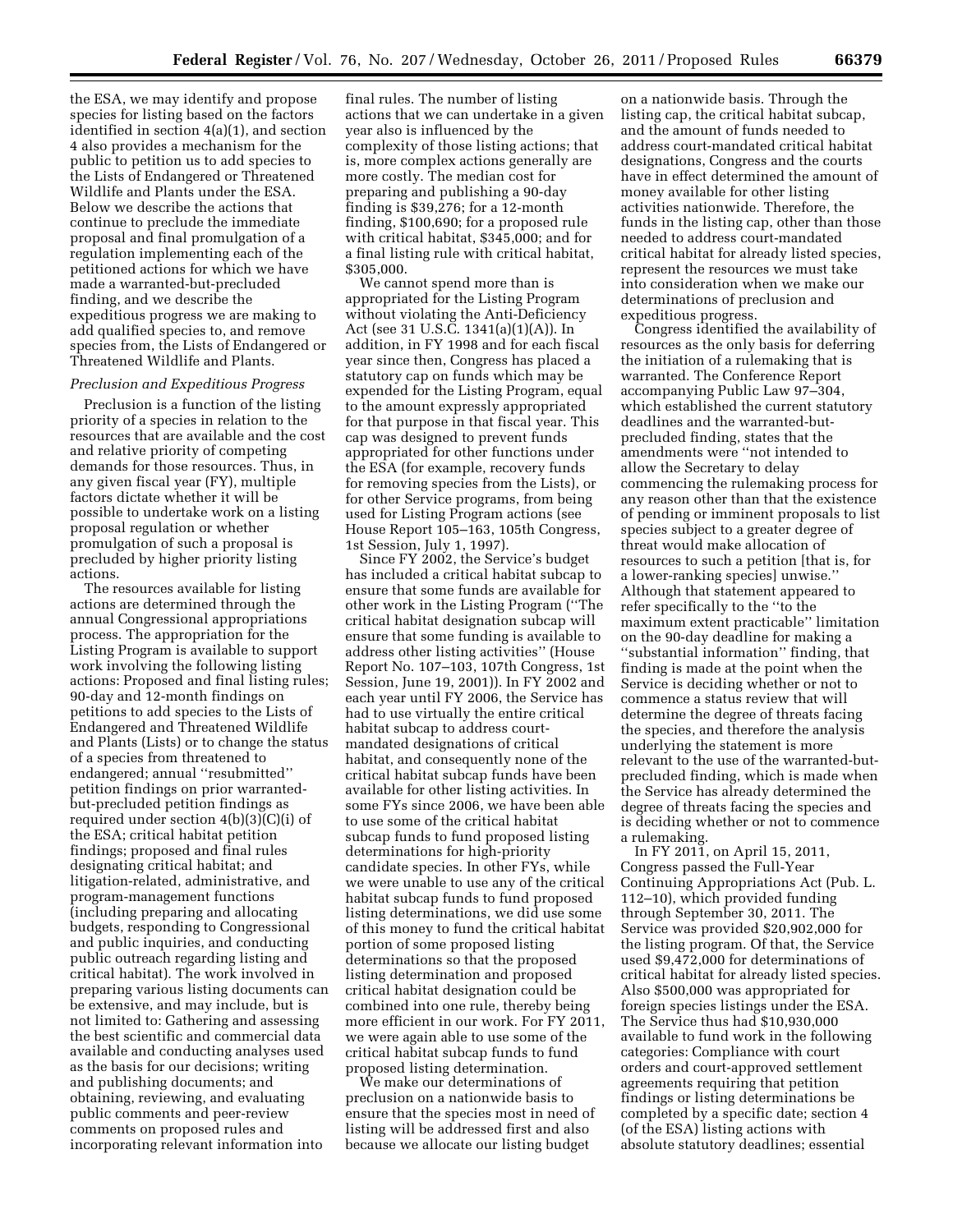the ESA, we may identify and propose species for listing based on the factors identified in section 4(a)(1), and section 4 also provides a mechanism for the public to petition us to add species to the Lists of Endangered or Threatened Wildlife and Plants under the ESA. Below we describe the actions that continue to preclude the immediate proposal and final promulgation of a regulation implementing each of the petitioned actions for which we have made a warranted-but-precluded finding, and we describe the expeditious progress we are making to add qualified species to, and remove species from, the Lists of Endangered or Threatened Wildlife and Plants.

*Preclusion and Expeditious Progress*

Preclusion is a function of the listing priority of a species in relation to the resources that are available and the cost and relative priority of competing demands for those resources. Thus, in any given fiscal year (FY), multiple factors dictate whether it will be possible to undertake work on a listing proposal regulation or whether promulgation of such a proposal is precluded by higher priority listing actions.

The resources available for listing actions are determined through the annual Congressional appropriations process. The appropriation for the Listing Program is available to support work involving the following listing actions: Proposed and final listing rules; 90-day and 12-month findings on petitions to add species to the Lists of Endangered and Threatened Wildlife and Plants (Lists) or to change the status of a species from threatened to endangered; annual "resubmitted" petition findings on prior warranted-but-precluded petition findings as required under section 4(b)(3)(C)(i) of the ESA; critical habitat petition findings; proposed and final rules designating critical habitat; and litigation-related, administrative, and program-management functions (including preparing and allocating budgets, responding to Congressional and public inquiries, and conducting public outreach regarding listing and critical habitat). The work involved in preparing various listing documents can be extensive, and may include, but is not limited to: Gathering and assessing the best scientific and commercial data available and conducting analyses used as the basis for our decisions; writing and publishing documents; and obtaining, reviewing, and evaluating public comments and peer-review comments on proposed rules and incorporating relevant information into final rules. The number of listing actions that we can undertake in a given year also is influenced by the complexity of those listing actions; that is, more complex actions generally are more costly. The median cost for preparing and publishing a 90-day finding is $39,276; for a 12-month finding, $100,690; for a proposed rule with critical habitat, $345,000; and for a final listing rule with critical habitat, $305,000.

We cannot spend more than is appropriated for the Listing Program without violating the Anti-Deficiency Act (see 31 U.S.C. 1341(a)(1)(A)). In addition, in FY 1998 and for each fiscal year since then, Congress has placed a statutory cap on funds which may be expended for the Listing Program, equal to the amount expressly appropriated for that purpose in that fiscal year. This cap was designed to prevent funds appropriated for other functions under the ESA (for example, recovery funds for removing species from the Lists), or for other Service programs, from being used for Listing Program actions (see House Report 105–163, 105th Congress, 1st Session, July 1, 1997).

Since FY 2002, the Service's budget has included a critical habitat subcap to ensure that some funds are available for other work in the Listing Program ("The critical habitat designation subcap will ensure that some funding is available to address other listing activities" (House Report No. 107–103, 107th Congress, 1st Session, June 19, 2001)). In FY 2002 and each year until FY 2006, the Service has had to use virtually the entire critical habitat subcap to address court-mandated designations of critical habitat, and consequently none of the critical habitat subcap funds have been available for other listing activities. In some FYs since 2006, we have been able to use some of the critical habitat subcap funds to fund proposed listing determinations for high-priority candidate species. In other FYs, while we were unable to use any of the critical habitat subcap funds to fund proposed listing determinations, we did use some of this money to fund the critical habitat portion of some proposed listing determinations so that the proposed listing determination and proposed critical habitat designation could be combined into one rule, thereby being more efficient in our work. For FY 2011, we were again able to use some of the critical habitat subcap funds to fund proposed listing determination.

We make our determinations of preclusion on a nationwide basis to ensure that the species most in need of listing will be addressed first and also because we allocate our listing budget on a nationwide basis. Through the listing cap, the critical habitat subcap, and the amount of funds needed to address court-mandated critical habitat designations, Congress and the courts have in effect determined the amount of money available for other listing activities nationwide. Therefore, the funds in the listing cap, other than those needed to address court-mandated critical habitat for already listed species, represent the resources we must take into consideration when we make our determinations of preclusion and expeditious progress.

Congress identified the availability of resources as the only basis for deferring the initiation of a rulemaking that is warranted. The Conference Report accompanying Public Law 97–304, which established the current statutory deadlines and the warranted-but-precluded finding, states that the amendments were "not intended to allow the Secretary to delay commencing the rulemaking process for any reason other than that the existence of pending or imminent proposals to list species subject to a greater degree of threat would make allocation of resources to such a petition [that is, for a lower-ranking species] unwise." Although that statement appeared to refer specifically to the "to the maximum extent practicable" limitation on the 90-day deadline for making a "substantial information" finding, that finding is made at the point when the Service is deciding whether or not to commence a status review that will determine the degree of threats facing the species, and therefore the analysis underlying the statement is more relevant to the use of the warranted-but-precluded finding, which is made when the Service has already determined the degree of threats facing the species and is deciding whether or not to commence a rulemaking.

In FY 2011, on April 15, 2011, Congress passed the Full-Year Continuing Appropriations Act (Pub. L. 112–10), which provided funding through September 30, 2011. The Service was provided $20,902,000 for the listing program. Of that, the Service used $9,472,000 for determinations of critical habitat for already listed species. Also $500,000 was appropriated for foreign species listings under the ESA. The Service thus had $10,930,000 available to fund work in the following categories: Compliance with court orders and court-approved settlement agreements requiring that petition findings or listing determinations be completed by a specific date; section 4 (of the ESA) listing actions with absolute statutory deadlines; essential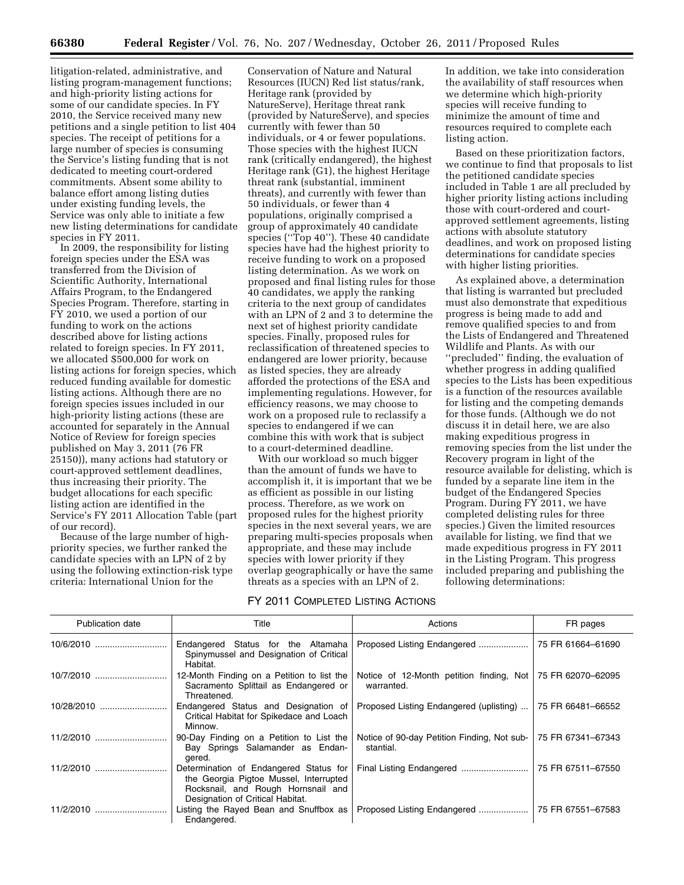litigation-related, administrative, and listing program-management functions; and high-priority listing actions for some of our candidate species. In FY 2010, the Service received many new petitions and a single petition to list 404 species. The receipt of petitions for a large number of species is consuming the Service's listing funding that is not dedicated to meeting court-ordered commitments. Absent some ability to balance effort among listing duties under existing funding levels, the Service was only able to initiate a few new listing determinations for candidate species in FY 2011.

In 2009, the responsibility for listing foreign species under the ESA was transferred from the Division of Scientific Authority, International Affairs Program, to the Endangered Species Program. Therefore, starting in FY 2010, we used a portion of our funding to work on the actions described above for listing actions related to foreign species. In FY 2011, we allocated $500,000 for work on listing actions for foreign species, which reduced funding available for domestic listing actions. Although there are no foreign species issues included in our high-priority listing actions (these are accounted for separately in the Annual Notice of Review for foreign species published on May 3, 2011 (76 FR 25150)), many actions had statutory or court-approved settlement deadlines, thus increasing their priority. The budget allocations for each specific listing action are identified in the Service's FY 2011 Allocation Table (part of our record).

Because of the large number of high-priority species, we further ranked the candidate species with an LPN of 2 by using the following extinction-risk type criteria: International Union for the Conservation of Nature and Natural Resources (IUCN) Red list status/rank, Heritage rank (provided by NatureServe), Heritage threat rank (provided by NatureServe), and species currently with fewer than 50 individuals, or 4 or fewer populations. Those species with the highest IUCN rank (critically endangered), the highest Heritage rank (G1), the highest Heritage threat rank (substantial, imminent threats), and currently with fewer than 50 individuals, or fewer than 4 populations, originally comprised a group of approximately 40 candidate species (''Top 40''). These 40 candidate species have had the highest priority to receive funding to work on a proposed listing determination. As we work on proposed and final listing rules for those 40 candidates, we apply the ranking criteria to the next group of candidates with an LPN of 2 and 3 to determine the next set of highest priority candidate species. Finally, proposed rules for reclassification of threatened species to endangered are lower priority, because as listed species, they are already afforded the protections of the ESA and implementing regulations. However, for efficiency reasons, we may choose to work on a proposed rule to reclassify a species to endangered if we can combine this with work that is subject to a court-determined deadline.

With our workload so much bigger than the amount of funds we have to accomplish it, it is important that we be as efficient as possible in our listing process. Therefore, as we work on proposed rules for the highest priority species in the next several years, we are preparing multi-species proposals when appropriate, and these may include species with lower priority if they overlap geographically or have the same threats as a species with an LPN of 2. In addition, we take into consideration the availability of staff resources when we determine which high-priority species will receive funding to minimize the amount of time and resources required to complete each listing action.

Based on these prioritization factors, we continue to find that proposals to list the petitioned candidate species included in Table 1 are all precluded by higher priority listing actions including those with court-ordered and court-approved settlement agreements, listing actions with absolute statutory deadlines, and work on proposed listing determinations for candidate species with higher listing priorities.

As explained above, a determination that listing is warranted but precluded must also demonstrate that expeditious progress is being made to add and remove qualified species to and from the Lists of Endangered and Threatened Wildlife and Plants. As with our ''precluded'' finding, the evaluation of whether progress in adding qualified species to the Lists has been expeditious is a function of the resources available for listing and the competing demands for those funds. (Although we do not discuss it in detail here, we are also making expeditious progress in removing species from the list under the Recovery program in light of the resource available for delisting, which is funded by a separate line item in the budget of the Endangered Species Program. During FY 2011, we have completed delisting rules for three species.) Given the limited resources available for listing, we find that we made expeditious progress in FY 2011 in the Listing Program. This progress included preparing and publishing the following determinations:

FY 2011 COMPLETED LISTING ACTIONS

| Publication date | Title | Actions | FR pages |
|---|---|---|---|
| 10/6/2010 | Endangered Status for the Altamaha Spinymussel and Designation of Critical Habitat. | Proposed Listing Endangered | 75 FR 61664–61690 |
| 10/7/2010 | 12-Month Finding on a Petition to list the Sacramento Splittail as Endangered or Threatened. | Notice of 12-Month petition finding, Not warranted. | 75 FR 62070–62095 |
| 10/28/2010 | Endangered Status and Designation of Critical Habitat for Spikedace and Loach Minnow. | Proposed Listing Endangered (uplisting) | 75 FR 66481–66552 |
| 11/2/2010 | 90-Day Finding on a Petition to List the Bay Springs Salamander as Endangered. | Notice of 90-day Petition Finding, Not substantial. | 75 FR 67341–67343 |
| 11/2/2010 | Determination of Endangered Status for the Georgia Pigtoe Mussel, Interrupted Rocksnail, and Rough Hornsnail and Designation of Critical Habitat. | Final Listing Endangered | 75 FR 67511–67550 |
| 11/2/2010 | Listing the Rayed Bean and Snuffbox as Endangered. | Proposed Listing Endangered | 75 FR 67551–67583 |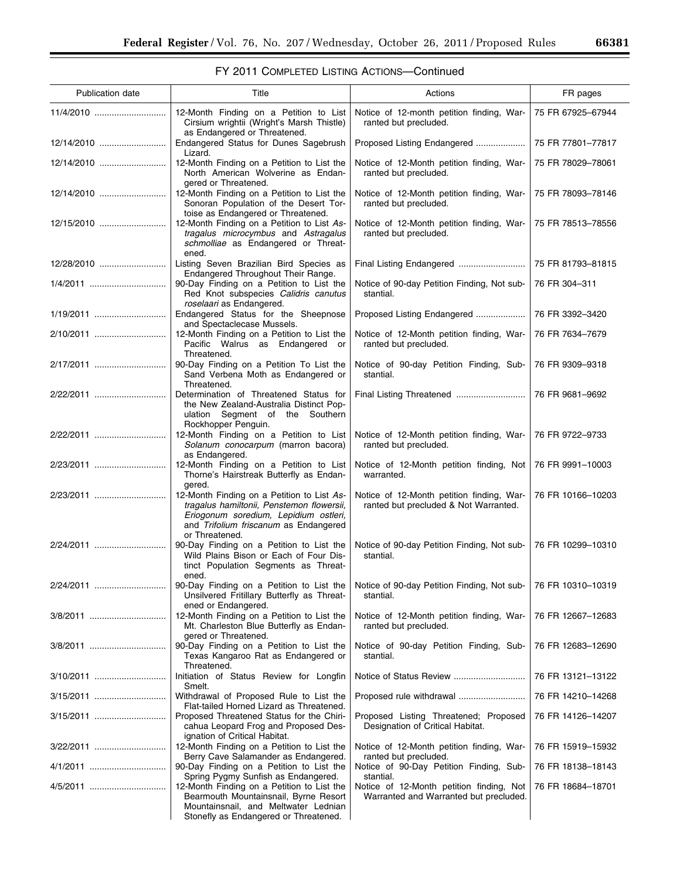## FY 2011 Completed Listing Actions—Continued

| Publication date | Title | Actions | FR pages |
| --- | --- | --- | --- |
| 11/4/2010 | 12-Month Finding on a Petition to List *Cirsium wrightii* (Wright's Marsh Thistle) as Endangered or Threatened. | Notice of 12-month petition finding, Warranted but precluded. | 75 FR 67925–67944 |
| 12/14/2010 | Endangered Status for Dunes Sagebrush Lizard. | Proposed Listing Endangered | 75 FR 77801–77817 |
| 12/14/2010 | 12-Month Finding on a Petition to List the North American Wolverine as Endangered or Threatened. | Notice of 12-month petition finding, Warranted but precluded. | 75 FR 78029–78061 |
| 12/14/2010 | 12-Month Finding on a Petition to List the Sonoran Population of the Desert Tortoise as Endangered or Threatened. | Notice of 12-month petition finding, Warranted but precluded. | 75 FR 78093–78146 |
| 12/15/2010 | 12-Month Finding on a Petition to List *Astragalus microcymbus* and *Astragalus schmolliae* as Endangered or Threatened. | Notice of 12-month petition finding, Warranted but precluded. | 75 FR 78513–78556 |
| 12/28/2010 | Listing Seven Brazilian Bird Species as Endangered Throughout Their Range. | Final Listing Endangered | 75 FR 81793–81815 |
| 1/4/2011 | 90-Day Finding on a Petition to List the Red Knot subspecies *Calidris canutus roselaari* as Endangered. | Notice of 90-day Petition Finding, Not substantial. | 76 FR 304–311 |
| 1/19/2011 | Endangered Status for the Sheepnose and Spectaclecase Mussels. | Proposed Listing Endangered | 76 FR 3392–3420 |
| 2/10/2011 | 12-Month Finding on a Petition to List the Pacific Walrus as Endangered or Threatened. | Notice of 12-month petition finding, Warranted but precluded. | 76 FR 7634–7679 |
| 2/17/2011 | 90-Day Finding on a Petition To List the Sand Verbena Moth as Endangered or Threatened. | Notice of 90-day Petition Finding, Substantial. | 76 FR 9309–9318 |
| 2/22/2011 | Determination of Threatened Status for the New Zealand-Australia Distinct Population Segment of the Southern Rockhopper Penguin. | Final Listing Threatened | 76 FR 9681–9692 |
| 2/22/2011 | 12-Month Finding on a Petition to List *Solanum conocarpum* (marron bacora) as Endangered. | Notice of 12-month petition finding, Warranted but precluded. | 76 FR 9722–9733 |
| 2/23/2011 | 12-Month Finding on a Petition to List Thorne's Hairstreak Butterfly as Endangered. | Notice of 12-month petition finding, Not warranted. | 76 FR 9991–10003 |
| 2/23/2011 | 12-Month Finding on a Petition to List *Astragalus hamiltonii, Penstemon flowersii, Eriogonum soredium, Lepidium ostleri,* and *Trifolium friscanum* as Endangered or Threatened. | Notice of 12-month petition finding, Warranted but precluded & Not Warranted. | 76 FR 10166–10203 |
| 2/24/2011 | 90-Day Finding on a Petition to List the Wild Plains Bison or Each of Four Distinct Population Segments as Threatened. | Notice of 90-day Petition Finding, Not substantial. | 76 FR 10299–10310 |
| 2/24/2011 | 90-Day Finding on a Petition to List the Unsilvered Fritillary Butterfly as Threatened or Endangered. | Notice of 90-day Petition Finding, Not substantial. | 76 FR 10310–10319 |
| 3/8/2011 | 12-Month Finding on a Petition to List the Mt. Charleston Blue Butterfly as Endangered or Threatened. | Notice of 12-month petition finding, Warranted but precluded. | 76 FR 12667–12683 |
| 3/8/2011 | 90-Day Finding on a Petition to List the Texas Kangaroo Rat as Endangered or Threatened. | Notice of 90-day Petition Finding, Substantial. | 76 FR 12683–12690 |
| 3/10/2011 | Initiation of Status Review for Longfin Smelt. | Notice of Status Review | 76 FR 13121–13122 |
| 3/15/2011 | Withdrawal of Proposed Rule to List the Flat-tailed Horned Lizard as Threatened. | Proposed rule withdrawal | 76 FR 14210–14268 |
| 3/15/2011 | Proposed Threatened Status for the Chiricahua Leopard Frog and Proposed Designation of Critical Habitat. | Proposed Listing Threatened; Proposed Designation of Critical Habitat. | 76 FR 14126–14207 |
| 3/22/2011 | 12-Month Finding on a Petition to List the Berry Cave Salamander as Endangered. | Notice of 12-month petition finding, Warranted but precluded. | 76 FR 15919–15932 |
| 4/1/2011 | 90-Day Finding on a Petition to List the Spring Pygmy Sunfish as Endangered. | Notice of 90-Day Petition Finding, Substantial. | 76 FR 18138–18143 |
| 4/5/2011 | 12-Month Finding on a Petition to List the Bearmouth Mountainsnail, Byrne Resort Mountainsnail, and Meltwater Lednian Stonefly as Endangered or Threatened. | Notice of 12-Month petition finding, Not Warranted and Warranted but precluded. | 76 FR 18684–18701 |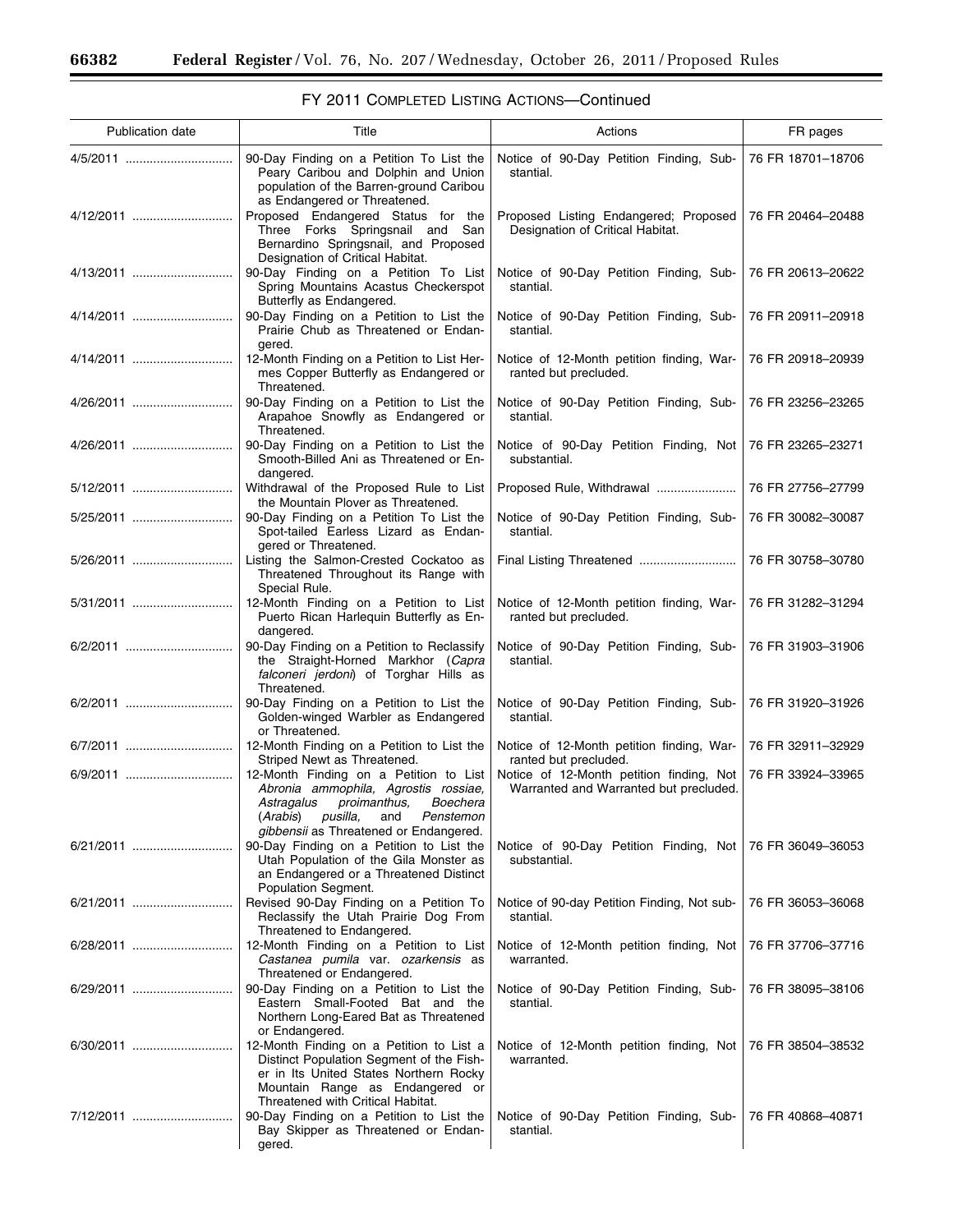## FY 2011 COMPLETED LISTING ACTIONS—Continued

| Publication date | Title | Actions | FR pages |
|---|---|---|---|
| 4/5/2011 | 90-Day Finding on a Petition To List the Peary Caribou and Dolphin and Union population of the Barren-ground Caribou as Endangered or Threatened. | Notice of 90-Day Petition Finding, Substantial. | 76 FR 18701–18706 |
| 4/12/2011 | Proposed Endangered Status for the Three Forks Springsnail and San Bernardino Springsnail, and Proposed Designation of Critical Habitat. | Proposed Listing Endangered; Proposed Designation of Critical Habitat. | 76 FR 20464–20488 |
| 4/13/2011 | 90-Day Finding on a Petition To List Spring Mountains Acastus Checkerspot Butterfly as Endangered. | Notice of 90-Day Petition Finding, Substantial. | 76 FR 20613–20622 |
| 4/14/2011 | 90-Day Finding on a Petition to List the Prairie Chub as Threatened or Endangered. | Notice of 90-Day Petition Finding, Substantial. | 76 FR 20911–20918 |
| 4/14/2011 | 12-Month Finding on a Petition to List Hermes Copper Butterfly as Endangered or Threatened. | Notice of 12-Month petition finding, Warranted but precluded. | 76 FR 20918–20939 |
| 4/26/2011 | 90-Day Finding on a Petition to List the Arapahoe Snowfly as Endangered or Threatened. | Notice of 90-Day Petition Finding, Substantial. | 76 FR 23256–23265 |
| 4/26/2011 | 90-Day Finding on a Petition to List the Smooth-Billed Ani as Threatened or Endangered. | Notice of 90-Day Petition Finding, Not substantial. | 76 FR 23265–23271 |
| 5/12/2011 | Withdrawal of the Proposed Rule to List the Mountain Plover as Threatened. | Proposed Rule, Withdrawal | 76 FR 27756–27799 |
| 5/25/2011 | 90-Day Finding on a Petition To List the Spot-tailed Earless Lizard as Endangered or Threatened. | Notice of 90-Day Petition Finding, Substantial. | 76 FR 30082–30087 |
| 5/26/2011 | Listing the Salmon-Crested Cockatoo as Threatened Throughout its Range with Special Rule. | Final Listing Threatened | 76 FR 30758–30780 |
| 5/31/2011 | 12-Month Finding on a Petition to List Puerto Rican Harlequin Butterfly as Endangered. | Notice of 12-Month petition finding, Warranted but precluded. | 76 FR 31282–31294 |
| 6/2/2011 | 90-Day Finding on a Petition to Reclassify the Straight-Horned Markhor (*Capra falconeri jerdoni*) of Torghar Hills as Threatened. | Notice of 90-Day Petition Finding, Substantial. | 76 FR 31903–31906 |
| 6/2/2011 | 90-Day Finding on a Petition to List the Golden-winged Warbler as Endangered or Threatened. | Notice of 90-Day Petition Finding, Substantial. | 76 FR 31920–31926 |
| 6/7/2011 | 12-Month Finding on a Petition to List the Striped Newt as Threatened. | Notice of 12-Month petition finding, Warranted but precluded. | 76 FR 32911–32929 |
| 6/9/2011 | 12-Month Finding on a Petition to List *Abronia ammophila, Agrostis rossiae, Astragalus proimanthus, Boechera* (*Arabis*) *pusilla,* and *Penstemon gibbensii* as Threatened or Endangered. | Notice of 12-Month petition finding, Not Warranted and Warranted but precluded. | 76 FR 33924–33965 |
| 6/21/2011 | 90-Day Finding on a Petition to List the Utah Population of the Gila Monster as an Endangered or a Threatened Distinct Population Segment. | Notice of 90-Day Petition Finding, Not substantial. | 76 FR 36049–36053 |
| 6/21/2011 | Revised 90-Day Finding on a Petition To Reclassify the Utah Prairie Dog From Threatened to Endangered. | Notice of 90-day Petition Finding, Not substantial. | 76 FR 36053–36068 |
| 6/28/2011 | 12-Month Finding on a Petition to List *Castanea pumila* var. *ozarkensis* as Threatened or Endangered. | Notice of 12-Month petition finding, Not warranted. | 76 FR 37706–37716 |
| 6/29/2011 | 90-Day Finding on a Petition to List the Eastern Small-Footed Bat and the Northern Long-Eared Bat as Threatened or Endangered. | Notice of 90-Day Petition Finding, Substantial. | 76 FR 38095–38106 |
| 6/30/2011 | 12-Month Finding on a Petition to List a Distinct Population Segment of the Fisher in Its United States Northern Rocky Mountain Range as Endangered or Threatened with Critical Habitat. | Notice of 12-Month petition finding, Not warranted. | 76 FR 38504–38532 |
| 7/12/2011 | 90-Day Finding on a Petition to List the Bay Skipper as Threatened or Endangered. | Notice of 90-Day Petition Finding, Substantial. | 76 FR 40868–40871 |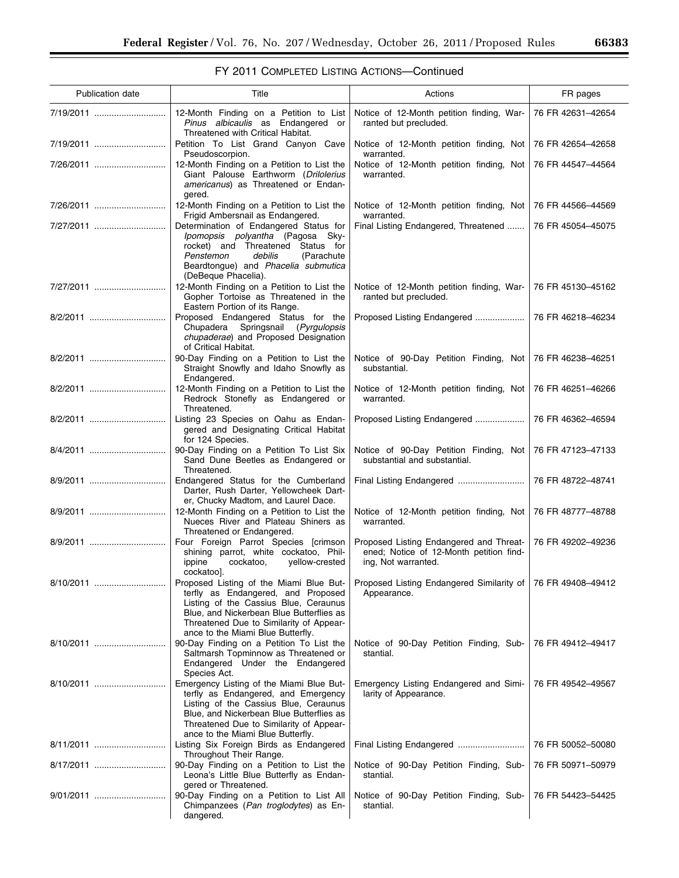## FY 2011 COMPLETED LISTING ACTIONS—Continued

| Publication date | Title | Actions | FR pages |
|---|---|---|---|
| 7/19/2011 | 12-Month Finding on a Petition to List *Pinus albicaulis* as Endangered or Threatened with Critical Habitat. | Notice of 12-Month petition finding, Warranted but precluded. | 76 FR 42631–42654 |
| 7/19/2011 | Petition To List Grand Canyon Cave Pseudoscorpion. | Notice of 12-Month petition finding, Not warranted. | 76 FR 42654–42658 |
| 7/26/2011 | 12-Month Finding on a Petition to List the Giant Palouse Earthworm (*Driloleirus americanus*) as Threatened or Endangered. | Notice of 12-Month petition finding, Not warranted. | 76 FR 44547–44564 |
| 7/26/2011 | 12-Month Finding on a Petition to List the Frigid Ambersnail as Endangered. | Notice of 12-Month petition finding, Not warranted. | 76 FR 44566–44569 |
| 7/27/2011 | Determination of Endangered Status for *Ipomopsis polyantha* (Pagosa Skyrocket) and Threatened Status for *Penstemon debilis* (Parachute Beardtongue) and *Phacelia submutica* (DeBeque Phacelia). | Final Listing Endangered, Threatened | 76 FR 45054–45075 |
| 7/27/2011 | 12-Month Finding on a Petition to List the Gopher Tortoise as Threatened in the Eastern Portion of its Range. | Notice of 12-Month petition finding, Warranted but precluded. | 76 FR 45130–45162 |
| 8/2/2011 | Proposed Endangered Status for the Chupadera Springsnail (*Pyrgulopsis chupaderae*) and Proposed Designation of Critical Habitat. | Proposed Listing Endangered | 76 FR 46218–46234 |
| 8/2/2011 | 90-Day Finding on a Petition to List the Straight Snowfly and Idaho Snowfly as Endangered. | Notice of 90-Day Petition Finding, Not substantial. | 76 FR 46238–46251 |
| 8/2/2011 | 12-Month Finding on a Petition to List the Redrock Stonefly as Endangered or Threatened. | Notice of 12-Month petition finding, Not warranted. | 76 FR 46251–46266 |
| 8/2/2011 | Listing 23 Species on Oahu as Endangered and Designating Critical Habitat for 124 Species. | Proposed Listing Endangered | 76 FR 46362–46594 |
| 8/4/2011 | 90-Day Finding on a Petition To List Six Sand Dune Beetles as Endangered or Threatened. | Notice of 90-Day Petition Finding, Not substantial and substantial. | 76 FR 47123–47133 |
| 8/9/2011 | Endangered Status for the Cumberland Darter, Rush Darter, Yellowcheek Darter, Chucky Madtom, and Laurel Dace. | Final Listing Endangered | 76 FR 48722–48741 |
| 8/9/2011 | 12-Month Finding on a Petition to List the Nueces River and Plateau Shiners as Threatened or Endangered. | Notice of 12-Month petition finding, Not warranted. | 76 FR 48777–48788 |
| 8/9/2011 | Four Foreign Parrot Species [crimson shining parrot, white cockatoo, Philippine cockatoo, yellow-crested cockatoo]. | Proposed Listing Endangered and Threatened; Notice of 12-Month petition finding, Not warranted. | 76 FR 49202–49236 |
| 8/10/2011 | Proposed Listing of the Miami Blue Butterfly as Endangered, and Proposed Listing of the Cassius Blue, Ceraunus Blue, and Nickerbean Blue Butterflies as Threatened Due to Similarity of Appearance to the Miami Blue Butterfly. | Proposed Listing Endangered Similarity of Appearance. | 76 FR 49408–49412 |
| 8/10/2011 | 90-Day Finding on a Petition To List the Saltmarsh Topminnow as Threatened or Endangered Under the Endangered Species Act. | Notice of 90-Day Petition Finding, Substantial. | 76 FR 49412–49417 |
| 8/10/2011 | Emergency Listing of the Miami Blue Butterfly as Endangered, and Emergency Listing of the Cassius Blue, Ceraunus Blue, and Nickerbean Blue Butterflies as Threatened Due to Similarity of Appearance to the Miami Blue Butterfly. | Emergency Listing Endangered and Similarity of Appearance. | 76 FR 49542–49567 |
| 8/11/2011 | Listing Six Foreign Birds as Endangered Throughout Their Range. | Final Listing Endangered | 76 FR 50052–50080 |
| 8/17/2011 | 90-Day Finding on a Petition to List the Leona's Little Blue Butterfly as Endangered or Threatened. | Notice of 90-Day Petition Finding, Substantial. | 76 FR 50971–50979 |
| 9/01/2011 | 90-Day Finding on a Petition to List All Chimpanzees (*Pan troglodytes*) as Endangered. | Notice of 90-Day Petition Finding, Substantial. | 76 FR 54423–54425 |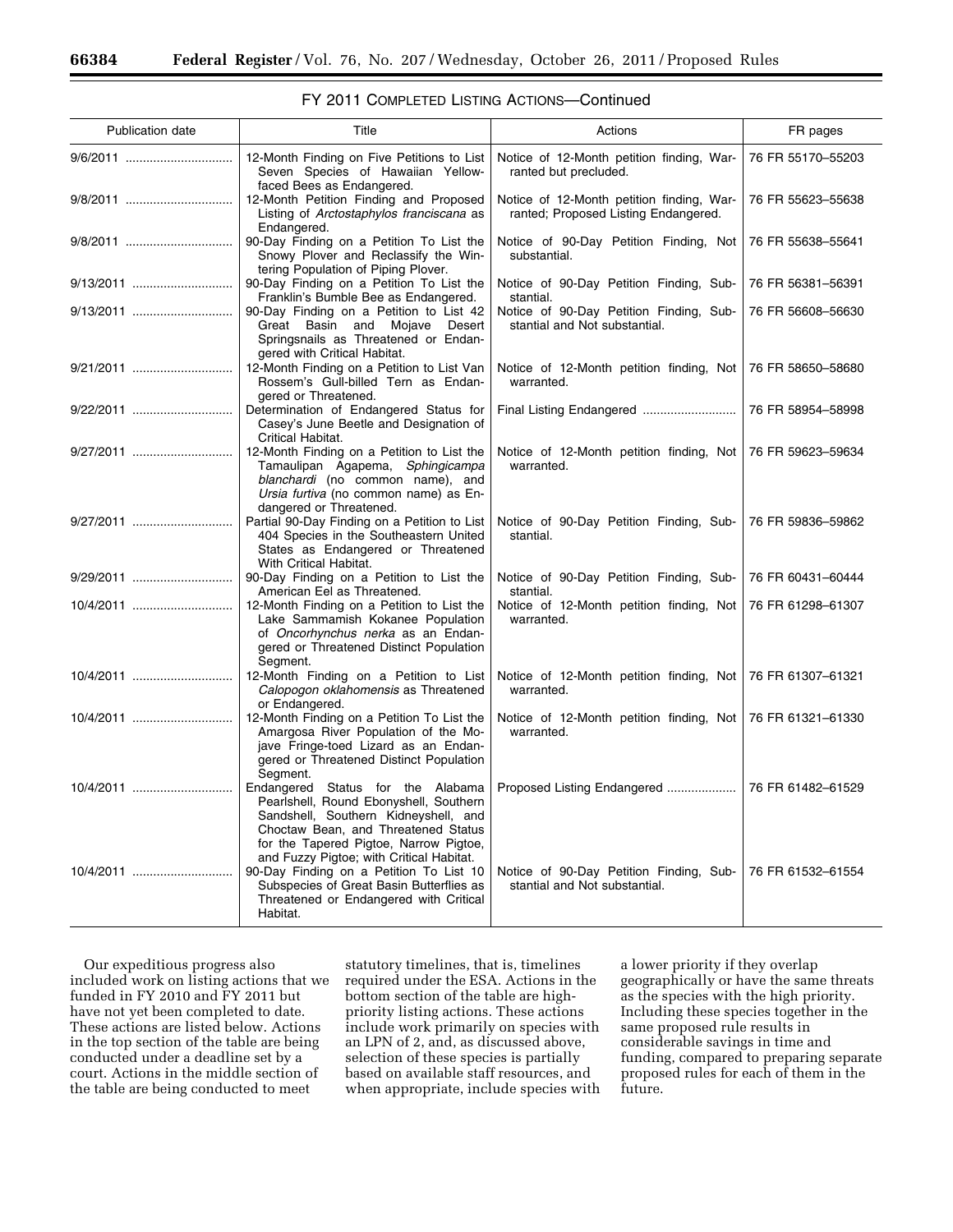## FY 2011 COMPLETED LISTING ACTIONS—Continued

| Publication date | Title | Actions | FR pages |
| --- | --- | --- | --- |
| 9/6/2011 | 12-Month Finding on Five Petitions to List Seven Species of Hawaiian Yellow-faced Bees as Endangered. | Notice of 12-Month petition finding, Warranted but precluded. | 76 FR 55170–55203 |
| 9/8/2011 | 12-Month Petition Finding and Proposed Listing of *Arctostaphylos franciscana* as Endangered. | Notice of 12-Month petition finding, Warranted; Proposed Listing Endangered. | 76 FR 55623–55638 |
| 9/8/2011 | 90-Day Finding on a Petition To List the Snowy Plover and Reclassify the Wintering Population of Piping Plover. | Notice of 90-Day Petition Finding, Not substantial. | 76 FR 55638–55641 |
| 9/13/2011 | 90-Day Finding on a Petition To List the Franklin's Bumble Bee as Endangered. | Notice of 90-Day Petition Finding, Substantial. | 76 FR 56381–56391 |
| 9/13/2011 | 90-Day Finding on a Petition to List 42 Great Basin and Mojave Desert Springsnails as Threatened or Endangered with Critical Habitat. | Notice of 90-Day Petition Finding, Substantial and Not substantial. | 76 FR 56608–56630 |
| 9/21/2011 | 12-Month Finding on a Petition to List Van Rossem's Gull-billed Tern as Endangered or Threatened. | Notice of 12-Month petition finding, Not warranted. | 76 FR 58650–58680 |
| 9/22/2011 | Determination of Endangered Status for Casey's June Beetle and Designation of Critical Habitat. | Final Listing Endangered | 76 FR 58954–58998 |
| 9/27/2011 | 12-Month Finding on a Petition to List the Tamaulipan Agapema, *Sphingicampa blanchardi* (no common name), and *Ursia furtiva* (no common name) as Endangered or Threatened. | Notice of 12-Month petition finding, Not warranted. | 76 FR 59623–59634 |
| 9/27/2011 | Partial 90-Day Finding on a Petition to List 404 Species in the Southeastern United States as Endangered or Threatened With Critical Habitat. | Notice of 90-Day Petition Finding, Substantial. | 76 FR 59836–59862 |
| 9/29/2011 | 90-Day Finding on a Petition to List the American Eel as Threatened. | Notice of 90-Day Petition Finding, Substantial. | 76 FR 60431–60444 |
| 10/4/2011 | 12-Month Finding on a Petition to List the Lake Sammamish Kokanee Population of *Oncorhynchus nerka* as an Endangered or Threatened Distinct Population Segment. | Notice of 12-Month petition finding, Not warranted. | 76 FR 61298–61307 |
| 10/4/2011 | 12-Month Finding on a Petition to List *Calopogon oklahomensis* as Threatened or Endangered. | Notice of 12-Month petition finding, Not warranted. | 76 FR 61307–61321 |
| 10/4/2011 | 12-Month Finding on a Petition To List the Amargosa River Population of the Mojave Fringe-toed Lizard as an Endangered or Threatened Distinct Population Segment. | Notice of 12-Month petition finding, Not warranted. | 76 FR 61321–61330 |
| 10/4/2011 | Endangered Status for the Alabama Pearlshell, Round Ebonyshell, Southern Sandshell, Southern Kidneyshell, and Choctaw Bean, and Threatened Status for the Tapered Pigtoe, Narrow Pigtoe, and Fuzzy Pigtoe; with Critical Habitat. | Proposed Listing Endangered | 76 FR 61482–61529 |
| 10/4/2011 | 90-Day Finding on a Petition To List 10 Subspecies of Great Basin Butterflies as Threatened or Endangered with Critical Habitat. | Notice of 90-Day Petition Finding, Substantial and Not substantial. | 76 FR 61532–61554 |

Our expeditious progress also included work on listing actions that we funded in FY 2010 and FY 2011 but have not yet been completed to date. These actions are listed below. Actions in the top section of the table are being conducted under a deadline set by a court. Actions in the middle section of the table are being conducted to meet statutory timelines, that is, timelines required under the ESA. Actions in the bottom section of the table are high-priority listing actions. These actions include work primarily on species with an LPN of 2, and, as discussed above, selection of these species is partially based on available staff resources, and when appropriate, include species with a lower priority if they overlap geographically or have the same threats as the species with the high priority. Including these species together in the same proposed rule results in considerable savings in time and funding, compared to preparing separate proposed rules for each of them in the future.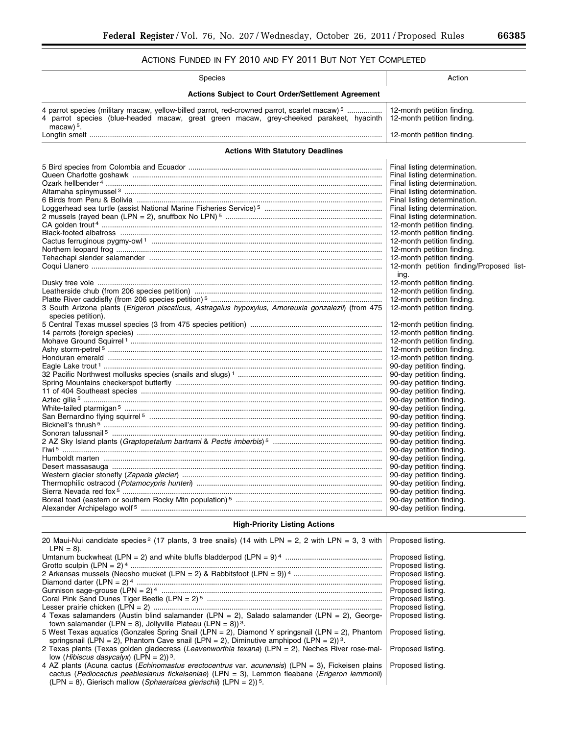## Actions Funded in FY 2010 and FY 2011 But Not Yet Completed

| Species | Action |
|---|---|
| **Actions Subject to Court Order/Settlement Agreement** | |
| 4 parrot species (military macaw, yellow-billed parrot, red-crowned parrot, scarlet macaw) [5] | 12-month petition finding. |
| 4 parrot species (blue-headed macaw, great green macaw, grey-cheeked parakeet, hyacinth macaw) [5]. | 12-month petition finding. |
| Longfin smelt | 12-month petition finding. |
| **Actions With Statutory Deadlines** | |
| 5 Bird species from Colombia and Ecuador | Final listing determination. |
| Queen Charlotte goshawk | Final listing determination. |
| Ozark hellbender [4] | Final listing determination. |
| Altamaha spinymussel [3] | Final listing determination. |
| 6 Birds from Peru & Bolivia | Final listing determination. |
| Loggerhead sea turtle (assist National Marine Fisheries Service) [5] | Final listing determination. |
| 2 mussels (rayed bean (LPN = 2), snuffbox No LPN) [5] | Final listing determination. |
| CA golden trout [4] | 12-month petition finding. |
| Black-footed albatross | 12-month petition finding. |
| Cactus ferruginous pygmy-owl [1] | 12-month petition finding. |
| Northern leopard frog | 12-month petition finding. |
| Tehachapi slender salamander | 12-month petition finding. |
| Coqui Llanero | 12-month petition finding/Proposed listing. |
| Dusky tree vole | 12-month petition finding. |
| Leatherside chub (from 206 species petition) | 12-month petition finding. |
| Platte River caddisfly (from 206 species petition) [5] | 12-month petition finding. |
| 3 South Arizona plants (*Erigeron piscaticus, Astragalus hypoxylus, Amoreuxia gonzalezii*) (from 475 species petition). | 12-month petition finding. |
| 5 Central Texas mussel species (3 from 475 species petition) | 12-month petition finding. |
| 14 parrots (foreign species) | 12-month petition finding. |
| Mohave Ground Squirrel [1] | 12-month petition finding. |
| Ashy storm-petrel [5] | 12-month petition finding. |
| Honduran emerald | 12-month petition finding. |
| Eagle Lake trout [1] | 90-day petition finding. |
| 32 Pacific Northwest mollusks species (snails and slugs) [1] | 90-day petition finding. |
| Spring Mountains checkerspot butterfly | 90-day petition finding. |
| 11 of 404 Southeast species | 90-day petition finding. |
| Aztec gilia [5] | 90-day petition finding. |
| White-tailed ptarmigan [5] | 90-day petition finding. |
| San Bernardino flying squirrel [5] | 90-day petition finding. |
| Bicknell's thrush [5] | 90-day petition finding. |
| Sonoran talussnail [5] | 90-day petition finding. |
| 2 AZ Sky Island plants (*Graptopetalum bartrami* & *Pectis imberbis*) [5] | 90-day petition finding. |
| I'iwi [5] | 90-day petition finding. |
| Humboldt marten | 90-day petition finding. |
| Desert massasauga | 90-day petition finding. |
| Western glacier stonefly (*Zapada glacier*) | 90-day petition finding. |
| Thermophilic ostracod (*Potamocypris hunteri*) | 90-day petition finding. |
| Sierra Nevada red fox [5] | 90-day petition finding. |
| Boreal toad (eastern or southern Rocky Mtn population) [5] | 90-day petition finding. |
| Alexander Archipelago wolf [5] | 90-day petition finding. |
| **High-Priority Listing Actions** | |
| 20 Maui-Nui candidate species [2] (17 plants, 3 tree snails) (14 with LPN = 2, 2 with LPN = 3, 3 with LPN = 8). | Proposed listing. |
| Umtanum buckwheat (LPN = 2) and white bluffs bladderpod (LPN = 9) [4] | Proposed listing. |
| Grotto sculpin (LPN = 2) [4] | Proposed listing. |
| 2 Arkansas mussels (Neosho mucket (LPN = 2) & Rabbitsfoot (LPN = 9)) [4] | Proposed listing. |
| Diamond darter (LPN = 2) [4] | Proposed listing. |
| Gunnison sage-grouse (LPN = 2) [4] | Proposed listing. |
| Coral Pink Sand Dunes Tiger Beetle (LPN = 2) [5] | Proposed listing. |
| Lesser prairie chicken (LPN = 2) | Proposed listing. |
| 4 Texas salamanders (Austin blind salamander (LPN = 2), Salado salamander (LPN = 2), Georgetown salamander (LPN = 8), Jollyville Plateau (LPN = 8)) [3]. | Proposed listing. |
| 5 West Texas aquatics (Gonzales Spring Snail (LPN = 2), Diamond Y springsnail (LPN = 2), Phantom springsnail (LPN = 2), Phantom Cave snail (LPN = 2), Diminutive amphipod (LPN = 2)) [3]. | Proposed listing. |
| 2 Texas plants (Texas golden gladecress (*Leavenworthia texana*) (LPN = 2), Neches River rose-mallow (*Hibiscus dasycalyx*) (LPN = 2)) [3]. | Proposed listing. |
| 4 AZ plants (Acuna cactus (*Echinomastus erectocentrus* var. *acunensis*) (LPN = 3), Fickeisen plains cactus (*Pediocactus peeblesianus fickeiseniae*) (LPN = 3), Lemmon fleabane (*Erigeron lemmonii*) (LPN = 8), Gierisch mallow (*Sphaeralcea gierischii*) (LPN = 2)) [5]. | Proposed listing. |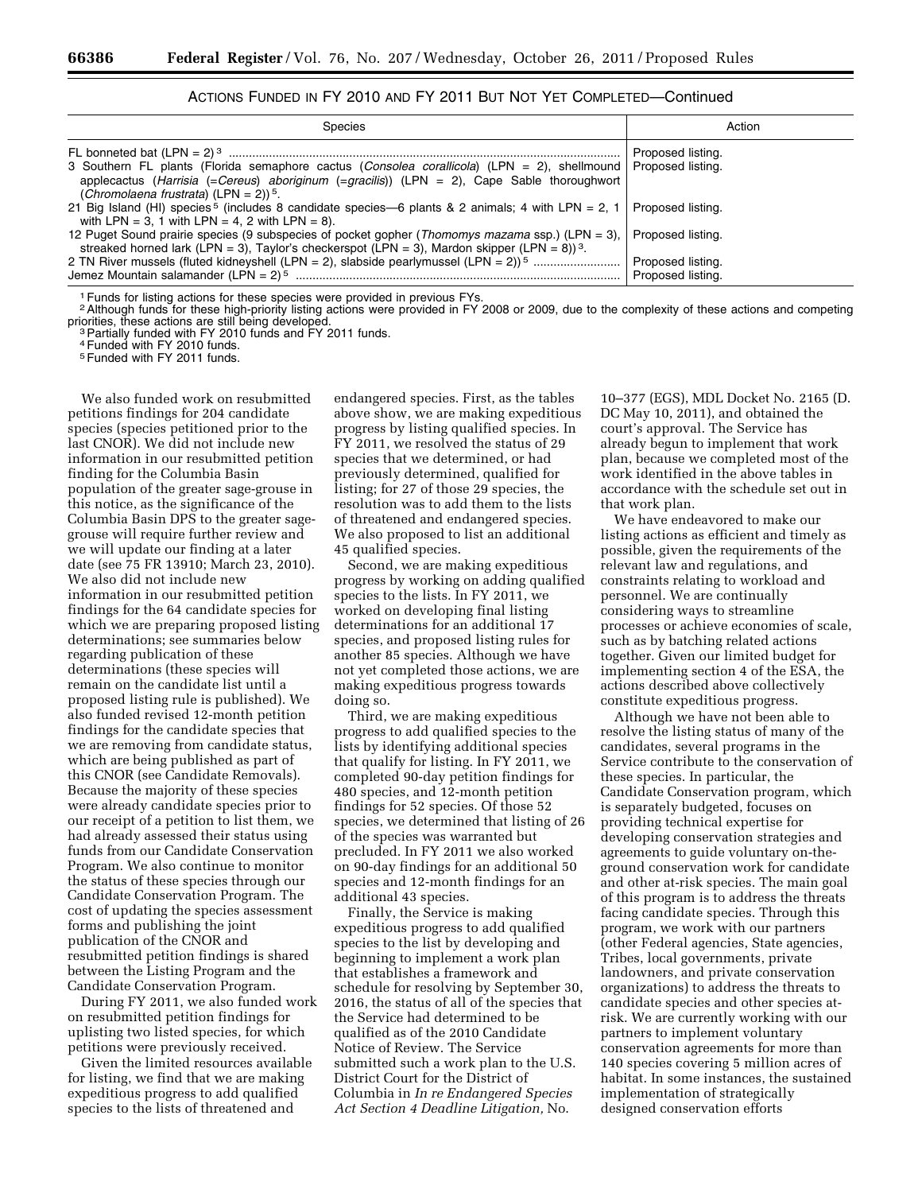### ACTIONS FUNDED IN FY 2010 AND FY 2011 BUT NOT YET COMPLETED—Continued

| Species | Action |
| --- | --- |
| FL bonneted bat (LPN = 2) [3] | Proposed listing. |
| 3 Southern FL plants (Florida semaphore cactus (*Consolea corallicola*) (LPN = 2), shellmound applecactus (*Harrisia* (=*Cereus*) *aboriginum* (=*gracilis*)) (LPN = 2), Cape Sable thoroughwort (*Chromolaena frustrata*) (LPN = 2)) [5]. | Proposed listing. |
| 21 Big Island (HI) species [5] (includes 8 candidate species—6 plants & 2 animals; 4 with LPN = 2, 1 with LPN = 3, 1 with LPN = 4, 2 with LPN = 8). | Proposed listing. |
| 12 Puget Sound prairie species (9 subspecies of pocket gopher (*Thomomys mazama* ssp.) (LPN = 3), streaked horned lark (LPN = 3), Taylor's checkerspot (LPN = 3), Mardon skipper (LPN = 8)) [3]. | Proposed listing. |
| 2 TN River mussels (fluted kidneyshell (LPN = 2), slabside pearlymussel (LPN = 2)) [5] | Proposed listing. |
| Jemez Mountain salamander (LPN = 2) [5] | Proposed listing. |

[1] Funds for listing actions for these species were provided in previous FYs.
[2] Although funds for these high-priority listing actions were provided in FY 2008 or 2009, due to the complexity of these actions and competing priorities, these actions are still being developed.
[3] Partially funded with FY 2010 funds and FY 2011 funds.
[4] Funded with FY 2010 funds.
[5] Funded with FY 2011 funds.

We also funded work on resubmitted petitions findings for 204 candidate species (species petitioned prior to the last CNOR). We did not include new information in our resubmitted petition finding for the Columbia Basin population of the greater sage-grouse in this notice, as the significance of the Columbia Basin DPS to the greater sage-grouse will require further review and we will update our finding at a later date (see 75 FR 13910; March 23, 2010). We also did not include new information in our resubmitted petition findings for the 64 candidate species for which we are preparing proposed listing determinations; see summaries below regarding publication of these determinations (these species will remain on the candidate list until a proposed listing rule is published). We also funded revised 12-month petition findings for the candidate species that we are removing from candidate status, which are being published as part of this CNOR (see Candidate Removals). Because the majority of these species were already candidate species prior to our receipt of a petition to list them, we had already assessed their status using funds from our Candidate Conservation Program. We also continue to monitor the status of these species through our Candidate Conservation Program. The cost of updating the species assessment forms and publishing the joint publication of the CNOR and resubmitted petition findings is shared between the Listing Program and the Candidate Conservation Program.

During FY 2011, we also funded work on resubmitted petition findings for uplisting two listed species, for which petitions were previously received.

Given the limited resources available for listing, we find that we are making expeditious progress to add qualified species to the lists of threatened and endangered species. First, as the tables above show, we are making expeditious progress by listing qualified species. In FY 2011, we resolved the status of 29 species that we determined, or had previously determined, qualified for listing; for 27 of those 29 species, the resolution was to add them to the lists of threatened and endangered species. We also proposed to list an additional 45 qualified species.

Second, we are making expeditious progress by working on adding qualified species to the lists. In FY 2011, we worked on developing final listing determinations for an additional 17 species, and proposed listing rules for another 85 species. Although we have not yet completed those actions, we are making expeditious progress towards doing so.

Third, we are making expeditious progress to add qualified species to the lists by identifying additional species that qualify for listing. In FY 2011, we completed 90-day petition findings for 480 species, and 12-month petition findings for 52 species. Of those 52 species, we determined that listing of 26 of the species was warranted but precluded. In FY 2011 we also worked on 90-day findings for an additional 50 species and 12-month findings for an additional 43 species.

Finally, the Service is making expeditious progress to add qualified species to the list by developing and beginning to implement a work plan that establishes a framework and schedule for resolving by September 30, 2016, the status of all of the species that the Service had determined to be qualified as of the 2010 Candidate Notice of Review. The Service submitted such a work plan to the U.S. District Court for the District of Columbia in *In re Endangered Species Act Section 4 Deadline Litigation,* No. 10–377 (EGS), MDL Docket No. 2165 (D. DC May 10, 2011), and obtained the court's approval. The Service has already begun to implement that work plan, because we completed most of the work identified in the above tables in accordance with the schedule set out in that work plan.

We have endeavored to make our listing actions as efficient and timely as possible, given the requirements of the relevant law and regulations, and constraints relating to workload and personnel. We are continually considering ways to streamline processes or achieve economies of scale, such as by batching related actions together. Given our limited budget for implementing section 4 of the ESA, the actions described above collectively constitute expeditious progress.

Although we have not been able to resolve the listing status of many of the candidates, several programs in the Service contribute to the conservation of these species. In particular, the Candidate Conservation program, which is separately budgeted, focuses on providing technical expertise for developing conservation strategies and agreements to guide voluntary on-the-ground conservation work for candidate and other at-risk species. The main goal of this program is to address the threats facing candidate species. Through this program, we work with our partners (other Federal agencies, State agencies, Tribes, local governments, private landowners, and private conservation organizations) to address the threats to candidate species and other species at-risk. We are currently working with our partners to implement voluntary conservation agreements for more than 140 species covering 5 million acres of habitat. In some instances, the sustained implementation of strategically designed conservation efforts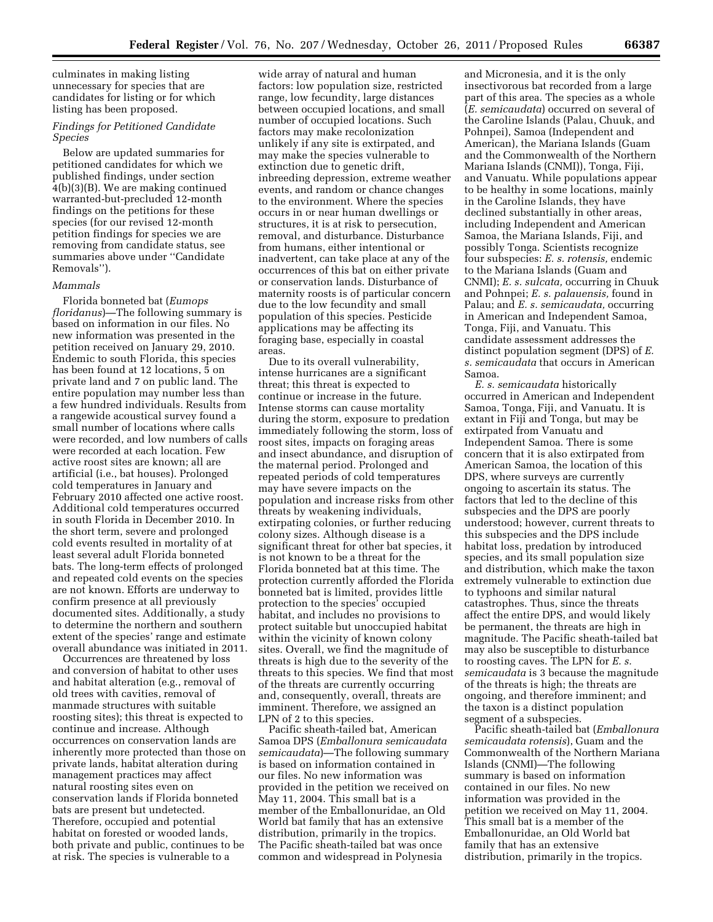culminates in making listing unnecessary for species that are candidates for listing or for which listing has been proposed.

*Findings for Petitioned Candidate Species*

Below are updated summaries for petitioned candidates for which we published findings, under section 4(b)(3)(B). We are making continued warranted-but-precluded 12-month findings on the petitions for these species (for our revised 12-month petition findings for species we are removing from candidate status, see summaries above under ''Candidate Removals'').

*Mammals*

Florida bonneted bat (*Eumops floridanus*)—The following summary is based on information in our files. No new information was presented in the petition received on January 29, 2010. Endemic to south Florida, this species has been found at 12 locations, 5 on private land and 7 on public land. The entire population may number less than a few hundred individuals. Results from a rangewide acoustical survey found a small number of locations where calls were recorded, and low numbers of calls were recorded at each location. Few active roost sites are known; all are artificial (i.e., bat houses). Prolonged cold temperatures in January and February 2010 affected one active roost. Additional cold temperatures occurred in south Florida in December 2010. In the short term, severe and prolonged cold events resulted in mortality of at least several adult Florida bonneted bats. The long-term effects of prolonged and repeated cold events on the species are not known. Efforts are underway to confirm presence at all previously documented sites. Additionally, a study to determine the northern and southern extent of the species' range and estimate overall abundance was initiated in 2011.

Occurrences are threatened by loss and conversion of habitat to other uses and habitat alteration (e.g., removal of old trees with cavities, removal of manmade structures with suitable roosting sites); this threat is expected to continue and increase. Although occurrences on conservation lands are inherently more protected than those on private lands, habitat alteration during management practices may affect natural roosting sites even on conservation lands if Florida bonneted bats are present but undetected. Therefore, occupied and potential habitat on forested or wooded lands, both private and public, continues to be at risk. The species is vulnerable to a wide array of natural and human factors: low population size, restricted range, low fecundity, large distances between occupied locations, and small number of occupied locations. Such factors may make recolonization unlikely if any site is extirpated, and may make the species vulnerable to extinction due to genetic drift, inbreeding depression, extreme weather events, and random or chance changes to the environment. Where the species occurs in or near human dwellings or structures, it is at risk to persecution, removal, and disturbance. Disturbance from humans, either intentional or inadvertent, can take place at any of the occurrences of this bat on either private or conservation lands. Disturbance of maternity roosts is of particular concern due to the low fecundity and small population of this species. Pesticide applications may be affecting its foraging base, especially in coastal areas.

Due to its overall vulnerability, intense hurricanes are a significant threat; this threat is expected to continue or increase in the future. Intense storms can cause mortality during the storm, exposure to predation immediately following the storm, loss of roost sites, impacts on foraging areas and insect abundance, and disruption of the maternal period. Prolonged and repeated periods of cold temperatures may have severe impacts on the population and increase risks from other threats by weakening individuals, extirpating colonies, or further reducing colony sizes. Although disease is a significant threat for other bat species, it is not known to be a threat for the Florida bonneted bat at this time. The protection currently afforded the Florida bonneted bat is limited, provides little protection to the species' occupied habitat, and includes no provisions to protect suitable but unoccupied habitat within the vicinity of known colony sites. Overall, we find the magnitude of threats is high due to the severity of the threats to this species. We find that most of the threats are currently occurring and, consequently, overall, threats are imminent. Therefore, we assigned an LPN of 2 to this species.

Pacific sheath-tailed bat, American Samoa DPS (*Emballonura semicaudata semicaudata*)—The following summary is based on information contained in our files. No new information was provided in the petition we received on May 11, 2004. This small bat is a member of the Emballonuridae, an Old World bat family that has an extensive distribution, primarily in the tropics. The Pacific sheath-tailed bat was once common and widespread in Polynesia and Micronesia, and it is the only insectivorous bat recorded from a large part of this area. The species as a whole (*E. semicaudata*) occurred on several of the Caroline Islands (Palau, Chuuk, and Pohnpei), Samoa (Independent and American), the Mariana Islands (Guam and the Commonwealth of the Northern Mariana Islands (CNMI)), Tonga, Fiji, and Vanuatu. While populations appear to be healthy in some locations, mainly in the Caroline Islands, they have declined substantially in other areas, including Independent and American Samoa, the Mariana Islands, Fiji, and possibly Tonga. Scientists recognize four subspecies: *E. s. rotensis,* endemic to the Mariana Islands (Guam and CNMI); *E. s. sulcata,* occurring in Chuuk and Pohnpei; *E. s. palauensis,* found in Palau; and *E. s. semicaudata,* occurring in American and Independent Samoa, Tonga, Fiji, and Vanuatu. This candidate assessment addresses the distinct population segment (DPS) of *E. s. semicaudata* that occurs in American Samoa.

*E. s. semicaudata* historically occurred in American and Independent Samoa, Tonga, Fiji, and Vanuatu. It is extant in Fiji and Tonga, but may be extirpated from Vanuatu and Independent Samoa. There is some concern that it is also extirpated from American Samoa, the location of this DPS, where surveys are currently ongoing to ascertain its status. The factors that led to the decline of this subspecies and the DPS are poorly understood; however, current threats to this subspecies and the DPS include habitat loss, predation by introduced species, and its small population size and distribution, which make the taxon extremely vulnerable to extinction due to typhoons and similar natural catastrophes. Thus, since the threats affect the entire DPS, and would likely be permanent, the threats are high in magnitude. The Pacific sheath-tailed bat may also be susceptible to disturbance to roosting caves. The LPN for *E. s. semicaudata* is 3 because the magnitude of the threats is high; the threats are ongoing, and therefore imminent; and the taxon is a distinct population segment of a subspecies.

Pacific sheath-tailed bat (*Emballonura semicaudata rotensis*), Guam and the Commonwealth of the Northern Mariana Islands (CNMI)—The following summary is based on information contained in our files. No new information was provided in the petition we received on May 11, 2004. This small bat is a member of the Emballonuridae, an Old World bat family that has an extensive distribution, primarily in the tropics.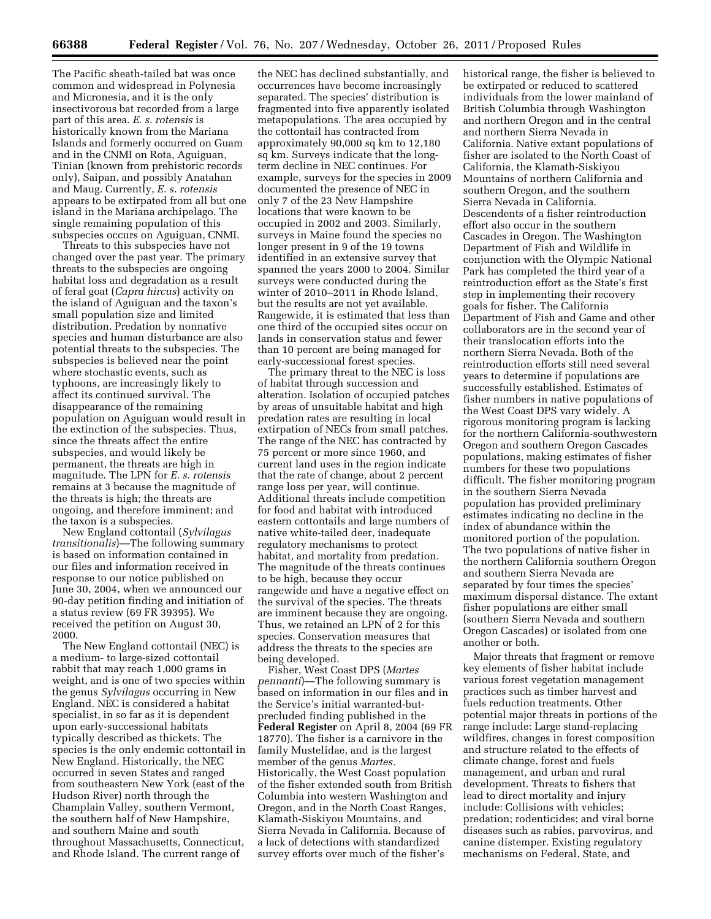The Pacific sheath-tailed bat was once common and widespread in Polynesia and Micronesia, and it is the only insectivorous bat recorded from a large part of this area. *E. s. rotensis* is historically known from the Mariana Islands and formerly occurred on Guam and in the CNMI on Rota, Aguiguan, Tinian (known from prehistoric records only), Saipan, and possibly Anatahan and Maug. Currently, *E. s. rotensis* appears to be extirpated from all but one island in the Mariana archipelago. The single remaining population of this subspecies occurs on Aguiguan, CNMI.

Threats to this subspecies have not changed over the past year. The primary threats to the subspecies are ongoing habitat loss and degradation as a result of feral goat (*Capra hircus*) activity on the island of Aguiguan and the taxon's small population size and limited distribution. Predation by nonnative species and human disturbance are also potential threats to the subspecies. The subspecies is believed near the point where stochastic events, such as typhoons, are increasingly likely to affect its continued survival. The disappearance of the remaining population on Aguiguan would result in the extinction of the subspecies. Thus, since the threats affect the entire subspecies, and would likely be permanent, the threats are high in magnitude. The LPN for *E. s. rotensis* remains at 3 because the magnitude of the threats is high; the threats are ongoing, and therefore imminent; and the taxon is a subspecies.

New England cottontail (*Sylvilagus transitionalis*)—The following summary is based on information contained in our files and information received in response to our notice published on June 30, 2004, when we announced our 90-day petition finding and initiation of a status review (69 FR 39395). We received the petition on August 30, 2000.

The New England cottontail (NEC) is a medium- to large-sized cottontail rabbit that may reach 1,000 grams in weight, and is one of two species within the genus *Sylvilagus* occurring in New England. NEC is considered a habitat specialist, in so far as it is dependent upon early-successional habitats typically described as thickets. The species is the only endemic cottontail in New England. Historically, the NEC occurred in seven States and ranged from southeastern New York (east of the Hudson River) north through the Champlain Valley, southern Vermont, the southern half of New Hampshire, and southern Maine and south throughout Massachusetts, Connecticut, and Rhode Island. The current range of the NEC has declined substantially, and occurrences have become increasingly separated. The species' distribution is fragmented into five apparently isolated metapopulations. The area occupied by the cottontail has contracted from approximately 90,000 sq km to 12,180 sq km. Surveys indicate that the long-term decline in NEC continues. For example, surveys for the species in 2009 documented the presence of NEC in only 7 of the 23 New Hampshire locations that were known to be occupied in 2002 and 2003. Similarly, surveys in Maine found the species no longer present in 9 of the 19 towns identified in an extensive survey that spanned the years 2000 to 2004. Similar surveys were conducted during the winter of 2010–2011 in Rhode Island, but the results are not yet available. Rangewide, it is estimated that less than one third of the occupied sites occur on lands in conservation status and fewer than 10 percent are being managed for early-successional forest species.

The primary threat to the NEC is loss of habitat through succession and alteration. Isolation of occupied patches by areas of unsuitable habitat and high predation rates are resulting in local extirpation of NECs from small patches. The range of the NEC has contracted by 75 percent or more since 1960, and current land uses in the region indicate that the rate of change, about 2 percent range loss per year, will continue. Additional threats include competition for food and habitat with introduced eastern cottontails and large numbers of native white-tailed deer, inadequate regulatory mechanisms to protect habitat, and mortality from predation. The magnitude of the threats continues to be high, because they occur rangewide and have a negative effect on the survival of the species. The threats are imminent because they are ongoing. Thus, we retained an LPN of 2 for this species. Conservation measures that address the threats to the species are being developed.

Fisher, West Coast DPS (*Martes pennanti*)—The following summary is based on information in our files and in the Service's initial warranted-but-precluded finding published in the **Federal Register** on April 8, 2004 (69 FR 18770). The fisher is a carnivore in the family Mustelidae, and is the largest member of the genus *Martes*. Historically, the West Coast population of the fisher extended south from British Columbia into western Washington and Oregon, and in the North Coast Ranges, Klamath-Siskiyou Mountains, and Sierra Nevada in California. Because of a lack of detections with standardized survey efforts over much of the fisher's historical range, the fisher is believed to be extirpated or reduced to scattered individuals from the lower mainland of British Columbia through Washington and northern Oregon and in the central and northern Sierra Nevada in California. Native extant populations of fisher are isolated to the North Coast of California, the Klamath-Siskiyou Mountains of northern California and southern Oregon, and the southern Sierra Nevada in California. Descendents of a fisher reintroduction effort also occur in the southern Cascades in Oregon. The Washington Department of Fish and Wildlife in conjunction with the Olympic National Park has completed the third year of a reintroduction effort as the State's first step in implementing their recovery goals for fisher. The California Department of Fish and Game and other collaborators are in the second year of their translocation efforts into the northern Sierra Nevada. Both of the reintroduction efforts still need several years to determine if populations are successfully established. Estimates of fisher numbers in native populations of the West Coast DPS vary widely. A rigorous monitoring program is lacking for the northern California-southwestern Oregon and southern Oregon Cascades populations, making estimates of fisher numbers for these two populations difficult. The fisher monitoring program in the southern Sierra Nevada population has provided preliminary estimates indicating no decline in the index of abundance within the monitored portion of the population. The two populations of native fisher in the northern California southern Oregon and southern Sierra Nevada are separated by four times the species' maximum dispersal distance. The extant fisher populations are either small (southern Sierra Nevada and southern Oregon Cascades) or isolated from one another or both.

Major threats that fragment or remove key elements of fisher habitat include various forest vegetation management practices such as timber harvest and fuels reduction treatments. Other potential major threats in portions of the range include: Large stand-replacing wildfires, changes in forest composition and structure related to the effects of climate change, forest and fuels management, and urban and rural development. Threats to fishers that lead to direct mortality and injury include: Collisions with vehicles; predation; rodenticides; and viral borne diseases such as rabies, parvovirus, and canine distemper. Existing regulatory mechanisms on Federal, State, and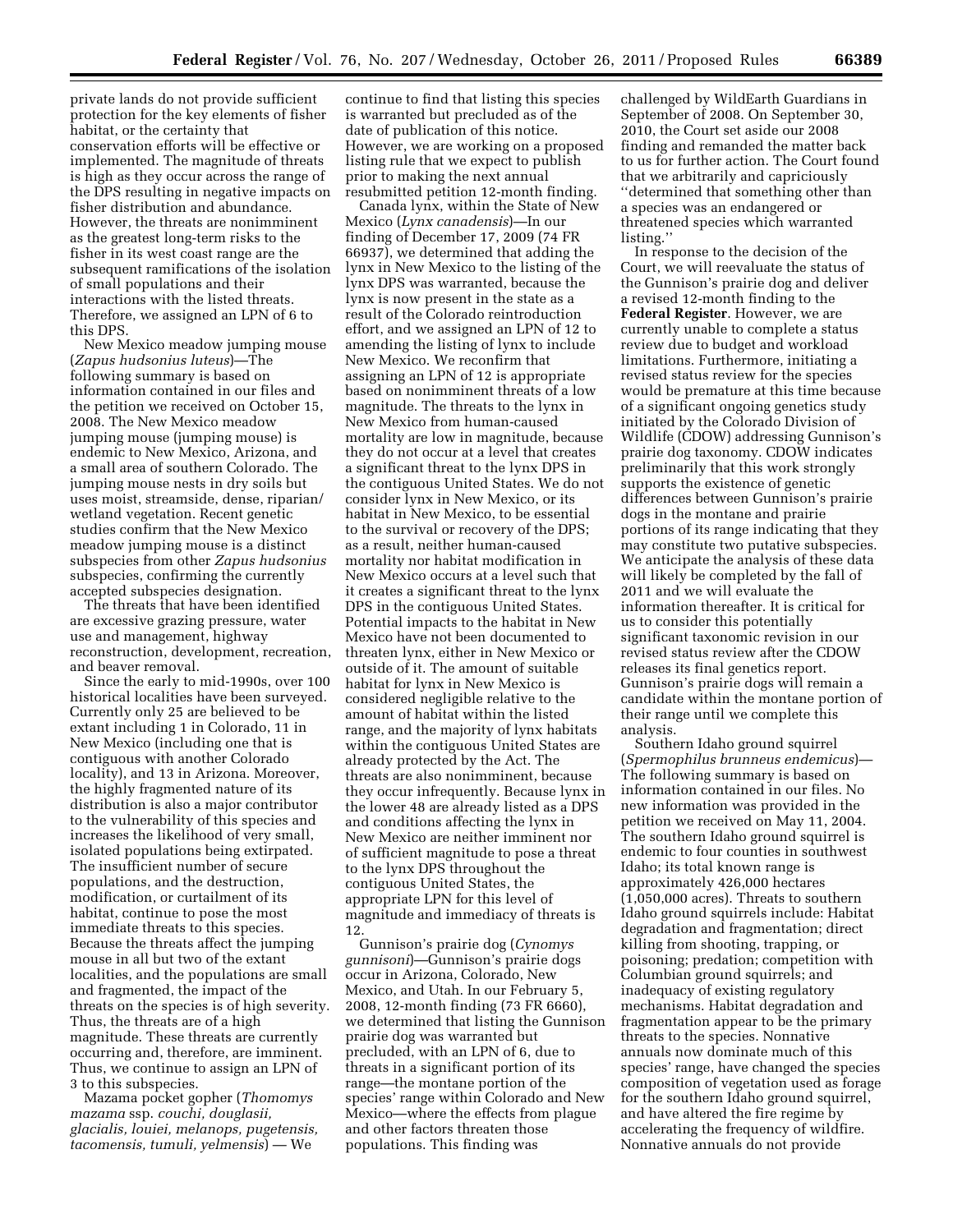private lands do not provide sufficient protection for the key elements of fisher habitat, or the certainty that conservation efforts will be effective or implemented. The magnitude of threats is high as they occur across the range of the DPS resulting in negative impacts on fisher distribution and abundance. However, the threats are nonimminent as the greatest long-term risks to the fisher in its west coast range are the subsequent ramifications of the isolation of small populations and their interactions with the listed threats. Therefore, we assigned an LPN of 6 to this DPS.

New Mexico meadow jumping mouse (*Zapus hudsonius luteus*)—The following summary is based on information contained in our files and the petition we received on October 15, 2008. The New Mexico meadow jumping mouse (jumping mouse) is endemic to New Mexico, Arizona, and a small area of southern Colorado. The jumping mouse nests in dry soils but uses moist, streamside, dense, riparian/wetland vegetation. Recent genetic studies confirm that the New Mexico meadow jumping mouse is a distinct subspecies from other *Zapus hudsonius* subspecies, confirming the currently accepted subspecies designation.

The threats that have been identified are excessive grazing pressure, water use and management, highway reconstruction, development, recreation, and beaver removal.

Since the early to mid-1990s, over 100 historical localities have been surveyed. Currently only 25 are believed to be extant including 1 in Colorado, 11 in New Mexico (including one that is contiguous with another Colorado locality), and 13 in Arizona. Moreover, the highly fragmented nature of its distribution is also a major contributor to the vulnerability of this species and increases the likelihood of very small, isolated populations being extirpated. The insufficient number of secure populations, and the destruction, modification, or curtailment of its habitat, continue to pose the most immediate threats to this species. Because the threats affect the jumping mouse in all but two of the extant localities, and the populations are small and fragmented, the impact of the threats on the species is of high severity. Thus, the threats are of a high magnitude. These threats are currently occurring and, therefore, are imminent. Thus, we continue to assign an LPN of 3 to this subspecies.

Mazama pocket gopher (*Thomomys mazama* ssp. *couchi, douglasii, glacialis, louiei, melanops, pugetensis, tacomensis, tumuli, yelmensis*) — We continue to find that listing this species is warranted but precluded as of the date of publication of this notice. However, we are working on a proposed listing rule that we expect to publish prior to making the next annual resubmitted petition 12-month finding.

Canada lynx, within the State of New Mexico (*Lynx canadensis*)—In our finding of December 17, 2009 (74 FR 66937), we determined that adding the lynx in New Mexico to the listing of the lynx DPS was warranted, because the lynx is now present in the state as a result of the Colorado reintroduction effort, and we assigned an LPN of 12 to amending the listing of lynx to include New Mexico. We reconfirm that assigning an LPN of 12 is appropriate based on nonimminent threats of a low magnitude. The threats to the lynx in New Mexico from human-caused mortality are low in magnitude, because they do not occur at a level that creates a significant threat to the lynx DPS in the contiguous United States. We do not consider lynx in New Mexico, or its habitat in New Mexico, to be essential to the survival or recovery of the DPS; as a result, neither human-caused mortality nor habitat modification in New Mexico occurs at a level such that it creates a significant threat to the lynx DPS in the contiguous United States. Potential impacts to the habitat in New Mexico have not been documented to threaten lynx, either in New Mexico or outside of it. The amount of suitable habitat for lynx in New Mexico is considered negligible relative to the amount of habitat within the listed range, and the majority of lynx habitats within the contiguous United States are already protected by the Act. The threats are also nonimminent, because they occur infrequently. Because lynx in the lower 48 are already listed as a DPS and conditions affecting the lynx in New Mexico are neither imminent nor of sufficient magnitude to pose a threat to the lynx DPS throughout the contiguous United States, the appropriate LPN for this level of magnitude and immediacy of threats is 12.

Gunnison's prairie dog (*Cynomys gunnisoni*)—Gunnison's prairie dogs occur in Arizona, Colorado, New Mexico, and Utah. In our February 5, 2008, 12-month finding (73 FR 6660), we determined that listing the Gunnison prairie dog was warranted but precluded, with an LPN of 6, due to threats in a significant portion of its range—the montane portion of the species' range within Colorado and New Mexico—where the effects from plague and other factors threaten those populations. This finding was challenged by WildEarth Guardians in September of 2008. On September 30, 2010, the Court set aside our 2008 finding and remanded the matter back to us for further action. The Court found that we arbitrarily and capriciously ''determined that something other than a species was an endangered or threatened species which warranted listing.''

In response to the decision of the Court, we will reevaluate the status of the Gunnison's prairie dog and deliver a revised 12-month finding to the **Federal Register**. However, we are currently unable to complete a status review due to budget and workload limitations. Furthermore, initiating a revised status review for the species would be premature at this time because of a significant ongoing genetics study initiated by the Colorado Division of Wildlife (CDOW) addressing Gunnison's prairie dog taxonomy. CDOW indicates preliminarily that this work strongly supports the existence of genetic differences between Gunnison's prairie dogs in the montane and prairie portions of its range indicating that they may constitute two putative subspecies. We anticipate the analysis of these data will likely be completed by the fall of 2011 and we will evaluate the information thereafter. It is critical for us to consider this potentially significant taxonomic revision in our revised status review after the CDOW releases its final genetics report. Gunnison's prairie dogs will remain a candidate within the montane portion of their range until we complete this analysis.

Southern Idaho ground squirrel (*Spermophilus brunneus endemicus*)—The following summary is based on information contained in our files. No new information was provided in the petition we received on May 11, 2004. The southern Idaho ground squirrel is endemic to four counties in southwest Idaho; its total known range is approximately 426,000 hectares (1,050,000 acres). Threats to southern Idaho ground squirrels include: Habitat degradation and fragmentation; direct killing from shooting, trapping, or poisoning; predation; competition with Columbian ground squirrels; and inadequacy of existing regulatory mechanisms. Habitat degradation and fragmentation appear to be the primary threats to the species. Nonnative annuals now dominate much of this species' range, have changed the species composition of vegetation used as forage for the southern Idaho ground squirrel, and have altered the fire regime by accelerating the frequency of wildfire. Nonnative annuals do not provide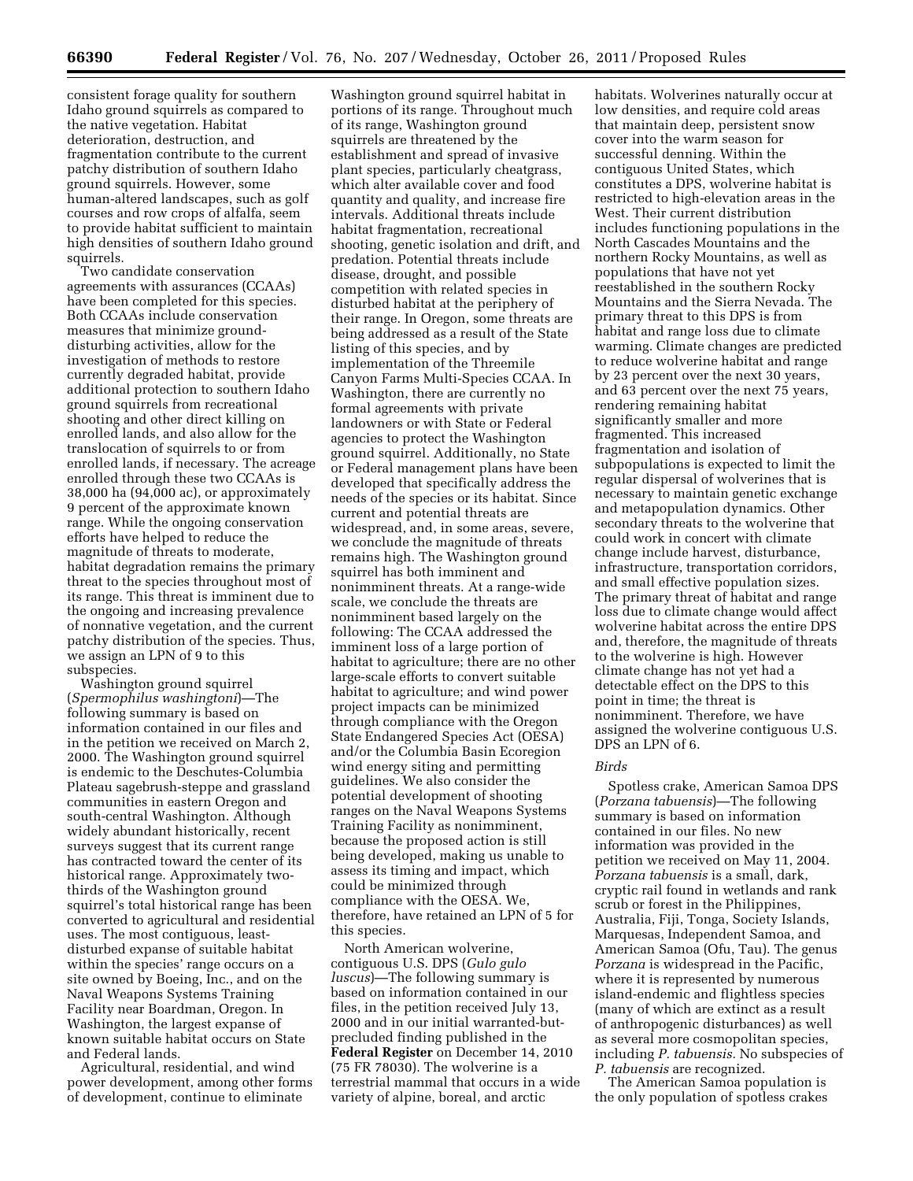consistent forage quality for southern Idaho ground squirrels as compared to the native vegetation. Habitat deterioration, destruction, and fragmentation contribute to the current patchy distribution of southern Idaho ground squirrels. However, some human-altered landscapes, such as golf courses and row crops of alfalfa, seem to provide habitat sufficient to maintain high densities of southern Idaho ground squirrels.

Two candidate conservation agreements with assurances (CCAAs) have been completed for this species. Both CCAAs include conservation measures that minimize ground-disturbing activities, allow for the investigation of methods to restore currently degraded habitat, provide additional protection to southern Idaho ground squirrels from recreational shooting and other direct killing on enrolled lands, and also allow for the translocation of squirrels to or from enrolled lands, if necessary. The acreage enrolled through these two CCAAs is 38,000 ha (94,000 ac), or approximately 9 percent of the approximate known range. While the ongoing conservation efforts have helped to reduce the magnitude of threats to moderate, habitat degradation remains the primary threat to the species throughout most of its range. This threat is imminent due to the ongoing and increasing prevalence of nonnative vegetation, and the current patchy distribution of the species. Thus, we assign an LPN of 9 to this subspecies.

Washington ground squirrel (*Spermophilus washingtoni*)—The following summary is based on information contained in our files and in the petition we received on March 2, 2000. The Washington ground squirrel is endemic to the Deschutes-Columbia Plateau sagebrush-steppe and grassland communities in eastern Oregon and south-central Washington. Although widely abundant historically, recent surveys suggest that its current range has contracted toward the center of its historical range. Approximately two-thirds of the Washington ground squirrel's total historical range has been converted to agricultural and residential uses. The most contiguous, least-disturbed expanse of suitable habitat within the species' range occurs on a site owned by Boeing, Inc., and on the Naval Weapons Systems Training Facility near Boardman, Oregon. In Washington, the largest expanse of known suitable habitat occurs on State and Federal lands.

Agricultural, residential, and wind power development, among other forms of development, continue to eliminate Washington ground squirrel habitat in portions of its range. Throughout much of its range, Washington ground squirrels are threatened by the establishment and spread of invasive plant species, particularly cheatgrass, which alter available cover and food quantity and quality, and increase fire intervals. Additional threats include habitat fragmentation, recreational shooting, genetic isolation and drift, and predation. Potential threats include disease, drought, and possible competition with related species in disturbed habitat at the periphery of their range. In Oregon, some threats are being addressed as a result of the State listing of this species, and by implementation of the Threemile Canyon Farms Multi-Species CCAA. In Washington, there are currently no formal agreements with private landowners or with State or Federal agencies to protect the Washington ground squirrel. Additionally, no State or Federal management plans have been developed that specifically address the needs of the species or its habitat. Since current and potential threats are widespread, and, in some areas, severe, we conclude the magnitude of threats remains high. The Washington ground squirrel has both imminent and nonimminent threats. At a range-wide scale, we conclude the threats are nonimminent based largely on the following: The CCAA addressed the imminent loss of a large portion of habitat to agriculture; there are no other large-scale efforts to convert suitable habitat to agriculture; and wind power project impacts can be minimized through compliance with the Oregon State Endangered Species Act (OESA) and/or the Columbia Basin Ecoregion wind energy siting and permitting guidelines. We also consider the potential development of shooting ranges on the Naval Weapons Systems Training Facility as nonimminent, because the proposed action is still being developed, making us unable to assess its timing and impact, which could be minimized through compliance with the OESA. We, therefore, have retained an LPN of 5 for this species.

North American wolverine, contiguous U.S. DPS (*Gulo gulo luscus*)—The following summary is based on information contained in our files, in the petition received July 13, 2000 and in our initial warranted-but-precluded finding published in the **Federal Register** on December 14, 2010 (75 FR 78030). The wolverine is a terrestrial mammal that occurs in a wide variety of alpine, boreal, and arctic habitats. Wolverines naturally occur at low densities, and require cold areas that maintain deep, persistent snow cover into the warm season for successful denning. Within the contiguous United States, which constitutes a DPS, wolverine habitat is restricted to high-elevation areas in the West. Their current distribution includes functioning populations in the North Cascades Mountains and the northern Rocky Mountains, as well as populations that have not yet reestablished in the southern Rocky Mountains and the Sierra Nevada. The primary threat to this DPS is from habitat and range loss due to climate warming. Climate changes are predicted to reduce wolverine habitat and range by 23 percent over the next 30 years, and 63 percent over the next 75 years, rendering remaining habitat significantly smaller and more fragmented. This increased fragmentation and isolation of subpopulations is expected to limit the regular dispersal of wolverines that is necessary to maintain genetic exchange and metapopulation dynamics. Other secondary threats to the wolverine that could work in concert with climate change include harvest, disturbance, infrastructure, transportation corridors, and small effective population sizes. The primary threat of habitat and range loss due to climate change would affect wolverine habitat across the entire DPS and, therefore, the magnitude of threats to the wolverine is high. However climate change has not yet had a detectable effect on the DPS to this point in time; the threat is nonimminent. Therefore, we have assigned the wolverine contiguous U.S. DPS an LPN of 6.

### *Birds*

Spotless crake, American Samoa DPS (*Porzana tabuensis*)—The following summary is based on information contained in our files. No new information was provided in the petition we received on May 11, 2004. *Porzana tabuensis* is a small, dark, cryptic rail found in wetlands and rank scrub or forest in the Philippines, Australia, Fiji, Tonga, Society Islands, Marquesas, Independent Samoa, and American Samoa (Ofu, Tau). The genus *Porzana* is widespread in the Pacific, where it is represented by numerous island-endemic and flightless species (many of which are extinct as a result of anthropogenic disturbances) as well as several more cosmopolitan species, including *P. tabuensis.* No subspecies of *P. tabuensis* are recognized.

The American Samoa population is the only population of spotless crakes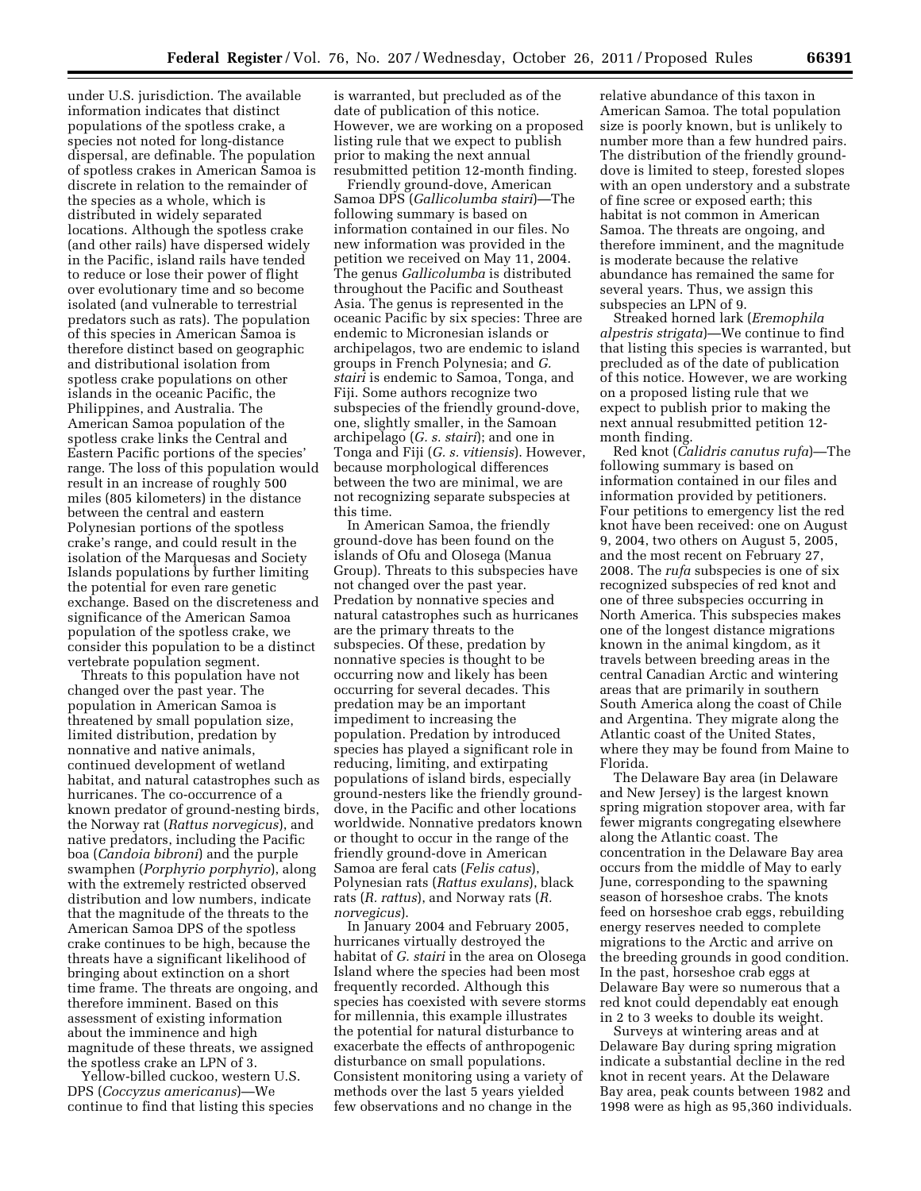under U.S. jurisdiction. The available information indicates that distinct populations of the spotless crake, a species not noted for long-distance dispersal, are definable. The population of spotless crakes in American Samoa is discrete in relation to the remainder of the species as a whole, which is distributed in widely separated locations. Although the spotless crake (and other rails) have dispersed widely in the Pacific, island rails have tended to reduce or lose their power of flight over evolutionary time and so become isolated (and vulnerable to terrestrial predators such as rats). The population of this species in American Samoa is therefore distinct based on geographic and distributional isolation from spotless crake populations on other islands in the oceanic Pacific, the Philippines, and Australia. The American Samoa population of the spotless crake links the Central and Eastern Pacific portions of the species' range. The loss of this population would result in an increase of roughly 500 miles (805 kilometers) in the distance between the central and eastern Polynesian portions of the spotless crake's range, and could result in the isolation of the Marquesas and Society Islands populations by further limiting the potential for even rare genetic exchange. Based on the discreteness and significance of the American Samoa population of the spotless crake, we consider this population to be a distinct vertebrate population segment.

Threats to this population have not changed over the past year. The population in American Samoa is threatened by small population size, limited distribution, predation by nonnative and native animals, continued development of wetland habitat, and natural catastrophes such as hurricanes. The co-occurrence of a known predator of ground-nesting birds, the Norway rat (*Rattus norvegicus*), and native predators, including the Pacific boa (*Candoia bibroni*) and the purple swamphen (*Porphyrio porphyrio*), along with the extremely restricted observed distribution and low numbers, indicate that the magnitude of the threats to the American Samoa DPS of the spotless crake continues to be high, because the threats have a significant likelihood of bringing about extinction on a short time frame. The threats are ongoing, and therefore imminent. Based on this assessment of existing information about the imminence and high magnitude of these threats, we assigned the spotless crake an LPN of 3.

Yellow-billed cuckoo, western U.S. DPS (*Coccyzus americanus*)—We continue to find that listing this species is warranted, but precluded as of the date of publication of this notice. However, we are working on a proposed listing rule that we expect to publish prior to making the next annual resubmitted petition 12-month finding.

Friendly ground-dove, American Samoa DPS (*Gallicolumba stairi*)—The following summary is based on information contained in our files. No new information was provided in the petition we received on May 11, 2004. The genus *Gallicolumba* is distributed throughout the Pacific and Southeast Asia. The genus is represented in the oceanic Pacific by six species: Three are endemic to Micronesian islands or archipelagos, two are endemic to island groups in French Polynesia; and *G. stairi* is endemic to Samoa, Tonga, and Fiji. Some authors recognize two subspecies of the friendly ground-dove, one, slightly smaller, in the Samoan archipelago (*G. s. stairi*); and one in Tonga and Fiji (*G. s. vitiensis*). However, because morphological differences between the two are minimal, we are not recognizing separate subspecies at this time.

In American Samoa, the friendly ground-dove has been found on the islands of Ofu and Olosega (Manua Group). Threats to this subspecies have not changed over the past year. Predation by nonnative species and natural catastrophes such as hurricanes are the primary threats to the subspecies. Of these, predation by nonnative species is thought to be occurring now and likely has been occurring for several decades. This predation may be an important impediment to increasing the population. Predation by introduced species has played a significant role in reducing, limiting, and extirpating populations of island birds, especially ground-nesters like the friendly ground-dove, in the Pacific and other locations worldwide. Nonnative predators known or thought to occur in the range of the friendly ground-dove in American Samoa are feral cats (*Felis catus*), Polynesian rats (*Rattus exulans*), black rats (*R. rattus*), and Norway rats (*R. norvegicus*).

In January 2004 and February 2005, hurricanes virtually destroyed the habitat of *G. stairi* in the area on Olosega Island where the species had been most frequently recorded. Although this species has coexisted with severe storms for millennia, this example illustrates the potential for natural disturbance to exacerbate the effects of anthropogenic disturbance on small populations. Consistent monitoring using a variety of methods over the last 5 years yielded few observations and no change in the relative abundance of this taxon in American Samoa. The total population size is poorly known, but is unlikely to number more than a few hundred pairs. The distribution of the friendly ground-dove is limited to steep, forested slopes with an open understory and a substrate of fine scree or exposed earth; this habitat is not common in American Samoa. The threats are ongoing, and therefore imminent, and the magnitude is moderate because the relative abundance has remained the same for several years. Thus, we assign this subspecies an LPN of 9.

Streaked horned lark (*Eremophila alpestris strigata*)—We continue to find that listing this species is warranted, but precluded as of the date of publication of this notice. However, we are working on a proposed listing rule that we expect to publish prior to making the next annual resubmitted petition 12-month finding.

Red knot (*Calidris canutus rufa*)—The following summary is based on information contained in our files and information provided by petitioners. Four petitions to emergency list the red knot have been received: one on August 9, 2004, two others on August 5, 2005, and the most recent on February 27, 2008. The *rufa* subspecies is one of six recognized subspecies of red knot and one of three subspecies occurring in North America. This subspecies makes one of the longest distance migrations known in the animal kingdom, as it travels between breeding areas in the central Canadian Arctic and wintering areas that are primarily in southern South America along the coast of Chile and Argentina. They migrate along the Atlantic coast of the United States, where they may be found from Maine to Florida.

The Delaware Bay area (in Delaware and New Jersey) is the largest known spring migration stopover area, with far fewer migrants congregating elsewhere along the Atlantic coast. The concentration in the Delaware Bay area occurs from the middle of May to early June, corresponding to the spawning season of horseshoe crabs. The knots feed on horseshoe crab eggs, rebuilding energy reserves needed to complete migrations to the Arctic and arrive on the breeding grounds in good condition. In the past, horseshoe crab eggs at Delaware Bay were so numerous that a red knot could dependably eat enough in 2 to 3 weeks to double its weight.

Surveys at wintering areas and at Delaware Bay during spring migration indicate a substantial decline in the red knot in recent years. At the Delaware Bay area, peak counts between 1982 and 1998 were as high as 95,360 individuals.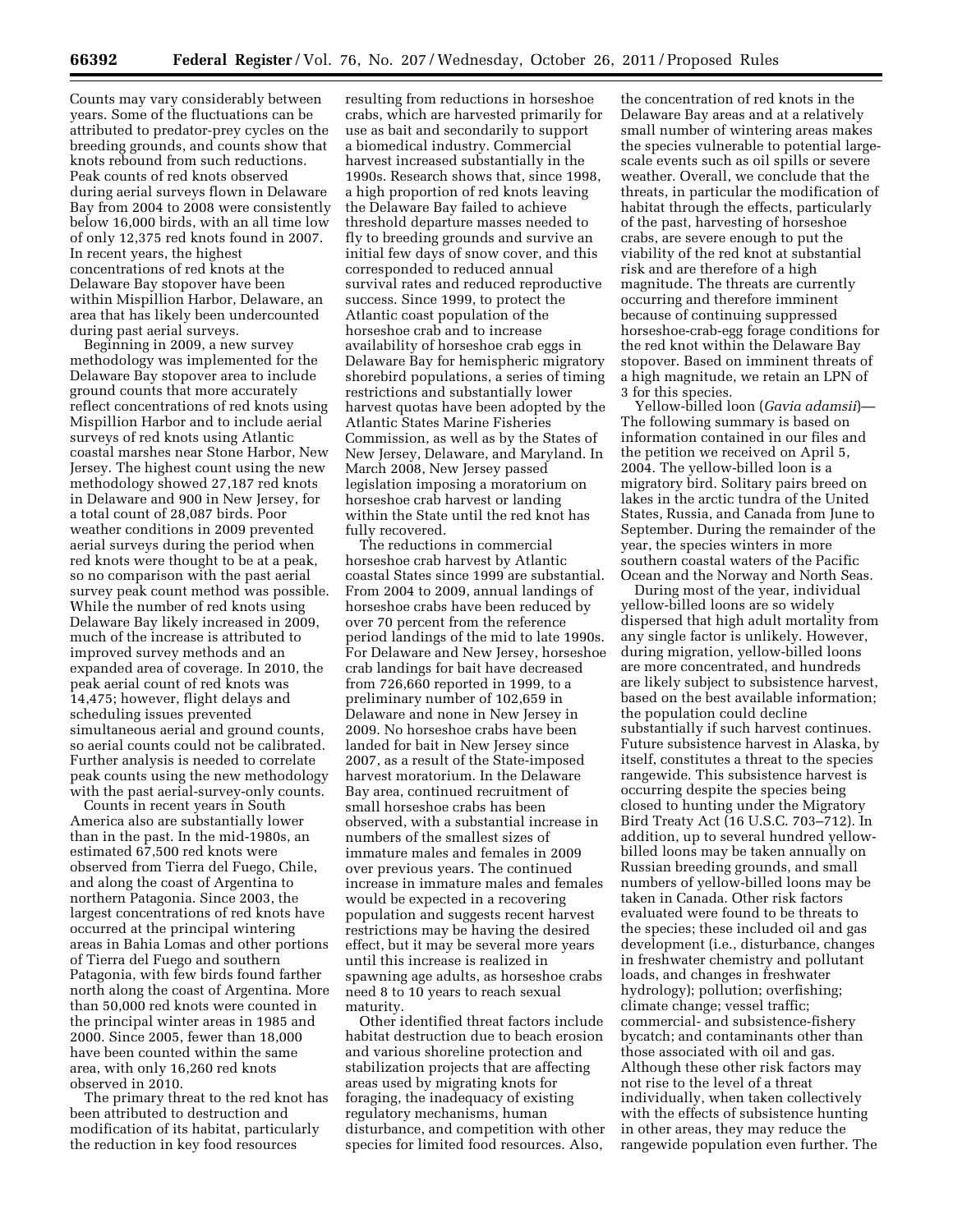Counts may vary considerably between years. Some of the fluctuations can be attributed to predator-prey cycles on the breeding grounds, and counts show that knots rebound from such reductions. Peak counts of red knots observed during aerial surveys flown in Delaware Bay from 2004 to 2008 were consistently below 16,000 birds, with an all time low of only 12,375 red knots found in 2007. In recent years, the highest concentrations of red knots at the Delaware Bay stopover have been within Mispillion Harbor, Delaware, an area that has likely been undercounted during past aerial surveys.

Beginning in 2009, a new survey methodology was implemented for the Delaware Bay stopover area to include ground counts that more accurately reflect concentrations of red knots using Mispillion Harbor and to include aerial surveys of red knots using Atlantic coastal marshes near Stone Harbor, New Jersey. The highest count using the new methodology showed 27,187 red knots in Delaware and 900 in New Jersey, for a total count of 28,087 birds. Poor weather conditions in 2009 prevented aerial surveys during the period when red knots were thought to be at a peak, so no comparison with the past aerial survey peak count method was possible. While the number of red knots using Delaware Bay likely increased in 2009, much of the increase is attributed to improved survey methods and an expanded area of coverage. In 2010, the peak aerial count of red knots was 14,475; however, flight delays and scheduling issues prevented simultaneous aerial and ground counts, so aerial counts could not be calibrated. Further analysis is needed to correlate peak counts using the new methodology with the past aerial-survey-only counts.

Counts in recent years in South America also are substantially lower than in the past. In the mid-1980s, an estimated 67,500 red knots were observed from Tierra del Fuego, Chile, and along the coast of Argentina to northern Patagonia. Since 2003, the largest concentrations of red knots have occurred at the principal wintering areas in Bahia Lomas and other portions of Tierra del Fuego and southern Patagonia, with few birds found farther north along the coast of Argentina. More than 50,000 red knots were counted in the principal winter areas in 1985 and 2000. Since 2005, fewer than 18,000 have been counted within the same area, with only 16,260 red knots observed in 2010.

The primary threat to the red knot has been attributed to destruction and modification of its habitat, particularly the reduction in key food resources resulting from reductions in horseshoe crabs, which are harvested primarily for use as bait and secondarily to support a biomedical industry. Commercial harvest increased substantially in the 1990s. Research shows that, since 1998, a high proportion of red knots leaving the Delaware Bay failed to achieve threshold departure masses needed to fly to breeding grounds and survive an initial few days of snow cover, and this corresponded to reduced annual survival rates and reduced reproductive success. Since 1999, to protect the Atlantic coast population of the horseshoe crab and to increase availability of horseshoe crab eggs in Delaware Bay for hemispheric migratory shorebird populations, a series of timing restrictions and substantially lower harvest quotas have been adopted by the Atlantic States Marine Fisheries Commission, as well as by the States of New Jersey, Delaware, and Maryland. In March 2008, New Jersey passed legislation imposing a moratorium on horseshoe crab harvest or landing within the State until the red knot has fully recovered.

The reductions in commercial horseshoe crab harvest by Atlantic coastal States since 1999 are substantial. From 2004 to 2009, annual landings of horseshoe crabs have been reduced by over 70 percent from the reference period landings of the mid to late 1990s. For Delaware and New Jersey, horseshoe crab landings for bait have decreased from 726,660 reported in 1999, to a preliminary number of 102,659 in Delaware and none in New Jersey in 2009. No horseshoe crabs have been landed for bait in New Jersey since 2007, as a result of the State-imposed harvest moratorium. In the Delaware Bay area, continued recruitment of small horseshoe crabs has been observed, with a substantial increase in numbers of the smallest sizes of immature males and females in 2009 over previous years. The continued increase in immature males and females would be expected in a recovering population and suggests recent harvest restrictions may be having the desired effect, but it may be several more years until this increase is realized in spawning age adults, as horseshoe crabs need 8 to 10 years to reach sexual maturity.

Other identified threat factors include habitat destruction due to beach erosion and various shoreline protection and stabilization projects that are affecting areas used by migrating knots for foraging, the inadequacy of existing regulatory mechanisms, human disturbance, and competition with other species for limited food resources. Also, the concentration of red knots in the Delaware Bay areas and at a relatively small number of wintering areas makes the species vulnerable to potential large-scale events such as oil spills or severe weather. Overall, we conclude that the threats, in particular the modification of habitat through the effects, particularly of the past, harvesting of horseshoe crabs, are severe enough to put the viability of the red knot at substantial risk and are therefore of a high magnitude. The threats are currently occurring and therefore imminent because of continuing suppressed horseshoe-crab-egg forage conditions for the red knot within the Delaware Bay stopover. Based on imminent threats of a high magnitude, we retain an LPN of 3 for this species.

Yellow-billed loon (*Gavia adamsii*)—The following summary is based on information contained in our files and the petition we received on April 5, 2004. The yellow-billed loon is a migratory bird. Solitary pairs breed on lakes in the arctic tundra of the United States, Russia, and Canada from June to September. During the remainder of the year, the species winters in more southern coastal waters of the Pacific Ocean and the Norway and North Seas.

During most of the year, individual yellow-billed loons are so widely dispersed that high adult mortality from any single factor is unlikely. However, during migration, yellow-billed loons are more concentrated, and hundreds are likely subject to subsistence harvest, based on the best available information; the population could decline substantially if such harvest continues. Future subsistence harvest in Alaska, by itself, constitutes a threat to the species rangewide. This subsistence harvest is occurring despite the species being closed to hunting under the Migratory Bird Treaty Act (16 U.S.C. 703–712). In addition, up to several hundred yellow-billed loons may be taken annually on Russian breeding grounds, and small numbers of yellow-billed loons may be taken in Canada. Other risk factors evaluated were found to be threats to the species; these included oil and gas development (i.e., disturbance, changes in freshwater chemistry and pollutant loads, and changes in freshwater hydrology); pollution; overfishing; climate change; vessel traffic; commercial- and subsistence-fishery bycatch; and contaminants other than those associated with oil and gas. Although these other risk factors may not rise to the level of a threat individually, when taken collectively with the effects of subsistence hunting in other areas, they may reduce the rangewide population even further. The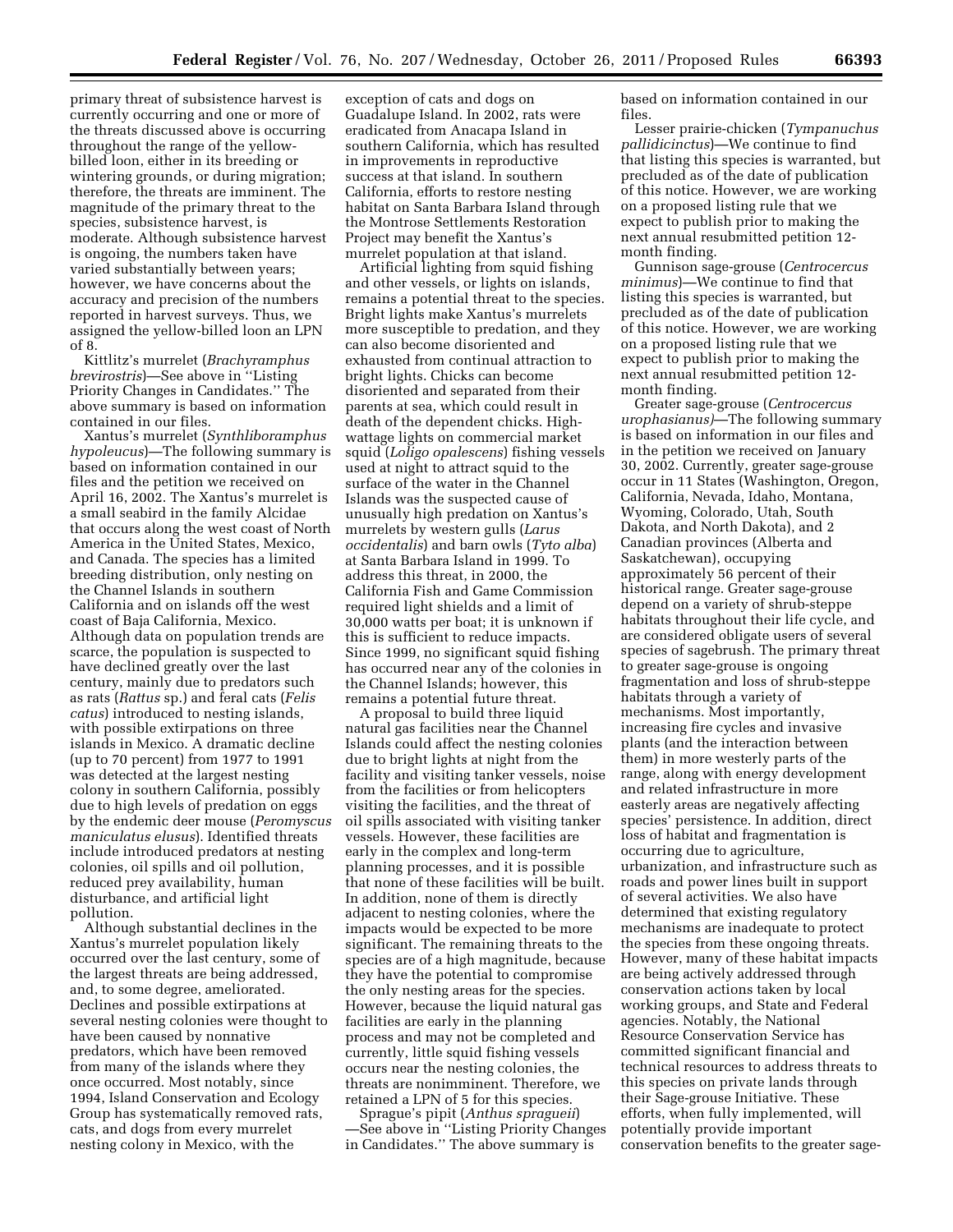primary threat of subsistence harvest is currently occurring and one or more of the threats discussed above is occurring throughout the range of the yellow-billed loon, either in its breeding or wintering grounds, or during migration; therefore, the threats are imminent. The magnitude of the primary threat to the species, subsistence harvest, is moderate. Although subsistence harvest is ongoing, the numbers taken have varied substantially between years; however, we have concerns about the accuracy and precision of the numbers reported in harvest surveys. Thus, we assigned the yellow-billed loon an LPN of 8.

Kittlitz's murrelet (*Brachyramphus brevirostris*)—See above in ''Listing Priority Changes in Candidates.'' The above summary is based on information contained in our files.

Xantus's murrelet (*Synthliboramphus hypoleucus*)—The following summary is based on information contained in our files and the petition we received on April 16, 2002. The Xantus's murrelet is a small seabird in the family Alcidae that occurs along the west coast of North America in the United States, Mexico, and Canada. The species has a limited breeding distribution, only nesting on the Channel Islands in southern California and on islands off the west coast of Baja California, Mexico. Although data on population trends are scarce, the population is suspected to have declined greatly over the last century, mainly due to predators such as rats (*Rattus* sp.) and feral cats (*Felis catus*) introduced to nesting islands, with possible extirpations on three islands in Mexico. A dramatic decline (up to 70 percent) from 1977 to 1991 was detected at the largest nesting colony in southern California, possibly due to high levels of predation on eggs by the endemic deer mouse (*Peromyscus maniculatus elusus*). Identified threats include introduced predators at nesting colonies, oil spills and oil pollution, reduced prey availability, human disturbance, and artificial light pollution.

Although substantial declines in the Xantus's murrelet population likely occurred over the last century, some of the largest threats are being addressed, and, to some degree, ameliorated. Declines and possible extirpations at several nesting colonies were thought to have been caused by nonnative predators, which have been removed from many of the islands where they once occurred. Most notably, since 1994, Island Conservation and Ecology Group has systematically removed rats, cats, and dogs from every murrelet nesting colony in Mexico, with the exception of cats and dogs on Guadalupe Island. In 2002, rats were eradicated from Anacapa Island in southern California, which has resulted in improvements in reproductive success at that island. In southern California, efforts to restore nesting habitat on Santa Barbara Island through the Montrose Settlements Restoration Project may benefit the Xantus's murrelet population at that island.

Artificial lighting from squid fishing and other vessels, or lights on islands, remains a potential threat to the species. Bright lights make Xantus's murrelets more susceptible to predation, and they can also become disoriented and exhausted from continual attraction to bright lights. Chicks can become disoriented and separated from their parents at sea, which could result in death of the dependent chicks. High-wattage lights on commercial market squid (*Loligo opalescens*) fishing vessels used at night to attract squid to the surface of the water in the Channel Islands was the suspected cause of unusually high predation on Xantus's murrelets by western gulls (*Larus occidentalis*) and barn owls (*Tyto alba*) at Santa Barbara Island in 1999. To address this threat, in 2000, the California Fish and Game Commission required light shields and a limit of 30,000 watts per boat; it is unknown if this is sufficient to reduce impacts. Since 1999, no significant squid fishing has occurred near any of the colonies in the Channel Islands; however, this remains a potential future threat.

A proposal to build three liquid natural gas facilities near the Channel Islands could affect the nesting colonies due to bright lights at night from the facility and visiting tanker vessels, noise from the facilities or from helicopters visiting the facilities, and the threat of oil spills associated with visiting tanker vessels. However, these facilities are early in the complex and long-term planning processes, and it is possible that none of these facilities will be built. In addition, none of them is directly adjacent to nesting colonies, where the impacts would be expected to be more significant. The remaining threats to the species are of a high magnitude, because they have the potential to compromise the only nesting areas for the species. However, because the liquid natural gas facilities are early in the planning process and may not be completed and currently, little squid fishing vessels occurs near the nesting colonies, the threats are nonimminent. Therefore, we retained a LPN of 5 for this species.

Sprague's pipit (*Anthus spragueii*)—See above in ''Listing Priority Changes in Candidates.'' The above summary is based on information contained in our files.

Lesser prairie-chicken (*Tympanuchus pallidicinctus*)—We continue to find that listing this species is warranted, but precluded as of the date of publication of this notice. However, we are working on a proposed listing rule that we expect to publish prior to making the next annual resubmitted petition 12-month finding.

Gunnison sage-grouse (*Centrocercus minimus*)—We continue to find that listing this species is warranted, but precluded as of the date of publication of this notice. However, we are working on a proposed listing rule that we expect to publish prior to making the next annual resubmitted petition 12-month finding.

Greater sage-grouse (*Centrocercus urophasianus)*—The following summary is based on information in our files and in the petition we received on January 30, 2002. Currently, greater sage-grouse occur in 11 States (Washington, Oregon, California, Nevada, Idaho, Montana, Wyoming, Colorado, Utah, South Dakota, and North Dakota), and 2 Canadian provinces (Alberta and Saskatchewan), occupying approximately 56 percent of their historical range. Greater sage-grouse depend on a variety of shrub-steppe habitats throughout their life cycle, and are considered obligate users of several species of sagebrush. The primary threat to greater sage-grouse is ongoing fragmentation and loss of shrub-steppe habitats through a variety of mechanisms. Most importantly, increasing fire cycles and invasive plants (and the interaction between them) in more westerly parts of the range, along with energy development and related infrastructure in more easterly areas are negatively affecting species' persistence. In addition, direct loss of habitat and fragmentation is occurring due to agriculture, urbanization, and infrastructure such as roads and power lines built in support of several activities. We also have determined that existing regulatory mechanisms are inadequate to protect the species from these ongoing threats. However, many of these habitat impacts are being actively addressed through conservation actions taken by local working groups, and State and Federal agencies. Notably, the National Resource Conservation Service has committed significant financial and technical resources to address threats to this species on private lands through their Sage-grouse Initiative. These efforts, when fully implemented, will potentially provide important conservation benefits to the greater sage-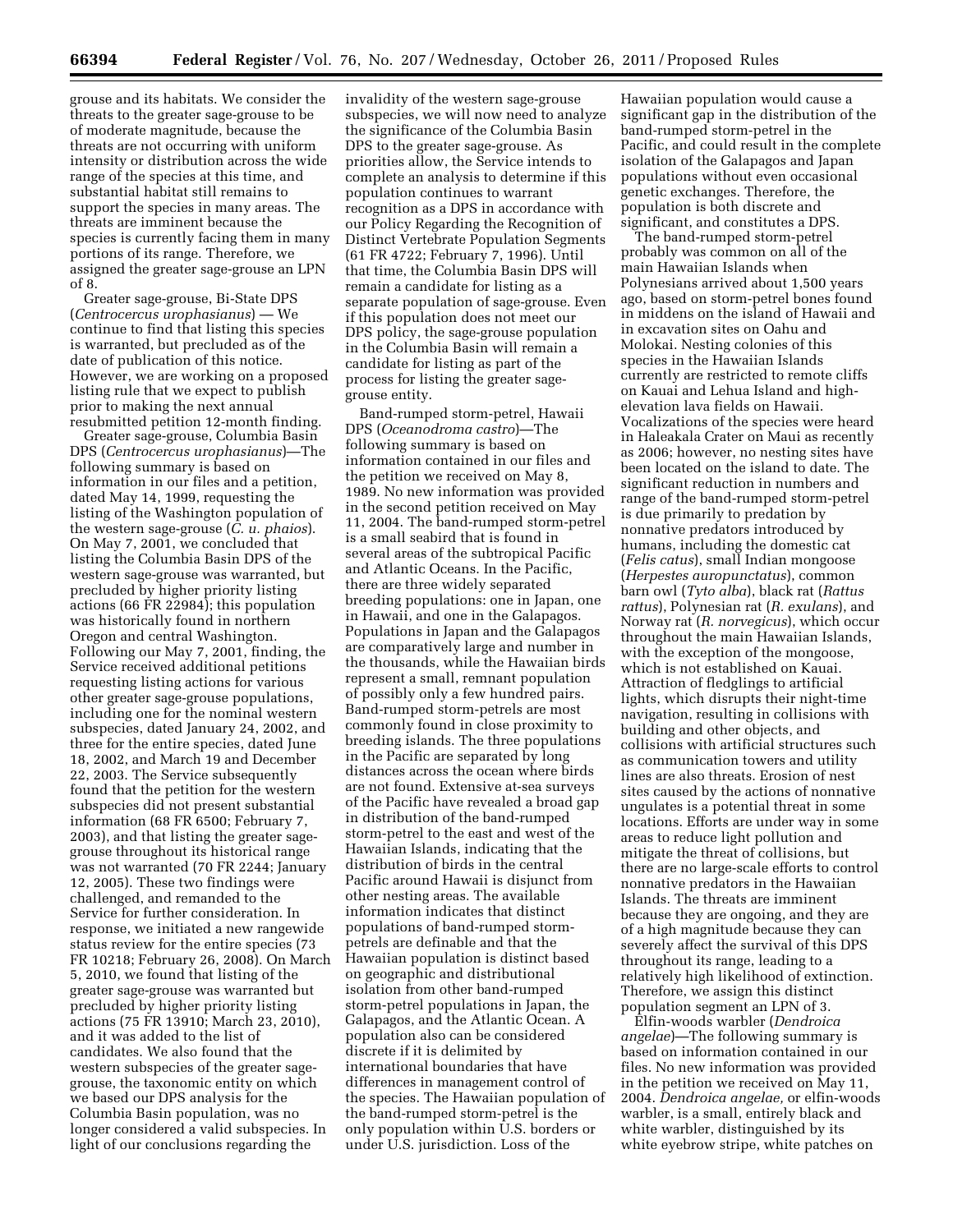grouse and its habitats. We consider the threats to the greater sage-grouse to be of moderate magnitude, because the threats are not occurring with uniform intensity or distribution across the wide range of the species at this time, and substantial habitat still remains to support the species in many areas. The threats are imminent because the species is currently facing them in many portions of its range. Therefore, we assigned the greater sage-grouse an LPN of 8.

Greater sage-grouse, Bi-State DPS (*Centrocercus urophasianus*) — We continue to find that listing this species is warranted, but precluded as of the date of publication of this notice. However, we are working on a proposed listing rule that we expect to publish prior to making the next annual resubmitted petition 12-month finding.

Greater sage-grouse, Columbia Basin DPS (*Centrocercus urophasianus*)—The following summary is based on information in our files and a petition, dated May 14, 1999, requesting the listing of the Washington population of the western sage-grouse (*C. u. phaios*). On May 7, 2001, we concluded that listing the Columbia Basin DPS of the western sage-grouse was warranted, but precluded by higher priority listing actions (66 FR 22984); this population was historically found in northern Oregon and central Washington. Following our May 7, 2001, finding, the Service received additional petitions requesting listing actions for various other greater sage-grouse populations, including one for the nominal western subspecies, dated January 24, 2002, and three for the entire species, dated June 18, 2002, and March 19 and December 22, 2003. The Service subsequently found that the petition for the western subspecies did not present substantial information (68 FR 6500; February 7, 2003), and that listing the greater sage-grouse throughout its historical range was not warranted (70 FR 2244; January 12, 2005). These two findings were challenged, and remanded to the Service for further consideration. In response, we initiated a new rangewide status review for the entire species (73 FR 10218; February 26, 2008). On March 5, 2010, we found that listing of the greater sage-grouse was warranted but precluded by higher priority listing actions (75 FR 13910; March 23, 2010), and it was added to the list of candidates. We also found that the western subspecies of the greater sage-grouse, the taxonomic entity on which we based our DPS analysis for the Columbia Basin population, was no longer considered a valid subspecies. In light of our conclusions regarding the invalidity of the western sage-grouse subspecies, we will now need to analyze the significance of the Columbia Basin DPS to the greater sage-grouse. As priorities allow, the Service intends to complete an analysis to determine if this population continues to warrant recognition as a DPS in accordance with our Policy Regarding the Recognition of Distinct Vertebrate Population Segments (61 FR 4722; February 7, 1996). Until that time, the Columbia Basin DPS will remain a candidate for listing as a separate population of sage-grouse. Even if this population does not meet our DPS policy, the sage-grouse population in the Columbia Basin will remain a candidate for listing as part of the process for listing the greater sage-grouse entity.

Band-rumped storm-petrel, Hawaii DPS (*Oceanodroma castro*)—The following summary is based on information contained in our files and the petition we received on May 8, 1989. No new information was provided in the second petition received on May 11, 2004. The band-rumped storm-petrel is a small seabird that is found in several areas of the subtropical Pacific and Atlantic Oceans. In the Pacific, there are three widely separated breeding populations: one in Japan, one in Hawaii, and one in the Galapagos. Populations in Japan and the Galapagos are comparatively large and number in the thousands, while the Hawaiian birds represent a small, remnant population of possibly only a few hundred pairs. Band-rumped storm-petrels are most commonly found in close proximity to breeding islands. The three populations in the Pacific are separated by long distances across the ocean where birds are not found. Extensive at-sea surveys of the Pacific have revealed a broad gap in distribution of the band-rumped storm-petrel to the east and west of the Hawaiian Islands, indicating that the distribution of birds in the central Pacific around Hawaii is disjunct from other nesting areas. The available information indicates that distinct populations of band-rumped storm-petrels are definable and that the Hawaiian population is distinct based on geographic and distributional isolation from other band-rumped storm-petrel populations in Japan, the Galapagos, and the Atlantic Ocean. A population also can be considered discrete if it is delimited by international boundaries that have differences in management control of the species. The Hawaiian population of the band-rumped storm-petrel is the only population within U.S. borders or under U.S. jurisdiction. Loss of the Hawaiian population would cause a significant gap in the distribution of the band-rumped storm-petrel in the Pacific, and could result in the complete isolation of the Galapagos and Japan populations without even occasional genetic exchanges. Therefore, the population is both discrete and significant, and constitutes a DPS.

The band-rumped storm-petrel probably was common on all of the main Hawaiian Islands when Polynesians arrived about 1,500 years ago, based on storm-petrel bones found in middens on the island of Hawaii and in excavation sites on Oahu and Molokai. Nesting colonies of this species in the Hawaiian Islands currently are restricted to remote cliffs on Kauai and Lehua Island and high-elevation lava fields on Hawaii. Vocalizations of the species were heard in Haleakala Crater on Maui as recently as 2006; however, no nesting sites have been located on the island to date. The significant reduction in numbers and range of the band-rumped storm-petrel is due primarily to predation by nonnative predators introduced by humans, including the domestic cat (*Felis catus*), small Indian mongoose (*Herpestes auropunctatus*), common barn owl (*Tyto alba*), black rat (*Rattus rattus*), Polynesian rat (*R. exulans*), and Norway rat (*R. norvegicus*), which occur throughout the main Hawaiian Islands, with the exception of the mongoose, which is not established on Kauai. Attraction of fledglings to artificial lights, which disrupts their night-time navigation, resulting in collisions with building and other objects, and collisions with artificial structures such as communication towers and utility lines are also threats. Erosion of nest sites caused by the actions of nonnative ungulates is a potential threat in some locations. Efforts are under way in some areas to reduce light pollution and mitigate the threat of collisions, but there are no large-scale efforts to control nonnative predators in the Hawaiian Islands. The threats are imminent because they are ongoing, and they are of a high magnitude because they can severely affect the survival of this DPS throughout its range, leading to a relatively high likelihood of extinction. Therefore, we assign this distinct population segment an LPN of 3.

Elfin-woods warbler (*Dendroica angelae*)—The following summary is based on information contained in our files. No new information was provided in the petition we received on May 11, 2004. *Dendroica angelae,* or elfin-woods warbler, is a small, entirely black and white warbler, distinguished by its white eyebrow stripe, white patches on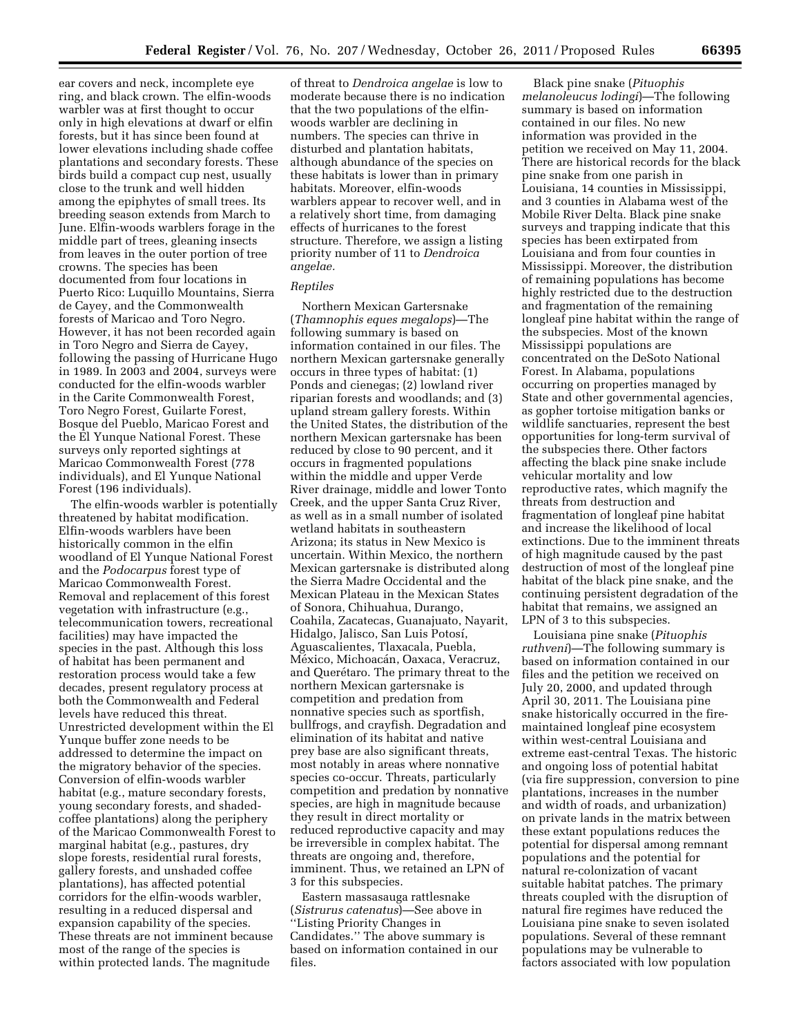ear covers and neck, incomplete eye ring, and black crown. The elfin-woods warbler was at first thought to occur only in high elevations at dwarf or elfin forests, but it has since been found at lower elevations including shade coffee plantations and secondary forests. These birds build a compact cup nest, usually close to the trunk and well hidden among the epiphytes of small trees. Its breeding season extends from March to June. Elfin-woods warblers forage in the middle part of trees, gleaning insects from leaves in the outer portion of tree crowns. The species has been documented from four locations in Puerto Rico: Luquillo Mountains, Sierra de Cayey, and the Commonwealth forests of Maricao and Toro Negro. However, it has not been recorded again in Toro Negro and Sierra de Cayey, following the passing of Hurricane Hugo in 1989. In 2003 and 2004, surveys were conducted for the elfin-woods warbler in the Carite Commonwealth Forest, Toro Negro Forest, Guilarte Forest, Bosque del Pueblo, Maricao Forest and the El Yunque National Forest. These surveys only reported sightings at Maricao Commonwealth Forest (778 individuals), and El Yunque National Forest (196 individuals).

The elfin-woods warbler is potentially threatened by habitat modification. Elfin-woods warblers have been historically common in the elfin woodland of El Yunque National Forest and the *Podocarpus* forest type of Maricao Commonwealth Forest. Removal and replacement of this forest vegetation with infrastructure (e.g., telecommunication towers, recreational facilities) may have impacted the species in the past. Although this loss of habitat has been permanent and restoration process would take a few decades, present regulatory process at both the Commonwealth and Federal levels have reduced this threat. Unrestricted development within the El Yunque buffer zone needs to be addressed to determine the impact on the migratory behavior of the species. Conversion of elfin-woods warbler habitat (e.g., mature secondary forests, young secondary forests, and shaded-coffee plantations) along the periphery of the Maricao Commonwealth Forest to marginal habitat (e.g., pastures, dry slope forests, residential rural forests, gallery forests, and unshaded coffee plantations), has affected potential corridors for the elfin-woods warbler, resulting in a reduced dispersal and expansion capability of the species. These threats are not imminent because most of the range of the species is within protected lands. The magnitude of threat to *Dendroica angelae* is low to moderate because there is no indication that the two populations of the elfin-woods warbler are declining in numbers. The species can thrive in disturbed and plantation habitats, although abundance of the species on these habitats is lower than in primary habitats. Moreover, elfin-woods warblers appear to recover well, and in a relatively short time, from damaging effects of hurricanes to the forest structure. Therefore, we assign a listing priority number of 11 to *Dendroica angelae.*

### *Reptiles*

Northern Mexican Gartersnake (*Thamnophis eques megalops*)—The following summary is based on information contained in our files. The northern Mexican gartersnake generally occurs in three types of habitat: (1) Ponds and cienegas; (2) lowland river riparian forests and woodlands; and (3) upland stream gallery forests. Within the United States, the distribution of the northern Mexican gartersnake has been reduced by close to 90 percent, and it occurs in fragmented populations within the middle and upper Verde River drainage, middle and lower Tonto Creek, and the upper Santa Cruz River, as well as in a small number of isolated wetland habitats in southeastern Arizona; its status in New Mexico is uncertain. Within Mexico, the northern Mexican gartersnake is distributed along the Sierra Madre Occidental and the Mexican Plateau in the Mexican States of Sonora, Chihuahua, Durango, Coahila, Zacatecas, Guanajuato, Nayarit, Hidalgo, Jalisco, San Luis Potosí, Aguascalientes, Tlaxacala, Puebla, México, Michoacán, Oaxaca, Veracruz, and Querétaro. The primary threat to the northern Mexican gartersnake is competition and predation from nonnative species such as sportfish, bullfrogs, and crayfish. Degradation and elimination of its habitat and native prey base are also significant threats, most notably in areas where nonnative species co-occur. Threats, particularly competition and predation by nonnative species, are high in magnitude because they result in direct mortality or reduced reproductive capacity and may be irreversible in complex habitat. The threats are ongoing and, therefore, imminent. Thus, we retained an LPN of 3 for this subspecies.

Eastern massasauga rattlesnake (*Sistrurus catenatus*)—See above in ''Listing Priority Changes in Candidates.'' The above summary is based on information contained in our files.

Black pine snake (*Pituophis melanoleucus lodingi*)—The following summary is based on information contained in our files. No new information was provided in the petition we received on May 11, 2004. There are historical records for the black pine snake from one parish in Louisiana, 14 counties in Mississippi, and 3 counties in Alabama west of the Mobile River Delta. Black pine snake surveys and trapping indicate that this species has been extirpated from Louisiana and from four counties in Mississippi. Moreover, the distribution of remaining populations has become highly restricted due to the destruction and fragmentation of the remaining longleaf pine habitat within the range of the subspecies. Most of the known Mississippi populations are concentrated on the DeSoto National Forest. In Alabama, populations occurring on properties managed by State and other governmental agencies, as gopher tortoise mitigation banks or wildlife sanctuaries, represent the best opportunities for long-term survival of the subspecies there. Other factors affecting the black pine snake include vehicular mortality and low reproductive rates, which magnify the threats from destruction and fragmentation of longleaf pine habitat and increase the likelihood of local extinctions. Due to the imminent threats of high magnitude caused by the past destruction of most of the longleaf pine habitat of the black pine snake, and the continuing persistent degradation of the habitat that remains, we assigned an LPN of 3 to this subspecies.

Louisiana pine snake (*Pituophis ruthveni*)—The following summary is based on information contained in our files and the petition we received on July 20, 2000, and updated through April 30, 2011. The Louisiana pine snake historically occurred in the fire-maintained longleaf pine ecosystem within west-central Louisiana and extreme east-central Texas. The historic and ongoing loss of potential habitat (via fire suppression, conversion to pine plantations, increases in the number and width of roads, and urbanization) on private lands in the matrix between these extant populations reduces the potential for dispersal among remnant populations and the potential for natural re-colonization of vacant suitable habitat patches. The primary threats coupled with the disruption of natural fire regimes have reduced the Louisiana pine snake to seven isolated populations. Several of these remnant populations may be vulnerable to factors associated with low population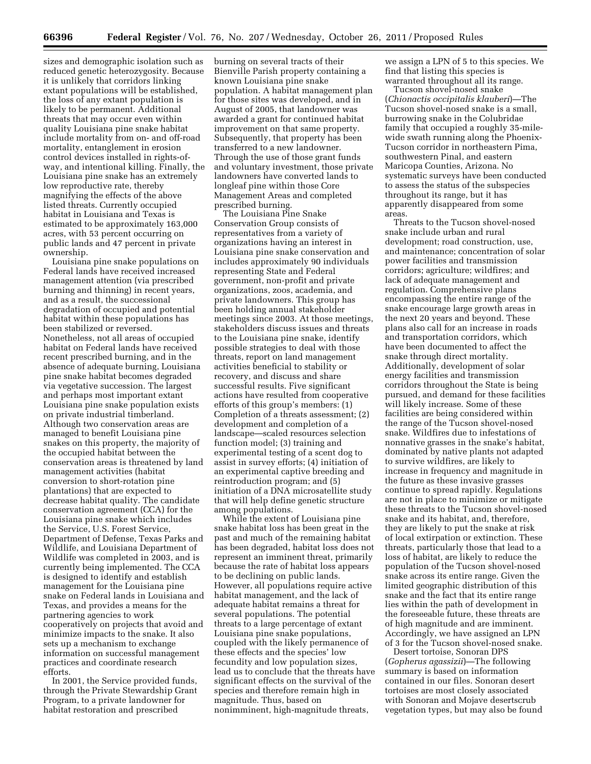sizes and demographic isolation such as reduced genetic heterozygosity. Because it is unlikely that corridors linking extant populations will be established, the loss of any extant population is likely to be permanent. Additional threats that may occur even within quality Louisiana pine snake habitat include mortality from on- and off-road mortality, entanglement in erosion control devices installed in rights-of-way, and intentional killing. Finally, the Louisiana pine snake has an extremely low reproductive rate, thereby magnifying the effects of the above listed threats. Currently occupied habitat in Louisiana and Texas is estimated to be approximately 163,000 acres, with 53 percent occurring on public lands and 47 percent in private ownership.

Louisiana pine snake populations on Federal lands have received increased management attention (via prescribed burning and thinning) in recent years, and as a result, the successional degradation of occupied and potential habitat within these populations has been stabilized or reversed. Nonetheless, not all areas of occupied habitat on Federal lands have received recent prescribed burning, and in the absence of adequate burning, Louisiana pine snake habitat becomes degraded via vegetative succession. The largest and perhaps most important extant Louisiana pine snake population exists on private industrial timberland. Although two conservation areas are managed to benefit Louisiana pine snakes on this property, the majority of the occupied habitat between the conservation areas is threatened by land management activities (habitat conversion to short-rotation pine plantations) that are expected to decrease habitat quality. The candidate conservation agreement (CCA) for the Louisiana pine snake which includes the Service, U.S. Forest Service, Department of Defense, Texas Parks and Wildlife, and Louisiana Department of Wildlife was completed in 2003, and is currently being implemented. The CCA is designed to identify and establish management for the Louisiana pine snake on Federal lands in Louisiana and Texas, and provides a means for the partnering agencies to work cooperatively on projects that avoid and minimize impacts to the snake. It also sets up a mechanism to exchange information on successful management practices and coordinate research efforts.

In 2001, the Service provided funds, through the Private Stewardship Grant Program, to a private landowner for habitat restoration and prescribed burning on several tracts of their Bienville Parish property containing a known Louisiana pine snake population. A habitat management plan for those sites was developed, and in August of 2005, that landowner was awarded a grant for continued habitat improvement on that same property. Subsequently, that property has been transferred to a new landowner. Through the use of those grant funds and voluntary investment, those private landowners have converted lands to longleaf pine within those Core Management Areas and completed prescribed burning.

The Louisiana Pine Snake Conservation Group consists of representatives from a variety of organizations having an interest in Louisiana pine snake conservation and includes approximately 90 individuals representing State and Federal government, non-profit and private organizations, zoos, academia, and private landowners. This group has been holding annual stakeholder meetings since 2003. At those meetings, stakeholders discuss issues and threats to the Louisiana pine snake, identify possible strategies to deal with those threats, report on land management activities beneficial to stability or recovery, and discuss and share successful results. Five significant actions have resulted from cooperative efforts of this group's members: (1) Completion of a threats assessment; (2) development and completion of a landscape—scaled resources selection function model; (3) training and experimental testing of a scent dog to assist in survey efforts; (4) initiation of an experimental captive breeding and reintroduction program; and (5) initiation of a DNA microsatellite study that will help define genetic structure among populations.

While the extent of Louisiana pine snake habitat loss has been great in the past and much of the remaining habitat has been degraded, habitat loss does not represent an imminent threat, primarily because the rate of habitat loss appears to be declining on public lands. However, all populations require active habitat management, and the lack of adequate habitat remains a threat for several populations. The potential threats to a large percentage of extant Louisiana pine snake populations, coupled with the likely permanence of these effects and the species' low fecundity and low population sizes, lead us to conclude that the threats have significant effects on the survival of the species and therefore remain high in magnitude. Thus, based on nonimminent, high-magnitude threats, we assign a LPN of 5 to this species. We find that listing this species is warranted throughout all its range.

Tucson shovel-nosed snake (*Chionactis occipitalis klauberi*)—The Tucson shovel-nosed snake is a small, burrowing snake in the Colubridae family that occupied a roughly 35-mile-wide swath running along the Phoenix-Tucson corridor in northeastern Pima, southwestern Pinal, and eastern Maricopa Counties, Arizona. No systematic surveys have been conducted to assess the status of the subspecies throughout its range, but it has apparently disappeared from some areas.

Threats to the Tucson shovel-nosed snake include urban and rural development; road construction, use, and maintenance; concentration of solar power facilities and transmission corridors; agriculture; wildfires; and lack of adequate management and regulation. Comprehensive plans encompassing the entire range of the snake encourage large growth areas in the next 20 years and beyond. These plans also call for an increase in roads and transportation corridors, which have been documented to affect the snake through direct mortality. Additionally, development of solar energy facilities and transmission corridors throughout the State is being pursued, and demand for these facilities will likely increase. Some of these facilities are being considered within the range of the Tucson shovel-nosed snake. Wildfires due to infestations of nonnative grasses in the snake's habitat, dominated by native plants not adapted to survive wildfires, are likely to increase in frequency and magnitude in the future as these invasive grasses continue to spread rapidly. Regulations are not in place to minimize or mitigate these threats to the Tucson shovel-nosed snake and its habitat, and, therefore, they are likely to put the snake at risk of local extirpation or extinction. These threats, particularly those that lead to a loss of habitat, are likely to reduce the population of the Tucson shovel-nosed snake across its entire range. Given the limited geographic distribution of this snake and the fact that its entire range lies within the path of development in the foreseeable future, these threats are of high magnitude and are imminent. Accordingly, we have assigned an LPN of 3 for the Tucson shovel-nosed snake.

Desert tortoise, Sonoran DPS (*Gopherus agassizii*)—The following summary is based on information contained in our files. Sonoran desert tortoises are most closely associated with Sonoran and Mojave desertscrub vegetation types, but may also be found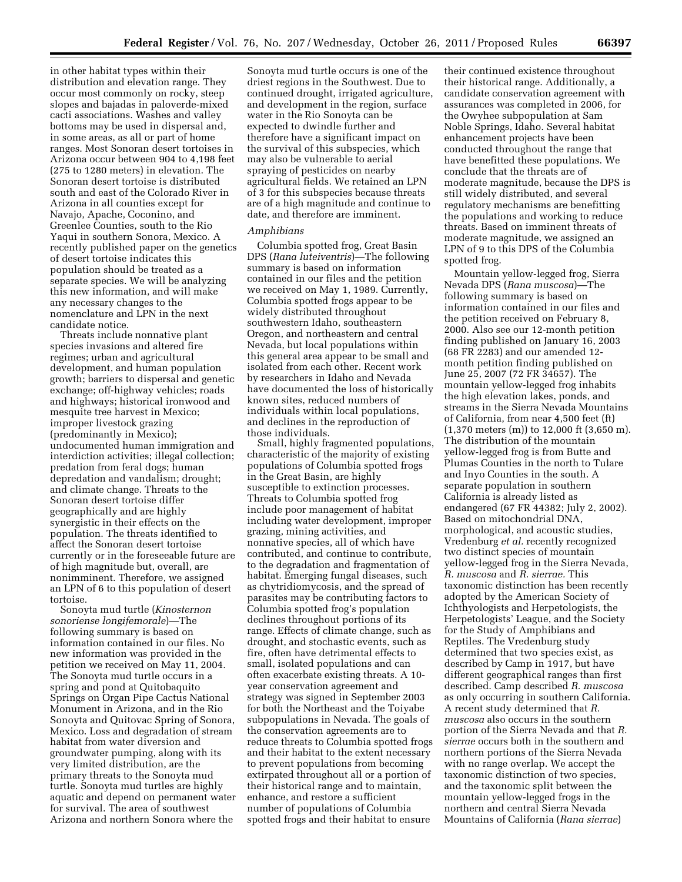in other habitat types within their distribution and elevation range. They occur most commonly on rocky, steep slopes and bajadas in paloverde-mixed cacti associations. Washes and valley bottoms may be used in dispersal and, in some areas, as all or part of home ranges. Most Sonoran desert tortoises in Arizona occur between 904 to 4,198 feet (275 to 1280 meters) in elevation. The Sonoran desert tortoise is distributed south and east of the Colorado River in Arizona in all counties except for Navajo, Apache, Coconino, and Greenlee Counties, south to the Rio Yaqui in southern Sonora, Mexico. A recently published paper on the genetics of desert tortoise indicates this population should be treated as a separate species. We will be analyzing this new information, and will make any necessary changes to the nomenclature and LPN in the next candidate notice.

Threats include nonnative plant species invasions and altered fire regimes; urban and agricultural development, and human population growth; barriers to dispersal and genetic exchange; off-highway vehicles; roads and highways; historical ironwood and mesquite tree harvest in Mexico; improper livestock grazing (predominantly in Mexico); undocumented human immigration and interdiction activities; illegal collection; predation from feral dogs; human depredation and vandalism; drought; and climate change. Threats to the Sonoran desert tortoise differ geographically and are highly synergistic in their effects on the population. The threats identified to affect the Sonoran desert tortoise currently or in the foreseeable future are of high magnitude but, overall, are nonimminent. Therefore, we assigned an LPN of 6 to this population of desert tortoise.

Sonoyta mud turtle (*Kinosternon sonoriense longifemorale*)—The following summary is based on information contained in our files. No new information was provided in the petition we received on May 11, 2004. The Sonoyta mud turtle occurs in a spring and pond at Quitobaquito Springs on Organ Pipe Cactus National Monument in Arizona, and in the Rio Sonoyta and Quitovac Spring of Sonora, Mexico. Loss and degradation of stream habitat from water diversion and groundwater pumping, along with its very limited distribution, are the primary threats to the Sonoyta mud turtle. Sonoyta mud turtles are highly aquatic and depend on permanent water for survival. The area of southwest Arizona and northern Sonora where the Sonoyta mud turtle occurs is one of the driest regions in the Southwest. Due to continued drought, irrigated agriculture, and development in the region, surface water in the Rio Sonoyta can be expected to dwindle further and therefore have a significant impact on the survival of this subspecies, which may also be vulnerable to aerial spraying of pesticides on nearby agricultural fields. We retained an LPN of 3 for this subspecies because threats are of a high magnitude and continue to date, and therefore are imminent.

*Amphibians*

Columbia spotted frog, Great Basin DPS (*Rana luteiventris*)—The following summary is based on information contained in our files and the petition we received on May 1, 1989. Currently, Columbia spotted frogs appear to be widely distributed throughout southwestern Idaho, southeastern Oregon, and northeastern and central Nevada, but local populations within this general area appear to be small and isolated from each other. Recent work by researchers in Idaho and Nevada have documented the loss of historically known sites, reduced numbers of individuals within local populations, and declines in the reproduction of those individuals.

Small, highly fragmented populations, characteristic of the majority of existing populations of Columbia spotted frogs in the Great Basin, are highly susceptible to extinction processes. Threats to Columbia spotted frog include poor management of habitat including water development, improper grazing, mining activities, and nonnative species, all of which have contributed, and continue to contribute, to the degradation and fragmentation of habitat. Emerging fungal diseases, such as chytridiomycosis, and the spread of parasites may be contributing factors to Columbia spotted frog's population declines throughout portions of its range. Effects of climate change, such as drought, and stochastic events, such as fire, often have detrimental effects to small, isolated populations and can often exacerbate existing threats. A 10-year conservation agreement and strategy was signed in September 2003 for both the Northeast and the Toiyabe subpopulations in Nevada. The goals of the conservation agreements are to reduce threats to Columbia spotted frogs and their habitat to the extent necessary to prevent populations from becoming extirpated throughout all or a portion of their historical range and to maintain, enhance, and restore a sufficient number of populations of Columbia spotted frogs and their habitat to ensure their continued existence throughout their historical range. Additionally, a candidate conservation agreement with assurances was completed in 2006, for the Owyhee subpopulation at Sam Noble Springs, Idaho. Several habitat enhancement projects have been conducted throughout the range that have benefitted these populations. We conclude that the threats are of moderate magnitude, because the DPS is still widely distributed, and several regulatory mechanisms are benefitting the populations and working to reduce threats. Based on imminent threats of moderate magnitude, we assigned an LPN of 9 to this DPS of the Columbia spotted frog.

Mountain yellow-legged frog, Sierra Nevada DPS (*Rana muscosa*)—The following summary is based on information contained in our files and the petition received on February 8, 2000. Also see our 12-month petition finding published on January 16, 2003 (68 FR 2283) and our amended 12-month petition finding published on June 25, 2007 (72 FR 34657). The mountain yellow-legged frog inhabits the high elevation lakes, ponds, and streams in the Sierra Nevada Mountains of California, from near 4,500 feet (ft) (1,370 meters (m)) to 12,000 ft (3,650 m). The distribution of the mountain yellow-legged frog is from Butte and Plumas Counties in the north to Tulare and Inyo Counties in the south. A separate population in southern California is already listed as endangered (67 FR 44382; July 2, 2002). Based on mitochondrial DNA, morphological, and acoustic studies, Vredenburg *et al.* recently recognized two distinct species of mountain yellow-legged frog in the Sierra Nevada, *R. muscosa* and *R. sierrae.* This taxonomic distinction has been recently adopted by the American Society of Ichthyologists and Herpetologists, the Herpetologists' League, and the Society for the Study of Amphibians and Reptiles. The Vredenburg study determined that two species exist, as described by Camp in 1917, but have different geographical ranges than first described. Camp described *R. muscosa* as only occurring in southern California. A recent study determined that *R. muscosa* also occurs in the southern portion of the Sierra Nevada and that *R. sierrae* occurs both in the southern and northern portions of the Sierra Nevada with no range overlap. We accept the taxonomic distinction of two species, and the taxonomic split between the mountain yellow-legged frogs in the northern and central Sierra Nevada Mountains of California (*Rana sierrae*)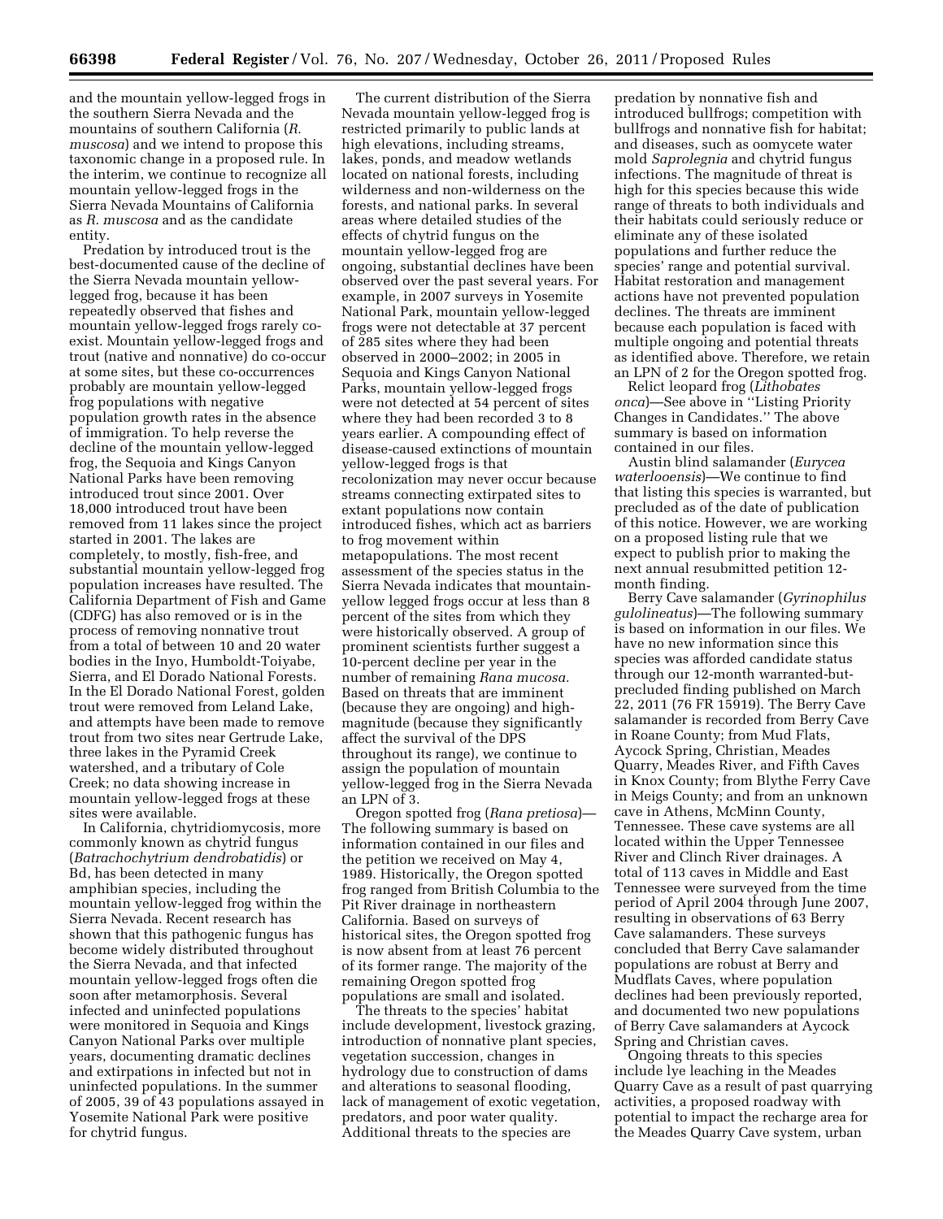and the mountain yellow-legged frogs in the southern Sierra Nevada and the mountains of southern California (*R. muscosa*) and we intend to propose this taxonomic change in a proposed rule. In the interim, we continue to recognize all mountain yellow-legged frogs in the Sierra Nevada Mountains of California as *R. muscosa* and as the candidate entity.

Predation by introduced trout is the best-documented cause of the decline of the Sierra Nevada mountain yellow-legged frog, because it has been repeatedly observed that fishes and mountain yellow-legged frogs rarely co-exist. Mountain yellow-legged frogs and trout (native and nonnative) do co-occur at some sites, but these co-occurrences probably are mountain yellow-legged frog populations with negative population growth rates in the absence of immigration. To help reverse the decline of the mountain yellow-legged frog, the Sequoia and Kings Canyon National Parks have been removing introduced trout since 2001. Over 18,000 introduced trout have been removed from 11 lakes since the project started in 2001. The lakes are completely, to mostly, fish-free, and substantial mountain yellow-legged frog population increases have resulted. The California Department of Fish and Game (CDFG) has also removed or is in the process of removing nonnative trout from a total of between 10 and 20 water bodies in the Inyo, Humboldt-Toiyabe, Sierra, and El Dorado National Forests. In the El Dorado National Forest, golden trout were removed from Leland Lake, and attempts have been made to remove trout from two sites near Gertrude Lake, three lakes in the Pyramid Creek watershed, and a tributary of Cole Creek; no data showing increase in mountain yellow-legged frogs at these sites were available.

In California, chytridiomycosis, more commonly known as chytrid fungus (*Batrachochytrium dendrobatidis*) or Bd, has been detected in many amphibian species, including the mountain yellow-legged frog within the Sierra Nevada. Recent research has shown that this pathogenic fungus has become widely distributed throughout the Sierra Nevada, and that infected mountain yellow-legged frogs often die soon after metamorphosis. Several infected and uninfected populations were monitored in Sequoia and Kings Canyon National Parks over multiple years, documenting dramatic declines and extirpations in infected but not in uninfected populations. In the summer of 2005, 39 of 43 populations assayed in Yosemite National Park were positive for chytrid fungus.

The current distribution of the Sierra Nevada mountain yellow-legged frog is restricted primarily to public lands at high elevations, including streams, lakes, ponds, and meadow wetlands located on national forests, including wilderness and non-wilderness on the forests, and national parks. In several areas where detailed studies of the effects of chytrid fungus on the mountain yellow-legged frog are ongoing, substantial declines have been observed over the past several years. For example, in 2007 surveys in Yosemite National Park, mountain yellow-legged frogs were not detectable at 37 percent of 285 sites where they had been observed in 2000–2002; in 2005 in Sequoia and Kings Canyon National Parks, mountain yellow-legged frogs were not detected at 54 percent of sites where they had been recorded 3 to 8 years earlier. A compounding effect of disease-caused extinctions of mountain yellow-legged frogs is that recolonization may never occur because streams connecting extirpated sites to extant populations now contain introduced fishes, which act as barriers to frog movement within metapopulations. The most recent assessment of the species status in the Sierra Nevada indicates that mountain-yellow legged frogs occur at less than 8 percent of the sites from which they were historically observed. A group of prominent scientists further suggest a 10-percent decline per year in the number of remaining *Rana mucosa.* Based on threats that are imminent (because they are ongoing) and high-magnitude (because they significantly affect the survival of the DPS throughout its range), we continue to assign the population of mountain yellow-legged frog in the Sierra Nevada an LPN of 3.

Oregon spotted frog (*Rana pretiosa*)—The following summary is based on information contained in our files and the petition we received on May 4, 1989. Historically, the Oregon spotted frog ranged from British Columbia to the Pit River drainage in northeastern California. Based on surveys of historical sites, the Oregon spotted frog is now absent from at least 76 percent of its former range. The majority of the remaining Oregon spotted frog populations are small and isolated.

The threats to the species' habitat include development, livestock grazing, introduction of nonnative plant species, vegetation succession, changes in hydrology due to construction of dams and alterations to seasonal flooding, lack of management of exotic vegetation, predators, and poor water quality. Additional threats to the species are predation by nonnative fish and introduced bullfrogs; competition with bullfrogs and nonnative fish for habitat; and diseases, such as oomycete water mold *Saprolegnia* and chytrid fungus infections. The magnitude of threat is high for this species because this wide range of threats to both individuals and their habitats could seriously reduce or eliminate any of these isolated populations and further reduce the species' range and potential survival. Habitat restoration and management actions have not prevented population declines. The threats are imminent because each population is faced with multiple ongoing and potential threats as identified above. Therefore, we retain an LPN of 2 for the Oregon spotted frog.

Relict leopard frog (*Lithobates onca*)—See above in ''Listing Priority Changes in Candidates.'' The above summary is based on information contained in our files.

Austin blind salamander (*Eurycea waterlooensis*)—We continue to find that listing this species is warranted, but precluded as of the date of publication of this notice. However, we are working on a proposed listing rule that we expect to publish prior to making the next annual resubmitted petition 12-month finding.

Berry Cave salamander (*Gyrinophilus gulolineatus*)—The following summary is based on information in our files. We have no new information since this species was afforded candidate status through our 12-month warranted-but-precluded finding published on March 22, 2011 (76 FR 15919). The Berry Cave salamander is recorded from Berry Cave in Roane County; from Mud Flats, Aycock Spring, Christian, Meades Quarry, Meades River, and Fifth Caves in Knox County; from Blythe Ferry Cave in Meigs County; and from an unknown cave in Athens, McMinn County, Tennessee. These cave systems are all located within the Upper Tennessee River and Clinch River drainages. A total of 113 caves in Middle and East Tennessee were surveyed from the time period of April 2004 through June 2007, resulting in observations of 63 Berry Cave salamanders. These surveys concluded that Berry Cave salamander populations are robust at Berry and Mudflats Caves, where population declines had been previously reported, and documented two new populations of Berry Cave salamanders at Aycock Spring and Christian caves.

Ongoing threats to this species include lye leaching in the Meades Quarry Cave as a result of past quarrying activities, a proposed roadway with potential to impact the recharge area for the Meades Quarry Cave system, urban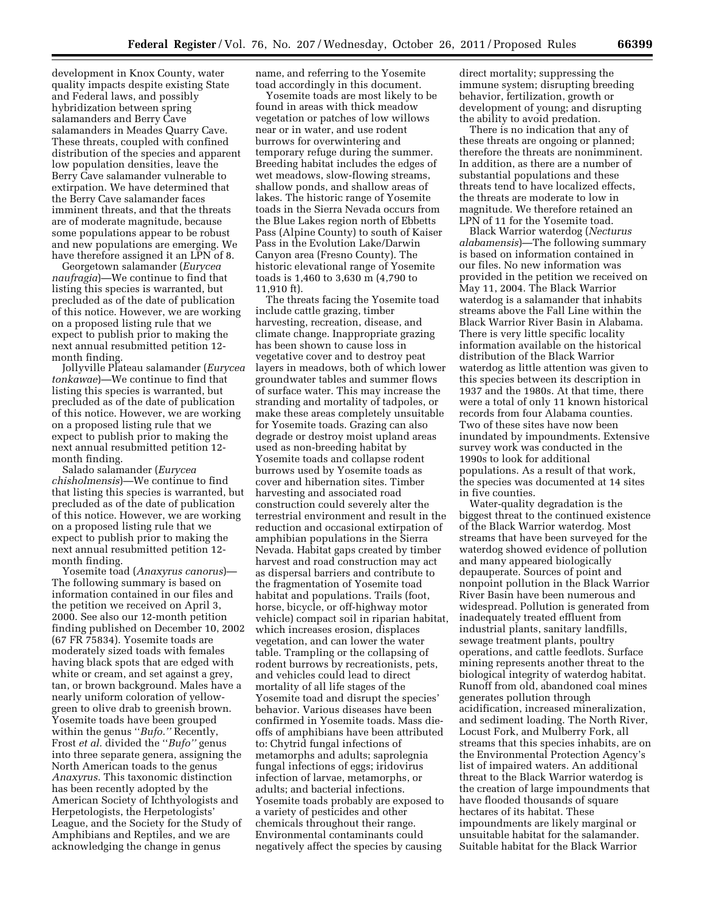development in Knox County, water quality impacts despite existing State and Federal laws, and possibly hybridization between spring salamanders and Berry Cave salamanders in Meades Quarry Cave. These threats, coupled with confined distribution of the species and apparent low population densities, leave the Berry Cave salamander vulnerable to extirpation. We have determined that the Berry Cave salamander faces imminent threats, and that the threats are of moderate magnitude, because some populations appear to be robust and new populations are emerging. We have therefore assigned it an LPN of 8.

Georgetown salamander (*Eurycea naufragia*)—We continue to find that listing this species is warranted, but precluded as of the date of publication of this notice. However, we are working on a proposed listing rule that we expect to publish prior to making the next annual resubmitted petition 12-month finding.

Jollyville Plateau salamander (*Eurycea tonkawae*)—We continue to find that listing this species is warranted, but precluded as of the date of publication of this notice. However, we are working on a proposed listing rule that we expect to publish prior to making the next annual resubmitted petition 12-month finding.

Salado salamander (*Eurycea chisholmensis*)—We continue to find that listing this species is warranted, but precluded as of the date of publication of this notice. However, we are working on a proposed listing rule that we expect to publish prior to making the next annual resubmitted petition 12-month finding.

Yosemite toad (*Anaxyrus canorus*)—The following summary is based on information contained in our files and the petition we received on April 3, 2000. See also our 12-month petition finding published on December 10, 2002 (67 FR 75834). Yosemite toads are moderately sized toads with females having black spots that are edged with white or cream, and set against a grey, tan, or brown background. Males have a nearly uniform coloration of yellow-green to olive drab to greenish brown. Yosemite toads have been grouped within the genus ''*Bufo.*'' Recently, Frost *et al.* divided the ''*Bufo*'' genus into three separate genera, assigning the North American toads to the genus *Anaxyrus.* This taxonomic distinction has been recently adopted by the American Society of Ichthyologists and Herpetologists, the Herpetologists' League, and the Society for the Study of Amphibians and Reptiles, and we are acknowledging the change in genus name, and referring to the Yosemite toad accordingly in this document.

Yosemite toads are most likely to be found in areas with thick meadow vegetation or patches of low willows near or in water, and use rodent burrows for overwintering and temporary refuge during the summer. Breeding habitat includes the edges of wet meadows, slow-flowing streams, shallow ponds, and shallow areas of lakes. The historic range of Yosemite toads in the Sierra Nevada occurs from the Blue Lakes region north of Ebbetts Pass (Alpine County) to south of Kaiser Pass in the Evolution Lake/Darwin Canyon area (Fresno County). The historic elevational range of Yosemite toads is 1,460 to 3,630 m (4,790 to 11,910 ft).

The threats facing the Yosemite toad include cattle grazing, timber harvesting, recreation, disease, and climate change. Inappropriate grazing has been shown to cause loss in vegetative cover and to destroy peat layers in meadows, both of which lower groundwater tables and summer flows of surface water. This may increase the stranding and mortality of tadpoles, or make these areas completely unsuitable for Yosemite toads. Grazing can also degrade or destroy moist upland areas used as non-breeding habitat by Yosemite toads and collapse rodent burrows used by Yosemite toads as cover and hibernation sites. Timber harvesting and associated road construction could severely alter the terrestrial environment and result in the reduction and occasional extirpation of amphibian populations in the Sierra Nevada. Habitat gaps created by timber harvest and road construction may act as dispersal barriers and contribute to the fragmentation of Yosemite toad habitat and populations. Trails (foot, horse, bicycle, or off-highway motor vehicle) compact soil in riparian habitat, which increases erosion, displaces vegetation, and can lower the water table. Trampling or the collapsing of rodent burrows by recreationists, pets, and vehicles could lead to direct mortality of all life stages of the Yosemite toad and disrupt the species' behavior. Various diseases have been confirmed in Yosemite toads. Mass die-offs of amphibians have been attributed to: Chytrid fungal infections of metamorphs and adults; saprolegnia fungal infections of eggs; iridovirus infection of larvae, metamorphs, or adults; and bacterial infections. Yosemite toads probably are exposed to a variety of pesticides and other chemicals throughout their range. Environmental contaminants could negatively affect the species by causing direct mortality; suppressing the immune system; disrupting breeding behavior, fertilization, growth or development of young; and disrupting the ability to avoid predation.

There is no indication that any of these threats are ongoing or planned; therefore the threats are nonimminent. In addition, as there are a number of substantial populations and these threats tend to have localized effects, the threats are moderate to low in magnitude. We therefore retained an LPN of 11 for the Yosemite toad.

Black Warrior waterdog (*Necturus alabamensis*)—The following summary is based on information contained in our files. No new information was provided in the petition we received on May 11, 2004. The Black Warrior waterdog is a salamander that inhabits streams above the Fall Line within the Black Warrior River Basin in Alabama. There is very little specific locality information available on the historical distribution of the Black Warrior waterdog as little attention was given to this species between its description in 1937 and the 1980s. At that time, there were a total of only 11 known historical records from four Alabama counties. Two of these sites have now been inundated by impoundments. Extensive survey work was conducted in the 1990s to look for additional populations. As a result of that work, the species was documented at 14 sites in five counties.

Water-quality degradation is the biggest threat to the continued existence of the Black Warrior waterdog. Most streams that have been surveyed for the waterdog showed evidence of pollution and many appeared biologically depauperate. Sources of point and nonpoint pollution in the Black Warrior River Basin have been numerous and widespread. Pollution is generated from inadequately treated effluent from industrial plants, sanitary landfills, sewage treatment plants, poultry operations, and cattle feedlots. Surface mining represents another threat to the biological integrity of waterdog habitat. Runoff from old, abandoned coal mines generates pollution through acidification, increased mineralization, and sediment loading. The North River, Locust Fork, and Mulberry Fork, all streams that this species inhabits, are on the Environmental Protection Agency's list of impaired waters. An additional threat to the Black Warrior waterdog is the creation of large impoundments that have flooded thousands of square hectares of its habitat. These impoundments are likely marginal or unsuitable habitat for the salamander. Suitable habitat for the Black Warrior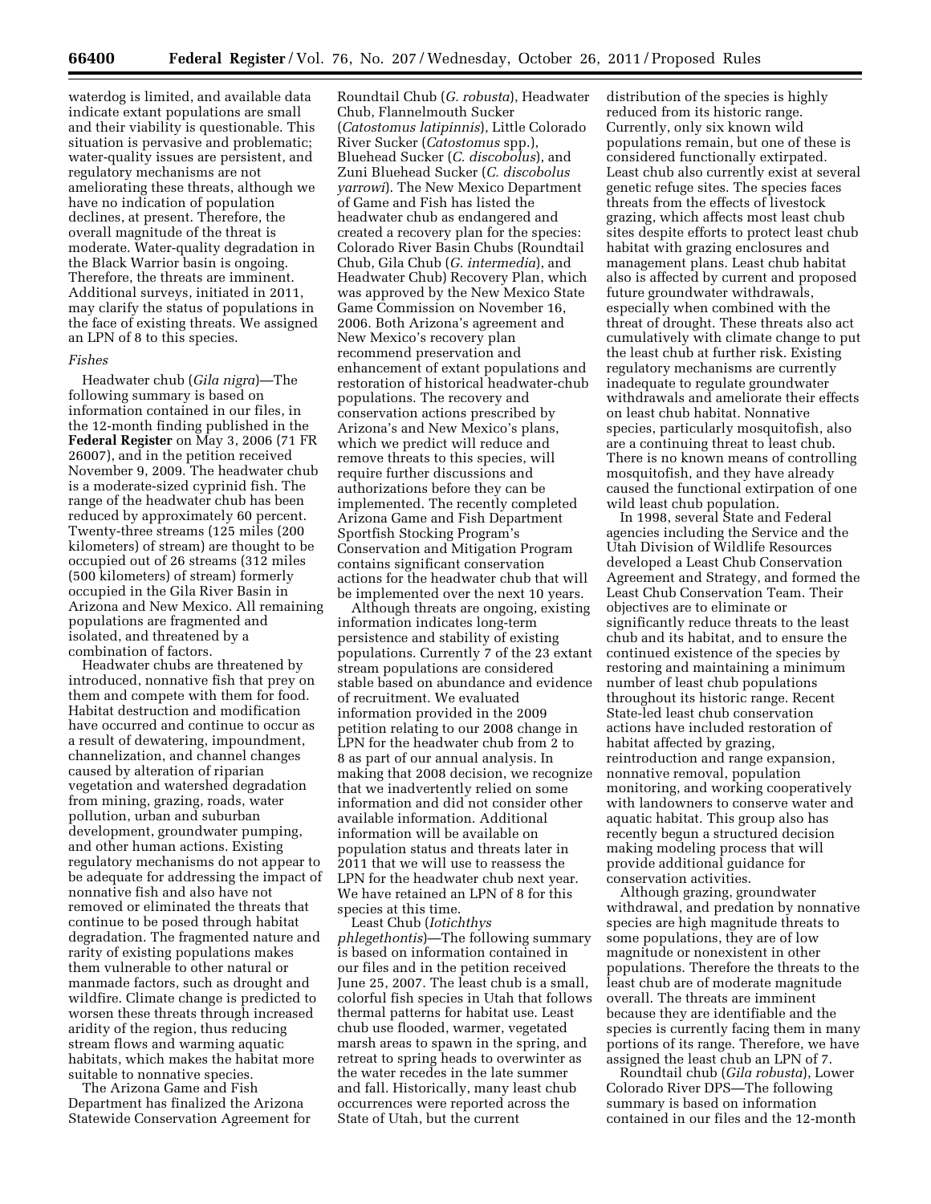waterdog is limited, and available data indicate extant populations are small and their viability is questionable. This situation is pervasive and problematic; water-quality issues are persistent, and regulatory mechanisms are not ameliorating these threats, although we have no indication of population declines, at present. Therefore, the overall magnitude of the threat is moderate. Water-quality degradation in the Black Warrior basin is ongoing. Therefore, the threats are imminent. Additional surveys, initiated in 2011, may clarify the status of populations in the face of existing threats. We assigned an LPN of 8 to this species.

*Fishes*

Headwater chub (*Gila nigra*)—The following summary is based on information contained in our files, in the 12-month finding published in the **Federal Register** on May 3, 2006 (71 FR 26007), and in the petition received November 9, 2009. The headwater chub is a moderate-sized cyprinid fish. The range of the headwater chub has been reduced by approximately 60 percent. Twenty-three streams (125 miles (200 kilometers) of stream) are thought to be occupied out of 26 streams (312 miles (500 kilometers) of stream) formerly occupied in the Gila River Basin in Arizona and New Mexico. All remaining populations are fragmented and isolated, and threatened by a combination of factors.

Headwater chubs are threatened by introduced, nonnative fish that prey on them and compete with them for food. Habitat destruction and modification have occurred and continue to occur as a result of dewatering, impoundment, channelization, and channel changes caused by alteration of riparian vegetation and watershed degradation from mining, grazing, roads, water pollution, urban and suburban development, groundwater pumping, and other human actions. Existing regulatory mechanisms do not appear to be adequate for addressing the impact of nonnative fish and also have not removed or eliminated the threats that continue to be posed through habitat degradation. The fragmented nature and rarity of existing populations makes them vulnerable to other natural or manmade factors, such as drought and wildfire. Climate change is predicted to worsen these threats through increased aridity of the region, thus reducing stream flows and warming aquatic habitats, which makes the habitat more suitable to nonnative species.

The Arizona Game and Fish Department has finalized the Arizona Statewide Conservation Agreement for Roundtail Chub (*G. robusta*), Headwater Chub, Flannelmouth Sucker (*Catostomus latipinnis*), Little Colorado River Sucker (*Catostomus* spp.), Bluehead Sucker (*C. discobolus*), and Zuni Bluehead Sucker (*C. discobolus yarrowi*). The New Mexico Department of Game and Fish has listed the headwater chub as endangered and created a recovery plan for the species: Colorado River Basin Chubs (Roundtail Chub, Gila Chub (*G. intermedia*), and Headwater Chub) Recovery Plan, which was approved by the New Mexico State Game Commission on November 16, 2006. Both Arizona's agreement and New Mexico's recovery plan recommend preservation and enhancement of extant populations and restoration of historical headwater-chub populations. The recovery and conservation actions prescribed by Arizona's and New Mexico's plans, which we predict will reduce and remove threats to this species, will require further discussions and authorizations before they can be implemented. The recently completed Arizona Game and Fish Department Sportfish Stocking Program's Conservation and Mitigation Program contains significant conservation actions for the headwater chub that will be implemented over the next 10 years.

Although threats are ongoing, existing information indicates long-term persistence and stability of existing populations. Currently 7 of the 23 extant stream populations are considered stable based on abundance and evidence of recruitment. We evaluated information provided in the 2009 petition relating to our 2008 change in LPN for the headwater chub from 2 to 8 as part of our annual analysis. In making that 2008 decision, we recognize that we inadvertently relied on some information and did not consider other available information. Additional information will be available on population status and threats later in 2011 that we will use to reassess the LPN for the headwater chub next year. We have retained an LPN of 8 for this species at this time.

Least Chub (*Iotichthys phlegethontis*)—The following summary is based on information contained in our files and in the petition received June 25, 2007. The least chub is a small, colorful fish species in Utah that follows thermal patterns for habitat use. Least chub use flooded, warmer, vegetated marsh areas to spawn in the spring, and retreat to spring heads to overwinter as the water recedes in the late summer and fall. Historically, many least chub occurrences were reported across the State of Utah, but the current distribution of the species is highly reduced from its historic range. Currently, only six known wild populations remain, but one of these is considered functionally extirpated. Least chub also currently exist at several genetic refuge sites. The species faces threats from the effects of livestock grazing, which affects most least chub sites despite efforts to protect least chub habitat with grazing enclosures and management plans. Least chub habitat also is affected by current and proposed future groundwater withdrawals, especially when combined with the threat of drought. These threats also act cumulatively with climate change to put the least chub at further risk. Existing regulatory mechanisms are currently inadequate to regulate groundwater withdrawals and ameliorate their effects on least chub habitat. Nonnative species, particularly mosquitofish, also are a continuing threat to least chub. There is no known means of controlling mosquitofish, and they have already caused the functional extirpation of one wild least chub population.

In 1998, several State and Federal agencies including the Service and the Utah Division of Wildlife Resources developed a Least Chub Conservation Agreement and Strategy, and formed the Least Chub Conservation Team. Their objectives are to eliminate or significantly reduce threats to the least chub and its habitat, and to ensure the continued existence of the species by restoring and maintaining a minimum number of least chub populations throughout its historic range. Recent State-led least chub conservation actions have included restoration of habitat affected by grazing, reintroduction and range expansion, nonnative removal, population monitoring, and working cooperatively with landowners to conserve water and aquatic habitat. This group also has recently begun a structured decision making modeling process that will provide additional guidance for conservation activities.

Although grazing, groundwater withdrawal, and predation by nonnative species are high magnitude threats to some populations, they are of low magnitude or nonexistent in other populations. Therefore the threats to the least chub are of moderate magnitude overall. The threats are imminent because they are identifiable and the species is currently facing them in many portions of its range. Therefore, we have assigned the least chub an LPN of 7.

Roundtail chub (*Gila robusta*), Lower Colorado River DPS—The following summary is based on information contained in our files and the 12-month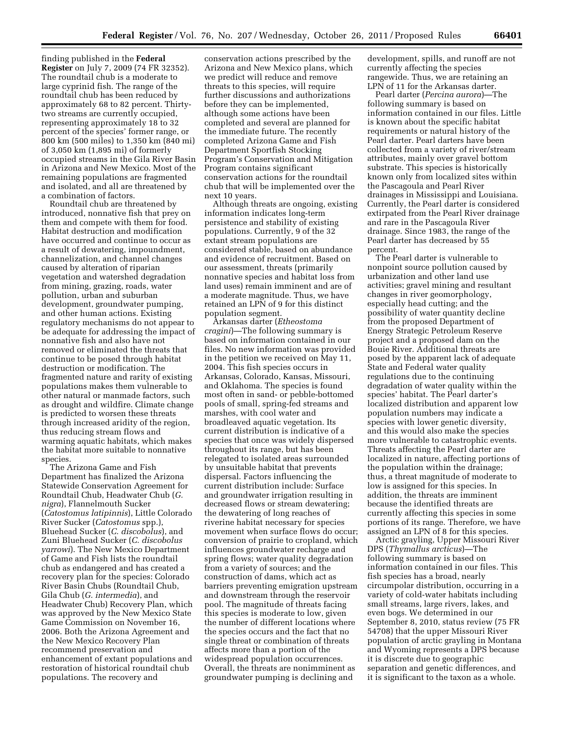finding published in the **Federal Register** on July 7, 2009 (74 FR 32352). The roundtail chub is a moderate to large cyprinid fish. The range of the roundtail chub has been reduced by approximately 68 to 82 percent. Thirty-two streams are currently occupied, representing approximately 18 to 32 percent of the species' former range, or 800 km (500 miles) to 1,350 km (840 mi) of 3,050 km (1,895 mi) of formerly occupied streams in the Gila River Basin in Arizona and New Mexico. Most of the remaining populations are fragmented and isolated, and all are threatened by a combination of factors.

Roundtail chub are threatened by introduced, nonnative fish that prey on them and compete with them for food. Habitat destruction and modification have occurred and continue to occur as a result of dewatering, impoundment, channelization, and channel changes caused by alteration of riparian vegetation and watershed degradation from mining, grazing, roads, water pollution, urban and suburban development, groundwater pumping, and other human actions. Existing regulatory mechanisms do not appear to be adequate for addressing the impact of nonnative fish and also have not removed or eliminated the threats that continue to be posed through habitat destruction or modification. The fragmented nature and rarity of existing populations makes them vulnerable to other natural or manmade factors, such as drought and wildfire. Climate change is predicted to worsen these threats through increased aridity of the region, thus reducing stream flows and warming aquatic habitats, which makes the habitat more suitable to nonnative species.

The Arizona Game and Fish Department has finalized the Arizona Statewide Conservation Agreement for Roundtail Chub, Headwater Chub (*G. nigra*), Flannelmouth Sucker (*Catostomus latipinnis*), Little Colorado River Sucker (*Catostomus* spp.), Bluehead Sucker (*C. discobolus*), and Zuni Bluehead Sucker (*C. discobolus yarrowi*). The New Mexico Department of Game and Fish lists the roundtail chub as endangered and has created a recovery plan for the species: Colorado River Basin Chubs (Roundtail Chub, Gila Chub (*G. intermedia*), and Headwater Chub) Recovery Plan, which was approved by the New Mexico State Game Commission on November 16, 2006. Both the Arizona Agreement and the New Mexico Recovery Plan recommend preservation and enhancement of extant populations and restoration of historical roundtail chub populations. The recovery and conservation actions prescribed by the Arizona and New Mexico plans, which we predict will reduce and remove threats to this species, will require further discussions and authorizations before they can be implemented, although some actions have been completed and several are planned for the immediate future. The recently completed Arizona Game and Fish Department Sportfish Stocking Program's Conservation and Mitigation Program contains significant conservation actions for the roundtail chub that will be implemented over the next 10 years.

Although threats are ongoing, existing information indicates long-term persistence and stability of existing populations. Currently, 9 of the 32 extant stream populations are considered stable, based on abundance and evidence of recruitment. Based on our assessment, threats (primarily nonnative species and habitat loss from land uses) remain imminent and are of a moderate magnitude. Thus, we have retained an LPN of 9 for this distinct population segment.

Arkansas darter (*Etheostoma cragini*)—The following summary is based on information contained in our files. No new information was provided in the petition we received on May 11, 2004. This fish species occurs in Arkansas, Colorado, Kansas, Missouri, and Oklahoma. The species is found most often in sand- or pebble-bottomed pools of small, spring-fed streams and marshes, with cool water and broadleaved aquatic vegetation. Its current distribution is indicative of a species that once was widely dispersed throughout its range, but has been relegated to isolated areas surrounded by unsuitable habitat that prevents dispersal. Factors influencing the current distribution include: Surface and groundwater irrigation resulting in decreased flows or stream dewatering; the dewatering of long reaches of riverine habitat necessary for species movement when surface flows do occur; conversion of prairie to cropland, which influences groundwater recharge and spring flows; water quality degradation from a variety of sources; and the construction of dams, which act as barriers preventing emigration upstream and downstream through the reservoir pool. The magnitude of threats facing this species is moderate to low, given the number of different locations where the species occurs and the fact that no single threat or combination of threats affects more than a portion of the widespread population occurrences. Overall, the threats are nonimminent as groundwater pumping is declining and development, spills, and runoff are not currently affecting the species rangewide. Thus, we are retaining an LPN of 11 for the Arkansas darter.

Pearl darter (*Percina aurora*)—The following summary is based on information contained in our files. Little is known about the specific habitat requirements or natural history of the Pearl darter. Pearl darters have been collected from a variety of river/stream attributes, mainly over gravel bottom substrate. This species is historically known only from localized sites within the Pascagoula and Pearl River drainages in Mississippi and Louisiana. Currently, the Pearl darter is considered extirpated from the Pearl River drainage and rare in the Pascagoula River drainage. Since 1983, the range of the Pearl darter has decreased by 55 percent.

The Pearl darter is vulnerable to nonpoint source pollution caused by urbanization and other land use activities; gravel mining and resultant changes in river geomorphology, especially head cutting; and the possibility of water quantity decline from the proposed Department of Energy Strategic Petroleum Reserve project and a proposed dam on the Bouie River. Additional threats are posed by the apparent lack of adequate State and Federal water quality regulations due to the continuing degradation of water quality within the species' habitat. The Pearl darter's localized distribution and apparent low population numbers may indicate a species with lower genetic diversity, and this would also make the species more vulnerable to catastrophic events. Threats affecting the Pearl darter are localized in nature, affecting portions of the population within the drainage; thus, a threat magnitude of moderate to low is assigned for this species. In addition, the threats are imminent because the identified threats are currently affecting this species in some portions of its range. Therefore, we have assigned an LPN of 8 for this species.

Arctic grayling, Upper Missouri River DPS (*Thymallus arcticus*)—The following summary is based on information contained in our files. This fish species has a broad, nearly circumpolar distribution, occurring in a variety of cold-water habitats including small streams, large rivers, lakes, and even bogs. We determined in our September 8, 2010, status review (75 FR 54708) that the upper Missouri River population of arctic grayling in Montana and Wyoming represents a DPS because it is discrete due to geographic separation and genetic differences, and it is significant to the taxon as a whole.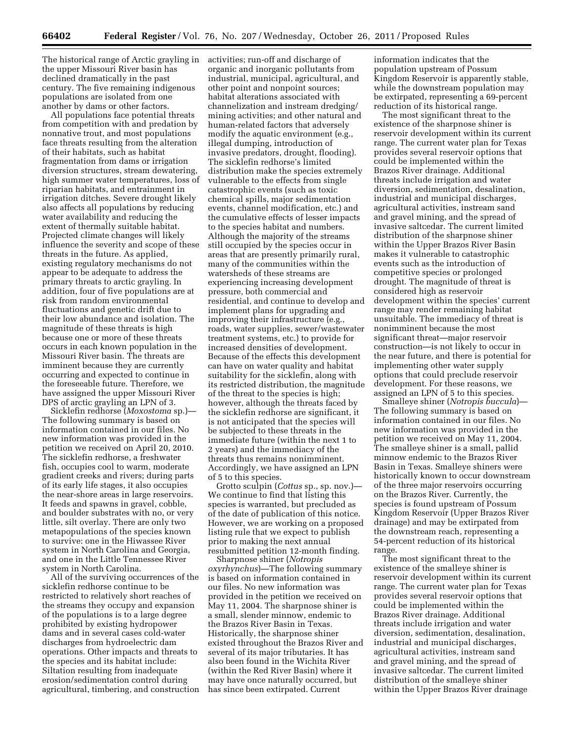The historical range of Arctic grayling in the upper Missouri River basin has declined dramatically in the past century. The five remaining indigenous populations are isolated from one another by dams or other factors.

All populations face potential threats from competition with and predation by nonnative trout, and most populations face threats resulting from the alteration of their habitats, such as habitat fragmentation from dams or irrigation diversion structures, stream dewatering, high summer water temperatures, loss of riparian habitats, and entrainment in irrigation ditches. Severe drought likely also affects all populations by reducing water availability and reducing the extent of thermally suitable habitat. Projected climate changes will likely influence the severity and scope of these threats in the future. As applied, existing regulatory mechanisms do not appear to be adequate to address the primary threats to arctic grayling. In addition, four of five populations are at risk from random environmental fluctuations and genetic drift due to their low abundance and isolation. The magnitude of these threats is high because one or more of these threats occurs in each known population in the Missouri River basin. The threats are imminent because they are currently occurring and expected to continue in the foreseeable future. Therefore, we have assigned the upper Missouri River DPS of arctic grayling an LPN of 3.

Sicklefin redhorse (*Moxostoma* sp.)—The following summary is based on information contained in our files. No new information was provided in the petition we received on April 20, 2010. The sicklefin redhorse, a freshwater fish, occupies cool to warm, moderate gradient creeks and rivers; during parts of its early life stages, it also occupies the near-shore areas in large reservoirs. It feeds and spawns in gravel, cobble, and boulder substrates with no, or very little, silt overlay. There are only two metapopulations of the species known to survive: one in the Hiwassee River system in North Carolina and Georgia, and one in the Little Tennessee River system in North Carolina.

All of the surviving occurrences of the sicklefin redhorse continue to be restricted to relatively short reaches of the streams they occupy and expansion of the populations is to a large degree prohibited by existing hydropower dams and in several cases cold-water discharges from hydroelectric dam operations. Other impacts and threats to the species and its habitat include: Siltation resulting from inadequate erosion/sedimentation control during agricultural, timbering, and construction activities; run-off and discharge of organic and inorganic pollutants from industrial, municipal, agricultural, and other point and nonpoint sources; habitat alterations associated with channelization and instream dredging/mining activities; and other natural and human-related factors that adversely modify the aquatic environment (e.g., illegal dumping, introduction of invasive predators, drought, flooding). The sicklefin redhorse's limited distribution make the species extremely vulnerable to the effects from single catastrophic events (such as toxic chemical spills, major sedimentation events, channel modification, etc.) and the cumulative effects of lesser impacts to the species habitat and numbers. Although the majority of the streams still occupied by the species occur in areas that are presently primarily rural, many of the communities within the watersheds of these streams are experiencing increasing development pressure, both commercial and residential, and continue to develop and implement plans for upgrading and improving their infrastructure (e.g., roads, water supplies, sewer/wastewater treatment systems, etc.) to provide for increased densities of development. Because of the effects this development can have on water quality and habitat suitability for the sicklefin, along with its restricted distribution, the magnitude of the threat to the species is high; however, although the threats faced by the sicklefin redhorse are significant, it is not anticipated that the species will be subjected to these threats in the immediate future (within the next 1 to 2 years) and the immediacy of the threats thus remains nonimminent. Accordingly, we have assigned an LPN of 5 to this species.

Grotto sculpin (*Cottus* sp., sp. nov.)—We continue to find that listing this species is warranted, but precluded as of the date of publication of this notice. However, we are working on a proposed listing rule that we expect to publish prior to making the next annual resubmitted petition 12-month finding.

Sharpnose shiner (*Notropis oxyrhynchus*)—The following summary is based on information contained in our files. No new information was provided in the petition we received on May 11, 2004. The sharpnose shiner is a small, slender minnow, endemic to the Brazos River Basin in Texas. Historically, the sharpnose shiner existed throughout the Brazos River and several of its major tributaries. It has also been found in the Wichita River (within the Red River Basin) where it may have once naturally occurred, but has since been extirpated. Current information indicates that the population upstream of Possum Kingdom Reservoir is apparently stable, while the downstream population may be extirpated, representing a 69-percent reduction of its historical range.

The most significant threat to the existence of the sharpnose shiner is reservoir development within its current range. The current water plan for Texas provides several reservoir options that could be implemented within the Brazos River drainage. Additional threats include irrigation and water diversion, sedimentation, desalination, industrial and municipal discharges, agricultural activities, instream sand and gravel mining, and the spread of invasive saltcedar. The current limited distribution of the sharpnose shiner within the Upper Brazos River Basin makes it vulnerable to catastrophic events such as the introduction of competitive species or prolonged drought. The magnitude of threat is considered high as reservoir development within the species' current range may render remaining habitat unsuitable. The immediacy of threat is nonimminent because the most significant threat—major reservoir construction—is not likely to occur in the near future, and there is potential for implementing other water supply options that could preclude reservoir development. For these reasons, we assigned an LPN of 5 to this species.

Smalleye shiner (*Notropis buccula*)—The following summary is based on information contained in our files. No new information was provided in the petition we received on May 11, 2004. The smalleye shiner is a small, pallid minnow endemic to the Brazos River Basin in Texas. Smalleye shiners were historically known to occur downstream of the three major reservoirs occurring on the Brazos River. Currently, the species is found upstream of Possum Kingdom Reservoir (Upper Brazos River drainage) and may be extirpated from the downstream reach, representing a 54-percent reduction of its historical range.

The most significant threat to the existence of the smalleye shiner is reservoir development within its current range. The current water plan for Texas provides several reservoir options that could be implemented within the Brazos River drainage. Additional threats include irrigation and water diversion, sedimentation, desalination, industrial and municipal discharges, agricultural activities, instream sand and gravel mining, and the spread of invasive saltcedar. The current limited distribution of the smalleye shiner within the Upper Brazos River drainage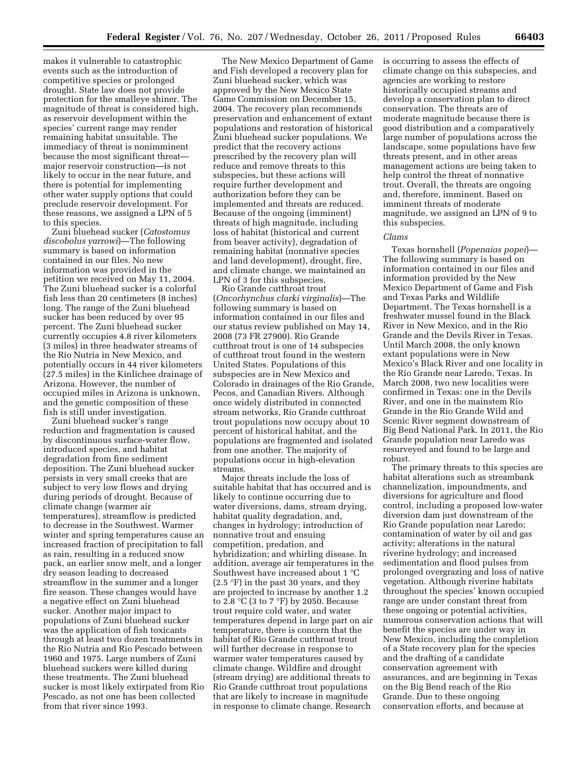makes it vulnerable to catastrophic events such as the introduction of competitive species or prolonged drought. State law does not provide protection for the smalleye shiner. The magnitude of threat is considered high, as reservoir development within the species' current range may render remaining habitat unsuitable. The immediacy of threat is nonimminent because the most significant threat—major reservoir construction—is not likely to occur in the near future, and there is potential for implementing other water supply options that could preclude reservoir development. For these reasons, we assigned a LPN of 5 to this species.

Zuni bluehead sucker (*Catostomus discobolus yarrowi*)—The following summary is based on information contained in our files. No new information was provided in the petition we received on May 11, 2004. The Zuni bluehead sucker is a colorful fish less than 20 centimeters (8 inches) long. The range of the Zuni bluehead sucker has been reduced by over 95 percent. The Zuni bluehead sucker currently occupies 4.8 river kilometers (3 miles) in three headwater streams of the Rio Nutria in New Mexico, and potentially occurs in 44 river kilometers (27.5 miles) in the Kinlichee drainage of Arizona. However, the number of occupied miles in Arizona is unknown, and the genetic composition of these fish is still under investigation.

Zuni bluehead sucker's range reduction and fragmentation is caused by discontinuous surface-water flow, introduced species, and habitat degradation from fine sediment deposition. The Zuni bluehead sucker persists in very small creeks that are subject to very low flows and drying during periods of drought. Because of climate change (warmer air temperatures), streamflow is predicted to decrease in the Southwest. Warmer winter and spring temperatures cause an increased fraction of precipitation to fall as rain, resulting in a reduced snow pack, an earlier snow melt, and a longer dry season leading to decreased streamflow in the summer and a longer fire season. These changes would have a negative effect on Zuni bluehead sucker. Another major impact to populations of Zuni bluehead sucker was the application of fish toxicants through at least two dozen treatments in the Rio Nutria and Rio Pescado between 1960 and 1975. Large numbers of Zuni bluehead suckers were killed during these treatments. The Zuni bluehead sucker is most likely extirpated from Rio Pescado, as not one has been collected from that river since 1993.

The New Mexico Department of Game and Fish developed a recovery plan for Zuni bluehead sucker, which was approved by the New Mexico State Game Commission on December 15, 2004. The recovery plan recommends preservation and enhancement of extant populations and restoration of historical Zuni bluehead sucker populations. We predict that the recovery actions prescribed by the recovery plan will reduce and remove threats to this subspecies, but these actions will require further development and authorization before they can be implemented and threats are reduced. Because of the ongoing (imminent) threats of high magnitude, including loss of habitat (historical and current from beaver activity), degradation of remaining habitat (nonnative species and land development), drought, fire, and climate change, we maintained an LPN of 3 for this subspecies.

Rio Grande cutthroat trout (*Oncorhynchus clarki virginalis*)—The following summary is based on information contained in our files and our status review published on May 14, 2008 (73 FR 27900). Rio Grande cutthroat trout is one of 14 subspecies of cutthroat trout found in the western United States. Populations of this subspecies are in New Mexico and Colorado in drainages of the Rio Grande, Pecos, and Canadian Rivers. Although once widely distributed in connected stream networks, Rio Grande cutthroat trout populations now occupy about 10 percent of historical habitat, and the populations are fragmented and isolated from one another. The majority of populations occur in high-elevation streams.

Major threats include the loss of suitable habitat that has occurred and is likely to continue occurring due to water diversions, dams, stream drying, habitat quality degradation, and, changes in hydrology; introduction of nonnative trout and ensuing competition, predation, and hybridization; and whirling disease. In addition, average air temperatures in the Southwest have increased about 1 °C (2.5 °F) in the past 30 years, and they are projected to increase by another 1.2 to 2.8 °C (3 to 7 °F) by 2050. Because trout require cold water, and water temperatures depend in large part on air temperature, there is concern that the habitat of Rio Grande cutthroat trout will further decrease in response to warmer water temperatures caused by climate change. Wildfire and drought (stream drying) are additional threats to Rio Grande cutthroat trout populations that are likely to increase in magnitude in response to climate change. Research is occurring to assess the effects of climate change on this subspecies, and agencies are working to restore historically occupied streams and develop a conservation plan to direct conservation. The threats are of moderate magnitude because there is good distribution and a comparatively large number of populations across the landscape, some populations have few threats present, and in other areas management actions are being taken to help control the threat of nonnative trout. Overall, the threats are ongoing and, therefore, imminent. Based on imminent threats of moderate magnitude, we assigned an LPN of 9 to this subspecies.

*Clams*

Texas hornshell (*Popenaias popei*)—The following summary is based on information contained in our files and information provided by the New Mexico Department of Game and Fish and Texas Parks and Wildlife Department. The Texas hornshell is a freshwater mussel found in the Black River in New Mexico, and in the Rio Grande and the Devils River in Texas. Until March 2008, the only known extant populations were in New Mexico's Black River and one locality in the Rio Grande near Laredo, Texas. In March 2008, two new localities were confirmed in Texas: one in the Devils River, and one in the mainstem Rio Grande in the Rio Grande Wild and Scenic River segment downstream of Big Bend National Park. In 2011, the Rio Grande population near Laredo was resurveyed and found to be large and robust.

The primary threats to this species are habitat alterations such as streambank channelization, impoundments, and diversions for agriculture and flood control, including a proposed low-water diversion dam just downstream of the Rio Grande population near Laredo; contamination of water by oil and gas activity; alterations in the natural riverine hydrology; and increased sedimentation and flood pulses from prolonged overgrazing and loss of native vegetation. Although riverine habitats throughout the species' known occupied range are under constant threat from these ongoing or potential activities, numerous conservation actions that will benefit the species are under way in New Mexico, including the completion of a State recovery plan for the species and the drafting of a candidate conservation agreement with assurances, and are beginning in Texas on the Big Bend reach of the Rio Grande. Due to these ongoing conservation efforts, and because at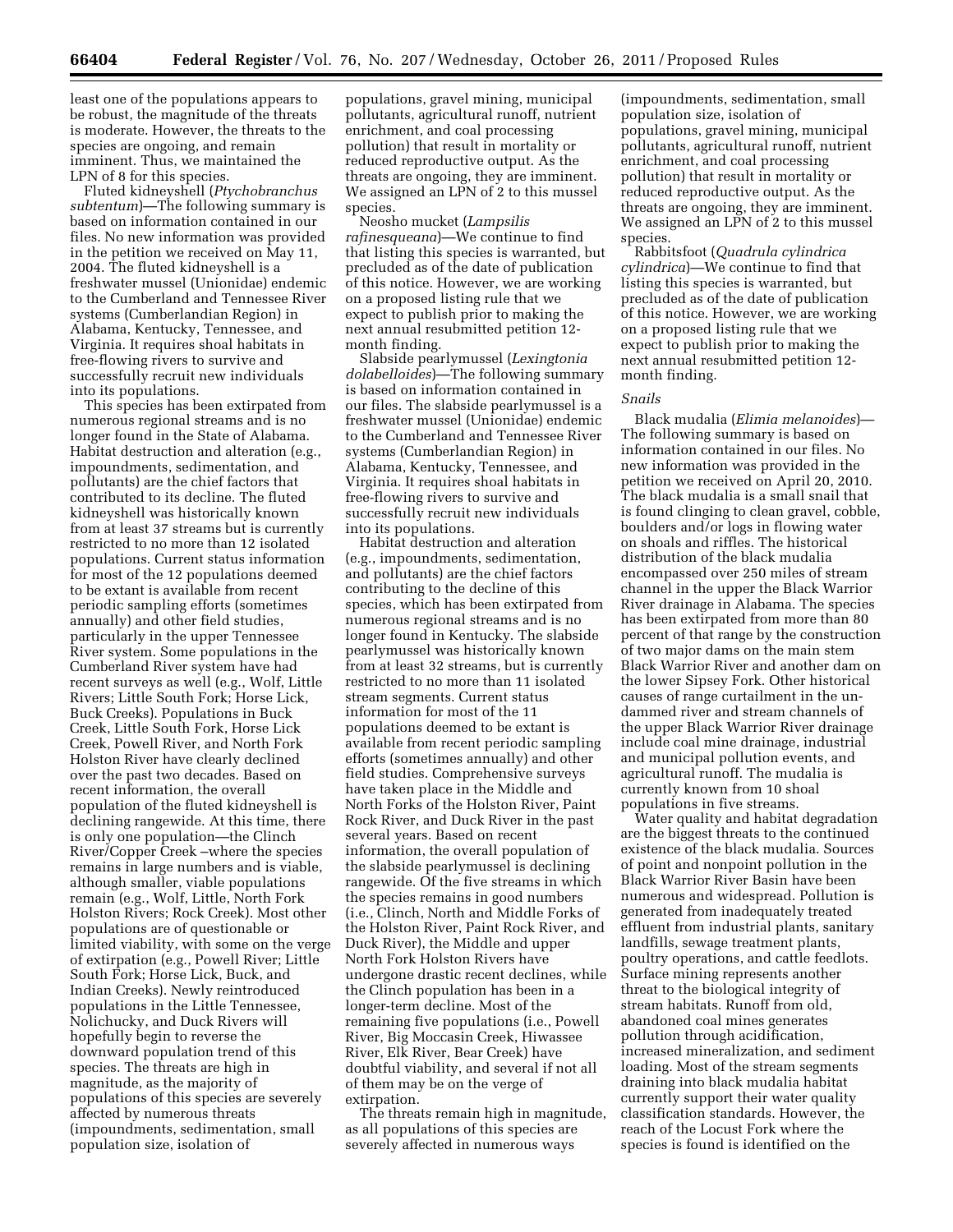least one of the populations appears to be robust, the magnitude of the threats is moderate. However, the threats to the species are ongoing, and remain imminent. Thus, we maintained the LPN of 8 for this species.

Fluted kidneyshell (*Ptychobranchus subtentum*)—The following summary is based on information contained in our files. No new information was provided in the petition we received on May 11, 2004. The fluted kidneyshell is a freshwater mussel (Unionidae) endemic to the Cumberland and Tennessee River systems (Cumberlandian Region) in Alabama, Kentucky, Tennessee, and Virginia. It requires shoal habitats in free-flowing rivers to survive and successfully recruit new individuals into its populations.

This species has been extirpated from numerous regional streams and is no longer found in the State of Alabama. Habitat destruction and alteration (e.g., impoundments, sedimentation, and pollutants) are the chief factors that contributed to its decline. The fluted kidneyshell was historically known from at least 37 streams but is currently restricted to no more than 12 isolated populations. Current status information for most of the 12 populations deemed to be extant is available from recent periodic sampling efforts (sometimes annually) and other field studies, particularly in the upper Tennessee River system. Some populations in the Cumberland River system have had recent surveys as well (e.g., Wolf, Little Rivers; Little South Fork; Horse Lick, Buck Creeks). Populations in Buck Creek, Little South Fork, Horse Lick Creek, Powell River, and North Fork Holston River have clearly declined over the past two decades. Based on recent information, the overall population of the fluted kidneyshell is declining rangewide. At this time, there is only one population—the Clinch River/Copper Creek –where the species remains in large numbers and is viable, although smaller, viable populations remain (e.g., Wolf, Little, North Fork Holston Rivers; Rock Creek). Most other populations are of questionable or limited viability, with some on the verge of extirpation (e.g., Powell River; Little South Fork; Horse Lick, Buck, and Indian Creeks). Newly reintroduced populations in the Little Tennessee, Nolichucky, and Duck Rivers will hopefully begin to reverse the downward population trend of this species. The threats are high in magnitude, as the majority of populations of this species are severely affected by numerous threats (impoundments, sedimentation, small population size, isolation of populations, gravel mining, municipal pollutants, agricultural runoff, nutrient enrichment, and coal processing pollution) that result in mortality or reduced reproductive output. As the threats are ongoing, they are imminent. We assigned an LPN of 2 to this mussel species.

Neosho mucket (*Lampsilis rafinesqueana*)—We continue to find that listing this species is warranted, but precluded as of the date of publication of this notice. However, we are working on a proposed listing rule that we expect to publish prior to making the next annual resubmitted petition 12-month finding.

Slabside pearlymussel (*Lexingtonia dolabelloides*)—The following summary is based on information contained in our files. The slabside pearlymussel is a freshwater mussel (Unionidae) endemic to the Cumberland and Tennessee River systems (Cumberlandian Region) in Alabama, Kentucky, Tennessee, and Virginia. It requires shoal habitats in free-flowing rivers to survive and successfully recruit new individuals into its populations.

Habitat destruction and alteration (e.g., impoundments, sedimentation, and pollutants) are the chief factors contributing to the decline of this species, which has been extirpated from numerous regional streams and is no longer found in Kentucky. The slabside pearlymussel was historically known from at least 32 streams, but is currently restricted to no more than 11 isolated stream segments. Current status information for most of the 11 populations deemed to be extant is available from recent periodic sampling efforts (sometimes annually) and other field studies. Comprehensive surveys have taken place in the Middle and North Forks of the Holston River, Paint Rock River, and Duck River in the past several years. Based on recent information, the overall population of the slabside pearlymussel is declining rangewide. Of the five streams in which the species remains in good numbers (i.e., Clinch, North and Middle Forks of the Holston River, Paint Rock River, and Duck River), the Middle and upper North Fork Holston Rivers have undergone drastic recent declines, while the Clinch population has been in a longer-term decline. Most of the remaining five populations (i.e., Powell River, Big Moccasin Creek, Hiwassee River, Elk River, Bear Creek) have doubtful viability, and several if not all of them may be on the verge of extirpation.

The threats remain high in magnitude, as all populations of this species are severely affected in numerous ways (impoundments, sedimentation, small population size, isolation of populations, gravel mining, municipal pollutants, agricultural runoff, nutrient enrichment, and coal processing pollution) that result in mortality or reduced reproductive output. As the threats are ongoing, they are imminent. We assigned an LPN of 2 to this mussel species.

Rabbitsfoot (*Quadrula cylindrica cylindrica*)—We continue to find that listing this species is warranted, but precluded as of the date of publication of this notice. However, we are working on a proposed listing rule that we expect to publish prior to making the next annual resubmitted petition 12-month finding.

*Snails*

Black mudalia (*Elimia melanoides*)—The following summary is based on information contained in our files. No new information was provided in the petition we received on April 20, 2010. The black mudalia is a small snail that is found clinging to clean gravel, cobble, boulders and/or logs in flowing water on shoals and riffles. The historical distribution of the black mudalia encompassed over 250 miles of stream channel in the upper the Black Warrior River drainage in Alabama. The species has been extirpated from more than 80 percent of that range by the construction of two major dams on the main stem Black Warrior River and another dam on the lower Sipsey Fork. Other historical causes of range curtailment in the un-dammed river and stream channels of the upper Black Warrior River drainage include coal mine drainage, industrial and municipal pollution events, and agricultural runoff. The mudalia is currently known from 10 shoal populations in five streams.

Water quality and habitat degradation are the biggest threats to the continued existence of the black mudalia. Sources of point and nonpoint pollution in the Black Warrior River Basin have been numerous and widespread. Pollution is generated from inadequately treated effluent from industrial plants, sanitary landfills, sewage treatment plants, poultry operations, and cattle feedlots. Surface mining represents another threat to the biological integrity of stream habitats. Runoff from old, abandoned coal mines generates pollution through acidification, increased mineralization, and sediment loading. Most of the stream segments draining into black mudalia habitat currently support their water quality classification standards. However, the reach of the Locust Fork where the species is found is identified on the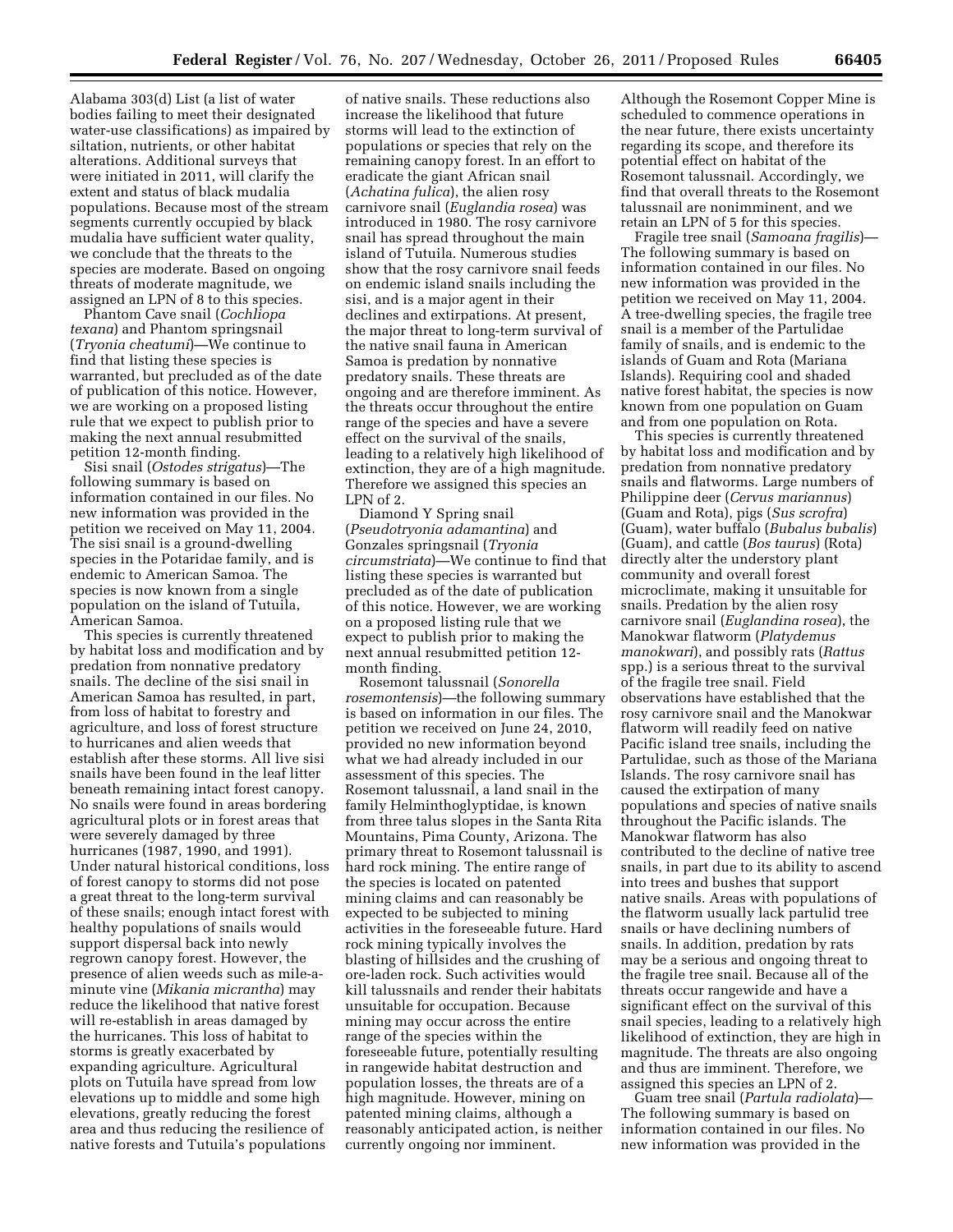Alabama 303(d) List (a list of water bodies failing to meet their designated water-use classifications) as impaired by siltation, nutrients, or other habitat alterations. Additional surveys that were initiated in 2011, will clarify the extent and status of black mudalia populations. Because most of the stream segments currently occupied by black mudalia have sufficient water quality, we conclude that the threats to the species are moderate. Based on ongoing threats of moderate magnitude, we assigned an LPN of 8 to this species.

Phantom Cave snail (*Cochliopa texana*) and Phantom springsnail (*Tryonia cheatumi*)—We continue to find that listing these species is warranted, but precluded as of the date of publication of this notice. However, we are working on a proposed listing rule that we expect to publish prior to making the next annual resubmitted petition 12-month finding.

Sisi snail (*Ostodes strigatus*)—The following summary is based on information contained in our files. No new information was provided in the petition we received on May 11, 2004. The sisi snail is a ground-dwelling species in the Potaridae family, and is endemic to American Samoa. The species is now known from a single population on the island of Tutuila, American Samoa.

This species is currently threatened by habitat loss and modification and by predation from nonnative predatory snails. The decline of the sisi snail in American Samoa has resulted, in part, from loss of habitat to forestry and agriculture, and loss of forest structure to hurricanes and alien weeds that establish after these storms. All live sisi snails have been found in the leaf litter beneath remaining intact forest canopy. No snails were found in areas bordering agricultural plots or in forest areas that were severely damaged by three hurricanes (1987, 1990, and 1991). Under natural historical conditions, loss of forest canopy to storms did not pose a great threat to the long-term survival of these snails; enough intact forest with healthy populations of snails would support dispersal back into newly regrown canopy forest. However, the presence of alien weeds such as mile-a-minute vine (*Mikania micrantha*) may reduce the likelihood that native forest will re-establish in areas damaged by the hurricanes. This loss of habitat to storms is greatly exacerbated by expanding agriculture. Agricultural plots on Tutuila have spread from low elevations up to middle and some high elevations, greatly reducing the forest area and thus reducing the resilience of native forests and Tutuila's populations of native snails. These reductions also increase the likelihood that future storms will lead to the extinction of populations or species that rely on the remaining canopy forest. In an effort to eradicate the giant African snail (*Achatina fulica*), the alien rosy carnivore snail (*Euglandia rosea*) was introduced in 1980. The rosy carnivore snail has spread throughout the main island of Tutuila. Numerous studies show that the rosy carnivore snail feeds on endemic island snails including the sisi, and is a major agent in their declines and extirpations. At present, the major threat to long-term survival of the native snail fauna in American Samoa is predation by nonnative predatory snails. These threats are ongoing and are therefore imminent. As the threats occur throughout the entire range of the species and have a severe effect on the survival of the snails, leading to a relatively high likelihood of extinction, they are of a high magnitude. Therefore we assigned this species an LPN of 2.

Diamond Y Spring snail (*Pseudotryonia adamantina*) and Gonzales springsnail (*Tryonia circumstriata*)—We continue to find that listing these species is warranted but precluded as of the date of publication of this notice. However, we are working on a proposed listing rule that we expect to publish prior to making the next annual resubmitted petition 12-month finding.

Rosemont talussnail (*Sonorella rosemontensis*)—the following summary is based on information in our files. The petition we received on June 24, 2010, provided no new information beyond what we had already included in our assessment of this species. The Rosemont talussnail, a land snail in the family Helminthoglyptidae, is known from three talus slopes in the Santa Rita Mountains, Pima County, Arizona. The primary threat to Rosemont talussnail is hard rock mining. The entire range of the species is located on patented mining claims and can reasonably be expected to be subjected to mining activities in the foreseeable future. Hard rock mining typically involves the blasting of hillsides and the crushing of ore-laden rock. Such activities would kill talussnails and render their habitats unsuitable for occupation. Because mining may occur across the entire range of the species within the foreseeable future, potentially resulting in rangewide habitat destruction and population losses, the threats are of a high magnitude. However, mining on patented mining claims, although a reasonably anticipated action, is neither currently ongoing nor imminent. Although the Rosemont Copper Mine is scheduled to commence operations in the near future, there exists uncertainty regarding its scope, and therefore its potential effect on habitat of the Rosemont talussnail. Accordingly, we find that overall threats to the Rosemont talussnail are nonimminent, and we retain an LPN of 5 for this species.

Fragile tree snail (*Samoana fragilis*)—The following summary is based on information contained in our files. No new information was provided in the petition we received on May 11, 2004. A tree-dwelling species, the fragile tree snail is a member of the Partulidae family of snails, and is endemic to the islands of Guam and Rota (Mariana Islands). Requiring cool and shaded native forest habitat, the species is now known from one population on Guam and from one population on Rota.

This species is currently threatened by habitat loss and modification and by predation from nonnative predatory snails and flatworms. Large numbers of Philippine deer (*Cervus mariannus*) (Guam and Rota), pigs (*Sus scrofra*) (Guam), water buffalo (*Bubalus bubalis*) (Guam), and cattle (*Bos taurus*) (Rota) directly alter the understory plant community and overall forest microclimate, making it unsuitable for snails. Predation by the alien rosy carnivore snail (*Euglandina rosea*), the Manokwar flatworm (*Platydemus manokwari*), and possibly rats (*Rattus* spp.) is a serious threat to the survival of the fragile tree snail. Field observations have established that the rosy carnivore snail and the Manokwar flatworm will readily feed on native Pacific island tree snails, including the Partulidae, such as those of the Mariana Islands. The rosy carnivore snail has caused the extirpation of many populations and species of native snails throughout the Pacific islands. The Manokwar flatworm has also contributed to the decline of native tree snails, in part due to its ability to ascend into trees and bushes that support native snails. Areas with populations of the flatworm usually lack partulid tree snails or have declining numbers of snails. In addition, predation by rats may be a serious and ongoing threat to the fragile tree snail. Because all of the threats occur rangewide and have a significant effect on the survival of this snail species, leading to a relatively high likelihood of extinction, they are high in magnitude. The threats are also ongoing and thus are imminent. Therefore, we assigned this species an LPN of 2.

Guam tree snail (*Partula radiolata*)—The following summary is based on information contained in our files. No new information was provided in the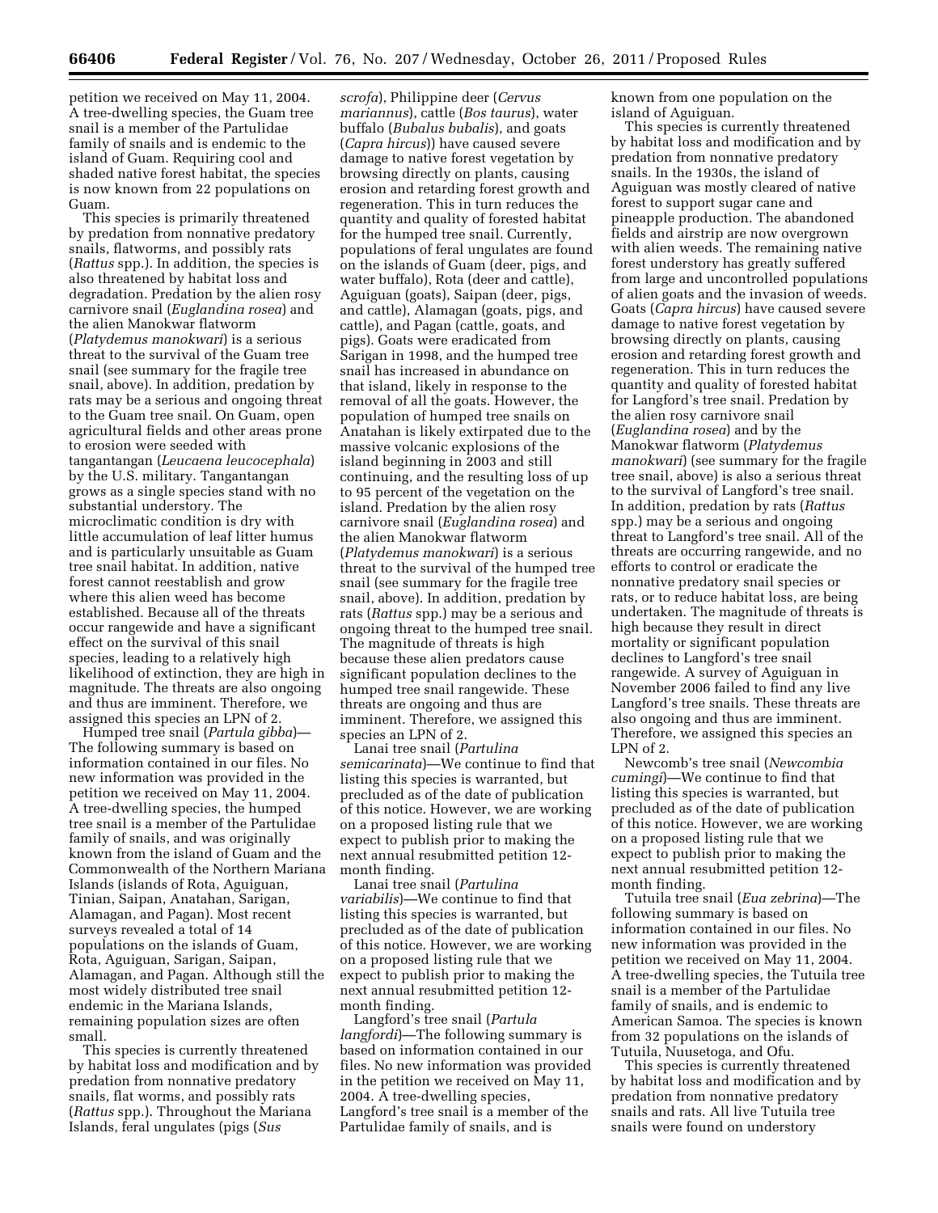petition we received on May 11, 2004. A tree-dwelling species, the Guam tree snail is a member of the Partulidae family of snails and is endemic to the island of Guam. Requiring cool and shaded native forest habitat, the species is now known from 22 populations on Guam.

This species is primarily threatened by predation from nonnative predatory snails, flatworms, and possibly rats (*Rattus* spp.). In addition, the species is also threatened by habitat loss and degradation. Predation by the alien rosy carnivore snail (*Euglandina rosea*) and the alien Manokwar flatworm (*Platydemus manokwari*) is a serious threat to the survival of the Guam tree snail (see summary for the fragile tree snail, above). In addition, predation by rats may be a serious and ongoing threat to the Guam tree snail. On Guam, open agricultural fields and other areas prone to erosion were seeded with tangantangan (*Leucaena leucocephala*) by the U.S. military. Tangantangan grows as a single species stand with no substantial understory. The microclimatic condition is dry with little accumulation of leaf litter humus and is particularly unsuitable as Guam tree snail habitat. In addition, native forest cannot reestablish and grow where this alien weed has become established. Because all of the threats occur rangewide and have a significant effect on the survival of this snail species, leading to a relatively high likelihood of extinction, they are high in magnitude. The threats are also ongoing and thus are imminent. Therefore, we assigned this species an LPN of 2.

Humped tree snail (*Partula gibba*)—The following summary is based on information contained in our files. No new information was provided in the petition we received on May 11, 2004. A tree-dwelling species, the humped tree snail is a member of the Partulidae family of snails, and was originally known from the island of Guam and the Commonwealth of the Northern Mariana Islands (islands of Rota, Aguiguan, Tinian, Saipan, Anatahan, Sarigan, Alamagan, and Pagan). Most recent surveys revealed a total of 14 populations on the islands of Guam, Rota, Aguiguan, Sarigan, Saipan, Alamagan, and Pagan. Although still the most widely distributed tree snail endemic in the Mariana Islands, remaining population sizes are often small.

This species is currently threatened by habitat loss and modification and by predation from nonnative predatory snails, flat worms, and possibly rats (*Rattus* spp.). Throughout the Mariana Islands, feral ungulates (pigs (*Sus scrofa*), Philippine deer (*Cervus mariannus*), cattle (*Bos taurus*), water buffalo (*Bubalus bubalis*), and goats (*Capra hircus*)) have caused severe damage to native forest vegetation by browsing directly on plants, causing erosion and retarding forest growth and regeneration. This in turn reduces the quantity and quality of forested habitat for the humped tree snail. Currently, populations of feral ungulates are found on the islands of Guam (deer, pigs, and water buffalo), Rota (deer and cattle), Aguiguan (goats), Saipan (deer, pigs, and cattle), Alamagan (goats, pigs, and cattle), and Pagan (cattle, goats, and pigs). Goats were eradicated from Sarigan in 1998, and the humped tree snail has increased in abundance on that island, likely in response to the removal of all the goats. However, the population of humped tree snails on Anatahan is likely extirpated due to the massive volcanic explosions of the island beginning in 2003 and still continuing, and the resulting loss of up to 95 percent of the vegetation on the island. Predation by the alien rosy carnivore snail (*Euglandina rosea*) and the alien Manokwar flatworm (*Platydemus manokwari*) is a serious threat to the survival of the humped tree snail (see summary for the fragile tree snail, above). In addition, predation by rats (*Rattus* spp.) may be a serious and ongoing threat to the humped tree snail. The magnitude of threats is high because these alien predators cause significant population declines to the humped tree snail rangewide. These threats are ongoing and thus are imminent. Therefore, we assigned this species an LPN of 2.

Lanai tree snail (*Partulina semicarinata*)—We continue to find that listing this species is warranted, but precluded as of the date of publication of this notice. However, we are working on a proposed listing rule that we expect to publish prior to making the next annual resubmitted petition 12-month finding.

Lanai tree snail (*Partulina variabilis*)—We continue to find that listing this species is warranted, but precluded as of the date of publication of this notice. However, we are working on a proposed listing rule that we expect to publish prior to making the next annual resubmitted petition 12-month finding.

Langford's tree snail (*Partula langfordi*)—The following summary is based on information contained in our files. No new information was provided in the petition we received on May 11, 2004. A tree-dwelling species, Langford's tree snail is a member of the Partulidae family of snails, and is known from one population on the island of Aguiguan.

This species is currently threatened by habitat loss and modification and by predation from nonnative predatory snails. In the 1930s, the island of Aguiguan was mostly cleared of native forest to support sugar cane and pineapple production. The abandoned fields and airstrip are now overgrown with alien weeds. The remaining native forest understory has greatly suffered from large and uncontrolled populations of alien goats and the invasion of weeds. Goats (*Capra hircus*) have caused severe damage to native forest vegetation by browsing directly on plants, causing erosion and retarding forest growth and regeneration. This in turn reduces the quantity and quality of forested habitat for Langford's tree snail. Predation by the alien rosy carnivore snail (*Euglandina rosea*) and by the Manokwar flatworm (*Platydemus manokwari*) (see summary for the fragile tree snail, above) is also a serious threat to the survival of Langford's tree snail. In addition, predation by rats (*Rattus* spp.) may be a serious and ongoing threat to Langford's tree snail. All of the threats are occurring rangewide, and no efforts to control or eradicate the nonnative predatory snail species or rats, or to reduce habitat loss, are being undertaken. The magnitude of threats is high because they result in direct mortality or significant population declines to Langford's tree snail rangewide. A survey of Aguiguan in November 2006 failed to find any live Langford's tree snails. These threats are also ongoing and thus are imminent. Therefore, we assigned this species an LPN of 2.

Newcomb's tree snail (*Newcombia cumingi*)—We continue to find that listing this species is warranted, but precluded as of the date of publication of this notice. However, we are working on a proposed listing rule that we expect to publish prior to making the next annual resubmitted petition 12-month finding.

Tutuila tree snail (*Eua zebrina*)—The following summary is based on information contained in our files. No new information was provided in the petition we received on May 11, 2004. A tree-dwelling species, the Tutuila tree snail is a member of the Partulidae family of snails, and is endemic to American Samoa. The species is known from 32 populations on the islands of Tutuila, Nuusetoga, and Ofu.

This species is currently threatened by habitat loss and modification and by predation from nonnative predatory snails and rats. All live Tutuila tree snails were found on understory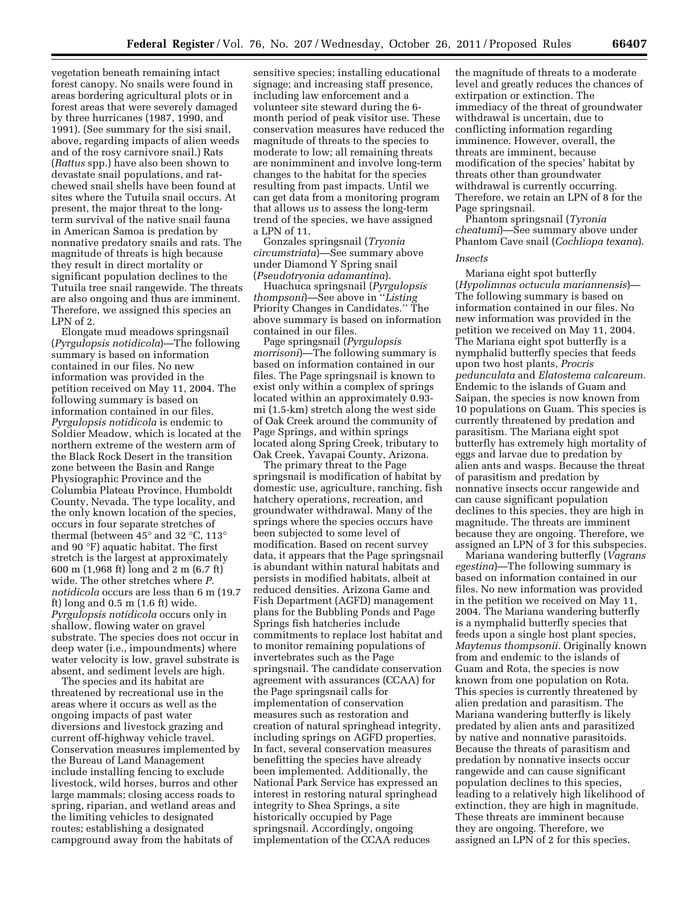vegetation beneath remaining intact forest canopy. No snails were found in areas bordering agricultural plots or in forest areas that were severely damaged by three hurricanes (1987, 1990, and 1991). (See summary for the sisi snail, above, regarding impacts of alien weeds and of the rosy carnivore snail.) Rats (*Rattus* spp.) have also been shown to devastate snail populations, and rat-chewed snail shells have been found at sites where the Tutuila snail occurs. At present, the major threat to the long-term survival of the native snail fauna in American Samoa is predation by nonnative predatory snails and rats. The magnitude of threats is high because they result in direct mortality or significant population declines to the Tutuila tree snail rangewide. The threats are also ongoing and thus are imminent. Therefore, we assigned this species an LPN of 2.

Elongate mud meadows springsnail (*Pyrgulopsis notidicola*)—The following summary is based on information contained in our files. No new information was provided in the petition received on May 11, 2004. The following summary is based on information contained in our files. *Pyrgulopsis notidicola* is endemic to Soldier Meadow, which is located at the northern extreme of the western arm of the Black Rock Desert in the transition zone between the Basin and Range Physiographic Province and the Columbia Plateau Province, Humboldt County, Nevada. The type locality, and the only known location of the species, occurs in four separate stretches of thermal (between 45° and 32 °C, 113° and 90 °F) aquatic habitat. The first stretch is the largest at approximately 600 m (1,968 ft) long and 2 m (6.7 ft) wide. The other stretches where *P. notidicola* occurs are less than 6 m (19.7 ft) long and 0.5 m (1.6 ft) wide. *Pyrgulopsis notidicola* occurs only in shallow, flowing water on gravel substrate. The species does not occur in deep water (i.e., impoundments) where water velocity is low, gravel substrate is absent, and sediment levels are high.

The species and its habitat are threatened by recreational use in the areas where it occurs as well as the ongoing impacts of past water diversions and livestock grazing and current off-highway vehicle travel. Conservation measures implemented by the Bureau of Land Management include installing fencing to exclude livestock, wild horses, burros and other large mammals; closing access roads to spring, riparian, and wetland areas and the limiting vehicles to designated routes; establishing a designated campground away from the habitats of sensitive species; installing educational signage; and increasing staff presence, including law enforcement and a volunteer site steward during the 6-month period of peak visitor use. These conservation measures have reduced the magnitude of threats to the species to moderate to low; all remaining threats are nonimminent and involve long-term changes to the habitat for the species resulting from past impacts. Until we can get data from a monitoring program that allows us to assess the long-term trend of the species, we have assigned a LPN of 11.

Gonzales springsnail (*Tryonia circumstriata*)—See summary above under Diamond Y Spring snail (*Pseudotryonia adamantina*).

Huachuca springsnail (*Pyrgulopsis thompsoni*)—See above in ''*Listing* Priority Changes in Candidates.'' The above summary is based on information contained in our files.

Page springsnail (*Pyrgulopsis morrisoni*)—The following summary is based on information contained in our files. The Page springsnail is known to exist only within a complex of springs located within an approximately 0.93-mi (1.5-km) stretch along the west side of Oak Creek around the community of Page Springs, and within springs located along Spring Creek, tributary to Oak Creek, Yavapai County, Arizona.

The primary threat to the Page springsnail is modification of habitat by domestic use, agriculture, ranching, fish hatchery operations, recreation, and groundwater withdrawal. Many of the springs where the species occurs have been subjected to some level of modification. Based on recent survey data, it appears that the Page springsnail is abundant within natural habitats and persists in modified habitats, albeit at reduced densities. Arizona Game and Fish Department (AGFD) management plans for the Bubbling Ponds and Page Springs fish hatcheries include commitments to replace lost habitat and to monitor remaining populations of invertebrates such as the Page springsnail. The candidate conservation agreement with assurances (CCAA) for the Page springsnail calls for implementation of conservation measures such as restoration and creation of natural springhead integrity, including springs on AGFD properties. In fact, several conservation measures benefitting the species have already been implemented. Additionally, the National Park Service has expressed an interest in restoring natural springhead integrity to Shea Springs, a site historically occupied by Page springsnail. Accordingly, ongoing implementation of the CCAA reduces the magnitude of threats to a moderate level and greatly reduces the chances of extirpation or extinction. The immediacy of the threat of groundwater withdrawal is uncertain, due to conflicting information regarding imminence. However, overall, the threats are imminent, because modification of the species' habitat by threats other than groundwater withdrawal is currently occurring. Therefore, we retain an LPN of 8 for the Page springsnail.

Phantom springsnail (*Tyronia cheatumi*)—See summary above under Phantom Cave snail (*Cochliopa texana*).

### *Insects*

Mariana eight spot butterfly (*Hypolimnas octucula mariannensis*)—The following summary is based on information contained in our files. No new information was provided in the petition we received on May 11, 2004. The Mariana eight spot butterfly is a nymphalid butterfly species that feeds upon two host plants, *Procris pedunculata* and *Elatostema calcareum.* Endemic to the islands of Guam and Saipan, the species is now known from 10 populations on Guam. This species is currently threatened by predation and parasitism. The Mariana eight spot butterfly has extremely high mortality of eggs and larvae due to predation by alien ants and wasps. Because the threat of parasitism and predation by nonnative insects occur rangewide and can cause significant population declines to this species, they are high in magnitude. The threats are imminent because they are ongoing. Therefore, we assigned an LPN of 3 for this subspecies.

Mariana wandering butterfly (*Vagrans egestina*)—The following summary is based on information contained in our files. No new information was provided in the petition we received on May 11, 2004. The Mariana wandering butterfly is a nymphalid butterfly species that feeds upon a single host plant species, *Maytenus thompsonii.* Originally known from and endemic to the islands of Guam and Rota, the species is now known from one population on Rota. This species is currently threatened by alien predation and parasitism. The Mariana wandering butterfly is likely predated by alien ants and parasitized by native and nonnative parasitoids. Because the threats of parasitism and predation by nonnative insects occur rangewide and can cause significant population declines to this species, leading to a relatively high likelihood of extinction, they are high in magnitude. These threats are imminent because they are ongoing. Therefore, we assigned an LPN of 2 for this species.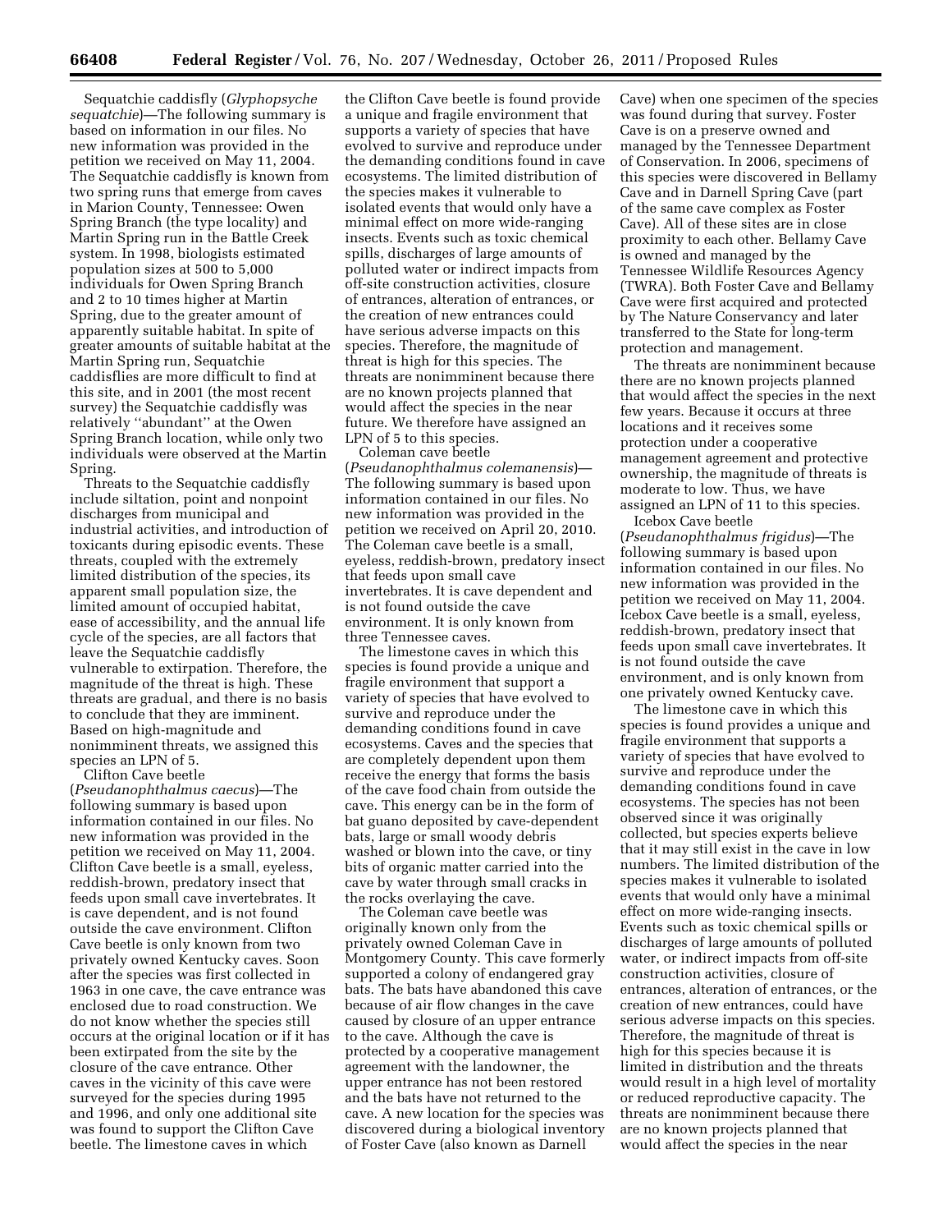Sequatchie caddisfly (*Glyphopsyche sequatchie*)—The following summary is based on information in our files. No new information was provided in the petition we received on May 11, 2004. The Sequatchie caddisfly is known from two spring runs that emerge from caves in Marion County, Tennessee: Owen Spring Branch (the type locality) and Martin Spring run in the Battle Creek system. In 1998, biologists estimated population sizes at 500 to 5,000 individuals for Owen Spring Branch and 2 to 10 times higher at Martin Spring, due to the greater amount of apparently suitable habitat. In spite of greater amounts of suitable habitat at the Martin Spring run, Sequatchie caddisflies are more difficult to find at this site, and in 2001 (the most recent survey) the Sequatchie caddisfly was relatively ''abundant'' at the Owen Spring Branch location, while only two individuals were observed at the Martin Spring.

Threats to the Sequatchie caddisfly include siltation, point and nonpoint discharges from municipal and industrial activities, and introduction of toxicants during episodic events. These threats, coupled with the extremely limited distribution of the species, its apparent small population size, the limited amount of occupied habitat, ease of accessibility, and the annual life cycle of the species, are all factors that leave the Sequatchie caddisfly vulnerable to extirpation. Therefore, the magnitude of the threat is high. These threats are gradual, and there is no basis to conclude that they are imminent. Based on high-magnitude and nonimminent threats, we assigned this species an LPN of 5.

Clifton Cave beetle (*Pseudanophthalmus caecus*)—The following summary is based upon information contained in our files. No new information was provided in the petition we received on May 11, 2004. Clifton Cave beetle is a small, eyeless, reddish-brown, predatory insect that feeds upon small cave invertebrates. It is cave dependent, and is not found outside the cave environment. Clifton Cave beetle is only known from two privately owned Kentucky caves. Soon after the species was first collected in 1963 in one cave, the cave entrance was enclosed due to road construction. We do not know whether the species still occurs at the original location or if it has been extirpated from the site by the closure of the cave entrance. Other caves in the vicinity of this cave were surveyed for the species during 1995 and 1996, and only one additional site was found to support the Clifton Cave beetle. The limestone caves in which the Clifton Cave beetle is found provide a unique and fragile environment that supports a variety of species that have evolved to survive and reproduce under the demanding conditions found in cave ecosystems. The limited distribution of the species makes it vulnerable to isolated events that would only have a minimal effect on more wide-ranging insects. Events such as toxic chemical spills, discharges of large amounts of polluted water or indirect impacts from off-site construction activities, closure of entrances, alteration of entrances, or the creation of new entrances could have serious adverse impacts on this species. Therefore, the magnitude of threat is high for this species. The threats are nonimminent because there are no known projects planned that would affect the species in the near future. We therefore have assigned an LPN of 5 to this species.

Coleman cave beetle (*Pseudanophthalmus colemanensis*)—The following summary is based upon information contained in our files. No new information was provided in the petition we received on April 20, 2010. The Coleman cave beetle is a small, eyeless, reddish-brown, predatory insect that feeds upon small cave invertebrates. It is cave dependent and is not found outside the cave environment. It is only known from three Tennessee caves.

The limestone caves in which this species is found provide a unique and fragile environment that support a variety of species that have evolved to survive and reproduce under the demanding conditions found in cave ecosystems. Caves and the species that are completely dependent upon them receive the energy that forms the basis of the cave food chain from outside the cave. This energy can be in the form of bat guano deposited by cave-dependent bats, large or small woody debris washed or blown into the cave, or tiny bits of organic matter carried into the cave by water through small cracks in the rocks overlaying the cave.

The Coleman cave beetle was originally known only from the privately owned Coleman Cave in Montgomery County. This cave formerly supported a colony of endangered gray bats. The bats have abandoned this cave because of air flow changes in the cave caused by closure of an upper entrance to the cave. Although the cave is protected by a cooperative management agreement with the landowner, the upper entrance has not been restored and the bats have not returned to the cave. A new location for the species was discovered during a biological inventory of Foster Cave (also known as Darnell Cave) when one specimen of the species was found during that survey. Foster Cave is on a preserve owned and managed by the Tennessee Department of Conservation. In 2006, specimens of this species were discovered in Bellamy Cave and in Darnell Spring Cave (part of the same cave complex as Foster Cave). All of these sites are in close proximity to each other. Bellamy Cave is owned and managed by the Tennessee Wildlife Resources Agency (TWRA). Both Foster Cave and Bellamy Cave were first acquired and protected by The Nature Conservancy and later transferred to the State for long-term protection and management.

The threats are nonimminent because there are no known projects planned that would affect the species in the next few years. Because it occurs at three locations and it receives some protection under a cooperative management agreement and protective ownership, the magnitude of threats is moderate to low. Thus, we have assigned an LPN of 11 to this species.

Icebox Cave beetle (*Pseudanophthalmus frigidus*)—The following summary is based upon information contained in our files. No new information was provided in the petition we received on May 11, 2004. Icebox Cave beetle is a small, eyeless, reddish-brown, predatory insect that feeds upon small cave invertebrates. It is not found outside the cave environment, and is only known from one privately owned Kentucky cave.

The limestone cave in which this species is found provides a unique and fragile environment that supports a variety of species that have evolved to survive and reproduce under the demanding conditions found in cave ecosystems. The species has not been observed since it was originally collected, but species experts believe that it may still exist in the cave in low numbers. The limited distribution of the species makes it vulnerable to isolated events that would only have a minimal effect on more wide-ranging insects. Events such as toxic chemical spills or discharges of large amounts of polluted water, or indirect impacts from off-site construction activities, closure of entrances, alteration of entrances, or the creation of new entrances, could have serious adverse impacts on this species. Therefore, the magnitude of threat is high for this species because it is limited in distribution and the threats would result in a high level of mortality or reduced reproductive capacity. The threats are nonimminent because there are no known projects planned that would affect the species in the near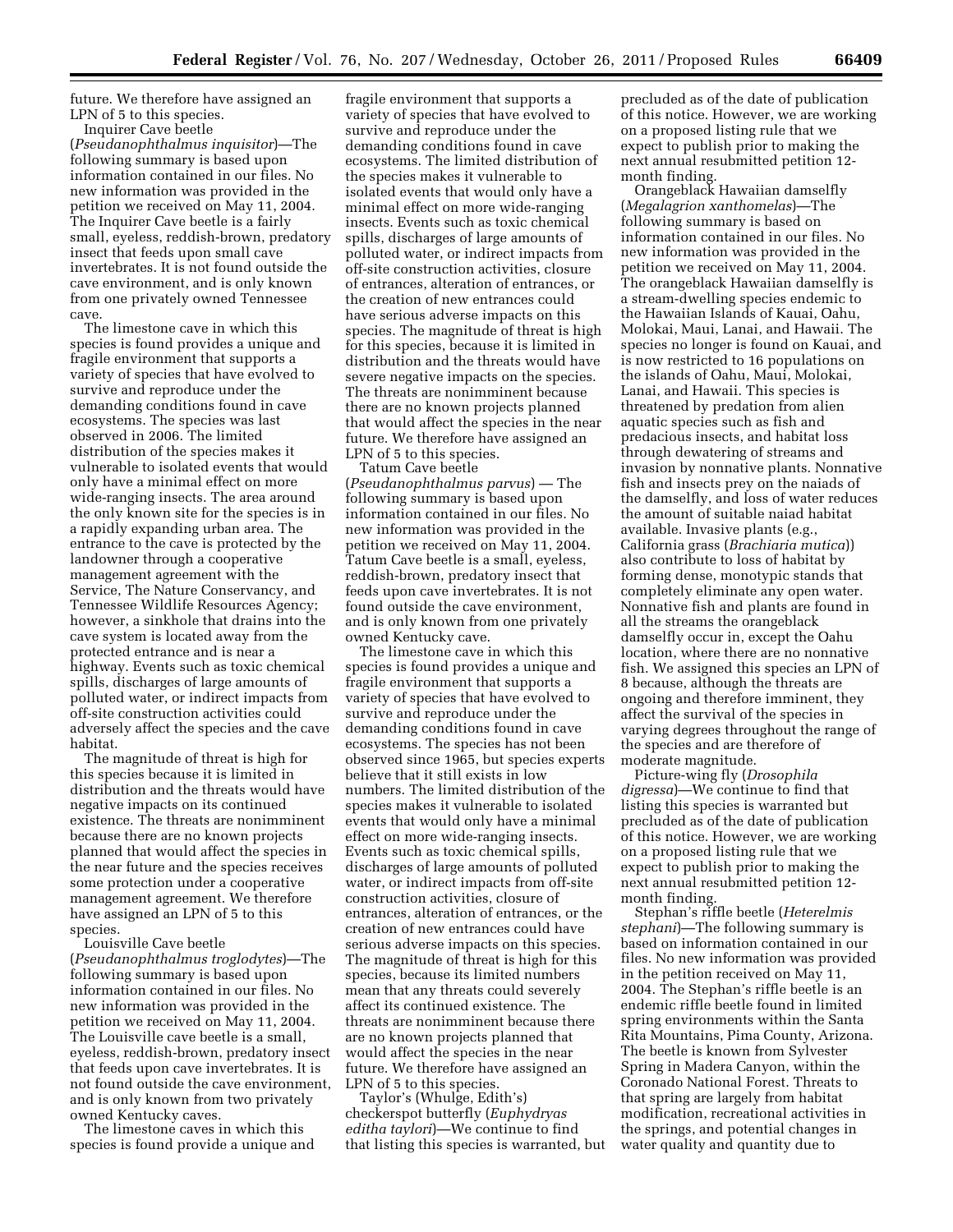future. We therefore have assigned an LPN of 5 to this species.

Inquirer Cave beetle (*Pseudanophthalmus inquisitor*)—The following summary is based upon information contained in our files. No new information was provided in the petition we received on May 11, 2004. The Inquirer Cave beetle is a fairly small, eyeless, reddish-brown, predatory insect that feeds upon small cave invertebrates. It is not found outside the cave environment, and is only known from one privately owned Tennessee cave.

The limestone cave in which this species is found provides a unique and fragile environment that supports a variety of species that have evolved to survive and reproduce under the demanding conditions found in cave ecosystems. The species was last observed in 2006. The limited distribution of the species makes it vulnerable to isolated events that would only have a minimal effect on more wide-ranging insects. The area around the only known site for the species is in a rapidly expanding urban area. The entrance to the cave is protected by the landowner through a cooperative management agreement with the Service, The Nature Conservancy, and Tennessee Wildlife Resources Agency; however, a sinkhole that drains into the cave system is located away from the protected entrance and is near a highway. Events such as toxic chemical spills, discharges of large amounts of polluted water, or indirect impacts from off-site construction activities could adversely affect the species and the cave habitat.

The magnitude of threat is high for this species because it is limited in distribution and the threats would have negative impacts on its continued existence. The threats are nonimminent because there are no known projects planned that would affect the species in the near future and the species receives some protection under a cooperative management agreement. We therefore have assigned an LPN of 5 to this species.

Louisville Cave beetle (*Pseudanophthalmus troglodytes*)—The following summary is based upon information contained in our files. No new information was provided in the petition we received on May 11, 2004. The Louisville cave beetle is a small, eyeless, reddish-brown, predatory insect that feeds upon cave invertebrates. It is not found outside the cave environment, and is only known from two privately owned Kentucky caves.

The limestone caves in which this species is found provide a unique and fragile environment that supports a variety of species that have evolved to survive and reproduce under the demanding conditions found in cave ecosystems. The limited distribution of the species makes it vulnerable to isolated events that would only have a minimal effect on more wide-ranging insects. Events such as toxic chemical spills, discharges of large amounts of polluted water, or indirect impacts from off-site construction activities, closure of entrances, alteration of entrances, or the creation of new entrances could have serious adverse impacts on this species. The magnitude of threat is high for this species, because it is limited in distribution and the threats would have severe negative impacts on the species. The threats are nonimminent because there are no known projects planned that would affect the species in the near future. We therefore have assigned an LPN of 5 to this species.

Tatum Cave beetle (*Pseudanophthalmus parvus*) — The following summary is based upon information contained in our files. No new information was provided in the petition we received on May 11, 2004. Tatum Cave beetle is a small, eyeless, reddish-brown, predatory insect that feeds upon cave invertebrates. It is not found outside the cave environment, and is only known from one privately owned Kentucky cave.

The limestone cave in which this species is found provides a unique and fragile environment that supports a variety of species that have evolved to survive and reproduce under the demanding conditions found in cave ecosystems. The species has not been observed since 1965, but species experts believe that it still exists in low numbers. The limited distribution of the species makes it vulnerable to isolated events that would only have a minimal effect on more wide-ranging insects. Events such as toxic chemical spills, discharges of large amounts of polluted water, or indirect impacts from off-site construction activities, closure of entrances, alteration of entrances, or the creation of new entrances could have serious adverse impacts on this species. The magnitude of threat is high for this species, because its limited numbers mean that any threats could severely affect its continued existence. The threats are nonimminent because there are no known projects planned that would affect the species in the near future. We therefore have assigned an LPN of 5 to this species.

Taylor's (Whulge, Edith's) checkerspot butterfly (*Euphydryas editha taylori*)—We continue to find that listing this species is warranted, but precluded as of the date of publication of this notice. However, we are working on a proposed listing rule that we expect to publish prior to making the next annual resubmitted petition 12-month finding.

Orangeblack Hawaiian damselfly (*Megalagrion xanthomelas*)—The following summary is based on information contained in our files. No new information was provided in the petition we received on May 11, 2004. The orangeblack Hawaiian damselfly is a stream-dwelling species endemic to the Hawaiian Islands of Kauai, Oahu, Molokai, Maui, Lanai, and Hawaii. The species no longer is found on Kauai, and is now restricted to 16 populations on the islands of Oahu, Maui, Molokai, Lanai, and Hawaii. This species is threatened by predation from alien aquatic species such as fish and predacious insects, and habitat loss through dewatering of streams and invasion by nonnative plants. Nonnative fish and insects prey on the naiads of the damselfly, and loss of water reduces the amount of suitable naiad habitat available. Invasive plants (e.g., California grass (*Brachiaria mutica*)) also contribute to loss of habitat by forming dense, monotypic stands that completely eliminate any open water. Nonnative fish and plants are found in all the streams the orangeblack damselfly occur in, except the Oahu location, where there are no nonnative fish. We assigned this species an LPN of 8 because, although the threats are ongoing and therefore imminent, they affect the survival of the species in varying degrees throughout the range of the species and are therefore of moderate magnitude.

Picture-wing fly (*Drosophila digressa*)—We continue to find that listing this species is warranted but precluded as of the date of publication of this notice. However, we are working on a proposed listing rule that we expect to publish prior to making the next annual resubmitted petition 12-month finding.

Stephan's riffle beetle (*Heterelmis stephani*)—The following summary is based on information contained in our files. No new information was provided in the petition received on May 11, 2004. The Stephan's riffle beetle is an endemic riffle beetle found in limited spring environments within the Santa Rita Mountains, Pima County, Arizona. The beetle is known from Sylvester Spring in Madera Canyon, within the Coronado National Forest. Threats to that spring are largely from habitat modification, recreational activities in the springs, and potential changes in water quality and quantity due to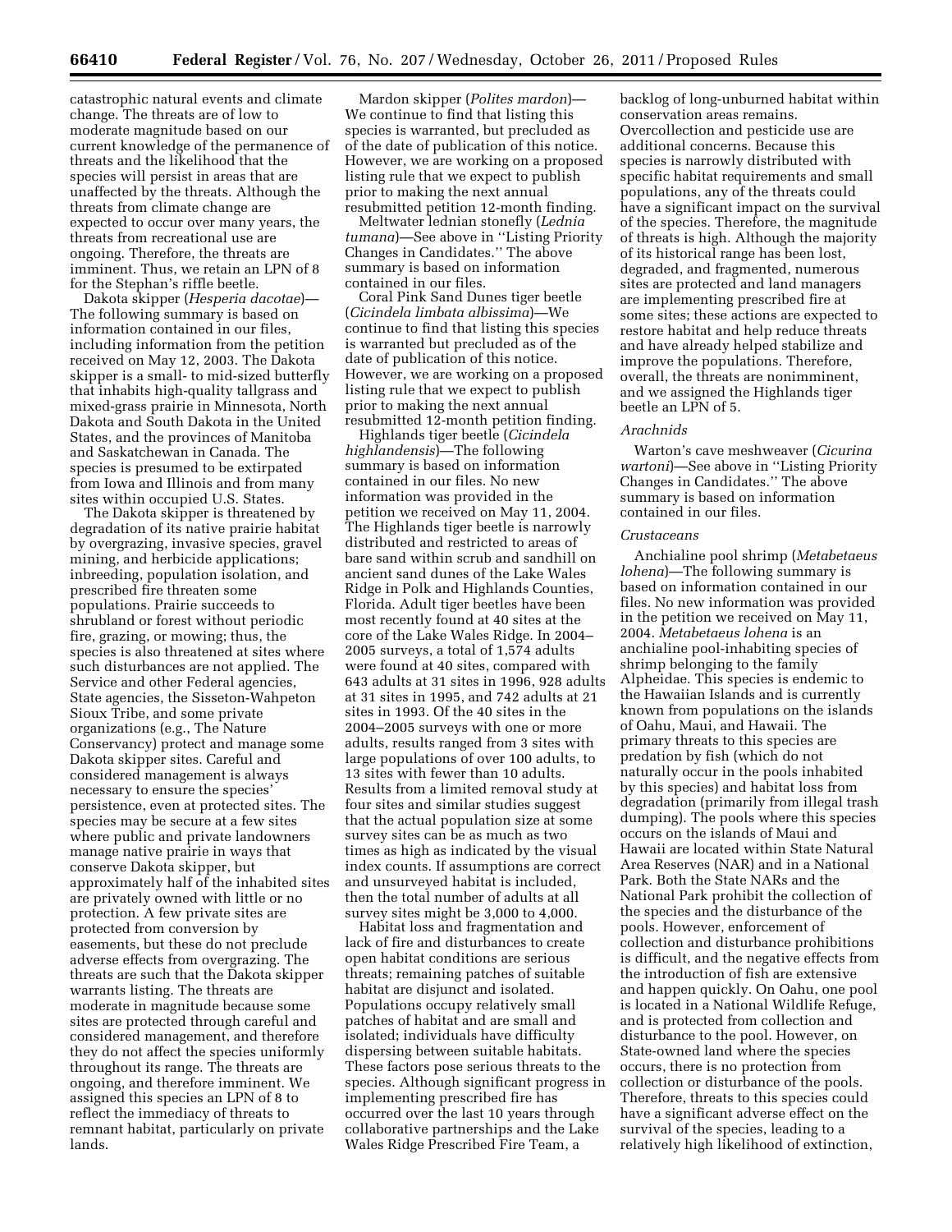catastrophic natural events and climate change. The threats are of low to moderate magnitude based on our current knowledge of the permanence of threats and the likelihood that the species will persist in areas that are unaffected by the threats. Although the threats from climate change are expected to occur over many years, the threats from recreational use are ongoing. Therefore, the threats are imminent. Thus, we retain an LPN of 8 for the Stephan's riffle beetle.

Dakota skipper (*Hesperia dacotae*)—The following summary is based on information contained in our files, including information from the petition received on May 12, 2003. The Dakota skipper is a small- to mid-sized butterfly that inhabits high-quality tallgrass and mixed-grass prairie in Minnesota, North Dakota and South Dakota in the United States, and the provinces of Manitoba and Saskatchewan in Canada. The species is presumed to be extirpated from Iowa and Illinois and from many sites within occupied U.S. States.

The Dakota skipper is threatened by degradation of its native prairie habitat by overgrazing, invasive species, gravel mining, and herbicide applications; inbreeding, population isolation, and prescribed fire threaten some populations. Prairie succeeds to shrubland or forest without periodic fire, grazing, or mowing; thus, the species is also threatened at sites where such disturbances are not applied. The Service and other Federal agencies, State agencies, the Sisseton-Wahpeton Sioux Tribe, and some private organizations (e.g., The Nature Conservancy) protect and manage some Dakota skipper sites. Careful and considered management is always necessary to ensure the species' persistence, even at protected sites. The species may be secure at a few sites where public and private landowners manage native prairie in ways that conserve Dakota skipper, but approximately half of the inhabited sites are privately owned with little or no protection. A few private sites are protected from conversion by easements, but these do not preclude adverse effects from overgrazing. The threats are such that the Dakota skipper warrants listing. The threats are moderate in magnitude because some sites are protected through careful and considered management, and therefore they do not affect the species uniformly throughout its range. The threats are ongoing, and therefore imminent. We assigned this species an LPN of 8 to reflect the immediacy of threats to remnant habitat, particularly on private lands.

Mardon skipper (*Polites mardon*)—We continue to find that listing this species is warranted, but precluded as of the date of publication of this notice. However, we are working on a proposed listing rule that we expect to publish prior to making the next annual resubmitted petition 12-month finding.

Meltwater lednian stonefly (*Lednia tumana*)—See above in ''Listing Priority Changes in Candidates.'' The above summary is based on information contained in our files.

Coral Pink Sand Dunes tiger beetle (*Cicindela limbata albissima*)—We continue to find that listing this species is warranted but precluded as of the date of publication of this notice. However, we are working on a proposed listing rule that we expect to publish prior to making the next annual resubmitted 12-month petition finding.

Highlands tiger beetle (*Cicindela highlandensis*)—The following summary is based on information contained in our files. No new information was provided in the petition we received on May 11, 2004. The Highlands tiger beetle is narrowly distributed and restricted to areas of bare sand within scrub and sandhill on ancient sand dunes of the Lake Wales Ridge in Polk and Highlands Counties, Florida. Adult tiger beetles have been most recently found at 40 sites at the core of the Lake Wales Ridge. In 2004–2005 surveys, a total of 1,574 adults were found at 40 sites, compared with 643 adults at 31 sites in 1996, 928 adults at 31 sites in 1995, and 742 adults at 21 sites in 1993. Of the 40 sites in the 2004–2005 surveys with one or more adults, results ranged from 3 sites with large populations of over 100 adults, to 13 sites with fewer than 10 adults. Results from a limited removal study at four sites and similar studies suggest that the actual population size at some survey sites can be as much as two times as high as indicated by the visual index counts. If assumptions are correct and unsurveyed habitat is included, then the total number of adults at all survey sites might be 3,000 to 4,000.

Habitat loss and fragmentation and lack of fire and disturbances to create open habitat conditions are serious threats; remaining patches of suitable habitat are disjunct and isolated. Populations occupy relatively small patches of habitat and are small and isolated; individuals have difficulty dispersing between suitable habitats. These factors pose serious threats to the species. Although significant progress in implementing prescribed fire has occurred over the last 10 years through collaborative partnerships and the Lake Wales Ridge Prescribed Fire Team, a backlog of long-unburned habitat within conservation areas remains. Overcollection and pesticide use are additional concerns. Because this species is narrowly distributed with specific habitat requirements and small populations, any of the threats could have a significant impact on the survival of the species. Therefore, the magnitude of threats is high. Although the majority of its historical range has been lost, degraded, and fragmented, numerous sites are protected and land managers are implementing prescribed fire at some sites; these actions are expected to restore habitat and help reduce threats and have already helped stabilize and improve the populations. Therefore, overall, the threats are nonimminent, and we assigned the Highlands tiger beetle an LPN of 5.

### *Arachnids*

Warton's cave meshweaver (*Cicurina wartoni*)—See above in ''Listing Priority Changes in Candidates.'' The above summary is based on information contained in our files.

### *Crustaceans*

Anchialine pool shrimp (*Metabetaeus lohena*)—The following summary is based on information contained in our files. No new information was provided in the petition we received on May 11, 2004. *Metabetaeus lohena* is an anchialine pool-inhabiting species of shrimp belonging to the family Alpheidae. This species is endemic to the Hawaiian Islands and is currently known from populations on the islands of Oahu, Maui, and Hawaii. The primary threats to this species are predation by fish (which do not naturally occur in the pools inhabited by this species) and habitat loss from degradation (primarily from illegal trash dumping). The pools where this species occurs on the islands of Maui and Hawaii are located within State Natural Area Reserves (NAR) and in a National Park. Both the State NARs and the National Park prohibit the collection of the species and the disturbance of the pools. However, enforcement of collection and disturbance prohibitions is difficult, and the negative effects from the introduction of fish are extensive and happen quickly. On Oahu, one pool is located in a National Wildlife Refuge, and is protected from collection and disturbance to the pool. However, on State-owned land where the species occurs, there is no protection from collection or disturbance of the pools. Therefore, threats to this species could have a significant adverse effect on the survival of the species, leading to a relatively high likelihood of extinction,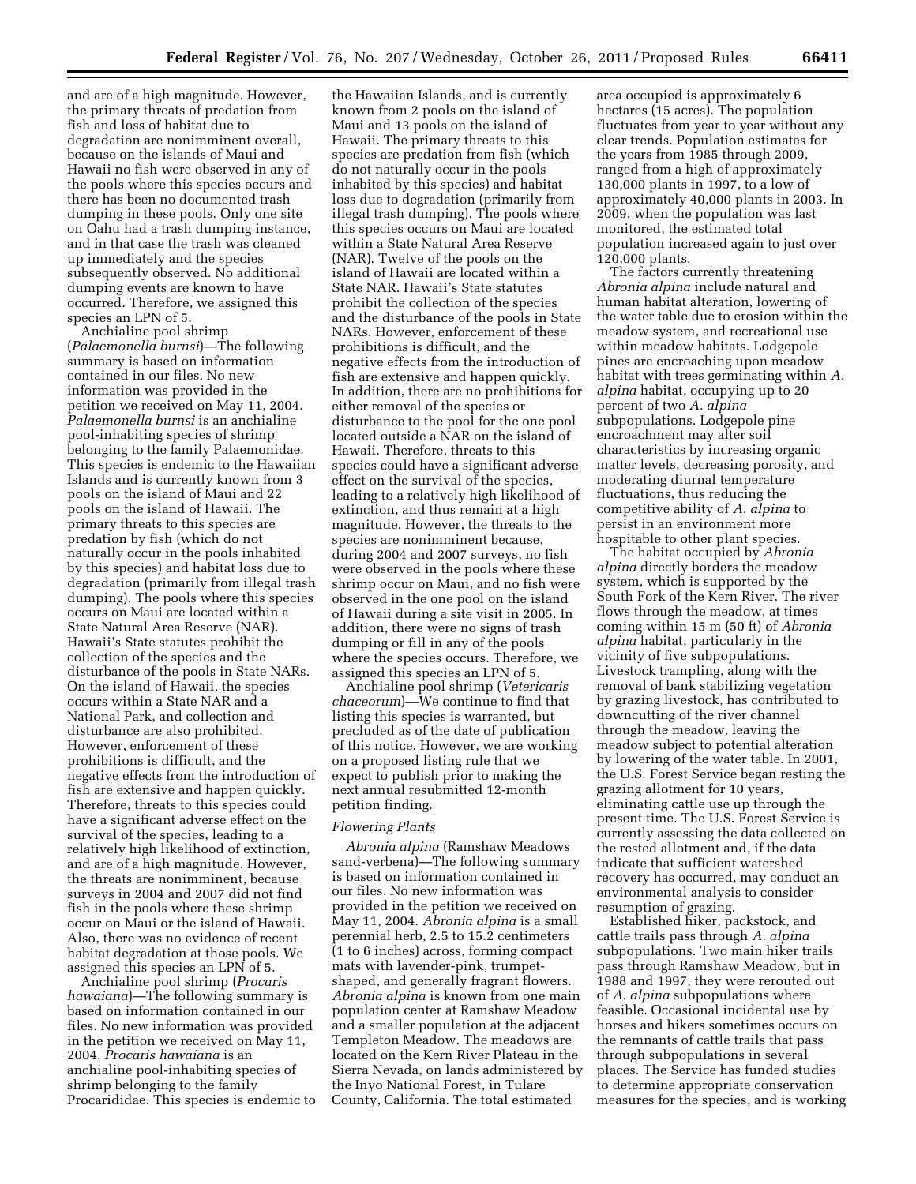and are of a high magnitude. However, the primary threats of predation from fish and loss of habitat due to degradation are nonimminent overall, because on the islands of Maui and Hawaii no fish were observed in any of the pools where this species occurs and there has been no documented trash dumping in these pools. Only one site on Oahu had a trash dumping instance, and in that case the trash was cleaned up immediately and the species subsequently observed. No additional dumping events are known to have occurred. Therefore, we assigned this species an LPN of 5.

Anchialine pool shrimp (*Palaemonella burnsi*)—The following summary is based on information contained in our files. No new information was provided in the petition we received on May 11, 2004. *Palaemonella burnsi* is an anchialine pool-inhabiting species of shrimp belonging to the family Palaemonidae. This species is endemic to the Hawaiian Islands and is currently known from 3 pools on the island of Maui and 22 pools on the island of Hawaii. The primary threats to this species are predation by fish (which do not naturally occur in the pools inhabited by this species) and habitat loss due to degradation (primarily from illegal trash dumping). The pools where this species occurs on Maui are located within a State Natural Area Reserve (NAR). Hawaii's State statutes prohibit the collection of the species and the disturbance of the pools in State NARs. On the island of Hawaii, the species occurs within a State NAR and a National Park, and collection and disturbance are also prohibited. However, enforcement of these prohibitions is difficult, and the negative effects from the introduction of fish are extensive and happen quickly. Therefore, threats to this species could have a significant adverse effect on the survival of the species, leading to a relatively high likelihood of extinction, and are of a high magnitude. However, the threats are nonimminent, because surveys in 2004 and 2007 did not find fish in the pools where these shrimp occur on Maui or the island of Hawaii. Also, there was no evidence of recent habitat degradation at those pools. We assigned this species an LPN of 5.

Anchialine pool shrimp (*Procaris hawaiana*)—The following summary is based on information contained in our files. No new information was provided in the petition we received on May 11, 2004. *Procaris hawaiana* is an anchialine pool-inhabiting species of shrimp belonging to the family Procarididae. This species is endemic to the Hawaiian Islands, and is currently known from 2 pools on the island of Maui and 13 pools on the island of Hawaii. The primary threats to this species are predation from fish (which do not naturally occur in the pools inhabited by this species) and habitat loss due to degradation (primarily from illegal trash dumping). The pools where this species occurs on Maui are located within a State Natural Area Reserve (NAR). Twelve of the pools on the island of Hawaii are located within a State NAR. Hawaii's State statutes prohibit the collection of the species and the disturbance of the pools in State NARs. However, enforcement of these prohibitions is difficult, and the negative effects from the introduction of fish are extensive and happen quickly. In addition, there are no prohibitions for either removal of the species or disturbance to the pool for the one pool located outside a NAR on the island of Hawaii. Therefore, threats to this species could have a significant adverse effect on the survival of the species, leading to a relatively high likelihood of extinction, and thus remain at a high magnitude. However, the threats to the species are nonimminent because, during 2004 and 2007 surveys, no fish were observed in the pools where these shrimp occur on Maui, and no fish were observed in the one pool on the island of Hawaii during a site visit in 2005. In addition, there were no signs of trash dumping or fill in any of the pools where the species occurs. Therefore, we assigned this species an LPN of 5.

Anchialine pool shrimp (*Vetericaris chaceorum*)—We continue to find that listing this species is warranted, but precluded as of the date of publication of this notice. However, we are working on a proposed listing rule that we expect to publish prior to making the next annual resubmitted 12-month petition finding.

*Flowering Plants*

*Abronia alpina* (Ramshaw Meadows sand-verbena)—The following summary is based on information contained in our files. No new information was provided in the petition we received on May 11, 2004. *Abronia alpina* is a small perennial herb, 2.5 to 15.2 centimeters (1 to 6 inches) across, forming compact mats with lavender-pink, trumpet-shaped, and generally fragrant flowers. *Abronia alpina* is known from one main population center at Ramshaw Meadow and a smaller population at the adjacent Templeton Meadow. The meadows are located on the Kern River Plateau in the Sierra Nevada, on lands administered by the Inyo National Forest, in Tulare County, California. The total estimated area occupied is approximately 6 hectares (15 acres). The population fluctuates from year to year without any clear trends. Population estimates for the years from 1985 through 2009, ranged from a high of approximately 130,000 plants in 1997, to a low of approximately 40,000 plants in 2003. In 2009, when the population was last monitored, the estimated total population increased again to just over 120,000 plants.

The factors currently threatening *Abronia alpina* include natural and human habitat alteration, lowering of the water table due to erosion within the meadow system, and recreational use within meadow habitats. Lodgepole pines are encroaching upon meadow habitat with trees germinating within *A. alpina* habitat, occupying up to 20 percent of two *A. alpina* subpopulations. Lodgepole pine encroachment may alter soil characteristics by increasing organic matter levels, decreasing porosity, and moderating diurnal temperature fluctuations, thus reducing the competitive ability of *A. alpina* to persist in an environment more hospitable to other plant species.

The habitat occupied by *Abronia alpina* directly borders the meadow system, which is supported by the South Fork of the Kern River. The river flows through the meadow, at times coming within 15 m (50 ft) of *Abronia alpina* habitat, particularly in the vicinity of five subpopulations. Livestock trampling, along with the removal of bank stabilizing vegetation by grazing livestock, has contributed to downcutting of the river channel through the meadow, leaving the meadow subject to potential alteration by lowering of the water table. In 2001, the U.S. Forest Service began resting the grazing allotment for 10 years, eliminating cattle use up through the present time. The U.S. Forest Service is currently assessing the data collected on the rested allotment and, if the data indicate that sufficient watershed recovery has occurred, may conduct an environmental analysis to consider resumption of grazing.

Established hiker, packstock, and cattle trails pass through *A. alpina* subpopulations. Two main hiker trails pass through Ramshaw Meadow, but in 1988 and 1997, they were rerouted out of *A. alpina* subpopulations where feasible. Occasional incidental use by horses and hikers sometimes occurs on the remnants of cattle trails that pass through subpopulations in several places. The Service has funded studies to determine appropriate conservation measures for the species, and is working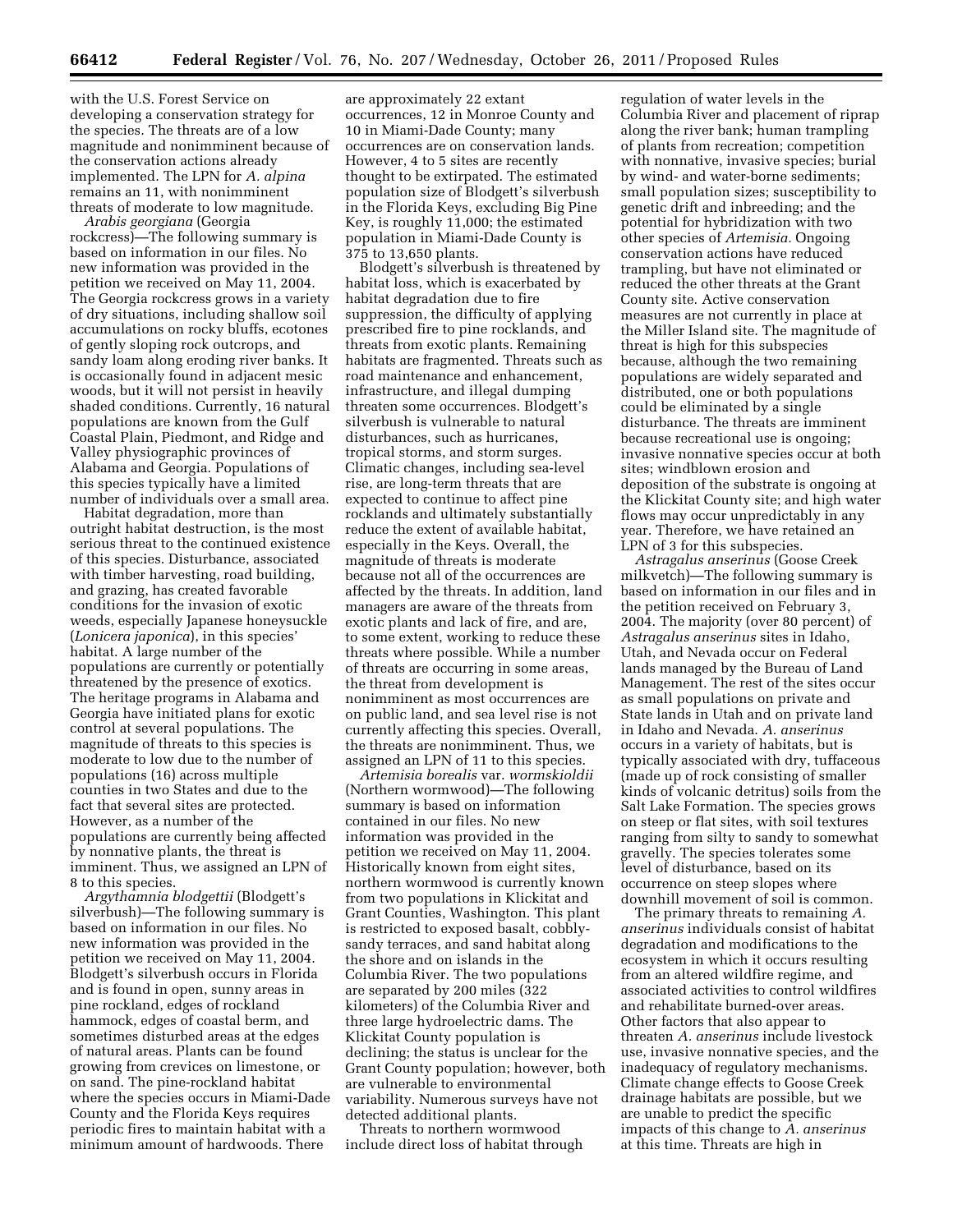with the U.S. Forest Service on developing a conservation strategy for the species. The threats are of a low magnitude and nonimminent because of the conservation actions already implemented. The LPN for *A. alpina* remains an 11, with nonimminent threats of moderate to low magnitude.

*Arabis georgiana* (Georgia rockcress)—The following summary is based on information in our files. No new information was provided in the petition we received on May 11, 2004. The Georgia rockcress grows in a variety of dry situations, including shallow soil accumulations on rocky bluffs, ecotones of gently sloping rock outcrops, and sandy loam along eroding river banks. It is occasionally found in adjacent mesic woods, but it will not persist in heavily shaded conditions. Currently, 16 natural populations are known from the Gulf Coastal Plain, Piedmont, and Ridge and Valley physiographic provinces of Alabama and Georgia. Populations of this species typically have a limited number of individuals over a small area.

Habitat degradation, more than outright habitat destruction, is the most serious threat to the continued existence of this species. Disturbance, associated with timber harvesting, road building, and grazing, has created favorable conditions for the invasion of exotic weeds, especially Japanese honeysuckle (*Lonicera japonica*), in this species' habitat. A large number of the populations are currently or potentially threatened by the presence of exotics. The heritage programs in Alabama and Georgia have initiated plans for exotic control at several populations. The magnitude of threats to this species is moderate to low due to the number of populations (16) across multiple counties in two States and due to the fact that several sites are protected. However, as a number of the populations are currently being affected by nonnative plants, the threat is imminent. Thus, we assigned an LPN of 8 to this species.

*Argythamnia blodgettii* (Blodgett's silverbush)—The following summary is based on information in our files. No new information was provided in the petition we received on May 11, 2004. Blodgett's silverbush occurs in Florida and is found in open, sunny areas in pine rockland, edges of rockland hammock, edges of coastal berm, and sometimes disturbed areas at the edges of natural areas. Plants can be found growing from crevices on limestone, or on sand. The pine-rockland habitat where the species occurs in Miami-Dade County and the Florida Keys requires periodic fires to maintain habitat with a minimum amount of hardwoods. There are approximately 22 extant occurrences, 12 in Monroe County and 10 in Miami-Dade County; many occurrences are on conservation lands. However, 4 to 5 sites are recently thought to be extirpated. The estimated population size of Blodgett's silverbush in the Florida Keys, excluding Big Pine Key, is roughly 11,000; the estimated population in Miami-Dade County is 375 to 13,650 plants.

Blodgett's silverbush is threatened by habitat loss, which is exacerbated by habitat degradation due to fire suppression, the difficulty of applying prescribed fire to pine rocklands, and threats from exotic plants. Remaining habitats are fragmented. Threats such as road maintenance and enhancement, infrastructure, and illegal dumping threaten some occurrences. Blodgett's silverbush is vulnerable to natural disturbances, such as hurricanes, tropical storms, and storm surges. Climatic changes, including sea-level rise, are long-term threats that are expected to continue to affect pine rocklands and ultimately substantially reduce the extent of available habitat, especially in the Keys. Overall, the magnitude of threats is moderate because not all of the occurrences are affected by the threats. In addition, land managers are aware of the threats from exotic plants and lack of fire, and are, to some extent, working to reduce these threats where possible. While a number of threats are occurring in some areas, the threat from development is nonimminent as most occurrences are on public land, and sea level rise is not currently affecting this species. Overall, the threats are nonimminent. Thus, we assigned an LPN of 11 to this species.

*Artemisia borealis* var. *wormskioldii* (Northern wormwood)—The following summary is based on information contained in our files. No new information was provided in the petition we received on May 11, 2004. Historically known from eight sites, northern wormwood is currently known from two populations in Klickitat and Grant Counties, Washington. This plant is restricted to exposed basalt, cobbly-sandy terraces, and sand habitat along the shore and on islands in the Columbia River. The two populations are separated by 200 miles (322 kilometers) of the Columbia River and three large hydroelectric dams. The Klickitat County population is declining; the status is unclear for the Grant County population; however, both are vulnerable to environmental variability. Numerous surveys have not detected additional plants.

Threats to northern wormwood include direct loss of habitat through regulation of water levels in the Columbia River and placement of riprap along the river bank; human trampling of plants from recreation; competition with nonnative, invasive species; burial by wind- and water-borne sediments; small population sizes; susceptibility to genetic drift and inbreeding; and the potential for hybridization with two other species of *Artemisia*. Ongoing conservation actions have reduced trampling, but have not eliminated or reduced the other threats at the Grant County site. Active conservation measures are not currently in place at the Miller Island site. The magnitude of threat is high for this subspecies because, although the two remaining populations are widely separated and distributed, one or both populations could be eliminated by a single disturbance. The threats are imminent because recreational use is ongoing; invasive nonnative species occur at both sites; windblown erosion and deposition of the substrate is ongoing at the Klickitat County site; and high water flows may occur unpredictably in any year. Therefore, we have retained an LPN of 3 for this subspecies.

*Astragalus anserinus* (Goose Creek milkvetch)—The following summary is based on information in our files and in the petition received on February 3, 2004. The majority (over 80 percent) of *Astragalus anserinus* sites in Idaho, Utah, and Nevada occur on Federal lands managed by the Bureau of Land Management. The rest of the sites occur as small populations on private and State lands in Utah and on private land in Idaho and Nevada. *A. anserinus* occurs in a variety of habitats, but is typically associated with dry, tuffaceous (made up of rock consisting of smaller kinds of volcanic detritus) soils from the Salt Lake Formation. The species grows on steep or flat sites, with soil textures ranging from silty to sandy to somewhat gravelly. The species tolerates some level of disturbance, based on its occurrence on steep slopes where downhill movement of soil is common.

The primary threats to remaining *A. anserinus* individuals consist of habitat degradation and modifications to the ecosystem in which it occurs resulting from an altered wildfire regime, and associated activities to control wildfires and rehabilitate burned-over areas. Other factors that also appear to threaten *A. anserinus* include livestock use, invasive nonnative species, and the inadequacy of regulatory mechanisms. Climate change effects to Goose Creek drainage habitats are possible, but we are unable to predict the specific impacts of this change to *A. anserinus* at this time. Threats are high in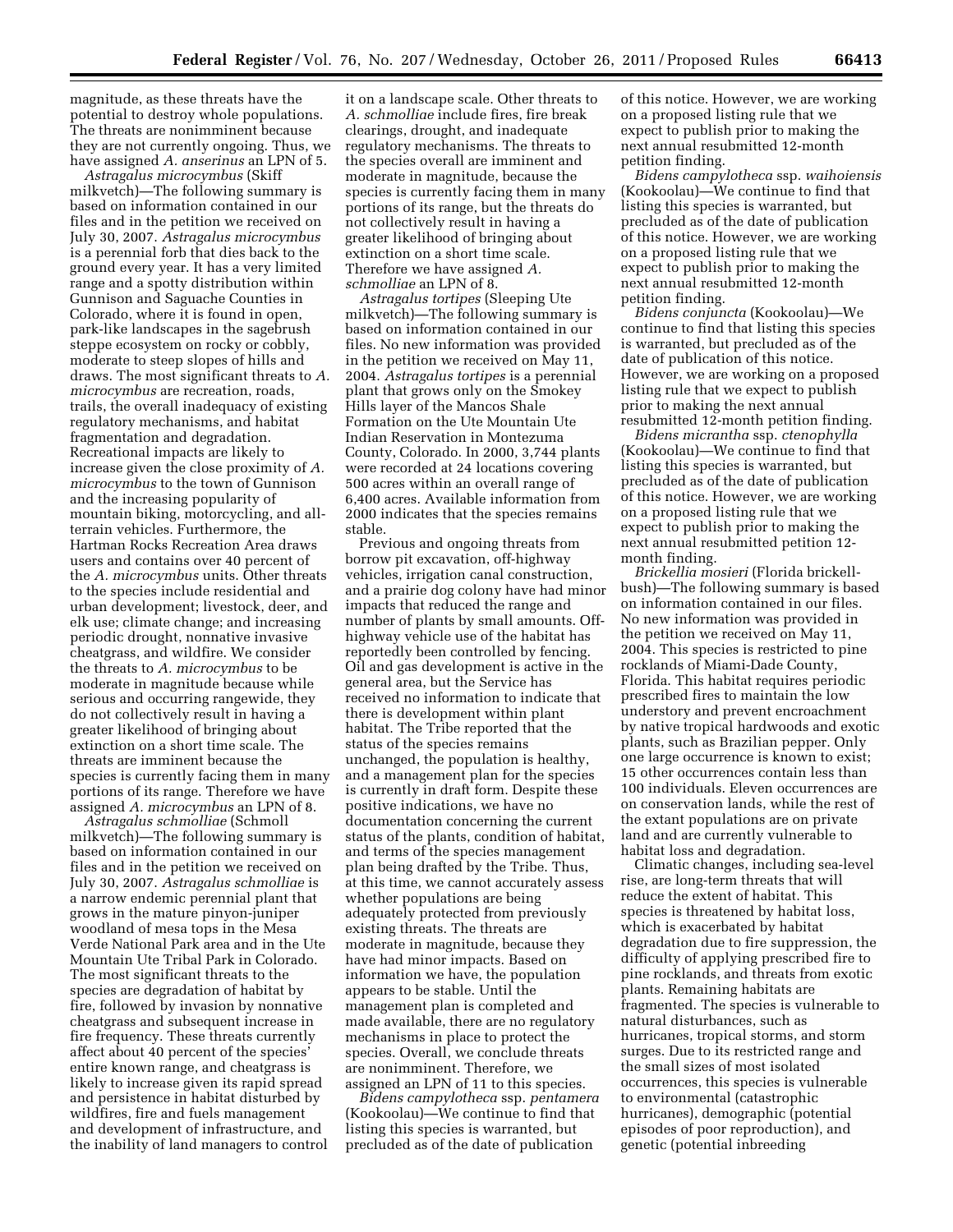magnitude, as these threats have the potential to destroy whole populations. The threats are nonimminent because they are not currently ongoing. Thus, we have assigned *A. anserinus* an LPN of 5.

*Astragalus microcymbus* (Skiff milkvetch)—The following summary is based on information contained in our files and in the petition we received on July 30, 2007. *Astragalus microcymbus* is a perennial forb that dies back to the ground every year. It has a very limited range and a spotty distribution within Gunnison and Saguache Counties in Colorado, where it is found in open, park-like landscapes in the sagebrush steppe ecosystem on rocky or cobbly, moderate to steep slopes of hills and draws. The most significant threats to *A. microcymbus* are recreation, roads, trails, the overall inadequacy of existing regulatory mechanisms, and habitat fragmentation and degradation. Recreational impacts are likely to increase given the close proximity of *A. microcymbus* to the town of Gunnison and the increasing popularity of mountain biking, motorcycling, and all-terrain vehicles. Furthermore, the Hartman Rocks Recreation Area draws users and contains over 40 percent of the *A. microcymbus* units. Other threats to the species include residential and urban development; livestock, deer, and elk use; climate change; and increasing periodic drought, nonnative invasive cheatgrass, and wildfire. We consider the threats to *A. microcymbus* to be moderate in magnitude because while serious and occurring rangewide, they do not collectively result in having a greater likelihood of bringing about extinction on a short time scale. The threats are imminent because the species is currently facing them in many portions of its range. Therefore we have assigned *A. microcymbus* an LPN of 8.

*Astragalus schmolliae* (Schmoll milkvetch)—The following summary is based on information contained in our files and in the petition we received on July 30, 2007. *Astragalus schmolliae* is a narrow endemic perennial plant that grows in the mature pinyon-juniper woodland of mesa tops in the Mesa Verde National Park area and in the Ute Mountain Ute Tribal Park in Colorado. The most significant threats to the species are degradation of habitat by fire, followed by invasion by nonnative cheatgrass and subsequent increase in fire frequency. These threats currently affect about 40 percent of the species' entire known range, and cheatgrass is likely to increase given its rapid spread and persistence in habitat disturbed by wildfires, fire and fuels management and development of infrastructure, and the inability of land managers to control it on a landscape scale. Other threats to *A. schmolliae* include fires, fire break clearings, drought, and inadequate regulatory mechanisms. The threats to the species overall are imminent and moderate in magnitude, because the species is currently facing them in many portions of its range, but the threats do not collectively result in having a greater likelihood of bringing about extinction on a short time scale. Therefore we have assigned *A. schmolliae* an LPN of 8.

*Astragalus tortipes* (Sleeping Ute milkvetch)—The following summary is based on information contained in our files. No new information was provided in the petition we received on May 11, 2004. *Astragalus tortipes* is a perennial plant that grows only on the Smokey Hills layer of the Mancos Shale Formation on the Ute Mountain Ute Indian Reservation in Montezuma County, Colorado. In 2000, 3,744 plants were recorded at 24 locations covering 500 acres within an overall range of 6,400 acres. Available information from 2000 indicates that the species remains stable.

Previous and ongoing threats from borrow pit excavation, off-highway vehicles, irrigation canal construction, and a prairie dog colony have had minor impacts that reduced the range and number of plants by small amounts. Off-highway vehicle use of the habitat has reportedly been controlled by fencing. Oil and gas development is active in the general area, but the Service has received no information to indicate that there is development within plant habitat. The Tribe reported that the status of the species remains unchanged, the population is healthy, and a management plan for the species is currently in draft form. Despite these positive indications, we have no documentation concerning the current status of the plants, condition of habitat, and terms of the species management plan being drafted by the Tribe. Thus, at this time, we cannot accurately assess whether populations are being adequately protected from previously existing threats. The threats are moderate in magnitude, because they have had minor impacts. Based on information we have, the population appears to be stable. Until the management plan is completed and made available, there are no regulatory mechanisms in place to protect the species. Overall, we conclude threats are nonimminent. Therefore, we assigned an LPN of 11 to this species.

*Bidens campylotheca* ssp. *pentamera* (Kookoolau)—We continue to find that listing this species is warranted, but precluded as of the date of publication of this notice. However, we are working on a proposed listing rule that we expect to publish prior to making the next annual resubmitted 12-month petition finding.

*Bidens campylotheca* ssp. *waihoiensis* (Kookoolau)—We continue to find that listing this species is warranted, but precluded as of the date of publication of this notice. However, we are working on a proposed listing rule that we expect to publish prior to making the next annual resubmitted 12-month petition finding.

*Bidens conjuncta* (Kookoolau)—We continue to find that listing this species is warranted, but precluded as of the date of publication of this notice. However, we are working on a proposed listing rule that we expect to publish prior to making the next annual resubmitted 12-month petition finding.

*Bidens micrantha* ssp. *ctenophylla* (Kookoolau)—We continue to find that listing this species is warranted, but precluded as of the date of publication of this notice. However, we are working on a proposed listing rule that we expect to publish prior to making the next annual resubmitted petition 12-month finding.

*Brickellia mosieri* (Florida brickell-bush)—The following summary is based on information contained in our files. No new information was provided in the petition we received on May 11, 2004. This species is restricted to pine rocklands of Miami-Dade County, Florida. This habitat requires periodic prescribed fires to maintain the low understory and prevent encroachment by native tropical hardwoods and exotic plants, such as Brazilian pepper. Only one large occurrence is known to exist; 15 other occurrences contain less than 100 individuals. Eleven occurrences are on conservation lands, while the rest of the extant populations are on private land and are currently vulnerable to habitat loss and degradation.

Climatic changes, including sea-level rise, are long-term threats that will reduce the extent of habitat. This species is threatened by habitat loss, which is exacerbated by habitat degradation due to fire suppression, the difficulty of applying prescribed fire to pine rocklands, and threats from exotic plants. Remaining habitats are fragmented. The species is vulnerable to natural disturbances, such as hurricanes, tropical storms, and storm surges. Due to its restricted range and the small sizes of most isolated occurrences, this species is vulnerable to environmental (catastrophic hurricanes), demographic (potential episodes of poor reproduction), and genetic (potential inbreeding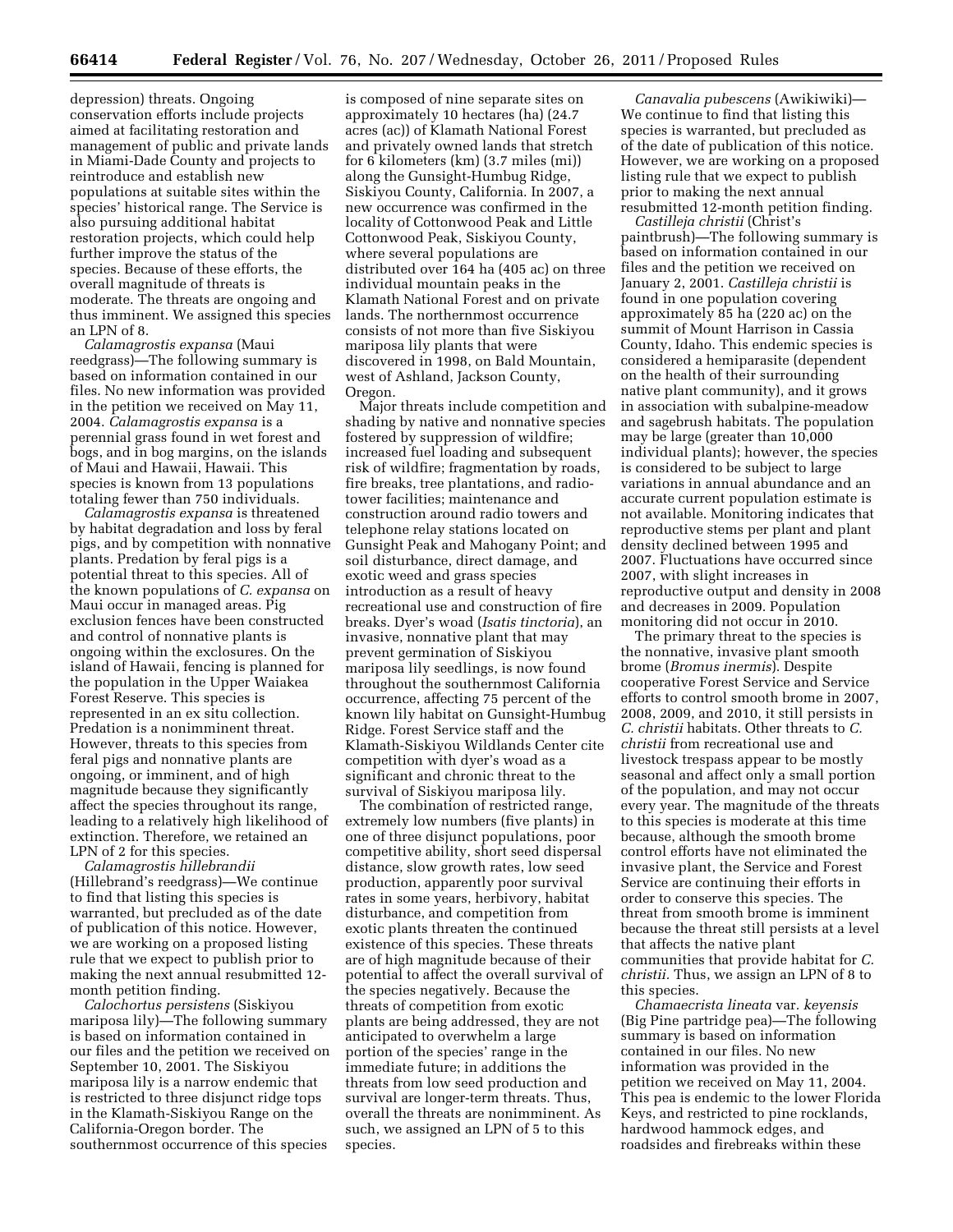depression) threats. Ongoing conservation efforts include projects aimed at facilitating restoration and management of public and private lands in Miami-Dade County and projects to reintroduce and establish new populations at suitable sites within the species' historical range. The Service is also pursuing additional habitat restoration projects, which could help further improve the status of the species. Because of these efforts, the overall magnitude of threats is moderate. The threats are ongoing and thus imminent. We assigned this species an LPN of 8.

*Calamagrostis expansa* (Maui reedgrass)—The following summary is based on information contained in our files. No new information was provided in the petition we received on May 11, 2004. *Calamagrostis expansa* is a perennial grass found in wet forest and bogs, and in bog margins, on the islands of Maui and Hawaii, Hawaii. This species is known from 13 populations totaling fewer than 750 individuals.

*Calamagrostis expansa* is threatened by habitat degradation and loss by feral pigs, and by competition with nonnative plants. Predation by feral pigs is a potential threat to this species. All of the known populations of *C. expansa* on Maui occur in managed areas. Pig exclusion fences have been constructed and control of nonnative plants is ongoing within the exclosures. On the island of Hawaii, fencing is planned for the population in the Upper Waiakea Forest Reserve. This species is represented in an ex situ collection. Predation is a nonimminent threat. However, threats to this species from feral pigs and nonnative plants are ongoing, or imminent, and of high magnitude because they significantly affect the species throughout its range, leading to a relatively high likelihood of extinction. Therefore, we retained an LPN of 2 for this species.

*Calamagrostis hillebrandii* (Hillebrand's reedgrass)—We continue to find that listing this species is warranted, but precluded as of the date of publication of this notice. However, we are working on a proposed listing rule that we expect to publish prior to making the next annual resubmitted 12-month petition finding.

*Calochortus persistens* (Siskiyou mariposa lily)—The following summary is based on information contained in our files and the petition we received on September 10, 2001. The Siskiyou mariposa lily is a narrow endemic that is restricted to three disjunct ridge tops in the Klamath-Siskiyou Range on the California-Oregon border. The southernmost occurrence of this species is composed of nine separate sites on approximately 10 hectares (ha) (24.7 acres (ac)) of Klamath National Forest and privately owned lands that stretch for 6 kilometers (km) (3.7 miles (mi)) along the Gunsight-Humbug Ridge, Siskiyou County, California. In 2007, a new occurrence was confirmed in the locality of Cottonwood Peak and Little Cottonwood Peak, Siskiyou County, where several populations are distributed over 164 ha (405 ac) on three individual mountain peaks in the Klamath National Forest and on private lands. The northernmost occurrence consists of not more than five Siskiyou mariposa lily plants that were discovered in 1998, on Bald Mountain, west of Ashland, Jackson County, Oregon.

Major threats include competition and shading by native and nonnative species fostered by suppression of wildfire; increased fuel loading and subsequent risk of wildfire; fragmentation by roads, fire breaks, tree plantations, and radio-tower facilities; maintenance and construction around radio towers and telephone relay stations located on Gunsight Peak and Mahogany Point; and soil disturbance, direct damage, and exotic weed and grass species introduction as a result of heavy recreational use and construction of fire breaks. Dyer's woad (*Isatis tinctoria*), an invasive, nonnative plant that may prevent germination of Siskiyou mariposa lily seedlings, is now found throughout the southernmost California occurrence, affecting 75 percent of the known lily habitat on Gunsight-Humbug Ridge. Forest Service staff and the Klamath-Siskiyou Wildlands Center cite competition with dyer's woad as a significant and chronic threat to the survival of Siskiyou mariposa lily.

The combination of restricted range, extremely low numbers (five plants) in one of three disjunct populations, poor competitive ability, short seed dispersal distance, slow growth rates, low seed production, apparently poor survival rates in some years, herbivory, habitat disturbance, and competition from exotic plants threaten the continued existence of this species. These threats are of high magnitude because of their potential to affect the overall survival of the species negatively. Because the threats of competition from exotic plants are being addressed, they are not anticipated to overwhelm a large portion of the species' range in the immediate future; in additions the threats from low seed production and survival are longer-term threats. Thus, overall the threats are nonimminent. As such, we assigned an LPN of 5 to this species.

*Canavalia pubescens* (Awikiwiki)—We continue to find that listing this species is warranted, but precluded as of the date of publication of this notice. However, we are working on a proposed listing rule that we expect to publish prior to making the next annual resubmitted 12-month petition finding.

*Castilleja christii* (Christ's paintbrush)—The following summary is based on information contained in our files and the petition we received on January 2, 2001. *Castilleja christii* is found in one population covering approximately 85 ha (220 ac) on the summit of Mount Harrison in Cassia County, Idaho. This endemic species is considered a hemiparasite (dependent on the health of their surrounding native plant community), and it grows in association with subalpine-meadow and sagebrush habitats. The population may be large (greater than 10,000 individual plants); however, the species is considered to be subject to large variations in annual abundance and an accurate current population estimate is not available. Monitoring indicates that reproductive stems per plant and plant density declined between 1995 and 2007. Fluctuations have occurred since 2007, with slight increases in reproductive output and density in 2008 and decreases in 2009. Population monitoring did not occur in 2010.

The primary threat to the species is the nonnative, invasive plant smooth brome (*Bromus inermis*). Despite cooperative Forest Service and Service efforts to control smooth brome in 2007, 2008, 2009, and 2010, it still persists in *C. christii* habitats. Other threats to *C. christii* from recreational use and livestock trespass appear to be mostly seasonal and affect only a small portion of the population, and may not occur every year. The magnitude of the threats to this species is moderate at this time because, although the smooth brome control efforts have not eliminated the invasive plant, the Service and Forest Service are continuing their efforts in order to conserve this species. The threat from smooth brome is imminent because the threat still persists at a level that affects the native plant communities that provide habitat for *C. christii*. Thus, we assign an LPN of 8 to this species.

*Chamaecrista lineata* var. *keyensis* (Big Pine partridge pea)—The following summary is based on information contained in our files. No new information was provided in the petition we received on May 11, 2004. This pea is endemic to the lower Florida Keys, and restricted to pine rocklands, hardwood hammock edges, and roadsides and firebreaks within these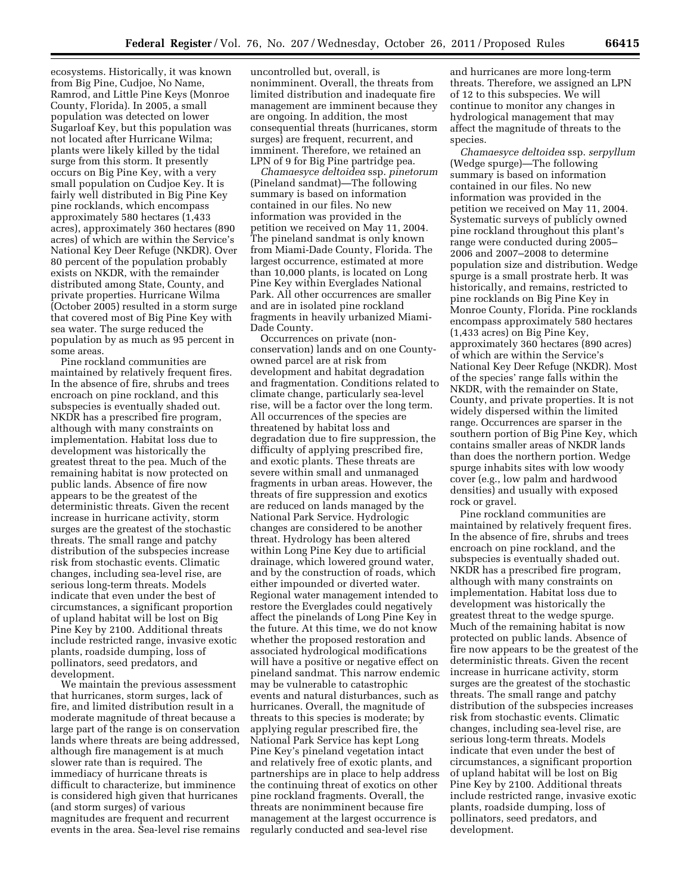ecosystems. Historically, it was known from Big Pine, Cudjoe, No Name, Ramrod, and Little Pine Keys (Monroe County, Florida). In 2005, a small population was detected on lower Sugarloaf Key, but this population was not located after Hurricane Wilma; plants were likely killed by the tidal surge from this storm. It presently occurs on Big Pine Key, with a very small population on Cudjoe Key. It is fairly well distributed in Big Pine Key pine rocklands, which encompass approximately 580 hectares (1,433 acres), approximately 360 hectares (890 acres) of which are within the Service's National Key Deer Refuge (NKDR). Over 80 percent of the population probably exists on NKDR, with the remainder distributed among State, County, and private properties. Hurricane Wilma (October 2005) resulted in a storm surge that covered most of Big Pine Key with sea water. The surge reduced the population by as much as 95 percent in some areas.

Pine rockland communities are maintained by relatively frequent fires. In the absence of fire, shrubs and trees encroach on pine rockland, and this subspecies is eventually shaded out. NKDR has a prescribed fire program, although with many constraints on implementation. Habitat loss due to development was historically the greatest threat to the pea. Much of the remaining habitat is now protected on public lands. Absence of fire now appears to be the greatest of the deterministic threats. Given the recent increase in hurricane activity, storm surges are the greatest of the stochastic threats. The small range and patchy distribution of the subspecies increase risk from stochastic events. Climatic changes, including sea-level rise, are serious long-term threats. Models indicate that even under the best of circumstances, a significant proportion of upland habitat will be lost on Big Pine Key by 2100. Additional threats include restricted range, invasive exotic plants, roadside dumping, loss of pollinators, seed predators, and development.

We maintain the previous assessment that hurricanes, storm surges, lack of fire, and limited distribution result in a moderate magnitude of threat because a large part of the range is on conservation lands where threats are being addressed, although fire management is at much slower rate than is required. The immediacy of hurricane threats is difficult to characterize, but imminence is considered high given that hurricanes (and storm surges) of various magnitudes are frequent and recurrent events in the area. Sea-level rise remains uncontrolled but, overall, is nonimminent. Overall, the threats from limited distribution and inadequate fire management are imminent because they are ongoing. In addition, the most consequential threats (hurricanes, storm surges) are frequent, recurrent, and imminent. Therefore, we retained an LPN of 9 for Big Pine partridge pea.

*Chamaesyce deltoidea* ssp. *pinetorum* (Pineland sandmat)—The following summary is based on information contained in our files. No new information was provided in the petition we received on May 11, 2004. The pineland sandmat is only known from Miami-Dade County, Florida. The largest occurrence, estimated at more than 10,000 plants, is located on Long Pine Key within Everglades National Park. All other occurrences are smaller and are in isolated pine rockland fragments in heavily urbanized Miami-Dade County.

Occurrences on private (non-conservation) lands and on one County-owned parcel are at risk from development and habitat degradation and fragmentation. Conditions related to climate change, particularly sea-level rise, will be a factor over the long term. All occurrences of the species are threatened by habitat loss and degradation due to fire suppression, the difficulty of applying prescribed fire, and exotic plants. These threats are severe within small and unmanaged fragments in urban areas. However, the threats of fire suppression and exotics are reduced on lands managed by the National Park Service. Hydrologic changes are considered to be another threat. Hydrology has been altered within Long Pine Key due to artificial drainage, which lowered ground water, and by the construction of roads, which either impounded or diverted water. Regional water management intended to restore the Everglades could negatively affect the pinelands of Long Pine Key in the future. At this time, we do not know whether the proposed restoration and associated hydrological modifications will have a positive or negative effect on pineland sandmat. This narrow endemic may be vulnerable to catastrophic events and natural disturbances, such as hurricanes. Overall, the magnitude of threats to this species is moderate; by applying regular prescribed fire, the National Park Service has kept Long Pine Key's pineland vegetation intact and relatively free of exotic plants, and partnerships are in place to help address the continuing threat of exotics on other pine rockland fragments. Overall, the threats are nonimminent because fire management at the largest occurrence is regularly conducted and sea-level rise and hurricanes are more long-term threats. Therefore, we assigned an LPN of 12 to this subspecies. We will continue to monitor any changes in hydrological management that may affect the magnitude of threats to the species.

*Chamaesyce deltoidea* ssp. *serpyllum* (Wedge spurge)—The following summary is based on information contained in our files. No new information was provided in the petition we received on May 11, 2004. Systematic surveys of publicly owned pine rockland throughout this plant's range were conducted during 2005–2006 and 2007–2008 to determine population size and distribution. Wedge spurge is a small prostrate herb. It was historically, and remains, restricted to pine rocklands on Big Pine Key in Monroe County, Florida. Pine rocklands encompass approximately 580 hectares (1,433 acres) on Big Pine Key, approximately 360 hectares (890 acres) of which are within the Service's National Key Deer Refuge (NKDR). Most of the species' range falls within the NKDR, with the remainder on State, County, and private properties. It is not widely dispersed within the limited range. Occurrences are sparser in the southern portion of Big Pine Key, which contains smaller areas of NKDR lands than does the northern portion. Wedge spurge inhabits sites with low woody cover (e.g., low palm and hardwood densities) and usually with exposed rock or gravel.

Pine rockland communities are maintained by relatively frequent fires. In the absence of fire, shrubs and trees encroach on pine rockland, and the subspecies is eventually shaded out. NKDR has a prescribed fire program, although with many constraints on implementation. Habitat loss due to development was historically the greatest threat to the wedge spurge. Much of the remaining habitat is now protected on public lands. Absence of fire now appears to be the greatest of the deterministic threats. Given the recent increase in hurricane activity, storm surges are the greatest of the stochastic threats. The small range and patchy distribution of the subspecies increases risk from stochastic events. Climatic changes, including sea-level rise, are serious long-term threats. Models indicate that even under the best of circumstances, a significant proportion of upland habitat will be lost on Big Pine Key by 2100. Additional threats include restricted range, invasive exotic plants, roadside dumping, loss of pollinators, seed predators, and development.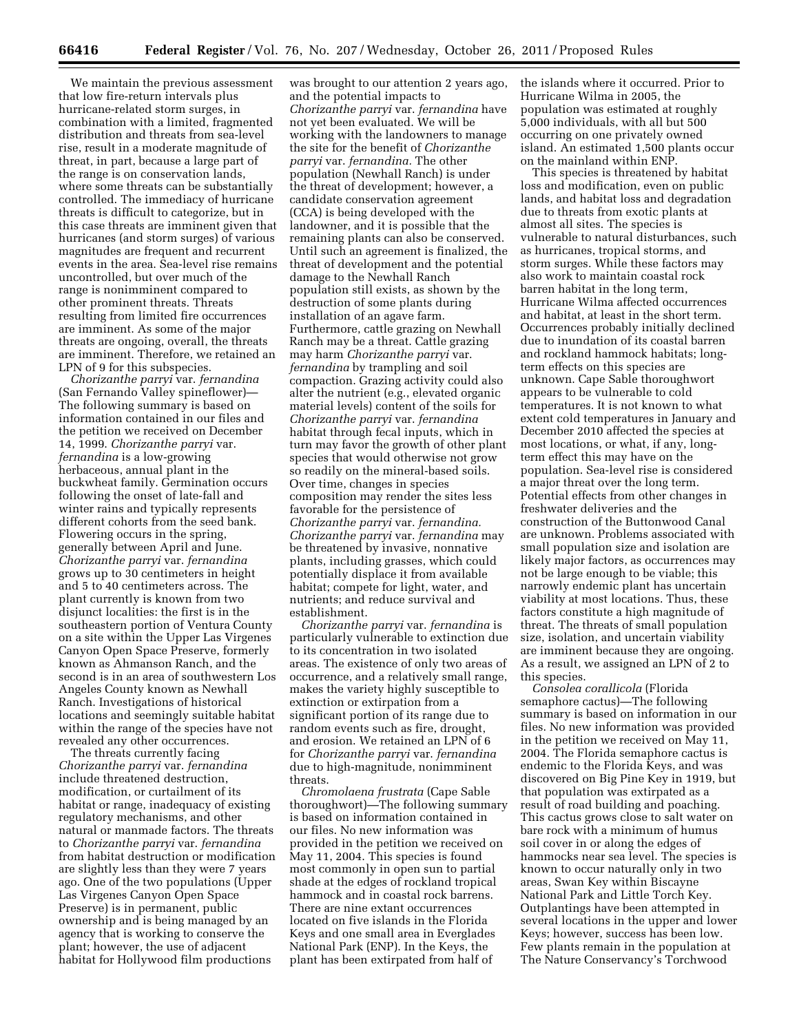We maintain the previous assessment that low fire-return intervals plus hurricane-related storm surges, in combination with a limited, fragmented distribution and threats from sea-level rise, result in a moderate magnitude of threat, in part, because a large part of the range is on conservation lands, where some threats can be substantially controlled. The immediacy of hurricane threats is difficult to categorize, but in this case threats are imminent given that hurricanes (and storm surges) of various magnitudes are frequent and recurrent events in the area. Sea-level rise remains uncontrolled, but over much of the range is nonimminent compared to other prominent threats. Threats resulting from limited fire occurrences are imminent. As some of the major threats are ongoing, overall, the threats are imminent. Therefore, we retained an LPN of 9 for this subspecies.

*Chorizanthe parryi* var. *fernandina* (San Fernando Valley spineflower)—The following summary is based on information contained in our files and the petition we received on December 14, 1999. *Chorizanthe parryi* var. *fernandina* is a low-growing herbaceous, annual plant in the buckwheat family. Germination occurs following the onset of late-fall and winter rains and typically represents different cohorts from the seed bank. Flowering occurs in the spring, generally between April and June. *Chorizanthe parryi* var. *fernandina* grows up to 30 centimeters in height and 5 to 40 centimeters across. The plant currently is known from two disjunct localities: the first is in the southeastern portion of Ventura County on a site within the Upper Las Virgenes Canyon Open Space Preserve, formerly known as Ahmanson Ranch, and the second is in an area of southwestern Los Angeles County known as Newhall Ranch. Investigations of historical locations and seemingly suitable habitat within the range of the species have not revealed any other occurrences.

The threats currently facing *Chorizanthe parryi* var. *fernandina* include threatened destruction, modification, or curtailment of its habitat or range, inadequacy of existing regulatory mechanisms, and other natural or manmade factors. The threats to *Chorizanthe parryi* var. *fernandina* from habitat destruction or modification are slightly less than they were 7 years ago. One of the two populations (Upper Las Virgenes Canyon Open Space Preserve) is in permanent, public ownership and is being managed by an agency that is working to conserve the plant; however, the use of adjacent habitat for Hollywood film productions was brought to our attention 2 years ago, and the potential impacts to *Chorizanthe parryi* var. *fernandina* have not yet been evaluated. We will be working with the landowners to manage the site for the benefit of *Chorizanthe parryi* var. *fernandina.* The other population (Newhall Ranch) is under the threat of development; however, a candidate conservation agreement (CCA) is being developed with the landowner, and it is possible that the remaining plants can also be conserved. Until such an agreement is finalized, the threat of development and the potential damage to the Newhall Ranch population still exists, as shown by the destruction of some plants during installation of an agave farm. Furthermore, cattle grazing on Newhall Ranch may be a threat. Cattle grazing may harm *Chorizanthe parryi* var. *fernandina* by trampling and soil compaction. Grazing activity could also alter the nutrient (e.g., elevated organic material levels) content of the soils for *Chorizanthe parryi* var. *fernandina* habitat through fecal inputs, which in turn may favor the growth of other plant species that would otherwise not grow so readily on the mineral-based soils. Over time, changes in species composition may render the sites less favorable for the persistence of *Chorizanthe parryi* var. *fernandina. Chorizanthe parryi* var. *fernandina* may be threatened by invasive, nonnative plants, including grasses, which could potentially displace it from available habitat; compete for light, water, and nutrients; and reduce survival and establishment.

*Chorizanthe parryi* var. *fernandina* is particularly vulnerable to extinction due to its concentration in two isolated areas. The existence of only two areas of occurrence, and a relatively small range, makes the variety highly susceptible to extinction or extirpation from a significant portion of its range due to random events such as fire, drought, and erosion. We retained an LPN of 6 for *Chorizanthe parryi* var. *fernandina* due to high-magnitude, nonimminent threats.

*Chromolaena frustrata* (Cape Sable thoroughwort)—The following summary is based on information contained in our files. No new information was provided in the petition we received on May 11, 2004. This species is found most commonly in open sun to partial shade at the edges of rockland tropical hammock and in coastal rock barrens. There are nine extant occurrences located on five islands in the Florida Keys and one small area in Everglades National Park (ENP). In the Keys, the plant has been extirpated from half of the islands where it occurred. Prior to Hurricane Wilma in 2005, the population was estimated at roughly 5,000 individuals, with all but 500 occurring on one privately owned island. An estimated 1,500 plants occur on the mainland within ENP.

This species is threatened by habitat loss and modification, even on public lands, and habitat loss and degradation due to threats from exotic plants at almost all sites. The species is vulnerable to natural disturbances, such as hurricanes, tropical storms, and storm surges. While these factors may also work to maintain coastal rock barren habitat in the long term, Hurricane Wilma affected occurrences and habitat, at least in the short term. Occurrences probably initially declined due to inundation of its coastal barren and rockland hammock habitats; long-term effects on this species are unknown. Cape Sable thoroughwort appears to be vulnerable to cold temperatures. It is not known to what extent cold temperatures in January and December 2010 affected the species at most locations, or what, if any, long-term effect this may have on the population. Sea-level rise is considered a major threat over the long term. Potential effects from other changes in freshwater deliveries and the construction of the Buttonwood Canal are unknown. Problems associated with small population size and isolation are likely major factors, as occurrences may not be large enough to be viable; this narrowly endemic plant has uncertain viability at most locations. Thus, these factors constitute a high magnitude of threat. The threats of small population size, isolation, and uncertain viability are imminent because they are ongoing. As a result, we assigned an LPN of 2 to this species.

*Consolea corallicola* (Florida semaphore cactus)—The following summary is based on information in our files. No new information was provided in the petition we received on May 11, 2004. The Florida semaphore cactus is endemic to the Florida Keys, and was discovered on Big Pine Key in 1919, but that population was extirpated as a result of road building and poaching. This cactus grows close to salt water on bare rock with a minimum of humus soil cover in or along the edges of hammocks near sea level. The species is known to occur naturally only in two areas, Swan Key within Biscayne National Park and Little Torch Key. Outplantings have been attempted in several locations in the upper and lower Keys; however, success has been low. Few plants remain in the population at The Nature Conservancy's Torchwood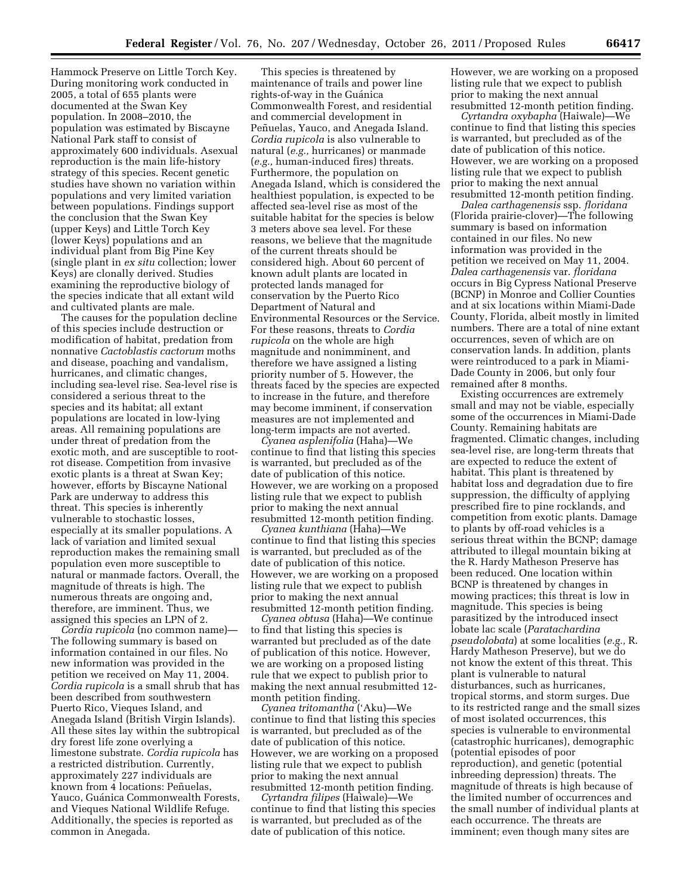Hammock Preserve on Little Torch Key. During monitoring work conducted in 2005, a total of 655 plants were documented at the Swan Key population. In 2008–2010, the population was estimated by Biscayne National Park staff to consist of approximately 600 individuals. Asexual reproduction is the main life-history strategy of this species. Recent genetic studies have shown no variation within populations and very limited variation between populations. Findings support the conclusion that the Swan Key (upper Keys) and Little Torch Key (lower Keys) populations and an individual plant from Big Pine Key (single plant in *ex situ* collection; lower Keys) are clonally derived. Studies examining the reproductive biology of the species indicate that all extant wild and cultivated plants are male.

The causes for the population decline of this species include destruction or modification of habitat, predation from nonnative *Cactoblastis cactorum* moths and disease, poaching and vandalism, hurricanes, and climatic changes, including sea-level rise. Sea-level rise is considered a serious threat to the species and its habitat; all extant populations are located in low-lying areas. All remaining populations are under threat of predation from the exotic moth, and are susceptible to root-rot disease. Competition from invasive exotic plants is a threat at Swan Key; however, efforts by Biscayne National Park are underway to address this threat. This species is inherently vulnerable to stochastic losses, especially at its smaller populations. A lack of variation and limited sexual reproduction makes the remaining small population even more susceptible to natural or manmade factors. Overall, the magnitude of threats is high. The numerous threats are ongoing and, therefore, are imminent. Thus, we assigned this species an LPN of 2.

*Cordia rupicola* (no common name)—The following summary is based on information contained in our files. No new information was provided in the petition we received on May 11, 2004. *Cordia rupicola* is a small shrub that has been described from southwestern Puerto Rico, Vieques Island, and Anegada Island (British Virgin Islands). All these sites lay within the subtropical dry forest life zone overlaying a limestone substrate. *Cordia rupicola* has a restricted distribution. Currently, approximately 227 individuals are known from 4 locations: Peñuelas, Yauco, Guánica Commonwealth Forests, and Vieques National Wildlife Refuge. Additionally, the species is reported as common in Anegada.

This species is threatened by maintenance of trails and power line rights-of-way in the Guánica Commonwealth Forest, and residential and commercial development in Peñuelas, Yauco, and Anegada Island. *Cordia rupicola* is also vulnerable to natural (*e.g.,* hurricanes) or manmade (*e.g.,* human-induced fires) threats. Furthermore, the population on Anegada Island, which is considered the healthiest population, is expected to be affected sea-level rise as most of the suitable habitat for the species is below 3 meters above sea level. For these reasons, we believe that the magnitude of the current threats should be considered high. About 60 percent of known adult plants are located in protected lands managed for conservation by the Puerto Rico Department of Natural and Environmental Resources or the Service. For these reasons, threats to *Cordia rupicola* on the whole are high magnitude and nonimminent, and therefore we have assigned a listing priority number of 5. However, the threats faced by the species are expected to increase in the future, and therefore may become imminent, if conservation measures are not implemented and long-term impacts are not averted.

*Cyanea asplenifolia* (Haha)—We continue to find that listing this species is warranted, but precluded as of the date of publication of this notice. However, we are working on a proposed listing rule that we expect to publish prior to making the next annual resubmitted 12-month petition finding.

*Cyanea kunthiana* (Haha)—We continue to find that listing this species is warranted, but precluded as of the date of publication of this notice. However, we are working on a proposed listing rule that we expect to publish prior to making the next annual resubmitted 12-month petition finding.

*Cyanea obtusa* (Haha)—We continue to find that listing this species is warranted but precluded as of the date of publication of this notice. However, we are working on a proposed listing rule that we expect to publish prior to making the next annual resubmitted 12-month petition finding.

*Cyanea tritomantha* ('Aku)—We continue to find that listing this species is warranted, but precluded as of the date of publication of this notice. However, we are working on a proposed listing rule that we expect to publish prior to making the next annual resubmitted 12-month petition finding.

*Cyrtandra filipes* (Haiwale)—We continue to find that listing this species is warranted, but precluded as of the date of publication of this notice. However, we are working on a proposed listing rule that we expect to publish prior to making the next annual resubmitted 12-month petition finding.

*Cyrtandra oxybapha* (Haiwale)—We continue to find that listing this species is warranted, but precluded as of the date of publication of this notice. However, we are working on a proposed listing rule that we expect to publish prior to making the next annual resubmitted 12-month petition finding.

*Dalea carthagenensis* ssp. *floridana* (Florida prairie-clover)—The following summary is based on information contained in our files. No new information was provided in the petition we received on May 11, 2004. *Dalea carthagenensis* var. *floridana* occurs in Big Cypress National Preserve (BCNP) in Monroe and Collier Counties and at six locations within Miami-Dade County, Florida, albeit mostly in limited numbers. There are a total of nine extant occurrences, seven of which are on conservation lands. In addition, plants were reintroduced to a park in Miami-Dade County in 2006, but only four remained after 8 months.

Existing occurrences are extremely small and may not be viable, especially some of the occurrences in Miami-Dade County. Remaining habitats are fragmented. Climatic changes, including sea-level rise, are long-term threats that are expected to reduce the extent of habitat. This plant is threatened by habitat loss and degradation due to fire suppression, the difficulty of applying prescribed fire to pine rocklands, and competition from exotic plants. Damage to plants by off-road vehicles is a serious threat within the BCNP; damage attributed to illegal mountain biking at the R. Hardy Matheson Preserve has been reduced. One location within BCNP is threatened by changes in mowing practices; this threat is low in magnitude. This species is being parasitized by the introduced insect lobate lac scale (*Paratachardina pseudolobata*) at some localities (*e.g.,* R. Hardy Matheson Preserve), but we do not know the extent of this threat. This plant is vulnerable to natural disturbances, such as hurricanes, tropical storms, and storm surges. Due to its restricted range and the small sizes of most isolated occurrences, this species is vulnerable to environmental (catastrophic hurricanes), demographic (potential episodes of poor reproduction), and genetic (potential inbreeding depression) threats. The magnitude of threats is high because of the limited number of occurrences and the small number of individual plants at each occurrence. The threats are imminent; even though many sites are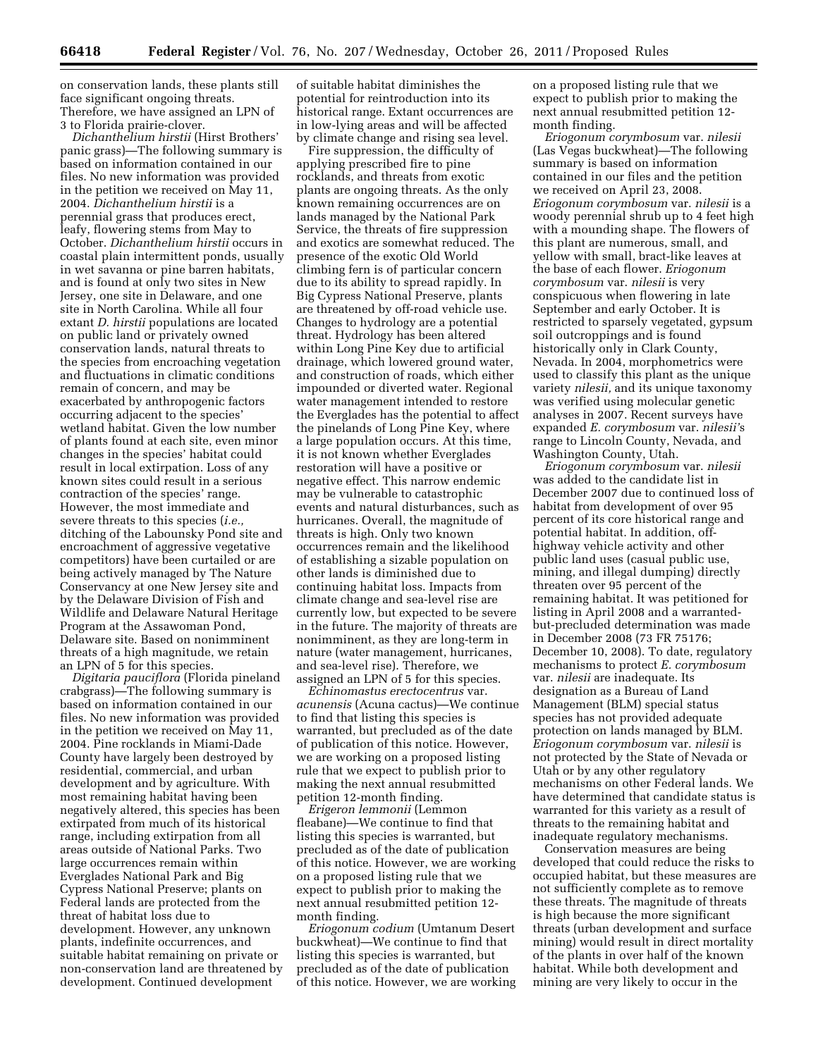on conservation lands, these plants still face significant ongoing threats. Therefore, we have assigned an LPN of 3 to Florida prairie-clover.

*Dichanthelium hirstii* (Hirst Brothers' panic grass)—The following summary is based on information contained in our files. No new information was provided in the petition we received on May 11, 2004. *Dichanthelium hirstii* is a perennial grass that produces erect, leafy, flowering stems from May to October. *Dichanthelium hirstii* occurs in coastal plain intermittent ponds, usually in wet savanna or pine barren habitats, and is found at only two sites in New Jersey, one site in Delaware, and one site in North Carolina. While all four extant *D. hirstii* populations are located on public land or privately owned conservation lands, natural threats to the species from encroaching vegetation and fluctuations in climatic conditions remain of concern, and may be exacerbated by anthropogenic factors occurring adjacent to the species' wetland habitat. Given the low number of plants found at each site, even minor changes in the species' habitat could result in local extirpation. Loss of any known sites could result in a serious contraction of the species' range. However, the most immediate and severe threats to this species (*i.e.,* ditching of the Labounsky Pond site and encroachment of aggressive vegetative competitors) have been curtailed or are being actively managed by The Nature Conservancy at one New Jersey site and by the Delaware Division of Fish and Wildlife and Delaware Natural Heritage Program at the Assawoman Pond, Delaware site. Based on nonimminent threats of a high magnitude, we retain an LPN of 5 for this species.

*Digitaria pauciflora* (Florida pineland crabgrass)—The following summary is based on information contained in our files. No new information was provided in the petition we received on May 11, 2004. Pine rocklands in Miami-Dade County have largely been destroyed by residential, commercial, and urban development and by agriculture. With most remaining habitat having been negatively altered, this species has been extirpated from much of its historical range, including extirpation from all areas outside of National Parks. Two large occurrences remain within Everglades National Park and Big Cypress National Preserve; plants on Federal lands are protected from the threat of habitat loss due to development. However, any unknown plants, indefinite occurrences, and suitable habitat remaining on private or non-conservation land are threatened by development. Continued development of suitable habitat diminishes the potential for reintroduction into its historical range. Extant occurrences are in low-lying areas and will be affected by climate change and rising sea level.

Fire suppression, the difficulty of applying prescribed fire to pine rocklands, and threats from exotic plants are ongoing threats. As the only known remaining occurrences are on lands managed by the National Park Service, the threats of fire suppression and exotics are somewhat reduced. The presence of the exotic Old World climbing fern is of particular concern due to its ability to spread rapidly. In Big Cypress National Preserve, plants are threatened by off-road vehicle use. Changes to hydrology are a potential threat. Hydrology has been altered within Long Pine Key due to artificial drainage, which lowered ground water, and construction of roads, which either impounded or diverted water. Regional water management intended to restore the Everglades has the potential to affect the pinelands of Long Pine Key, where a large population occurs. At this time, it is not known whether Everglades restoration will have a positive or negative effect. This narrow endemic may be vulnerable to catastrophic events and natural disturbances, such as hurricanes. Overall, the magnitude of threats is high. Only two known occurrences remain and the likelihood of establishing a sizable population on other lands is diminished due to continuing habitat loss. Impacts from climate change and sea-level rise are currently low, but expected to be severe in the future. The majority of threats are nonimminent, as they are long-term in nature (water management, hurricanes, and sea-level rise). Therefore, we assigned an LPN of 5 for this species.

*Echinomastus erectocentrus* var. *acunensis* (Acuna cactus)—We continue to find that listing this species is warranted, but precluded as of the date of publication of this notice. However, we are working on a proposed listing rule that we expect to publish prior to making the next annual resubmitted petition 12-month finding.

*Erigeron lemmonii* (Lemmon fleabane)—We continue to find that listing this species is warranted, but precluded as of the date of publication of this notice. However, we are working on a proposed listing rule that we expect to publish prior to making the next annual resubmitted petition 12-month finding.

*Eriogonum codium* (Umtanum Desert buckwheat)—We continue to find that listing this species is warranted, but precluded as of the date of publication of this notice. However, we are working on a proposed listing rule that we expect to publish prior to making the next annual resubmitted petition 12-month finding.

*Eriogonum corymbosum* var. *nilesii* (Las Vegas buckwheat)—The following summary is based on information contained in our files and the petition we received on April 23, 2008. *Eriogonum corymbosum* var. *nilesii* is a woody perennial shrub up to 4 feet high with a mounding shape. The flowers of this plant are numerous, small, and yellow with small, bract-like leaves at the base of each flower. *Eriogonum corymbosum* var. *nilesii* is very conspicuous when flowering in late September and early October. It is restricted to sparsely vegetated, gypsum soil outcroppings and is found historically only in Clark County, Nevada. In 2004, morphometrics were used to classify this plant as the unique variety *nilesii,* and its unique taxonomy was verified using molecular genetic analyses in 2007. Recent surveys have expanded *E. corymbosum* var. *nilesii*'s range to Lincoln County, Nevada, and Washington County, Utah.

*Eriogonum corymbosum* var. *nilesii* was added to the candidate list in December 2007 due to continued loss of habitat from development of over 95 percent of its core historical range and potential habitat. In addition, off-highway vehicle activity and other public land uses (casual public use, mining, and illegal dumping) directly threaten over 95 percent of the remaining habitat. It was petitioned for listing in April 2008 and a warranted-but-precluded determination was made in December 2008 (73 FR 75176; December 10, 2008). To date, regulatory mechanisms to protect *E. corymbosum* var. *nilesii* are inadequate. Its designation as a Bureau of Land Management (BLM) special status species has not provided adequate protection on lands managed by BLM. *Eriogonum corymbosum* var. *nilesii* is not protected by the State of Nevada or Utah or by any other regulatory mechanisms on other Federal lands. We have determined that candidate status is warranted for this variety as a result of threats to the remaining habitat and inadequate regulatory mechanisms.

Conservation measures are being developed that could reduce the risks to occupied habitat, but these measures are not sufficiently complete as to remove these threats. The magnitude of threats is high because the more significant threats (urban development and surface mining) would result in direct mortality of the plants in over half of the known habitat. While both development and mining are very likely to occur in the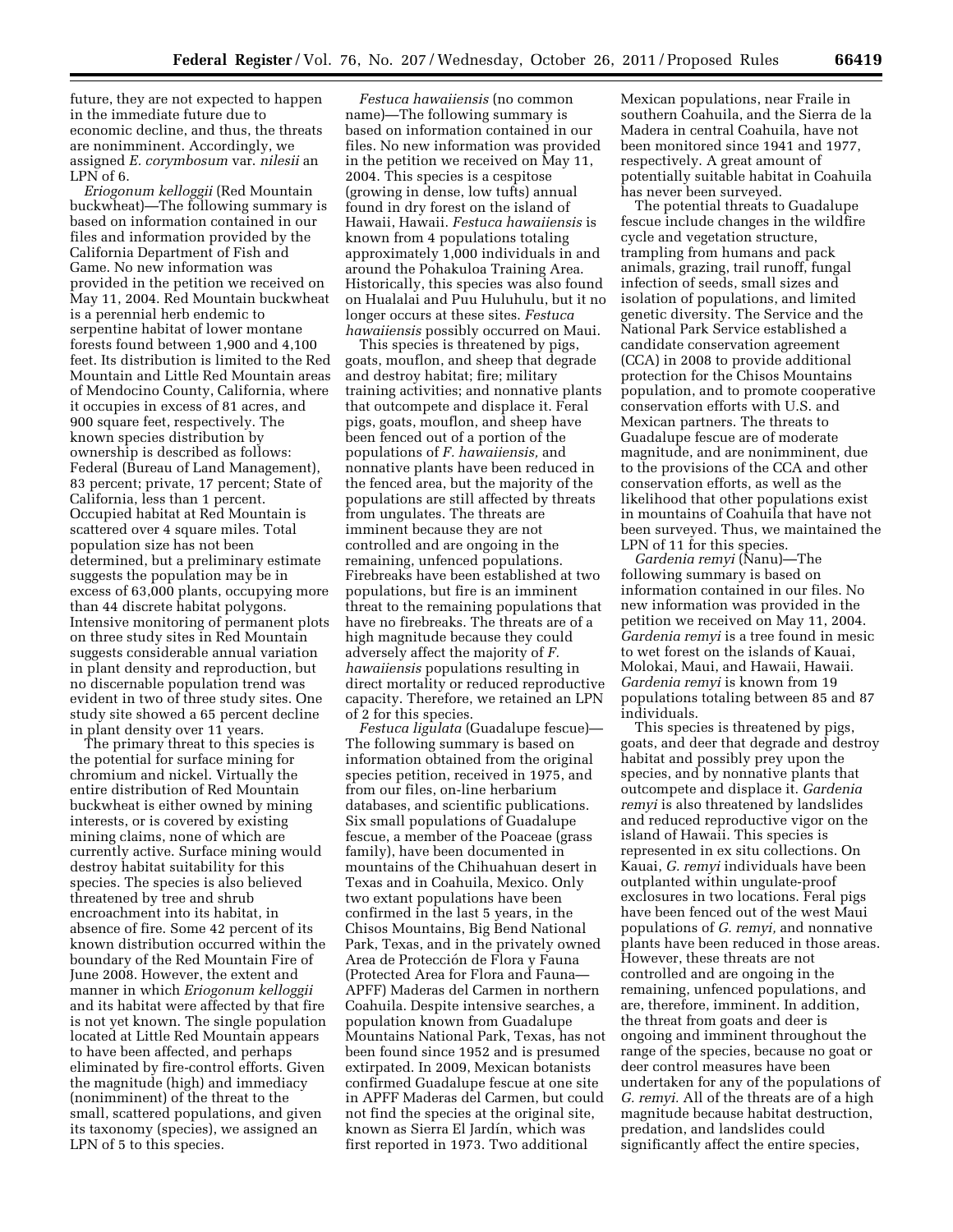future, they are not expected to happen in the immediate future due to economic decline, and thus, the threats are nonimminent. Accordingly, we assigned *E. corymbosum* var. *nilesii* an LPN of 6.

*Eriogonum kelloggii* (Red Mountain buckwheat)—The following summary is based on information contained in our files and information provided by the California Department of Fish and Game. No new information was provided in the petition we received on May 11, 2004. Red Mountain buckwheat is a perennial herb endemic to serpentine habitat of lower montane forests found between 1,900 and 4,100 feet. Its distribution is limited to the Red Mountain and Little Red Mountain areas of Mendocino County, California, where it occupies in excess of 81 acres, and 900 square feet, respectively. The known species distribution by ownership is described as follows: Federal (Bureau of Land Management), 83 percent; private, 17 percent; State of California, less than 1 percent. Occupied habitat at Red Mountain is scattered over 4 square miles. Total population size has not been determined, but a preliminary estimate suggests the population may be in excess of 63,000 plants, occupying more than 44 discrete habitat polygons. Intensive monitoring of permanent plots on three study sites in Red Mountain suggests considerable annual variation in plant density and reproduction, but no discernable population trend was evident in two of three study sites. One study site showed a 65 percent decline in plant density over 11 years.

The primary threat to this species is the potential for surface mining for chromium and nickel. Virtually the entire distribution of Red Mountain buckwheat is either owned by mining interests, or is covered by existing mining claims, none of which are currently active. Surface mining would destroy habitat suitability for this species. The species is also believed threatened by tree and shrub encroachment into its habitat, in absence of fire. Some 42 percent of its known distribution occurred within the boundary of the Red Mountain Fire of June 2008. However, the extent and manner in which *Eriogonum kelloggii* and its habitat were affected by that fire is not yet known. The single population located at Little Red Mountain appears to have been affected, and perhaps eliminated by fire-control efforts. Given the magnitude (high) and immediacy (nonimminent) of the threat to the small, scattered populations, and given its taxonomy (species), we assigned an LPN of 5 to this species.

*Festuca hawaiiensis* (no common name)—The following summary is based on information contained in our files. No new information was provided in the petition we received on May 11, 2004. This species is a cespitose (growing in dense, low tufts) annual found in dry forest on the island of Hawaii, Hawaii. *Festuca hawaiiensis* is known from 4 populations totaling approximately 1,000 individuals in and around the Pohakuloa Training Area. Historically, this species was also found on Hualalai and Puu Huluhulu, but it no longer occurs at these sites. *Festuca hawaiiensis* possibly occurred on Maui.

This species is threatened by pigs, goats, mouflon, and sheep that degrade and destroy habitat; fire; military training activities; and nonnative plants that outcompete and displace it. Feral pigs, goats, mouflon, and sheep have been fenced out of a portion of the populations of *F. hawaiiensis,* and nonnative plants have been reduced in the fenced area, but the majority of the populations are still affected by threats from ungulates. The threats are imminent because they are not controlled and are ongoing in the remaining, unfenced populations. Firebreaks have been established at two populations, but fire is an imminent threat to the remaining populations that have no firebreaks. The threats are of a high magnitude because they could adversely affect the majority of *F. hawaiiensis* populations resulting in direct mortality or reduced reproductive capacity. Therefore, we retained an LPN of 2 for this species.

*Festuca ligulata* (Guadalupe fescue)—The following summary is based on information obtained from the original species petition, received in 1975, and from our files, on-line herbarium databases, and scientific publications. Six small populations of Guadalupe fescue, a member of the Poaceae (grass family), have been documented in mountains of the Chihuahuan desert in Texas and in Coahuila, Mexico. Only two extant populations have been confirmed in the last 5 years, in the Chisos Mountains, Big Bend National Park, Texas, and in the privately owned Area de Protección de Flora y Fauna (Protected Area for Flora and Fauna—APFF) Maderas del Carmen in northern Coahuila. Despite intensive searches, a population known from Guadalupe Mountains National Park, Texas, has not been found since 1952 and is presumed extirpated. In 2009, Mexican botanists confirmed Guadalupe fescue at one site in APFF Maderas del Carmen, but could not find the species at the original site, known as Sierra El Jardín, which was first reported in 1973. Two additional Mexican populations, near Fraile in southern Coahuila, and the Sierra de la Madera in central Coahuila, have not been monitored since 1941 and 1977, respectively. A great amount of potentially suitable habitat in Coahuila has never been surveyed.

The potential threats to Guadalupe fescue include changes in the wildfire cycle and vegetation structure, trampling from humans and pack animals, grazing, trail runoff, fungal infection of seeds, small sizes and isolation of populations, and limited genetic diversity. The Service and the National Park Service established a candidate conservation agreement (CCA) in 2008 to provide additional protection for the Chisos Mountains population, and to promote cooperative conservation efforts with U.S. and Mexican partners. The threats to Guadalupe fescue are of moderate magnitude, and are nonimminent, due to the provisions of the CCA and other conservation efforts, as well as the likelihood that other populations exist in mountains of Coahuila that have not been surveyed. Thus, we maintained the LPN of 11 for this species.

*Gardenia remyi* (Nanu)—The following summary is based on information contained in our files. No new information was provided in the petition we received on May 11, 2004. *Gardenia remyi* is a tree found in mesic to wet forest on the islands of Kauai, Molokai, Maui, and Hawaii, Hawaii. *Gardenia remyi* is known from 19 populations totaling between 85 and 87 individuals.

This species is threatened by pigs, goats, and deer that degrade and destroy habitat and possibly prey upon the species, and by nonnative plants that outcompete and displace it. *Gardenia remyi* is also threatened by landslides and reduced reproductive vigor on the island of Hawaii. This species is represented in ex situ collections. On Kauai, *G. remyi* individuals have been outplanted within ungulate-proof exclosures in two locations. Feral pigs have been fenced out of the west Maui populations of *G. remyi,* and nonnative plants have been reduced in those areas. However, these threats are not controlled and are ongoing in the remaining, unfenced populations, and are, therefore, imminent. In addition, the threat from goats and deer is ongoing and imminent throughout the range of the species, because no goat or deer control measures have been undertaken for any of the populations of *G. remyi.* All of the threats are of a high magnitude because habitat destruction, predation, and landslides could significantly affect the entire species,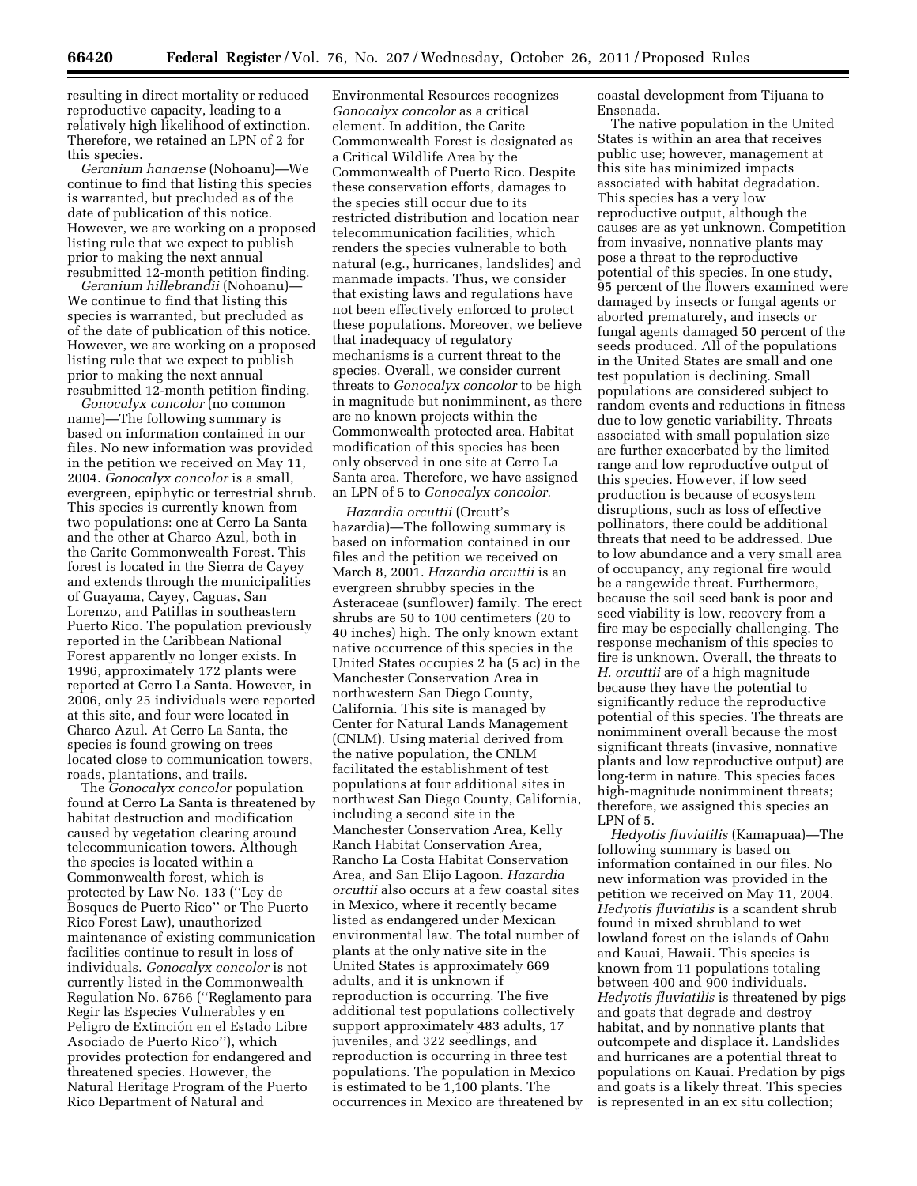resulting in direct mortality or reduced reproductive capacity, leading to a relatively high likelihood of extinction. Therefore, we retained an LPN of 2 for this species.

*Geranium hanaense* (Nohoanu)—We continue to find that listing this species is warranted, but precluded as of the date of publication of this notice. However, we are working on a proposed listing rule that we expect to publish prior to making the next annual resubmitted 12-month petition finding.

*Geranium hillebrandii* (Nohoanu)—We continue to find that listing this species is warranted, but precluded as of the date of publication of this notice. However, we are working on a proposed listing rule that we expect to publish prior to making the next annual resubmitted 12-month petition finding.

*Gonocalyx concolor* (no common name)—The following summary is based on information contained in our files. No new information was provided in the petition we received on May 11, 2004. *Gonocalyx concolor* is a small, evergreen, epiphytic or terrestrial shrub. This species is currently known from two populations: one at Cerro La Santa and the other at Charco Azul, both in the Carite Commonwealth Forest. This forest is located in the Sierra de Cayey and extends through the municipalities of Guayama, Cayey, Caguas, San Lorenzo, and Patillas in southeastern Puerto Rico. The population previously reported in the Caribbean National Forest apparently no longer exists. In 1996, approximately 172 plants were reported at Cerro La Santa. However, in 2006, only 25 individuals were reported at this site, and four were located in Charco Azul. At Cerro La Santa, the species is found growing on trees located close to communication towers, roads, plantations, and trails.

The *Gonocalyx concolor* population found at Cerro La Santa is threatened by habitat destruction and modification caused by vegetation clearing around telecommunication towers. Although the species is located within a Commonwealth forest, which is protected by Law No. 133 (''Ley de Bosques de Puerto Rico'' or The Puerto Rico Forest Law), unauthorized maintenance of existing communication facilities continue to result in loss of individuals. *Gonocalyx concolor* is not currently listed in the Commonwealth Regulation No. 6766 (''Reglamento para Regir las Especies Vulnerables y en Peligro de Extinción en el Estado Libre Asociado de Puerto Rico''), which provides protection for endangered and threatened species. However, the Natural Heritage Program of the Puerto Rico Department of Natural and Environmental Resources recognizes *Gonocalyx concolor* as a critical element. In addition, the Carite Commonwealth Forest is designated as a Critical Wildlife Area by the Commonwealth of Puerto Rico. Despite these conservation efforts, damages to the species still occur due to its restricted distribution and location near telecommunication facilities, which renders the species vulnerable to both natural (e.g., hurricanes, landslides) and manmade impacts. Thus, we consider that existing laws and regulations have not been effectively enforced to protect these populations. Moreover, we believe that inadequacy of regulatory mechanisms is a current threat to the species. Overall, we consider current threats to *Gonocalyx concolor* to be high in magnitude but nonimminent, as there are no known projects within the Commonwealth protected area. Habitat modification of this species has been only observed in one site at Cerro La Santa area. Therefore, we have assigned an LPN of 5 to *Gonocalyx concolor.*

*Hazardia orcuttii* (Orcutt's hazardia)—The following summary is based on information contained in our files and the petition we received on March 8, 2001. *Hazardia orcuttii* is an evergreen shrubby species in the Asteraceae (sunflower) family. The erect shrubs are 50 to 100 centimeters (20 to 40 inches) high. The only known extant native occurrence of this species in the United States occupies 2 ha (5 ac) in the Manchester Conservation Area in northwestern San Diego County, California. This site is managed by Center for Natural Lands Management (CNLM). Using material derived from the native population, the CNLM facilitated the establishment of test populations at four additional sites in northwest San Diego County, California, including a second site in the Manchester Conservation Area, Kelly Ranch Habitat Conservation Area, Rancho La Costa Habitat Conservation Area, and San Elijo Lagoon. *Hazardia orcuttii* also occurs at a few coastal sites in Mexico, where it recently became listed as endangered under Mexican environmental law. The total number of plants at the only native site in the United States is approximately 669 adults, and it is unknown if reproduction is occurring. The five additional test populations collectively support approximately 483 adults, 17 juveniles, and 322 seedlings, and reproduction is occurring in three test populations. The population in Mexico is estimated to be 1,100 plants. The occurrences in Mexico are threatened by coastal development from Tijuana to Ensenada.

The native population in the United States is within an area that receives public use; however, management at this site has minimized impacts associated with habitat degradation. This species has a very low reproductive output, although the causes are as yet unknown. Competition from invasive, nonnative plants may pose a threat to the reproductive potential of this species. In one study, 95 percent of the flowers examined were damaged by insects or fungal agents or aborted prematurely, and insects or fungal agents damaged 50 percent of the seeds produced. All of the populations in the United States are small and one test population is declining. Small populations are considered subject to random events and reductions in fitness due to low genetic variability. Threats associated with small population size are further exacerbated by the limited range and low reproductive output of this species. However, if low seed production is because of ecosystem disruptions, such as loss of effective pollinators, there could be additional threats that need to be addressed. Due to low abundance and a very small area of occupancy, any regional fire would be a rangewide threat. Furthermore, because the soil seed bank is poor and seed viability is low, recovery from a fire may be especially challenging. The response mechanism of this species to fire is unknown. Overall, the threats to *H. orcuttii* are of a high magnitude because they have the potential to significantly reduce the reproductive potential of this species. The threats are nonimminent overall because the most significant threats (invasive, nonnative plants and low reproductive output) are long-term in nature. This species faces high-magnitude nonimminent threats; therefore, we assigned this species an LPN of 5.

*Hedyotis fluviatilis* (Kamapuaa)—The following summary is based on information contained in our files. No new information was provided in the petition we received on May 11, 2004. *Hedyotis fluviatilis* is a scandent shrub found in mixed shrubland to wet lowland forest on the islands of Oahu and Kauai, Hawaii. This species is known from 11 populations totaling between 400 and 900 individuals. *Hedyotis fluviatilis* is threatened by pigs and goats that degrade and destroy habitat, and by nonnative plants that outcompete and displace it. Landslides and hurricanes are a potential threat to populations on Kauai. Predation by pigs and goats is a likely threat. This species is represented in an ex situ collection;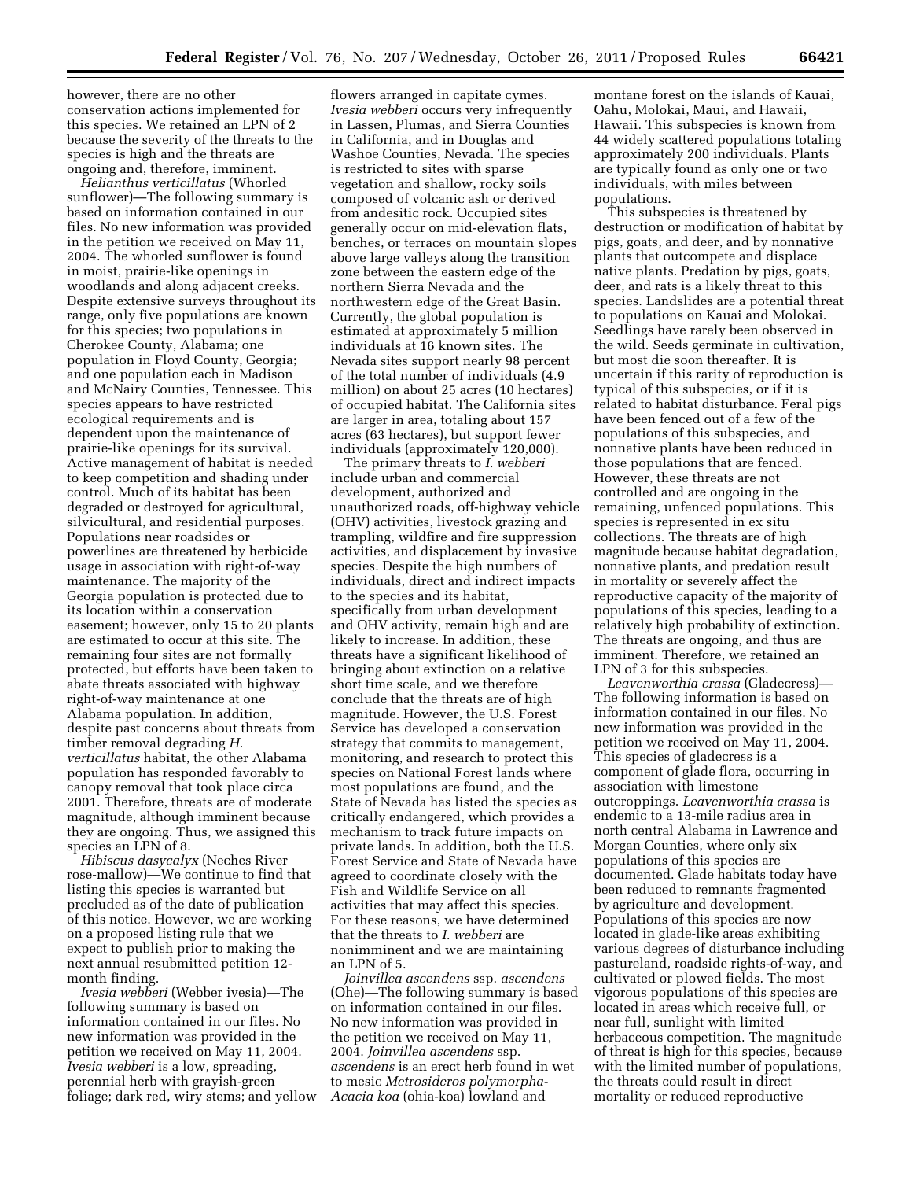however, there are no other conservation actions implemented for this species. We retained an LPN of 2 because the severity of the threats to the species is high and the threats are ongoing and, therefore, imminent.

*Helianthus verticillatus* (Whorled sunflower)—The following summary is based on information contained in our files. No new information was provided in the petition we received on May 11, 2004. The whorled sunflower is found in moist, prairie-like openings in woodlands and along adjacent creeks. Despite extensive surveys throughout its range, only five populations are known for this species; two populations in Cherokee County, Alabama; one population in Floyd County, Georgia; and one population each in Madison and McNairy Counties, Tennessee. This species appears to have restricted ecological requirements and is dependent upon the maintenance of prairie-like openings for its survival. Active management of habitat is needed to keep competition and shading under control. Much of its habitat has been degraded or destroyed for agricultural, silvicultural, and residential purposes. Populations near roadsides or powerlines are threatened by herbicide usage in association with right-of-way maintenance. The majority of the Georgia population is protected due to its location within a conservation easement; however, only 15 to 20 plants are estimated to occur at this site. The remaining four sites are not formally protected, but efforts have been taken to abate threats associated with highway right-of-way maintenance at one Alabama population. In addition, despite past concerns about threats from timber removal degrading *H. verticillatus* habitat, the other Alabama population has responded favorably to canopy removal that took place circa 2001. Therefore, threats are of moderate magnitude, although imminent because they are ongoing. Thus, we assigned this species an LPN of 8.

*Hibiscus dasycalyx* (Neches River rose-mallow)—We continue to find that listing this species is warranted but precluded as of the date of publication of this notice. However, we are working on a proposed listing rule that we expect to publish prior to making the next annual resubmitted petition 12-month finding.

*Ivesia webberi* (Webber ivesia)—The following summary is based on information contained in our files. No new information was provided in the petition we received on May 11, 2004. *Ivesia webberi* is a low, spreading, perennial herb with grayish-green foliage; dark red, wiry stems; and yellow flowers arranged in capitate cymes. *Ivesia webberi* occurs very infrequently in Lassen, Plumas, and Sierra Counties in California, and in Douglas and Washoe Counties, Nevada. The species is restricted to sites with sparse vegetation and shallow, rocky soils composed of volcanic ash or derived from andesitic rock. Occupied sites generally occur on mid-elevation flats, benches, or terraces on mountain slopes above large valleys along the transition zone between the eastern edge of the northern Sierra Nevada and the northwestern edge of the Great Basin. Currently, the global population is estimated at approximately 5 million individuals at 16 known sites. The Nevada sites support nearly 98 percent of the total number of individuals (4.9 million) on about 25 acres (10 hectares) of occupied habitat. The California sites are larger in area, totaling about 157 acres (63 hectares), but support fewer individuals (approximately 120,000).

The primary threats to *I. webberi* include urban and commercial development, authorized and unauthorized roads, off-highway vehicle (OHV) activities, livestock grazing and trampling, wildfire and fire suppression activities, and displacement by invasive species. Despite the high numbers of individuals, direct and indirect impacts to the species and its habitat, specifically from urban development and OHV activity, remain high and are likely to increase. In addition, these threats have a significant likelihood of bringing about extinction on a relative short time scale, and we therefore conclude that the threats are of high magnitude. However, the U.S. Forest Service has developed a conservation strategy that commits to management, monitoring, and research to protect this species on National Forest lands where most populations are found, and the State of Nevada has listed the species as critically endangered, which provides a mechanism to track future impacts on private lands. In addition, both the U.S. Forest Service and State of Nevada have agreed to coordinate closely with the Fish and Wildlife Service on all activities that may affect this species. For these reasons, we have determined that the threats to *I. webberi* are nonimminent and we are maintaining an LPN of 5.

*Joinvillea ascendens* ssp. *ascendens* (Ohe)—The following summary is based on information contained in our files. No new information was provided in the petition we received on May 11, 2004. *Joinvillea ascendens* ssp. *ascendens* is an erect herb found in wet to mesic *Metrosideros polymorpha-Acacia koa* (ohia-koa) lowland and montane forest on the islands of Kauai, Oahu, Molokai, Maui, and Hawaii, Hawaii. This subspecies is known from 44 widely scattered populations totaling approximately 200 individuals. Plants are typically found as only one or two individuals, with miles between populations.

This subspecies is threatened by destruction or modification of habitat by pigs, goats, and deer, and by nonnative plants that outcompete and displace native plants. Predation by pigs, goats, deer, and rats is a likely threat to this species. Landslides are a potential threat to populations on Kauai and Molokai. Seedlings have rarely been observed in the wild. Seeds germinate in cultivation, but most die soon thereafter. It is uncertain if this rarity of reproduction is typical of this subspecies, or if it is related to habitat disturbance. Feral pigs have been fenced out of a few of the populations of this subspecies, and nonnative plants have been reduced in those populations that are fenced. However, these threats are not controlled and are ongoing in the remaining, unfenced populations. This species is represented in ex situ collections. The threats are of high magnitude because habitat degradation, nonnative plants, and predation result in mortality or severely affect the reproductive capacity of the majority of populations of this species, leading to a relatively high probability of extinction. The threats are ongoing, and thus are imminent. Therefore, we retained an LPN of 3 for this subspecies.

*Leavenworthia crassa* (Gladecress)—The following information is based on information contained in our files. No new information was provided in the petition we received on May 11, 2004. This species of gladecress is a component of glade flora, occurring in association with limestone outcroppings. *Leavenworthia crassa* is endemic to a 13-mile radius area in north central Alabama in Lawrence and Morgan Counties, where only six populations of this species are documented. Glade habitats today have been reduced to remnants fragmented by agriculture and development. Populations of this species are now located in glade-like areas exhibiting various degrees of disturbance including pastureland, roadside rights-of-way, and cultivated or plowed fields. The most vigorous populations of this species are located in areas which receive full, or near full, sunlight with limited herbaceous competition. The magnitude of threat is high for this species, because with the limited number of populations, the threats could result in direct mortality or reduced reproductive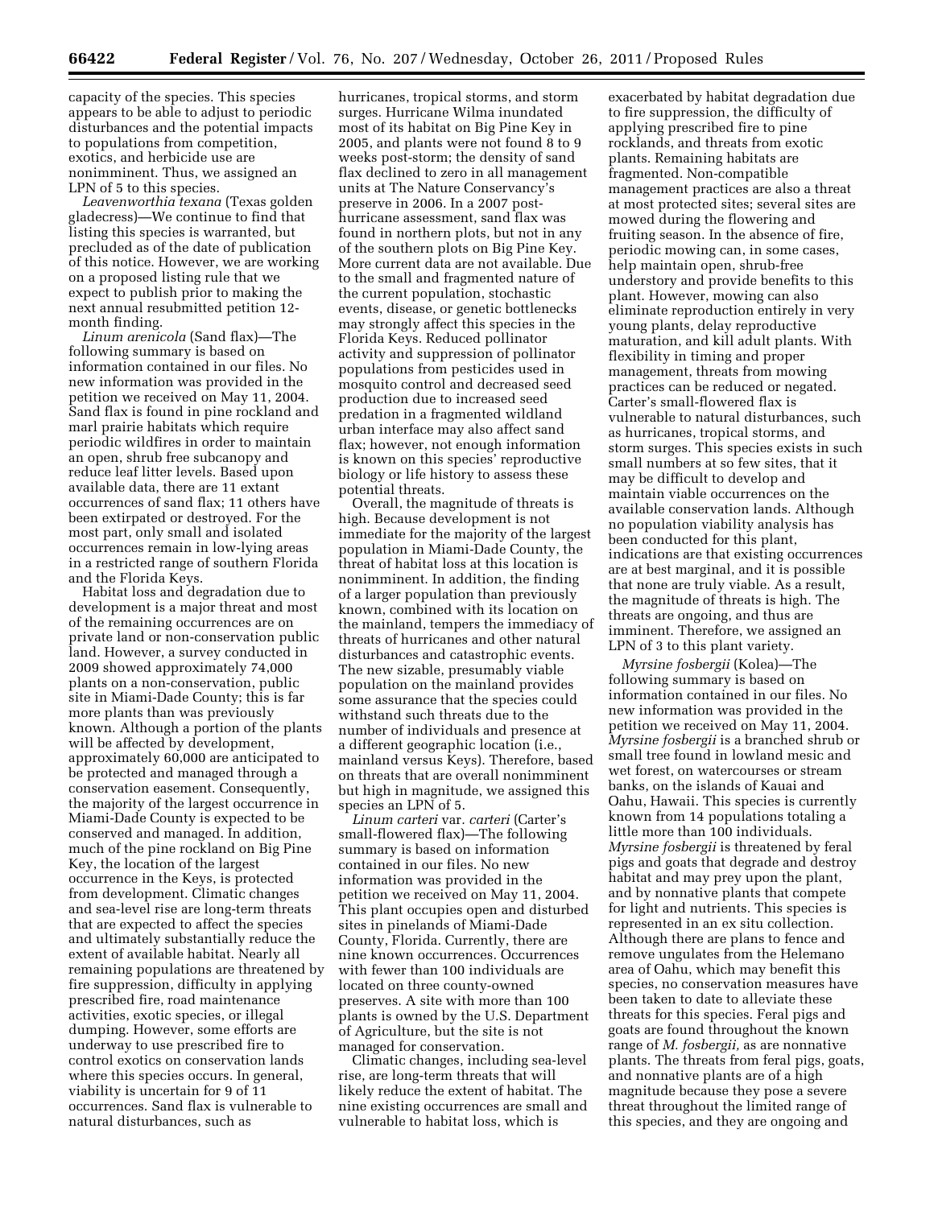capacity of the species. This species appears to be able to adjust to periodic disturbances and the potential impacts to populations from competition, exotics, and herbicide use are nonimminent. Thus, we assigned an LPN of 5 to this species.

*Leavenworthia texana* (Texas golden gladecress)—We continue to find that listing this species is warranted, but precluded as of the date of publication of this notice. However, we are working on a proposed listing rule that we expect to publish prior to making the next annual resubmitted petition 12-month finding.

*Linum arenicola* (Sand flax)—The following summary is based on information contained in our files. No new information was provided in the petition we received on May 11, 2004. Sand flax is found in pine rockland and marl prairie habitats which require periodic wildfires in order to maintain an open, shrub free subcanopy and reduce leaf litter levels. Based upon available data, there are 11 extant occurrences of sand flax; 11 others have been extirpated or destroyed. For the most part, only small and isolated occurrences remain in low-lying areas in a restricted range of southern Florida and the Florida Keys.

Habitat loss and degradation due to development is a major threat and most of the remaining occurrences are on private land or non-conservation public land. However, a survey conducted in 2009 showed approximately 74,000 plants on a non-conservation, public site in Miami-Dade County; this is far more plants than was previously known. Although a portion of the plants will be affected by development, approximately 60,000 are anticipated to be protected and managed through a conservation easement. Consequently, the majority of the largest occurrence in Miami-Dade County is expected to be conserved and managed. In addition, much of the pine rockland on Big Pine Key, the location of the largest occurrence in the Keys, is protected from development. Climatic changes and sea-level rise are long-term threats that are expected to affect the species and ultimately substantially reduce the extent of available habitat. Nearly all remaining populations are threatened by fire suppression, difficulty in applying prescribed fire, road maintenance activities, exotic species, or illegal dumping. However, some efforts are underway to use prescribed fire to control exotics on conservation lands where this species occurs. In general, viability is uncertain for 9 of 11 occurrences. Sand flax is vulnerable to natural disturbances, such as hurricanes, tropical storms, and storm surges. Hurricane Wilma inundated most of its habitat on Big Pine Key in 2005, and plants were not found 8 to 9 weeks post-storm; the density of sand flax declined to zero in all management units at The Nature Conservancy's preserve in 2006. In a 2007 post-hurricane assessment, sand flax was found in northern plots, but not in any of the southern plots on Big Pine Key. More current data are not available. Due to the small and fragmented nature of the current population, stochastic events, disease, or genetic bottlenecks may strongly affect this species in the Florida Keys. Reduced pollinator activity and suppression of pollinator populations from pesticides used in mosquito control and decreased seed production due to increased seed predation in a fragmented wildland urban interface may also affect sand flax; however, not enough information is known on this species' reproductive biology or life history to assess these potential threats.

Overall, the magnitude of threats is high. Because development is not immediate for the majority of the largest population in Miami-Dade County, the threat of habitat loss at this location is nonimminent. In addition, the finding of a larger population than previously known, combined with its location on the mainland, tempers the immediacy of threats of hurricanes and other natural disturbances and catastrophic events. The new sizable, presumably viable population on the mainland provides some assurance that the species could withstand such threats due to the number of individuals and presence at a different geographic location (i.e., mainland versus Keys). Therefore, based on threats that are overall nonimminent but high in magnitude, we assigned this species an LPN of 5.

*Linum carteri* var. *carteri* (Carter's small-flowered flax)—The following summary is based on information contained in our files. No new information was provided in the petition we received on May 11, 2004. This plant occupies open and disturbed sites in pinelands of Miami-Dade County, Florida. Currently, there are nine known occurrences. Occurrences with fewer than 100 individuals are located on three county-owned preserves. A site with more than 100 plants is owned by the U.S. Department of Agriculture, but the site is not managed for conservation.

Climatic changes, including sea-level rise, are long-term threats that will likely reduce the extent of habitat. The nine existing occurrences are small and vulnerable to habitat loss, which is exacerbated by habitat degradation due to fire suppression, the difficulty of applying prescribed fire to pine rocklands, and threats from exotic plants. Remaining habitats are fragmented. Non-compatible management practices are also a threat at most protected sites; several sites are mowed during the flowering and fruiting season. In the absence of fire, periodic mowing can, in some cases, help maintain open, shrub-free understory and provide benefits to this plant. However, mowing can also eliminate reproduction entirely in very young plants, delay reproductive maturation, and kill adult plants. With flexibility in timing and proper management, threats from mowing practices can be reduced or negated. Carter's small-flowered flax is vulnerable to natural disturbances, such as hurricanes, tropical storms, and storm surges. This species exists in such small numbers at so few sites, that it may be difficult to develop and maintain viable occurrences on the available conservation lands. Although no population viability analysis has been conducted for this plant, indications are that existing occurrences are at best marginal, and it is possible that none are truly viable. As a result, the magnitude of threats is high. The threats are ongoing, and thus are imminent. Therefore, we assigned an LPN of 3 to this plant variety.

*Myrsine fosbergii* (Kolea)—The following summary is based on information contained in our files. No new information was provided in the petition we received on May 11, 2004. *Myrsine fosbergii* is a branched shrub or small tree found in lowland mesic and wet forest, on watercourses or stream banks, on the islands of Kauai and Oahu, Hawaii. This species is currently known from 14 populations totaling a little more than 100 individuals. *Myrsine fosbergii* is threatened by feral pigs and goats that degrade and destroy habitat and may prey upon the plant, and by nonnative plants that compete for light and nutrients. This species is represented in an ex situ collection. Although there are plans to fence and remove ungulates from the Helemano area of Oahu, which may benefit this species, no conservation measures have been taken to date to alleviate these threats for this species. Feral pigs and goats are found throughout the known range of *M. fosbergii,* as are nonnative plants. The threats from feral pigs, goats, and nonnative plants are of a high magnitude because they pose a severe threat throughout the limited range of this species, and they are ongoing and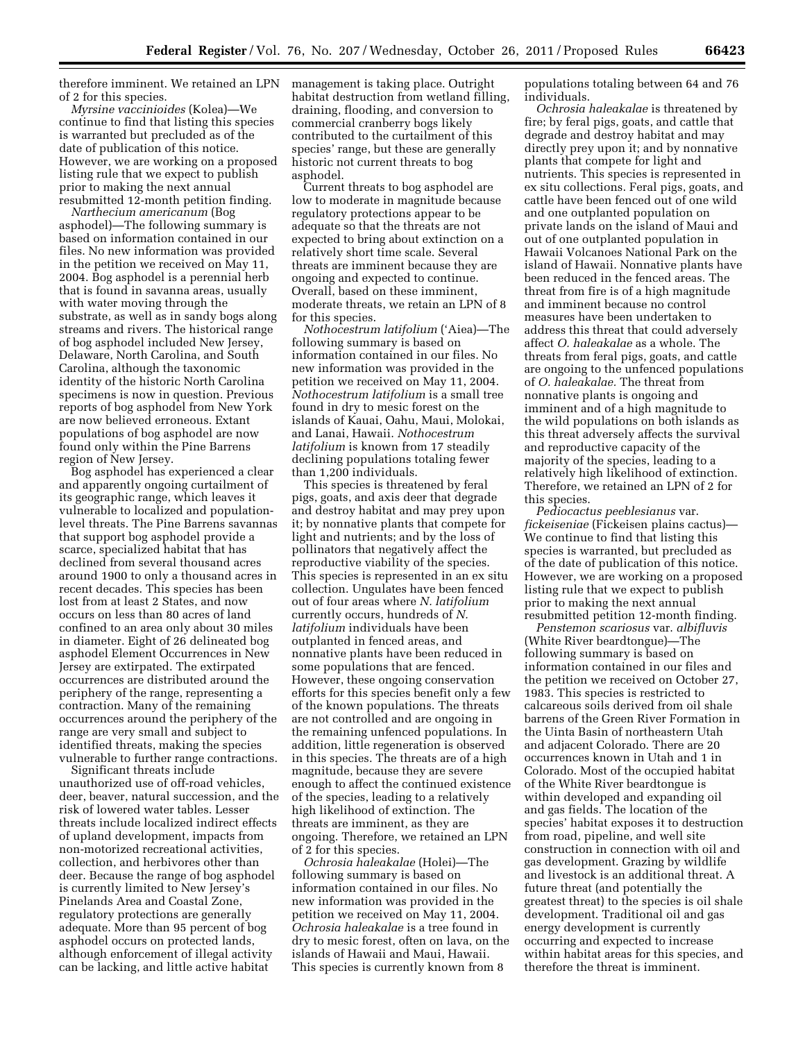therefore imminent. We retained an LPN of 2 for this species.

*Myrsine vaccinioides* (Kolea)—We continue to find that listing this species is warranted but precluded as of the date of publication of this notice. However, we are working on a proposed listing rule that we expect to publish prior to making the next annual resubmitted 12-month petition finding.

*Narthecium americanum* (Bog asphodel)—The following summary is based on information contained in our files. No new information was provided in the petition we received on May 11, 2004. Bog asphodel is a perennial herb that is found in savanna areas, usually with water moving through the substrate, as well as in sandy bogs along streams and rivers. The historical range of bog asphodel included New Jersey, Delaware, North Carolina, and South Carolina, although the taxonomic identity of the historic North Carolina specimens is now in question. Previous reports of bog asphodel from New York are now believed erroneous. Extant populations of bog asphodel are now found only within the Pine Barrens region of New Jersey.

Bog asphodel has experienced a clear and apparently ongoing curtailment of its geographic range, which leaves it vulnerable to localized and population-level threats. The Pine Barrens savannas that support bog asphodel provide a scarce, specialized habitat that has declined from several thousand acres around 1900 to only a thousand acres in recent decades. This species has been lost from at least 2 States, and now occurs on less than 80 acres of land confined to an area only about 30 miles in diameter. Eight of 26 delineated bog asphodel Element Occurrences in New Jersey are extirpated. The extirpated occurrences are distributed around the periphery of the range, representing a contraction. Many of the remaining occurrences around the periphery of the range are very small and subject to identified threats, making the species vulnerable to further range contractions.

Significant threats include unauthorized use of off-road vehicles, deer, beaver, natural succession, and the risk of lowered water tables. Lesser threats include localized indirect effects of upland development, impacts from non-motorized recreational activities, collection, and herbivores other than deer. Because the range of bog asphodel is currently limited to New Jersey's Pinelands Area and Coastal Zone, regulatory protections are generally adequate. More than 95 percent of bog asphodel occurs on protected lands, although enforcement of illegal activity can be lacking, and little active habitat management is taking place. Outright habitat destruction from wetland filling, draining, flooding, and conversion to commercial cranberry bogs likely contributed to the curtailment of this species' range, but these are generally historic not current threats to bog asphodel.

Current threats to bog asphodel are low to moderate in magnitude because regulatory protections appear to be adequate so that the threats are not expected to bring about extinction on a relatively short time scale. Several threats are imminent because they are ongoing and expected to continue. Overall, based on these imminent, moderate threats, we retain an LPN of 8 for this species.

*Nothocestrum latifolium* ('Aiea)—The following summary is based on information contained in our files. No new information was provided in the petition we received on May 11, 2004. *Nothocestrum latifolium* is a small tree found in dry to mesic forest on the islands of Kauai, Oahu, Maui, Molokai, and Lanai, Hawaii. *Nothocestrum latifolium* is known from 17 steadily declining populations totaling fewer than 1,200 individuals.

This species is threatened by feral pigs, goats, and axis deer that degrade and destroy habitat and may prey upon it; by nonnative plants that compete for light and nutrients; and by the loss of pollinators that negatively affect the reproductive viability of the species. This species is represented in an ex situ collection. Ungulates have been fenced out of four areas where *N. latifolium* currently occurs, hundreds of *N. latifolium* individuals have been outplanted in fenced areas, and nonnative plants have been reduced in some populations that are fenced. However, these ongoing conservation efforts for this species benefit only a few of the known populations. The threats are not controlled and are ongoing in the remaining unfenced populations. In addition, little regeneration is observed in this species. The threats are of a high magnitude, because they are severe enough to affect the continued existence of the species, leading to a relatively high likelihood of extinction. The threats are imminent, as they are ongoing. Therefore, we retained an LPN of 2 for this species.

*Ochrosia haleakalae* (Holei)—The following summary is based on information contained in our files. No new information was provided in the petition we received on May 11, 2004. *Ochrosia haleakalae* is a tree found in dry to mesic forest, often on lava, on the islands of Hawaii and Maui, Hawaii. This species is currently known from 8 populations totaling between 64 and 76 individuals.

*Ochrosia haleakalae* is threatened by fire; by feral pigs, goats, and cattle that degrade and destroy habitat and may directly prey upon it; and by nonnative plants that compete for light and nutrients. This species is represented in ex situ collections. Feral pigs, goats, and cattle have been fenced out of one wild and one outplanted population on private lands on the island of Maui and out of one outplanted population in Hawaii Volcanoes National Park on the island of Hawaii. Nonnative plants have been reduced in the fenced areas. The threat from fire is of a high magnitude and imminent because no control measures have been undertaken to address this threat that could adversely affect *O. haleakalae* as a whole. The threats from feral pigs, goats, and cattle are ongoing to the unfenced populations of *O. haleakalae.* The threat from nonnative plants is ongoing and imminent and of a high magnitude to the wild populations on both islands as this threat adversely affects the survival and reproductive capacity of the majority of the species, leading to a relatively high likelihood of extinction. Therefore, we retained an LPN of 2 for this species.

*Pediocactus peeblesianus* var. *fickeiseniae* (Fickeisen plains cactus)—We continue to find that listing this species is warranted, but precluded as of the date of publication of this notice. However, we are working on a proposed listing rule that we expect to publish prior to making the next annual resubmitted petition 12-month finding.

*Penstemon scariosus* var. *albifluvis* (White River beardtongue)—The following summary is based on information contained in our files and the petition we received on October 27, 1983. This species is restricted to calcareous soils derived from oil shale barrens of the Green River Formation in the Uinta Basin of northeastern Utah and adjacent Colorado. There are 20 occurrences known in Utah and 1 in Colorado. Most of the occupied habitat of the White River beardtongue is within developed and expanding oil and gas fields. The location of the species' habitat exposes it to destruction from road, pipeline, and well site construction in connection with oil and gas development. Grazing by wildlife and livestock is an additional threat. A future threat (and potentially the greatest threat) to the species is oil shale development. Traditional oil and gas energy development is currently occurring and expected to increase within habitat areas for this species, and therefore the threat is imminent.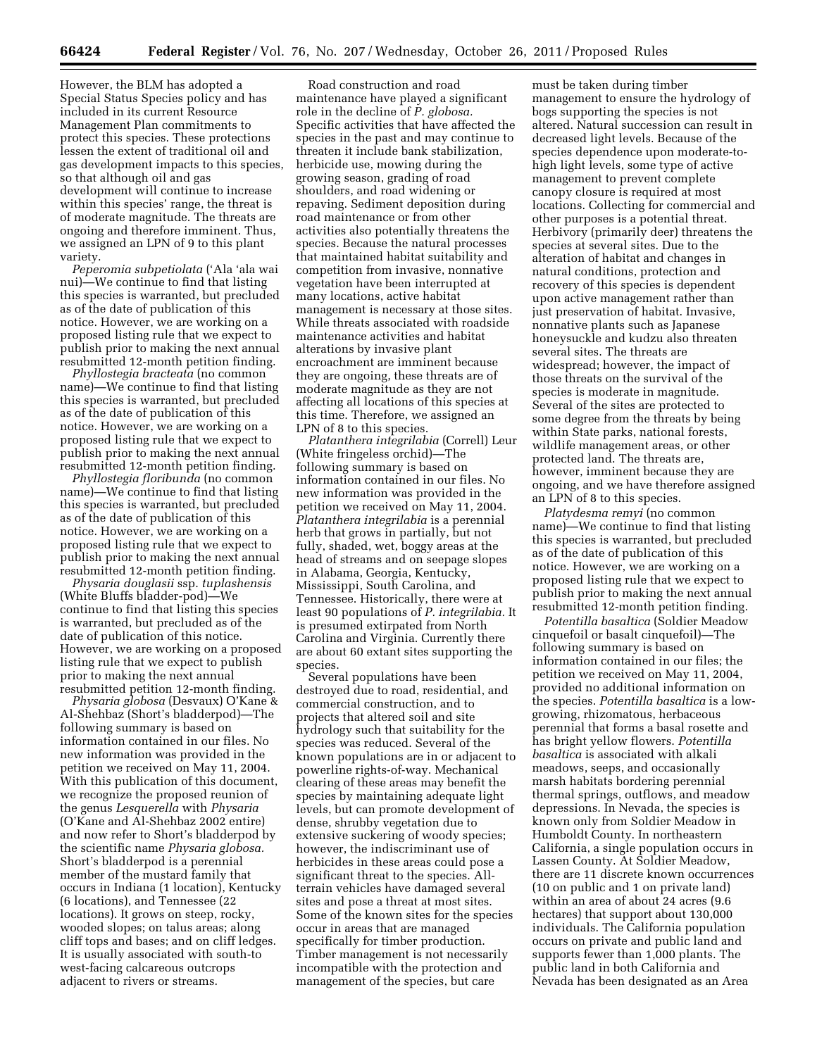However, the BLM has adopted a Special Status Species policy and has included in its current Resource Management Plan commitments to protect this species. These protections lessen the extent of traditional oil and gas development impacts to this species, so that although oil and gas development will continue to increase within this species' range, the threat is of moderate magnitude. The threats are ongoing and therefore imminent. Thus, we assigned an LPN of 9 to this plant variety.

*Peperomia subpetiolata* ('Ala 'ala wai nui)—We continue to find that listing this species is warranted, but precluded as of the date of publication of this notice. However, we are working on a proposed listing rule that we expect to publish prior to making the next annual resubmitted 12-month petition finding.

*Phyllostegia bracteata* (no common name)—We continue to find that listing this species is warranted, but precluded as of the date of publication of this notice. However, we are working on a proposed listing rule that we expect to publish prior to making the next annual resubmitted 12-month petition finding.

*Phyllostegia floribunda* (no common name)—We continue to find that listing this species is warranted, but precluded as of the date of publication of this notice. However, we are working on a proposed listing rule that we expect to publish prior to making the next annual resubmitted 12-month petition finding.

*Physaria douglasii* ssp. *tuplashensis* (White Bluffs bladder-pod)—We continue to find that listing this species is warranted, but precluded as of the date of publication of this notice. However, we are working on a proposed listing rule that we expect to publish prior to making the next annual resubmitted petition 12-month finding.

*Physaria globosa* (Desvaux) O'Kane & Al-Shehbaz (Short's bladderpod)—The following summary is based on information contained in our files. No new information was provided in the petition we received on May 11, 2004. With this publication of this document, we recognize the proposed reunion of the genus *Lesquerella* with *Physaria* (O'Kane and Al-Shehbaz 2002 entire) and now refer to Short's bladderpod by the scientific name *Physaria globosa*. Short's bladderpod is a perennial member of the mustard family that occurs in Indiana (1 location), Kentucky (6 locations), and Tennessee (22 locations). It grows on steep, rocky, wooded slopes; on talus areas; along cliff tops and bases; and on cliff ledges. It is usually associated with south-to west-facing calcareous outcrops adjacent to rivers or streams.

Road construction and road maintenance have played a significant role in the decline of *P. globosa*. Specific activities that have affected the species in the past and may continue to threaten it include bank stabilization, herbicide use, mowing during the growing season, grading of road shoulders, and road widening or repaving. Sediment deposition during road maintenance or from other activities also potentially threatens the species. Because the natural processes that maintained habitat suitability and competition from invasive, nonnative vegetation have been interrupted at many locations, active habitat management is necessary at those sites. While threats associated with roadside maintenance activities and habitat alterations by invasive plant encroachment are imminent because they are ongoing, these threats are of moderate magnitude as they are not affecting all locations of this species at this time. Therefore, we assigned an LPN of 8 to this species.

*Platanthera integrilabia* (Correll) Leur (White fringeless orchid)—The following summary is based on information contained in our files. No new information was provided in the petition we received on May 11, 2004. *Platanthera integrilabia* is a perennial herb that grows in partially, but not fully, shaded, wet, boggy areas at the head of streams and on seepage slopes in Alabama, Georgia, Kentucky, Mississippi, South Carolina, and Tennessee. Historically, there were at least 90 populations of *P. integrilabia*. It is presumed extirpated from North Carolina and Virginia. Currently there are about 60 extant sites supporting the species.

Several populations have been destroyed due to road, residential, and commercial construction, and to projects that altered soil and site hydrology such that suitability for the species was reduced. Several of the known populations are in or adjacent to powerline rights-of-way. Mechanical clearing of these areas may benefit the species by maintaining adequate light levels, but can promote development of dense, shrubby vegetation due to extensive suckering of woody species; however, the indiscriminant use of herbicides in these areas could pose a significant threat to the species. All-terrain vehicles have damaged several sites and pose a threat at most sites. Some of the known sites for the species occur in areas that are managed specifically for timber production. Timber management is not necessarily incompatible with the protection and management of the species, but care must be taken during timber management to ensure the hydrology of bogs supporting the species is not altered. Natural succession can result in decreased light levels. Because of the species dependence upon moderate-to-high light levels, some type of active management to prevent complete canopy closure is required at most locations. Collecting for commercial and other purposes is a potential threat. Herbivory (primarily deer) threatens the species at several sites. Due to the alteration of habitat and changes in natural conditions, protection and recovery of this species is dependent upon active management rather than just preservation of habitat. Invasive, nonnative plants such as Japanese honeysuckle and kudzu also threaten several sites. The threats are widespread; however, the impact of those threats on the survival of the species is moderate in magnitude. Several of the sites are protected to some degree from the threats by being within State parks, national forests, wildlife management areas, or other protected land. The threats are, however, imminent because they are ongoing, and we have therefore assigned an LPN of 8 to this species.

*Platydesma remyi* (no common name)—We continue to find that listing this species is warranted, but precluded as of the date of publication of this notice. However, we are working on a proposed listing rule that we expect to publish prior to making the next annual resubmitted 12-month petition finding.

*Potentilla basaltica* (Soldier Meadow cinquefoil or basalt cinquefoil)—The following summary is based on information contained in our files; the petition we received on May 11, 2004, provided no additional information on the species. *Potentilla basaltica* is a low-growing, rhizomatous, herbaceous perennial that forms a basal rosette and has bright yellow flowers. *Potentilla basaltica* is associated with alkali meadows, seeps, and occasionally marsh habitats bordering perennial thermal springs, outflows, and meadow depressions. In Nevada, the species is known only from Soldier Meadow in Humboldt County. In northeastern California, a single population occurs in Lassen County. At Soldier Meadow, there are 11 discrete known occurrences (10 on public and 1 on private land) within an area of about 24 acres (9.6 hectares) that support about 130,000 individuals. The California population occurs on private and public land and supports fewer than 1,000 plants. The public land in both California and Nevada has been designated as an Area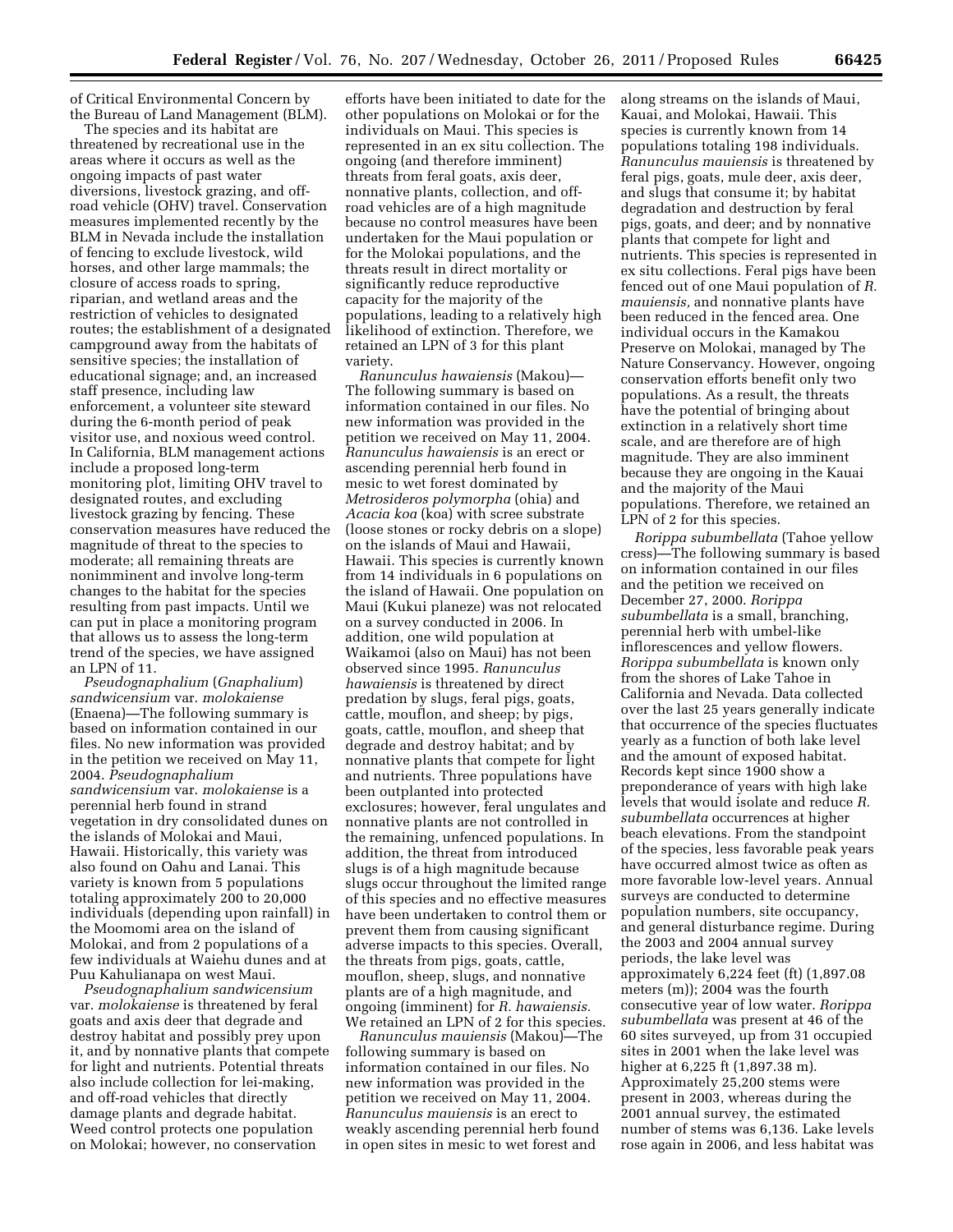of Critical Environmental Concern by the Bureau of Land Management (BLM).

The species and its habitat are threatened by recreational use in the areas where it occurs as well as the ongoing impacts of past water diversions, livestock grazing, and off-road vehicle (OHV) travel. Conservation measures implemented recently by the BLM in Nevada include the installation of fencing to exclude livestock, wild horses, and other large mammals; the closure of access roads to spring, riparian, and wetland areas and the restriction of vehicles to designated routes; the establishment of a designated campground away from the habitats of sensitive species; the installation of educational signage; and, an increased staff presence, including law enforcement, a volunteer site steward during the 6-month period of peak visitor use, and noxious weed control. In California, BLM management actions include a proposed long-term monitoring plot, limiting OHV travel to designated routes, and excluding livestock grazing by fencing. These conservation measures have reduced the magnitude of threat to the species to moderate; all remaining threats are nonimminent and involve long-term changes to the habitat for the species resulting from past impacts. Until we can put in place a monitoring program that allows us to assess the long-term trend of the species, we have assigned an LPN of 11.

*Pseudognaphalium* (*Gnaphalium*) *sandwicensium* var. *molokaiense* (Enaena)—The following summary is based on information contained in our files. No new information was provided in the petition we received on May 11, 2004. *Pseudognaphalium sandwicensium* var. *molokaiense* is a perennial herb found in strand vegetation in dry consolidated dunes on the islands of Molokai and Maui, Hawaii. Historically, this variety was also found on Oahu and Lanai. This variety is known from 5 populations totaling approximately 200 to 20,000 individuals (depending upon rainfall) in the Moomomi area on the island of Molokai, and from 2 populations of a few individuals at Waiehu dunes and at Puu Kahulianapa on west Maui.

*Pseudognaphalium sandwicensium* var. *molokaiense* is threatened by feral goats and axis deer that degrade and destroy habitat and possibly prey upon it, and by nonnative plants that compete for light and nutrients. Potential threats also include collection for lei-making, and off-road vehicles that directly damage plants and degrade habitat. Weed control protects one population on Molokai; however, no conservation efforts have been initiated to date for the other populations on Molokai or for the individuals on Maui. This species is represented in an ex situ collection. The ongoing (and therefore imminent) threats from feral goats, axis deer, nonnative plants, collection, and off-road vehicles are of a high magnitude because no control measures have been undertaken for the Maui population or for the Molokai populations, and the threats result in direct mortality or significantly reduce reproductive capacity for the majority of the populations, leading to a relatively high likelihood of extinction. Therefore, we retained an LPN of 3 for this plant variety.

*Ranunculus hawaiensis* (Makou)—The following summary is based on information contained in our files. No new information was provided in the petition we received on May 11, 2004. *Ranunculus hawaiensis* is an erect or ascending perennial herb found in mesic to wet forest dominated by *Metrosideros polymorpha* (ohia) and *Acacia koa* (koa) with scree substrate (loose stones or rocky debris on a slope) on the islands of Maui and Hawaii, Hawaii. This species is currently known from 14 individuals in 6 populations on the island of Hawaii. One population on Maui (Kukui planeze) was not relocated on a survey conducted in 2006. In addition, one wild population at Waikamoi (also on Maui) has not been observed since 1995. *Ranunculus hawaiensis* is threatened by direct predation by slugs, feral pigs, goats, cattle, mouflon, and sheep; by pigs, goats, cattle, mouflon, and sheep that degrade and destroy habitat; and by nonnative plants that compete for light and nutrients. Three populations have been outplanted into protected exclosures; however, feral ungulates and nonnative plants are not controlled in the remaining, unfenced populations. In addition, the threat from introduced slugs is of a high magnitude because slugs occur throughout the limited range of this species and no effective measures have been undertaken to control them or prevent them from causing significant adverse impacts to this species. Overall, the threats from pigs, goats, cattle, mouflon, sheep, slugs, and nonnative plants are of a high magnitude, and ongoing (imminent) for *R. hawaiensis.* We retained an LPN of 2 for this species.

*Ranunculus mauiensis* (Makou)—The following summary is based on information contained in our files. No new information was provided in the petition we received on May 11, 2004. *Ranunculus mauiensis* is an erect to weakly ascending perennial herb found in open sites in mesic to wet forest and along streams on the islands of Maui, Kauai, and Molokai, Hawaii. This species is currently known from 14 populations totaling 198 individuals. *Ranunculus mauiensis* is threatened by feral pigs, goats, mule deer, axis deer, and slugs that consume it; by habitat degradation and destruction by feral pigs, goats, and deer; and by nonnative plants that compete for light and nutrients. This species is represented in ex situ collections. Feral pigs have been fenced out of one Maui population of *R. mauiensis,* and nonnative plants have been reduced in the fenced area. One individual occurs in the Kamakou Preserve on Molokai, managed by The Nature Conservancy. However, ongoing conservation efforts benefit only two populations. As a result, the threats have the potential of bringing about extinction in a relatively short time scale, and are therefore are of high magnitude. They are also imminent because they are ongoing in the Kauai and the majority of the Maui populations. Therefore, we retained an LPN of 2 for this species.

*Rorippa subumbellata* (Tahoe yellow cress)—The following summary is based on information contained in our files and the petition we received on December 27, 2000. *Rorippa subumbellata* is a small, branching, perennial herb with umbel-like inflorescences and yellow flowers. *Rorippa subumbellata* is known only from the shores of Lake Tahoe in California and Nevada. Data collected over the last 25 years generally indicate that occurrence of the species fluctuates yearly as a function of both lake level and the amount of exposed habitat. Records kept since 1900 show a preponderance of years with high lake levels that would isolate and reduce *R. subumbellata* occurrences at higher beach elevations. From the standpoint of the species, less favorable peak years have occurred almost twice as often as more favorable low-level years. Annual surveys are conducted to determine population numbers, site occupancy, and general disturbance regime. During the 2003 and 2004 annual survey periods, the lake level was approximately 6,224 feet (ft) (1,897.08 meters (m)); 2004 was the fourth consecutive year of low water. *Rorippa subumbellata* was present at 46 of the 60 sites surveyed, up from 31 occupied sites in 2001 when the lake level was higher at 6,225 ft (1,897.38 m). Approximately 25,200 stems were present in 2003, whereas during the 2001 annual survey, the estimated number of stems was 6,136. Lake levels rose again in 2006, and less habitat was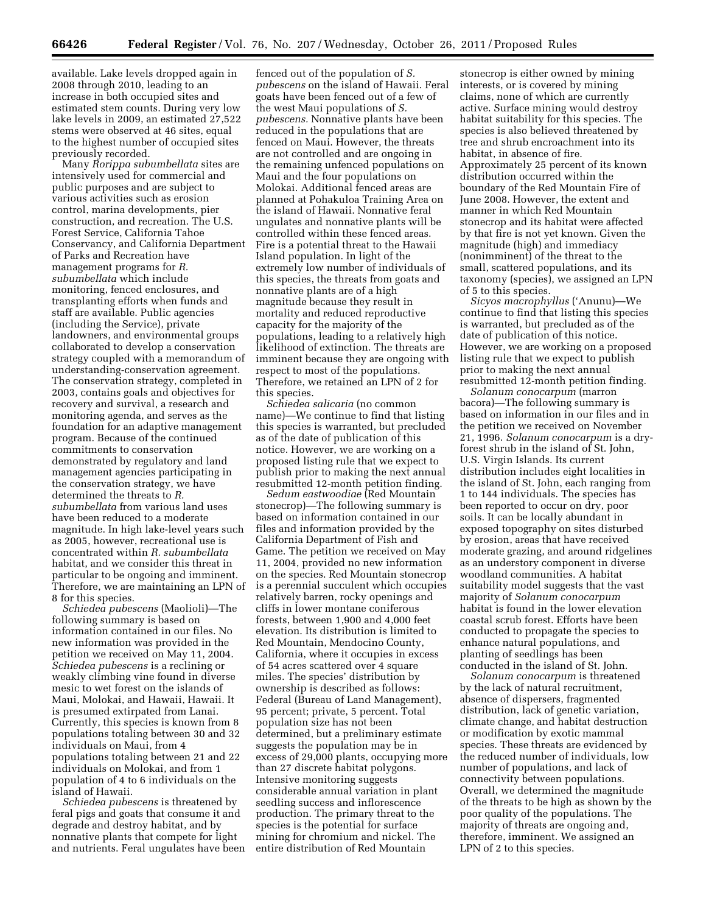available. Lake levels dropped again in 2008 through 2010, leading to an increase in both occupied sites and estimated stem counts. During very low lake levels in 2009, an estimated 27,522 stems were observed at 46 sites, equal to the highest number of occupied sites previously recorded.

Many *Rorippa subumbellata* sites are intensively used for commercial and public purposes and are subject to various activities such as erosion control, marina developments, pier construction, and recreation. The U.S. Forest Service, California Tahoe Conservancy, and California Department of Parks and Recreation have management programs for *R. subumbellata* which include monitoring, fenced enclosures, and transplanting efforts when funds and staff are available. Public agencies (including the Service), private landowners, and environmental groups collaborated to develop a conservation strategy coupled with a memorandum of understanding-conservation agreement. The conservation strategy, completed in 2003, contains goals and objectives for recovery and survival, a research and monitoring agenda, and serves as the foundation for an adaptive management program. Because of the continued commitments to conservation demonstrated by regulatory and land management agencies participating in the conservation strategy, we have determined the threats to *R. subumbellata* from various land uses have been reduced to a moderate magnitude. In high lake-level years such as 2005, however, recreational use is concentrated within *R. subumbellata* habitat, and we consider this threat in particular to be ongoing and imminent. Therefore, we are maintaining an LPN of 8 for this species.

*Schiedea pubescens* (Maolioli)—The following summary is based on information contained in our files. No new information was provided in the petition we received on May 11, 2004. *Schiedea pubescens* is a reclining or weakly climbing vine found in diverse mesic to wet forest on the islands of Maui, Molokai, and Hawaii, Hawaii. It is presumed extirpated from Lanai. Currently, this species is known from 8 populations totaling between 30 and 32 individuals on Maui, from 4 populations totaling between 21 and 22 individuals on Molokai, and from 1 population of 4 to 6 individuals on the island of Hawaii.

*Schiedea pubescens* is threatened by feral pigs and goats that consume it and degrade and destroy habitat, and by nonnative plants that compete for light and nutrients. Feral ungulates have been fenced out of the population of *S. pubescens* on the island of Hawaii. Feral goats have been fenced out of a few of the west Maui populations of *S. pubescens.* Nonnative plants have been reduced in the populations that are fenced on Maui. However, the threats are not controlled and are ongoing in the remaining unfenced populations on Maui and the four populations on Molokai. Additional fenced areas are planned at Pohakuloa Training Area on the island of Hawaii. Nonnative feral ungulates and nonnative plants will be controlled within these fenced areas. Fire is a potential threat to the Hawaii Island population. In light of the extremely low number of individuals of this species, the threats from goats and nonnative plants are of a high magnitude because they result in mortality and reduced reproductive capacity for the majority of the populations, leading to a relatively high likelihood of extinction. The threats are imminent because they are ongoing with respect to most of the populations. Therefore, we retained an LPN of 2 for this species.

*Schiedea salicaria* (no common name)—We continue to find that listing this species is warranted, but precluded as of the date of publication of this notice. However, we are working on a proposed listing rule that we expect to publish prior to making the next annual resubmitted 12-month petition finding.

*Sedum eastwoodiae* (Red Mountain stonecrop)—The following summary is based on information contained in our files and information provided by the California Department of Fish and Game. The petition we received on May 11, 2004, provided no new information on the species. Red Mountain stonecrop is a perennial succulent which occupies relatively barren, rocky openings and cliffs in lower montane coniferous forests, between 1,900 and 4,000 feet elevation. Its distribution is limited to Red Mountain, Mendocino County, California, where it occupies in excess of 54 acres scattered over 4 square miles. The species' distribution by ownership is described as follows: Federal (Bureau of Land Management), 95 percent; private, 5 percent. Total population size has not been determined, but a preliminary estimate suggests the population may be in excess of 29,000 plants, occupying more than 27 discrete habitat polygons. Intensive monitoring suggests considerable annual variation in plant seedling success and inflorescence production. The primary threat to the species is the potential for surface mining for chromium and nickel. The entire distribution of Red Mountain stonecrop is either owned by mining interests, or is covered by mining claims, none of which are currently active. Surface mining would destroy habitat suitability for this species. The species is also believed threatened by tree and shrub encroachment into its habitat, in absence of fire. Approximately 25 percent of its known distribution occurred within the boundary of the Red Mountain Fire of June 2008. However, the extent and manner in which Red Mountain stonecrop and its habitat were affected by that fire is not yet known. Given the magnitude (high) and immediacy (nonimminent) of the threat to the small, scattered populations, and its taxonomy (species), we assigned an LPN of 5 to this species.

*Sicyos macrophyllus* ('Anunu)—We continue to find that listing this species is warranted, but precluded as of the date of publication of this notice. However, we are working on a proposed listing rule that we expect to publish prior to making the next annual resubmitted 12-month petition finding.

*Solanum conocarpum* (marron bacora)—The following summary is based on information in our files and in the petition we received on November 21, 1996. *Solanum conocarpum* is a dry-forest shrub in the island of St. John, U.S. Virgin Islands. Its current distribution includes eight localities in the island of St. John, each ranging from 1 to 144 individuals. The species has been reported to occur on dry, poor soils. It can be locally abundant in exposed topography on sites disturbed by erosion, areas that have received moderate grazing, and around ridgelines as an understory component in diverse woodland communities. A habitat suitability model suggests that the vast majority of *Solanum conocarpum* habitat is found in the lower elevation coastal scrub forest. Efforts have been conducted to propagate the species to enhance natural populations, and planting of seedlings has been conducted in the island of St. John.

*Solanum conocarpum* is threatened by the lack of natural recruitment, absence of dispersers, fragmented distribution, lack of genetic variation, climate change, and habitat destruction or modification by exotic mammal species. These threats are evidenced by the reduced number of individuals, low number of populations, and lack of connectivity between populations. Overall, we determined the magnitude of the threats to be high as shown by the poor quality of the populations. The majority of threats are ongoing and, therefore, imminent. We assigned an LPN of 2 to this species.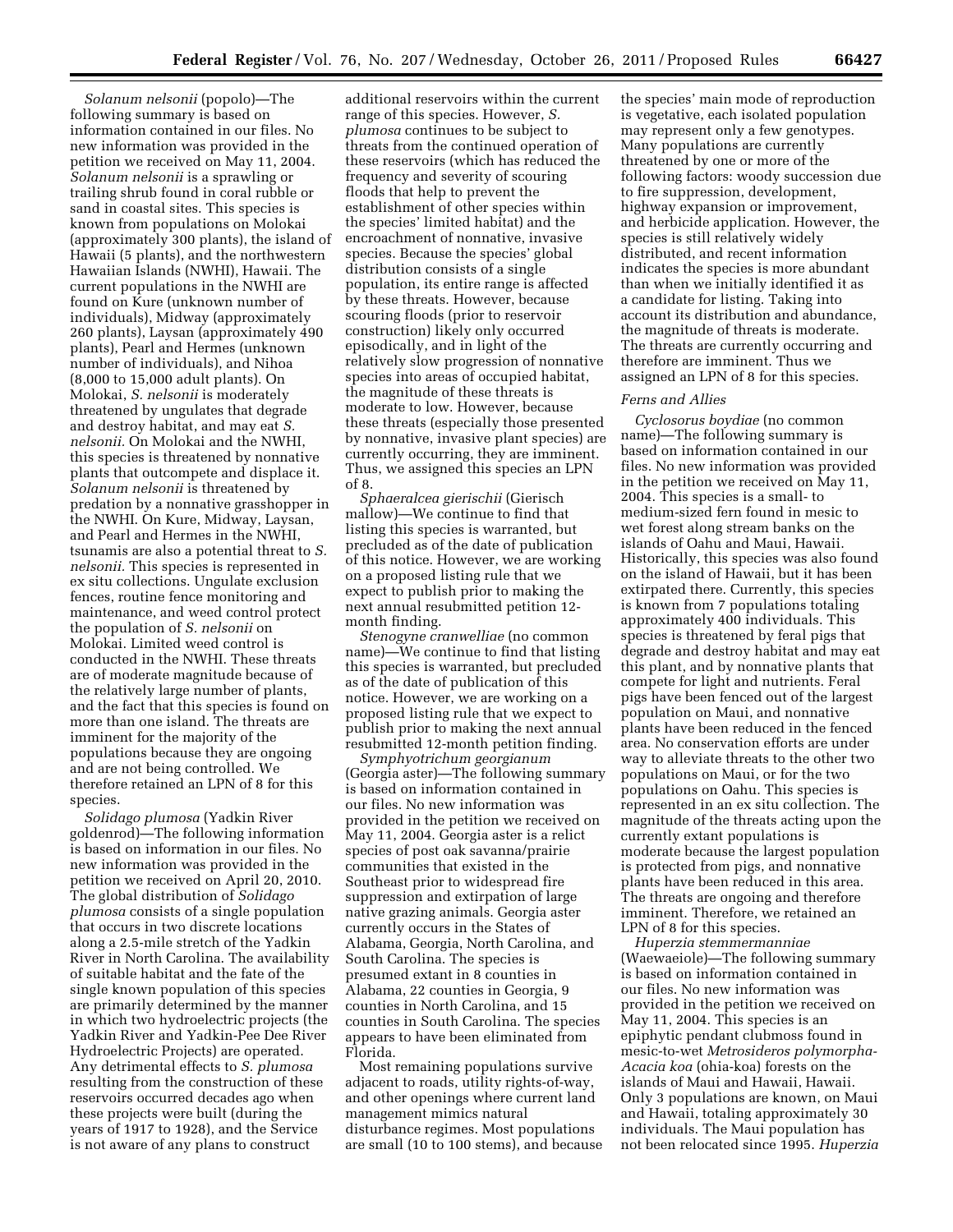*Solanum nelsonii* (popolo)—The following summary is based on information contained in our files. No new information was provided in the petition we received on May 11, 2004. *Solanum nelsonii* is a sprawling or trailing shrub found in coral rubble or sand in coastal sites. This species is known from populations on Molokai (approximately 300 plants), the island of Hawaii (5 plants), and the northwestern Hawaiian Islands (NWHI), Hawaii. The current populations in the NWHI are found on Kure (unknown number of individuals), Midway (approximately 260 plants), Laysan (approximately 490 plants), Pearl and Hermes (unknown number of individuals), and Nihoa (8,000 to 15,000 adult plants). On Molokai, *S. nelsonii* is moderately threatened by ungulates that degrade and destroy habitat, and may eat *S. nelsonii.* On Molokai and the NWHI, this species is threatened by nonnative plants that outcompete and displace it. *Solanum nelsonii* is threatened by predation by a nonnative grasshopper in the NWHI. On Kure, Midway, Laysan, and Pearl and Hermes in the NWHI, tsunamis are also a potential threat to *S. nelsonii.* This species is represented in ex situ collections. Ungulate exclusion fences, routine fence monitoring and maintenance, and weed control protect the population of *S. nelsonii* on Molokai. Limited weed control is conducted in the NWHI. These threats are of moderate magnitude because of the relatively large number of plants, and the fact that this species is found on more than one island. The threats are imminent for the majority of the populations because they are ongoing and are not being controlled. We therefore retained an LPN of 8 for this species.

*Solidago plumosa* (Yadkin River goldenrod)—The following information is based on information in our files. No new information was provided in the petition we received on April 20, 2010. The global distribution of *Solidago plumosa* consists of a single population that occurs in two discrete locations along a 2.5-mile stretch of the Yadkin River in North Carolina. The availability of suitable habitat and the fate of the single known population of this species are primarily determined by the manner in which two hydroelectric projects (the Yadkin River and Yadkin-Pee Dee River Hydroelectric Projects) are operated. Any detrimental effects to *S. plumosa* resulting from the construction of these reservoirs occurred decades ago when these projects were built (during the years of 1917 to 1928), and the Service is not aware of any plans to construct additional reservoirs within the current range of this species. However, *S. plumosa* continues to be subject to threats from the continued operation of these reservoirs (which has reduced the frequency and severity of scouring floods that help to prevent the establishment of other species within the species' limited habitat) and the encroachment of nonnative, invasive species. Because the species' global distribution consists of a single population, its entire range is affected by these threats. However, because scouring floods (prior to reservoir construction) likely only occurred episodically, and in light of the relatively slow progression of nonnative species into areas of occupied habitat, the magnitude of these threats is moderate to low. However, because these threats (especially those presented by nonnative, invasive plant species) are currently occurring, they are imminent. Thus, we assigned this species an LPN of 8.

*Sphaeralcea gierischii* (Gierisch mallow)—We continue to find that listing this species is warranted, but precluded as of the date of publication of this notice. However, we are working on a proposed listing rule that we expect to publish prior to making the next annual resubmitted petition 12-month finding.

*Stenogyne cranwelliae* (no common name)—We continue to find that listing this species is warranted, but precluded as of the date of publication of this notice. However, we are working on a proposed listing rule that we expect to publish prior to making the next annual resubmitted 12-month petition finding.

*Symphyotrichum georgianum* (Georgia aster)—The following summary is based on information contained in our files. No new information was provided in the petition we received on May 11, 2004. Georgia aster is a relict species of post oak savanna/prairie communities that existed in the Southeast prior to widespread fire suppression and extirpation of large native grazing animals. Georgia aster currently occurs in the States of Alabama, Georgia, North Carolina, and South Carolina. The species is presumed extant in 8 counties in Alabama, 22 counties in Georgia, 9 counties in North Carolina, and 15 counties in South Carolina. The species appears to have been eliminated from Florida.

Most remaining populations survive adjacent to roads, utility rights-of-way, and other openings where current land management mimics natural disturbance regimes. Most populations are small (10 to 100 stems), and because the species' main mode of reproduction is vegetative, each isolated population may represent only a few genotypes. Many populations are currently threatened by one or more of the following factors: woody succession due to fire suppression, development, highway expansion or improvement, and herbicide application. However, the species is still relatively widely distributed, and recent information indicates the species is more abundant than when we initially identified it as a candidate for listing. Taking into account its distribution and abundance, the magnitude of threats is moderate. The threats are currently occurring and therefore are imminent. Thus we assigned an LPN of 8 for this species.

### *Ferns and Allies*

*Cyclosorus boydiae* (no common name)—The following summary is based on information contained in our files. No new information was provided in the petition we received on May 11, 2004. This species is a small- to medium-sized fern found in mesic to wet forest along stream banks on the islands of Oahu and Maui, Hawaii. Historically, this species was also found on the island of Hawaii, but it has been extirpated there. Currently, this species is known from 7 populations totaling approximately 400 individuals. This species is threatened by feral pigs that degrade and destroy habitat and may eat this plant, and by nonnative plants that compete for light and nutrients. Feral pigs have been fenced out of the largest population on Maui, and nonnative plants have been reduced in the fenced area. No conservation efforts are under way to alleviate threats to the other two populations on Maui, or for the two populations on Oahu. This species is represented in an ex situ collection. The magnitude of the threats acting upon the currently extant populations is moderate because the largest population is protected from pigs, and nonnative plants have been reduced in this area. The threats are ongoing and therefore imminent. Therefore, we retained an LPN of 8 for this species.

*Huperzia stemmermanniae* (Waewaeiole)—The following summary is based on information contained in our files. No new information was provided in the petition we received on May 11, 2004. This species is an epiphytic pendant clubmoss found in mesic-to-wet *Metrosideros polymorpha-Acacia koa* (ohia-koa) forests on the islands of Maui and Hawaii, Hawaii. Only 3 populations are known, on Maui and Hawaii, totaling approximately 30 individuals. The Maui population has not been relocated since 1995. *Huperzia*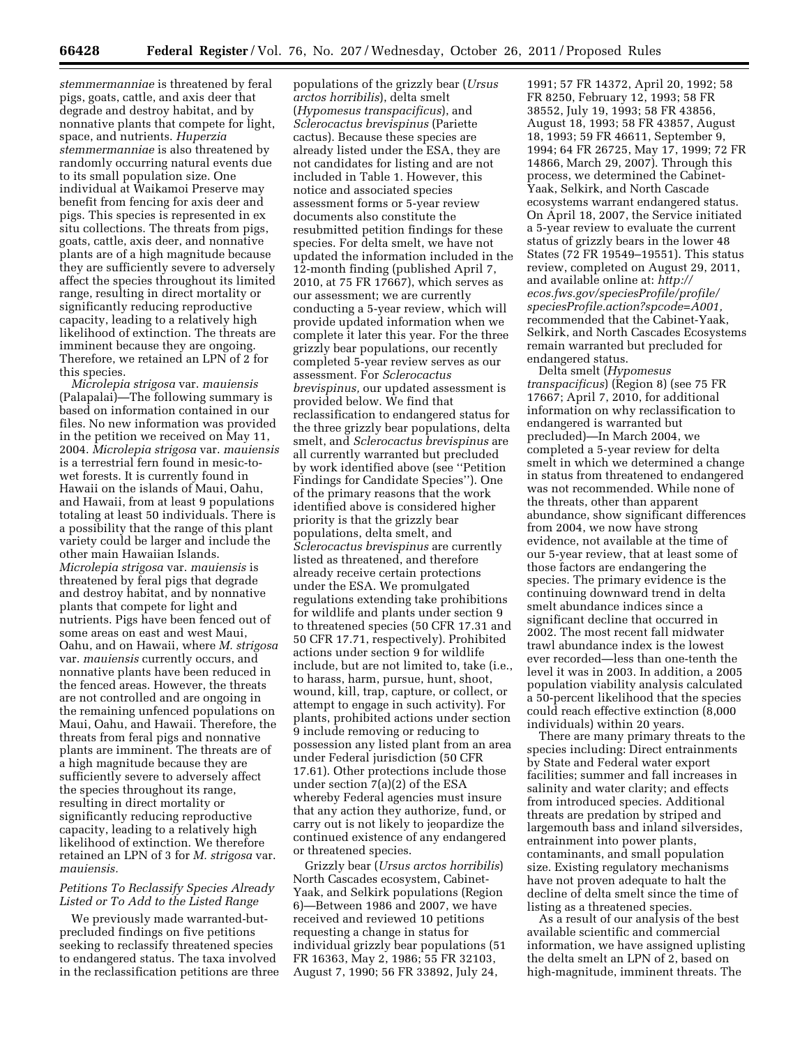*stemmermanniae* is threatened by feral pigs, goats, cattle, and axis deer that degrade and destroy habitat, and by nonnative plants that compete for light, space, and nutrients. *Huperzia stemmermanniae* is also threatened by randomly occurring natural events due to its small population size. One individual at Waikamoi Preserve may benefit from fencing for axis deer and pigs. This species is represented in ex situ collections. The threats from pigs, goats, cattle, axis deer, and nonnative plants are of a high magnitude because they are sufficiently severe to adversely affect the species throughout its limited range, resulting in direct mortality or significantly reducing reproductive capacity, leading to a relatively high likelihood of extinction. The threats are imminent because they are ongoing. Therefore, we retained an LPN of 2 for this species.

*Microlepia strigosa* var. *mauiensis* (Palapalai)—The following summary is based on information contained in our files. No new information was provided in the petition we received on May 11, 2004. *Microlepia strigosa* var. *mauiensis* is a terrestrial fern found in mesic-to-wet forests. It is currently found in Hawaii on the islands of Maui, Oahu, and Hawaii, from at least 9 populations totaling at least 50 individuals. There is a possibility that the range of this plant variety could be larger and include the other main Hawaiian Islands. *Microlepia strigosa* var. *mauiensis* is threatened by feral pigs that degrade and destroy habitat, and by nonnative plants that compete for light and nutrients. Pigs have been fenced out of some areas on east and west Maui, Oahu, and on Hawaii, where *M. strigosa* var. *mauiensis* currently occurs, and nonnative plants have been reduced in the fenced areas. However, the threats are not controlled and are ongoing in the remaining unfenced populations on Maui, Oahu, and Hawaii. Therefore, the threats from feral pigs and nonnative plants are imminent. The threats are of a high magnitude because they are sufficiently severe to adversely affect the species throughout its range, resulting in direct mortality or significantly reducing reproductive capacity, leading to a relatively high likelihood of extinction. We therefore retained an LPN of 3 for *M. strigosa* var. *mauiensis.*

### *Petitions To Reclassify Species Already Listed or To Add to the Listed Range*

We previously made warranted-but-precluded findings on five petitions seeking to reclassify threatened species to endangered status. The taxa involved in the reclassification petitions are three populations of the grizzly bear (*Ursus arctos horribilis*), delta smelt (*Hypomesus transpacificus*), and *Sclerocactus brevispinus* (Pariette cactus). Because these species are already listed under the ESA, they are not candidates for listing and are not included in Table 1. However, this notice and associated species assessment forms or 5-year review documents also constitute the resubmitted petition findings for these species. For delta smelt, we have not updated the information included in the 12-month finding (published April 7, 2010, at 75 FR 17667), which serves as our assessment; we are currently conducting a 5-year review, which will provide updated information when we complete it later this year. For the three grizzly bear populations, our recently completed 5-year review serves as our assessment. For *Sclerocactus brevispinus,* our updated assessment is provided below. We find that reclassification to endangered status for the three grizzly bear populations, delta smelt, and *Sclerocactus brevispinus* are all currently warranted but precluded by work identified above (see ''Petition Findings for Candidate Species''). One of the primary reasons that the work identified above is considered higher priority is that the grizzly bear populations, delta smelt, and *Sclerocactus brevispinus* are currently listed as threatened, and therefore already receive certain protections under the ESA. We promulgated regulations extending take prohibitions for wildlife and plants under section 9 to threatened species (50 CFR 17.31 and 50 CFR 17.71, respectively). Prohibited actions under section 9 for wildlife include, but are not limited to, take (i.e., to harass, harm, pursue, hunt, shoot, wound, kill, trap, capture, or collect, or attempt to engage in such activity). For plants, prohibited actions under section 9 include removing or reducing to possession any listed plant from an area under Federal jurisdiction (50 CFR 17.61). Other protections include those under section 7(a)(2) of the ESA whereby Federal agencies must insure that any action they authorize, fund, or carry out is not likely to jeopardize the continued existence of any endangered or threatened species.

Grizzly bear (*Ursus arctos horribilis*) North Cascades ecosystem, Cabinet-Yaak, and Selkirk populations (Region 6)—Between 1986 and 2007, we have received and reviewed 10 petitions requesting a change in status for individual grizzly bear populations (51 FR 16363, May 2, 1986; 55 FR 32103, August 7, 1990; 56 FR 33892, July 24, 1991; 57 FR 14372, April 20, 1992; 58 FR 8250, February 12, 1993; 58 FR 38552, July 19, 1993; 58 FR 43856, August 18, 1993; 58 FR 43857, August 18, 1993; 59 FR 46611, September 9, 1994; 64 FR 26725, May 17, 1999; 72 FR 14866, March 29, 2007). Through this process, we determined the Cabinet-Yaak, Selkirk, and North Cascade ecosystems warrant endangered status. On April 18, 2007, the Service initiated a 5-year review to evaluate the current status of grizzly bears in the lower 48 States (72 FR 19549–19551). This status review, completed on August 29, 2011, and available online at: *http://ecos.fws.gov/speciesProfile/profile/speciesProfile.action?spcode=A001,* recommended that the Cabinet-Yaak, Selkirk, and North Cascades Ecosystems remain warranted but precluded for endangered status.

Delta smelt (*Hypomesus transpacificus*) (Region 8) (see 75 FR 17667; April 7, 2010, for additional information on why reclassification to endangered is warranted but precluded)—In March 2004, we completed a 5-year review for delta smelt in which we determined a change in status from threatened to endangered was not recommended. While none of the threats, other than apparent abundance, show significant differences from 2004, we now have strong evidence, not available at the time of our 5-year review, that at least some of those factors are endangering the species. The primary evidence is the continuing downward trend in delta smelt abundance indices since a significant decline that occurred in 2002. The most recent fall midwater trawl abundance index is the lowest ever recorded—less than one-tenth the level it was in 2003. In addition, a 2005 population viability analysis calculated a 50-percent likelihood that the species could reach effective extinction (8,000 individuals) within 20 years.

There are many primary threats to the species including: Direct entrainments by State and Federal water export facilities; summer and fall increases in salinity and water clarity; and effects from introduced species. Additional threats are predation by striped and largemouth bass and inland silversides, entrainment into power plants, contaminants, and small population size. Existing regulatory mechanisms have not proven adequate to halt the decline of delta smelt since the time of listing as a threatened species.

As a result of our analysis of the best available scientific and commercial information, we have assigned uplisting the delta smelt an LPN of 2, based on high-magnitude, imminent threats. The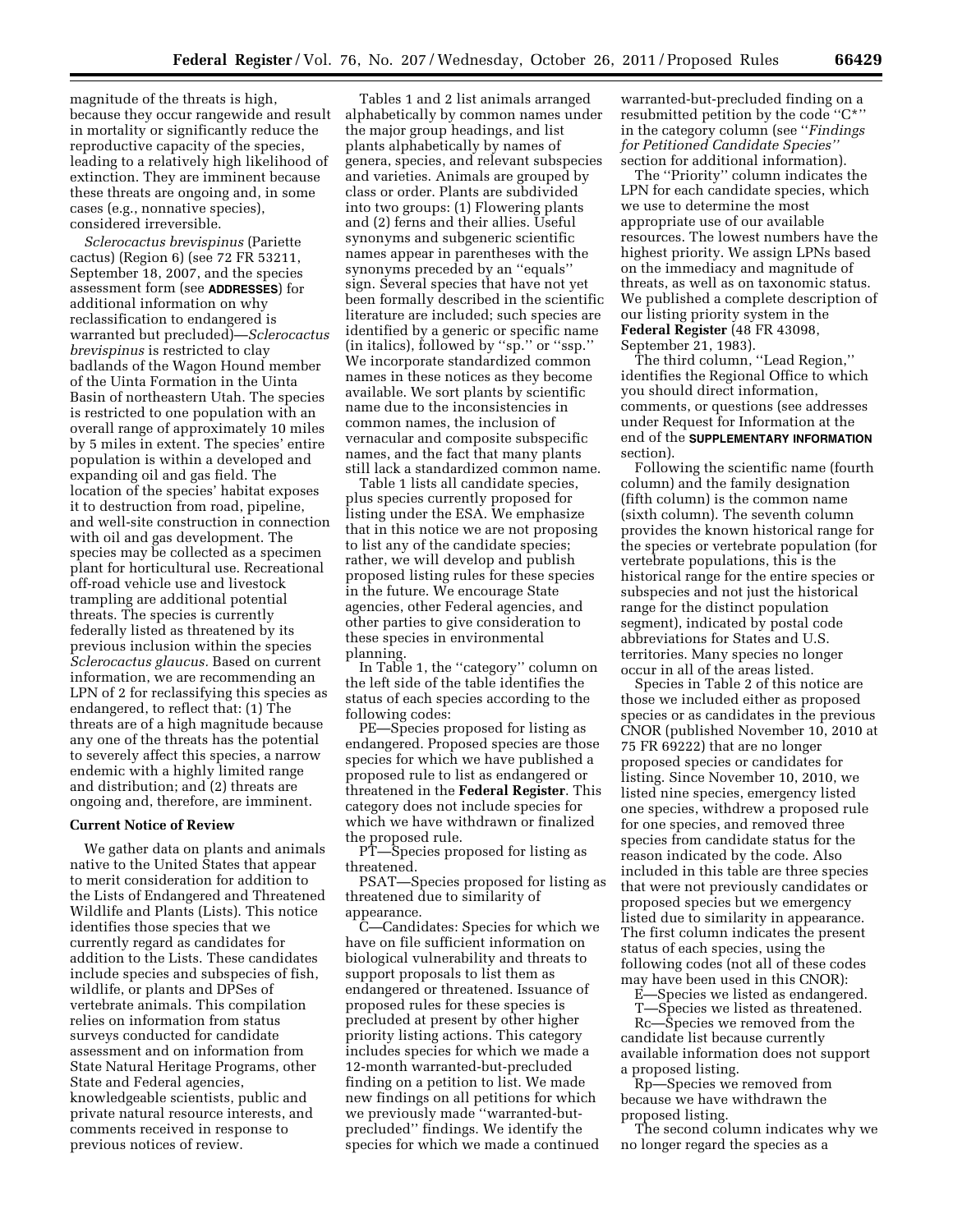magnitude of the threats is high, because they occur rangewide and result in mortality or significantly reduce the reproductive capacity of the species, leading to a relatively high likelihood of extinction. They are imminent because these threats are ongoing and, in some cases (e.g., nonnative species), considered irreversible.

*Sclerocactus brevispinus* (Pariette cactus) (Region 6) (see 72 FR 53211, September 18, 2007, and the species assessment form (see **ADDRESSES**) for additional information on why reclassification to endangered is warranted but precluded)—*Sclerocactus brevispinus* is restricted to clay badlands of the Wagon Hound member of the Uinta Formation in the Uinta Basin of northeastern Utah. The species is restricted to one population with an overall range of approximately 10 miles by 5 miles in extent. The species' entire population is within a developed and expanding oil and gas field. The location of the species' habitat exposes it to destruction from road, pipeline, and well-site construction in connection with oil and gas development. The species may be collected as a specimen plant for horticultural use. Recreational off-road vehicle use and livestock trampling are additional potential threats. The species is currently federally listed as threatened by its previous inclusion within the species *Sclerocactus glaucus.* Based on current information, we are recommending an LPN of 2 for reclassifying this species as endangered, to reflect that: (1) The threats are of a high magnitude because any one of the threats has the potential to severely affect this species, a narrow endemic with a highly limited range and distribution; and (2) threats are ongoing and, therefore, are imminent.

## Current Notice of Review

We gather data on plants and animals native to the United States that appear to merit consideration for addition to the Lists of Endangered and Threatened Wildlife and Plants (Lists). This notice identifies those species that we currently regard as candidates for addition to the Lists. These candidates include species and subspecies of fish, wildlife, or plants and DPSes of vertebrate animals. This compilation relies on information from status surveys conducted for candidate assessment and on information from State Natural Heritage Programs, other State and Federal agencies, knowledgeable scientists, public and private natural resource interests, and comments received in response to previous notices of review.

Tables 1 and 2 list animals arranged alphabetically by common names under the major group headings, and list plants alphabetically by names of genera, species, and relevant subspecies and varieties. Animals are grouped by class or order. Plants are subdivided into two groups: (1) Flowering plants and (2) ferns and their allies. Useful synonyms and subgeneric scientific names appear in parentheses with the synonyms preceded by an ''equals'' sign. Several species that have not yet been formally described in the scientific literature are included; such species are identified by a generic or specific name (in italics), followed by ''sp.'' or ''ssp.'' We incorporate standardized common names in these notices as they become available. We sort plants by scientific name due to the inconsistencies in common names, the inclusion of vernacular and composite subspecific names, and the fact that many plants still lack a standardized common name.

Table 1 lists all candidate species, plus species currently proposed for listing under the ESA. We emphasize that in this notice we are not proposing to list any of the candidate species; rather, we will develop and publish proposed listing rules for these species in the future. We encourage State agencies, other Federal agencies, and other parties to give consideration to these species in environmental planning.

In Table 1, the ''category'' column on the left side of the table identifies the status of each species according to the following codes:

PE—Species proposed for listing as endangered. Proposed species are those species for which we have published a proposed rule to list as endangered or threatened in the **Federal Register**. This category does not include species for which we have withdrawn or finalized the proposed rule.

PT—Species proposed for listing as threatened.

PSAT—Species proposed for listing as threatened due to similarity of appearance.

C—Candidates: Species for which we have on file sufficient information on biological vulnerability and threats to support proposals to list them as endangered or threatened. Issuance of proposed rules for these species is precluded at present by other higher priority listing actions. This category includes species for which we made a 12-month warranted-but-precluded finding on a petition to list. We made new findings on all petitions for which we previously made ''warranted-but-precluded'' findings. We identify the species for which we made a continued warranted-but-precluded finding on a resubmitted petition by the code ''C*'' in the category column (see ''*Findings for Petitioned Candidate Species*'' section for additional information).

The ''Priority'' column indicates the LPN for each candidate species, which we use to determine the most appropriate use of our available resources. The lowest numbers have the highest priority. We assign LPNs based on the immediacy and magnitude of threats, as well as on taxonomic status. We published a complete description of our listing priority system in the **Federal Register** (48 FR 43098, September 21, 1983).

The third column, ''Lead Region,'' identifies the Regional Office to which you should direct information, comments, or questions (see addresses under Request for Information at the end of the **SUPPLEMENTARY INFORMATION** section).

Following the scientific name (fourth column) and the family designation (fifth column) is the common name (sixth column). The seventh column provides the known historical range for the species or vertebrate population (for vertebrate populations, this is the historical range for the entire species or subspecies and not just the historical range for the distinct population segment), indicated by postal code abbreviations for States and U.S. territories. Many species no longer occur in all of the areas listed.

Species in Table 2 of this notice are those we included either as proposed species or as candidates in the previous CNOR (published November 10, 2010 at 75 FR 69222) that are no longer proposed species or candidates for listing. Since November 10, 2010, we listed nine species, emergency listed one species, withdrew a proposed rule for one species, and removed three species from candidate status for the reason indicated by the code. Also included in this table are three species that were not previously candidates or proposed species but we emergency listed due to similarity in appearance. The first column indicates the present status of each species, using the following codes (not all of these codes may have been used in this CNOR):

E—Species we listed as endangered.

T—Species we listed as threatened.

Rc—Species we removed from the candidate list because currently available information does not support a proposed listing.

Rp—Species we removed from because we have withdrawn the proposed listing.

The second column indicates why we no longer regard the species as a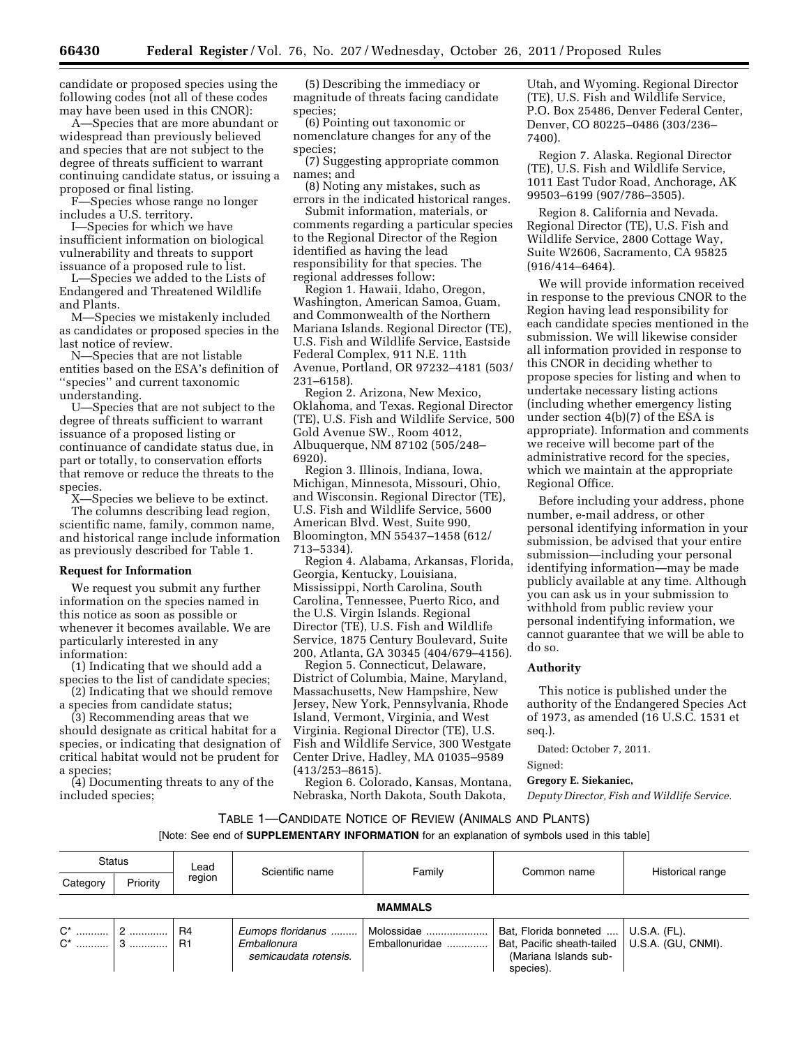candidate or proposed species using the following codes (not all of these codes may have been used in this CNOR):

A—Species that are more abundant or widespread than previously believed and species that are not subject to the degree of threats sufficient to warrant continuing candidate status, or issuing a proposed or final listing.

F—Species whose range no longer includes a U.S. territory.

I—Species for which we have insufficient information on biological vulnerability and threats to support issuance of a proposed rule to list.

L—Species we added to the Lists of Endangered and Threatened Wildlife and Plants.

M—Species we mistakenly included as candidates or proposed species in the last notice of review.

N—Species that are not listable entities based on the ESA's definition of "species" and current taxonomic understanding.

U—Species that are not subject to the degree of threats sufficient to warrant issuance of a proposed listing or continuance of candidate status due, in part or totally, to conservation efforts that remove or reduce the threats to the species.

X—Species we believe to be extinct.

The columns describing lead region, scientific name, family, common name, and historical range include information as previously described for Table 1.

**Request for Information**

We request you submit any further information on the species named in this notice as soon as possible or whenever it becomes available. We are particularly interested in any information:

(1) Indicating that we should add a species to the list of candidate species;

(2) Indicating that we should remove a species from candidate status;

(3) Recommending areas that we should designate as critical habitat for a species, or indicating that designation of critical habitat would not be prudent for a species;

(4) Documenting threats to any of the included species;

(5) Describing the immediacy or magnitude of threats facing candidate species;

(6) Pointing out taxonomic or nomenclature changes for any of the species;

(7) Suggesting appropriate common names; and

(8) Noting any mistakes, such as errors in the indicated historical ranges.

Submit information, materials, or comments regarding a particular species to the Regional Director of the Region identified as having the lead responsibility for that species. The regional addresses follow:

Region 1. Hawaii, Idaho, Oregon, Washington, American Samoa, Guam, and Commonwealth of the Northern Mariana Islands. Regional Director (TE), U.S. Fish and Wildlife Service, Eastside Federal Complex, 911 N.E. 11th Avenue, Portland, OR 97232–4181 (503/231–6158).

Region 2. Arizona, New Mexico, Oklahoma, and Texas. Regional Director (TE), U.S. Fish and Wildlife Service, 500 Gold Avenue SW., Room 4012, Albuquerque, NM 87102 (505/248–6920).

Region 3. Illinois, Indiana, Iowa, Michigan, Minnesota, Missouri, Ohio, and Wisconsin. Regional Director (TE), U.S. Fish and Wildlife Service, 5600 American Blvd. West, Suite 990, Bloomington, MN 55437–1458 (612/713–5334).

Region 4. Alabama, Arkansas, Florida, Georgia, Kentucky, Louisiana, Mississippi, North Carolina, South Carolina, Tennessee, Puerto Rico, and the U.S. Virgin Islands. Regional Director (TE), U.S. Fish and Wildlife Service, 1875 Century Boulevard, Suite 200, Atlanta, GA 30345 (404/679–4156).

Region 5. Connecticut, Delaware, District of Columbia, Maine, Maryland, Massachusetts, New Hampshire, New Jersey, New York, Pennsylvania, Rhode Island, Vermont, Virginia, and West Virginia. Regional Director (TE), U.S. Fish and Wildlife Service, 300 Westgate Center Drive, Hadley, MA 01035–9589 (413/253–8615).

Region 6. Colorado, Kansas, Montana, Nebraska, North Dakota, South Dakota, Utah, and Wyoming. Regional Director (TE), U.S. Fish and Wildlife Service, P.O. Box 25486, Denver Federal Center, Denver, CO 80225–0486 (303/236–7400).

Region 7. Alaska. Regional Director (TE), U.S. Fish and Wildlife Service, 1011 East Tudor Road, Anchorage, AK 99503–6199 (907/786–3505).

Region 8. California and Nevada. Regional Director (TE), U.S. Fish and Wildlife Service, 2800 Cottage Way, Suite W2606, Sacramento, CA 95825 (916/414–6464).

We will provide information received in response to the previous CNOR to the Region having lead responsibility for each candidate species mentioned in the submission. We will likewise consider all information provided in response to this CNOR in deciding whether to propose species for listing and when to undertake necessary listing actions (including whether emergency listing under section 4(b)(7) of the ESA is appropriate). Information and comments we receive will become part of the administrative record for the species, which we maintain at the appropriate Regional Office.

Before including your address, phone number, e-mail address, or other personal identifying information in your submission, be advised that your entire submission—including your personal identifying information—may be made publicly available at any time. Although you can ask us in your submission to withhold from public review your personal indentifying information, we cannot guarantee that we will be able to do so.

**Authority**

This notice is published under the authority of the Endangered Species Act of 1973, as amended (16 U.S.C. 1531 et seq.).

Dated: October 7, 2011.

Signed:

**Gregory E. Siekaniec,**

*Deputy Director, Fish and Wildlife Service.*

TABLE 1—CANDIDATE NOTICE OF REVIEW (ANIMALS AND PLANTS)

[Note: See end of **SUPPLEMENTARY INFORMATION** for an explanation of symbols used in this table]

| Status | | Lead region | Scientific name | Family | Common name | Historical range |
|---|---|---|---|---|---|---|
| Category | Priority | | | | | |
| | | | **MAMMALS** | | | |
| C* | 2 | R4 | *Eumops floridanus* | Molossidae | Bat, Florida bonneted | U.S.A. (FL). |
| C* | 3 | R1 | *Emballonura semicaudata rotensis.* | Emballonuridae | Bat, Pacific sheath-tailed (Mariana Islands subspecies). | U.S.A. (GU, CNMI). |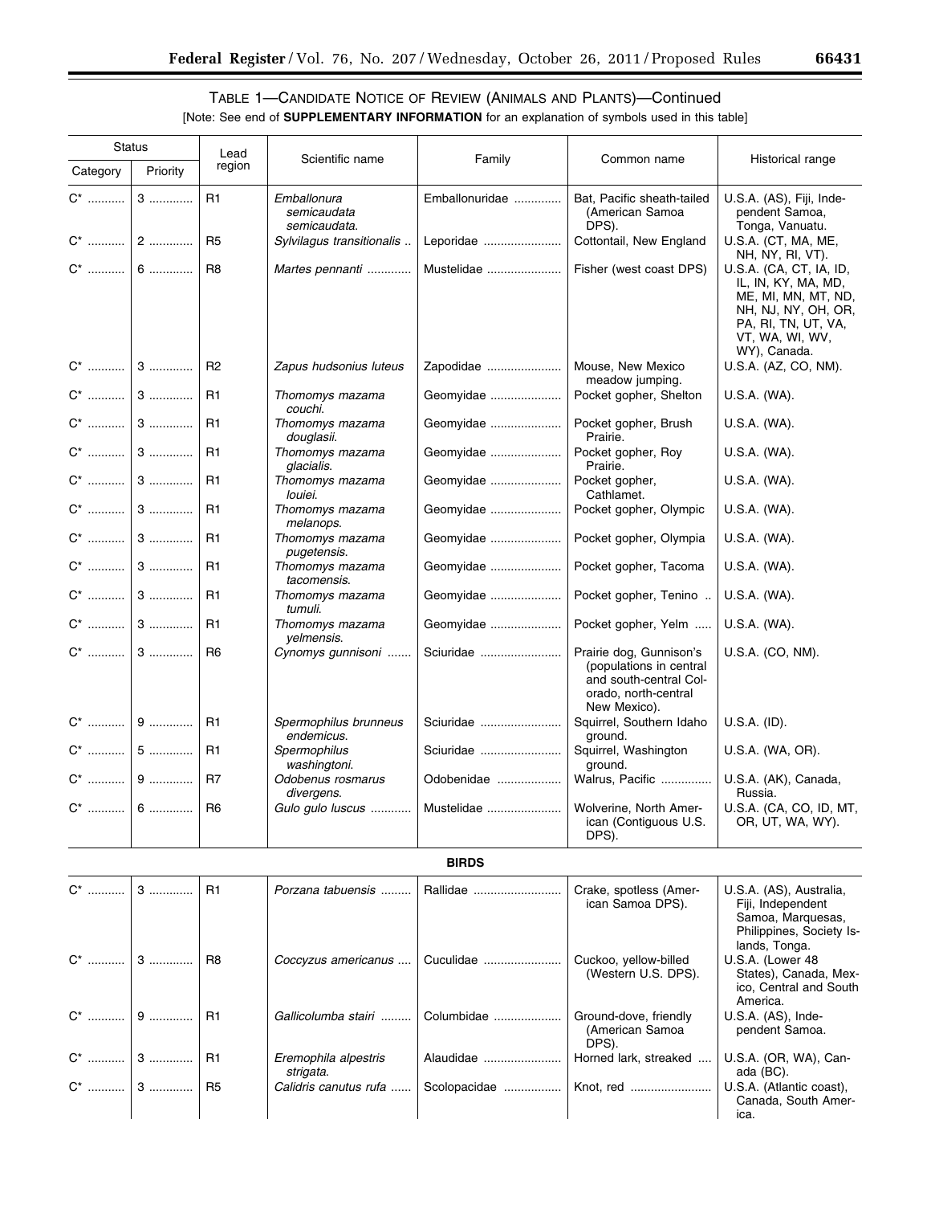TABLE 1—CANDIDATE NOTICE OF REVIEW (ANIMALS AND PLANTS)—Continued

[Note: See end of **SUPPLEMENTARY INFORMATION** for an explanation of symbols used in this table]

| Status | | Lead region | Scientific name | Family | Common name | Historical range |
|---|---|---|---|---|---|---|
| Category | Priority | | | | | |
| C* | 3 | R1 | *Emballonura semicaudata semicaudata.* | Emballonuridae | Bat, Pacific sheath-tailed (American Samoa DPS). | U.S.A. (AS), Fiji, Independent Samoa, Tonga, Vanuatu. |
| C* | 2 | R5 | *Sylvilagus transitionalis* | Leporidae | Cottontail, New England | U.S.A. (CT, MA, ME, NH, NY, RI, VT). |
| C* | 6 | R8 | *Martes pennanti* | Mustelidae | Fisher (west coast DPS) | U.S.A. (CA, CT, IA, ID, IL, IN, KY, MA, MD, ME, MI, MN, MT, ND, NH, NJ, NY, OH, OR, PA, RI, TN, UT, VA, VT, WA, WI, WV, WY), Canada. |
| C* | 3 | R2 | *Zapus hudsonius luteus* | Zapodidae | Mouse, New Mexico meadow jumping. | U.S.A. (AZ, CO, NM). |
| C* | 3 | R1 | *Thomomys mazama couchi.* | Geomyidae | Pocket gopher, Shelton | U.S.A. (WA). |
| C* | 3 | R1 | *Thomomys mazama douglasii.* | Geomyidae | Pocket gopher, Brush Prairie. | U.S.A. (WA). |
| C* | 3 | R1 | *Thomomys mazama glacialis.* | Geomyidae | Pocket gopher, Roy Prairie. | U.S.A. (WA). |
| C* | 3 | R1 | *Thomomys mazama louiei.* | Geomyidae | Pocket gopher, Cathlamet. | U.S.A. (WA). |
| C* | 3 | R1 | *Thomomys mazama melanops.* | Geomyidae | Pocket gopher, Olympic | U.S.A. (WA). |
| C* | 3 | R1 | *Thomomys mazama pugetensis.* | Geomyidae | Pocket gopher, Olympia | U.S.A. (WA). |
| C* | 3 | R1 | *Thomomys mazama tacomensis.* | Geomyidae | Pocket gopher, Tacoma | U.S.A. (WA). |
| C* | 3 | R1 | *Thomomys mazama tumuli.* | Geomyidae | Pocket gopher, Tenino | U.S.A. (WA). |
| C* | 3 | R1 | *Thomomys mazama yelmensis.* | Geomyidae | Pocket gopher, Yelm | U.S.A. (WA). |
| C* | 3 | R6 | *Cynomys gunnisoni* | Sciuridae | Prairie dog, Gunnison's (populations in central and south-central Colorado, north-central New Mexico). | U.S.A. (CO, NM). |
| C* | 9 | R1 | *Spermophilus brunneus endemicus.* | Sciuridae | Squirrel, Southern Idaho ground. | U.S.A. (ID). |
| C* | 5 | R1 | *Spermophilus washingtoni.* | Sciuridae | Squirrel, Washington ground. | U.S.A. (WA, OR). |
| C* | 9 | R7 | *Odobenus rosmarus divergens.* | Odobenidae | Walrus, Pacific | U.S.A. (AK), Canada, Russia. |
| C* | 6 | R6 | *Gulo gulo luscus* | Mustelidae | Wolverine, North American (Contiguous U.S. DPS). | U.S.A. (CA, CO, ID, MT, OR, UT, WA, WY). |
| | | | | **BIRDS** | | |
| C* | 3 | R1 | *Porzana tabuensis* | Rallidae | Crake, spotless (American Samoa DPS). | U.S.A. (AS), Australia, Fiji, Independent Samoa, Marquesas, Philippines, Society Islands, Tonga. |
| C* | 3 | R8 | *Coccyzus americanus* | Cuculidae | Cuckoo, yellow-billed (Western U.S. DPS). | U.S.A. (Lower 48 States), Canada, Mexico, Central and South America. |
| C* | 9 | R1 | *Gallicolumba stairi* | Columbidae | Ground-dove, friendly (American Samoa DPS). | U.S.A. (AS), Independent Samoa. |
| C* | 3 | R1 | *Eremophila alpestris strigata.* | Alaudidae | Horned lark, streaked | U.S.A. (OR, WA), Canada (BC). |
| C* | 3 | R5 | *Calidris canutus rufa* | Scolopacidae | Knot, red | U.S.A. (Atlantic coast), Canada, South America. |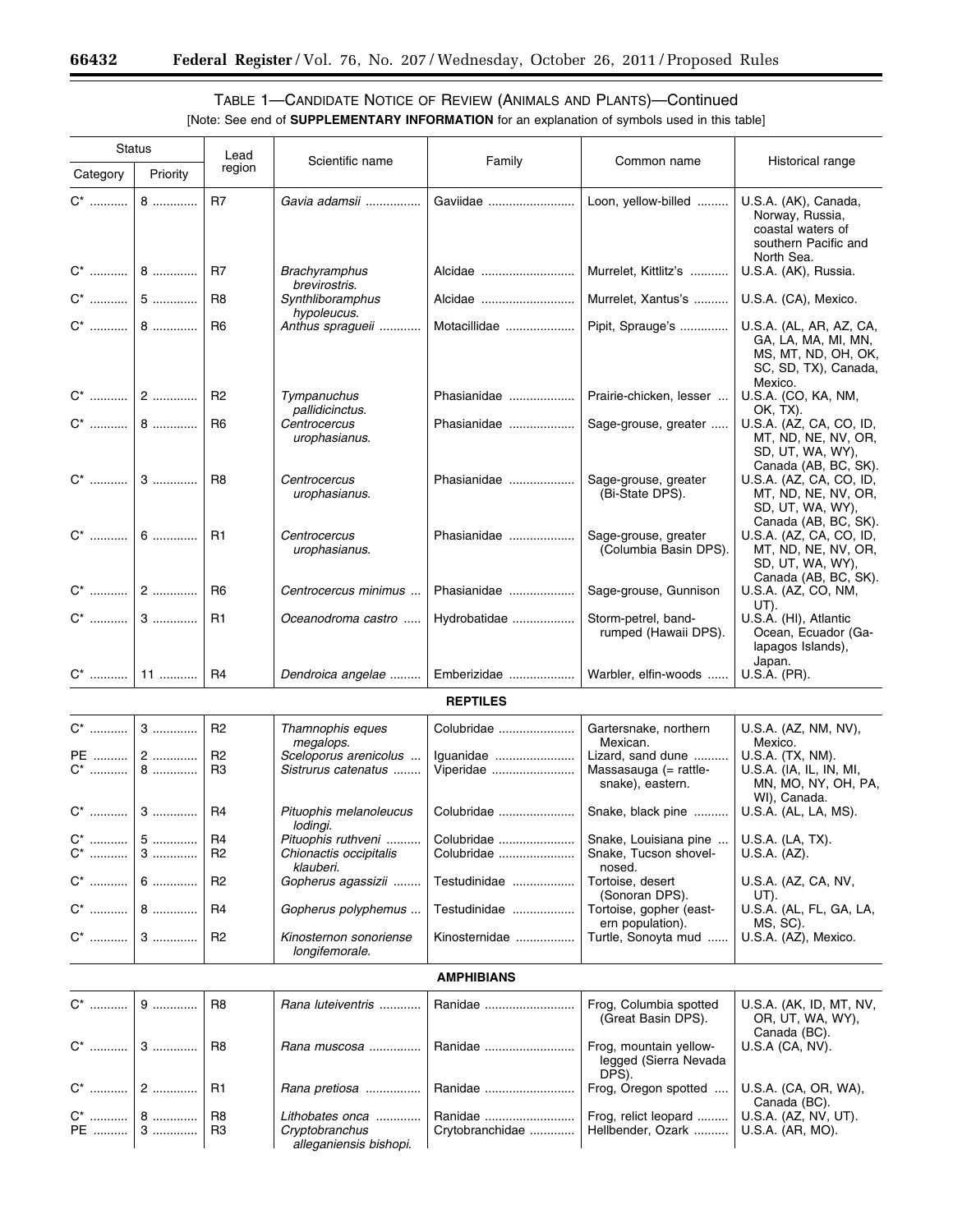TABLE 1—CANDIDATE NOTICE OF REVIEW (ANIMALS AND PLANTS)—Continued

[Note: See end of **SUPPLEMENTARY INFORMATION** for an explanation of symbols used in this table]

| Status | | Lead region | Scientific name | Family | Common name | Historical range |
|---|---|---|---|---|---|---|
| Category | Priority | | | | | |
| C* | 8 | R7 | *Gavia adamsii* | Gaviidae | Loon, yellow-billed | U.S.A. (AK), Canada, Norway, Russia, coastal waters of southern Pacific and North Sea. |
| C* | 8 | R7 | *Brachyramphus brevirostris.* | Alcidae | Murrelet, Kittlitz's | U.S.A. (AK), Russia. |
| C* | 5 | R8 | *Synthliboramphus hypoleucus.* | Alcidae | Murrelet, Xantus's | U.S.A. (CA), Mexico. |
| C* | 8 | R6 | *Anthus spraguei* | Motacillidae | Pipit, Sprauge's | U.S.A. (AL, AR, AZ, CA, GA, LA, MA, MI, MN, MS, MT, ND, OH, OK, SC, SD, TX), Canada, Mexico. |
| C* | 2 | R2 | *Tympanuchus pallidicinctus.* | Phasianidae | Prairie-chicken, lesser | U.S.A. (CO, KA, NM, OK, TX). |
| C* | 8 | R6 | *Centrocercus urophasianus.* | Phasianidae | Sage-grouse, greater | U.S.A. (AZ, CA, CO, ID, MT, ND, NE, NV, OR, SD, UT, WA, WY), Canada (AB, BC, SK). |
| C* | 3 | R8 | *Centrocercus urophasianus.* | Phasianidae | Sage-grouse, greater (Bi-State DPS). | U.S.A. (AZ, CA, CO, ID, MT, ND, NE, NV, OR, SD, UT, WA, WY), Canada (AB, BC, SK). |
| C* | 6 | R1 | *Centrocercus urophasianus.* | Phasianidae | Sage-grouse, greater (Columbia Basin DPS). | U.S.A. (AZ, CA, CO, ID, MT, ND, NE, NV, OR, SD, UT, WA, WY), Canada (AB, BC, SK). |
| C* | 2 | R6 | *Centrocercus minimus* | Phasianidae | Sage-grouse, Gunnison | U.S.A. (AZ, CO, NM, UT). |
| C* | 3 | R1 | *Oceanodroma castro* | Hydrobatidae | Storm-petrel, band-rumped (Hawaii DPS). | U.S.A. (HI), Atlantic Ocean, Ecuador (Galapagos Islands), Japan. |
| C* | 11 | R4 | *Dendroica angelae* | Emberizidae | Warbler, elfin-woods | U.S.A. (PR). |
| | | | | **REPTILES** | | |
| C* | 3 | R2 | *Thamnophis eques megalops.* | Colubridae | Gartersnake, northern Mexican. | U.S.A. (AZ, NM, NV), Mexico. |
| PE | 2 | R2 | *Sceloporus arenicolus* | Iguanidae | Lizard, sand dune | U.S.A. (TX, NM). |
| C* | 8 | R3 | *Sistrurus catenatus* | Viperidae | Massasauga (= rattlesnake), eastern. | U.S.A. (IA, IL, IN, MI, MN, MO, NY, OH, PA, WI), Canada. |
| C* | 3 | R4 | *Pituophis melanoleucus lodingi.* | Colubridae | Snake, black pine | U.S.A. (AL, LA, MS). |
| C* | 5 | R4 | *Pituophis ruthveni* | Colubridae | Snake, Louisiana pine | U.S.A. (LA, TX). |
| C* | 3 | R2 | *Chionactis occipitalis klauberi.* | Colubridae | Snake, Tucson shovel-nosed. | U.S.A. (AZ). |
| C* | 6 | R2 | *Gopherus agassizii* | Testudinidae | Tortoise, desert (Sonoran DPS). | U.S.A. (AZ, CA, NV, UT). |
| C* | 8 | R4 | *Gopherus polyphemus* | Testudinidae | Tortoise, gopher (eastern population). | U.S.A. (AL, FL, GA, LA, MS, SC). |
| C* | 3 | R2 | *Kinosternon sonoriense longifemorale.* | Kinosternidae | Turtle, Sonoyta mud | U.S.A. (AZ), Mexico. |
| | | | | **AMPHIBIANS** | | |
| C* | 9 | R8 | *Rana luteiventris* | Ranidae | Frog, Columbia spotted (Great Basin DPS). | U.S.A. (AK, ID, MT, NV, OR, UT, WA, WY), Canada (BC). |
| C* | 3 | R8 | *Rana muscosa* | Ranidae | Frog, mountain yellow-legged (Sierra Nevada DPS). | U.S.A (CA, NV). |
| C* | 2 | R1 | *Rana pretiosa* | Ranidae | Frog, Oregon spotted | U.S.A. (CA, OR, WA), Canada (BC). |
| C* | 8 | R8 | *Lithobates onca* | Ranidae | Frog, relict leopard | U.S.A. (AZ, NV, UT). |
| PE | 3 | R3 | *Cryptobranchus alleganiensis bishopi.* | Crytobranchidae | Hellbender, Ozark | U.S.A. (AR, MO). |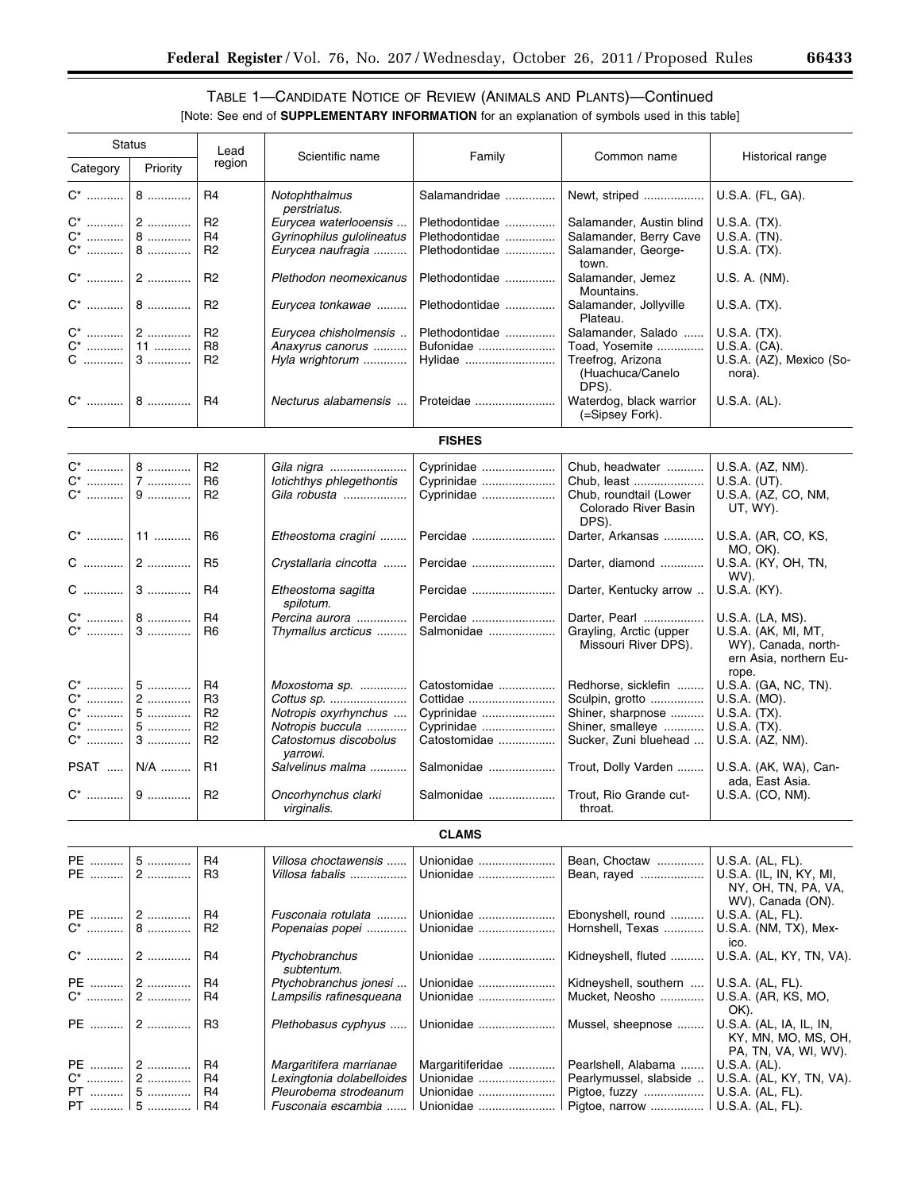## TABLE 1—CANDIDATE NOTICE OF REVIEW (ANIMALS AND PLANTS)—Continued

[Note: See end of **SUPPLEMENTARY INFORMATION** for an explanation of symbols used in this table]

| Status | | Lead region | Scientific name | Family | Common name | Historical range |
|---|---|---|---|---|---|---|
| Category | Priority | | | | | |
| C* | 8 | R4 | *Notophthalmus perstriatus.* | Salamandridae | Newt, striped | U.S.A. (FL, GA). |
| C* | 2 | R2 | *Eurycea waterlooensis* | Plethodontidae | Salamander, Austin blind | U.S.A. (TX). |
| C* | 8 | R4 | *Gyrinophilus gulolineatus* | Plethodontidae | Salamander, Berry Cave | U.S.A. (TN). |
| C* | 8 | R2 | *Eurycea naufragia* | Plethodontidae | Salamander, Georgetown. | U.S.A. (TX). |
| C* | 2 | R2 | *Plethodon neomexicanus* | Plethodontidae | Salamander, Jemez Mountains. | U.S. A. (NM). |
| C* | 8 | R2 | *Eurycea tonkawae* | Plethodontidae | Salamander, Jollyville Plateau. | U.S.A. (TX). |
| C* | 2 | R2 | *Eurycea chisholmensis* | Plethodontidae | Salamander, Salado | U.S.A. (TX). |
| C* | 11 | R8 | *Anaxyrus canorus* | Bufonidae | Toad, Yosemite | U.S.A. (CA). |
| C | 3 | R2 | *Hyla wrightorum* | Hylidae | Treefrog, Arizona (Huachuca/Canelo DPS). | U.S.A. (AZ), Mexico (Sonora). |
| C* | 8 | R4 | *Necturus alabamensis* | Proteidae | Waterdog, black warrior (=Sipsey Fork). | U.S.A. (AL). |
| | | | | **FISHES** | | |
| C* | 8 | R2 | *Gila nigra* | Cyprinidae | Chub, headwater | U.S.A. (AZ, NM). |
| C* | 7 | R6 | *Iotichthys phlegethontis* | Cyprinidae | Chub, least | U.S.A. (UT). |
| C* | 9 | R2 | *Gila robusta* | Cyprinidae | Chub, roundtail (Lower Colorado River Basin DPS). | U.S.A. (AZ, CO, NM, UT, WY). |
| C* | 11 | R6 | *Etheostoma cragini* | Percidae | Darter, Arkansas | U.S.A. (AR, CO, KS, MO, OK). |
| C | 2 | R5 | *Crystallaria cincotta* | Percidae | Darter, diamond | U.S.A. (KY, OH, TN, WV). |
| C | 3 | R4 | *Etheostoma sagitta spilotum.* | Percidae | Darter, Kentucky arrow | U.S.A. (KY). |
| C* | 8 | R4 | *Percina aurora* | Percidae | Darter, Pearl | U.S.A. (LA, MS). |
| C* | 3 | R6 | *Thymallus arcticus* | Salmonidae | Grayling, Arctic (upper Missouri River DPS). | U.S.A. (AK, MI, MT, WY), Canada, northern Asia, northern Europe. |
| C* | 5 | R4 | *Moxostoma sp.* | Catostomidae | Redhorse, sicklefin | U.S.A. (GA, NC, TN). |
| C* | 2 | R3 | *Cottus sp.* | Cottidae | Sculpin, grotto | U.S.A. (MO). |
| C* | 5 | R2 | *Notropis oxyrhynchus* | Cyprinidae | Shiner, sharpnose | U.S.A. (TX). |
| C* | 5 | R2 | *Notropis buccula* | Cyprinidae | Shiner, smalleye | U.S.A. (TX). |
| C* | 3 | R2 | *Catostomus discobolus yarrowi.* | Catostomidae | Sucker, Zuni bluehead | U.S.A. (AZ, NM). |
| PSAT | N/A | R1 | *Salvelinus malma* | Salmonidae | Trout, Dolly Varden | U.S.A. (AK, WA), Canada, East Asia. |
| C* | 9 | R2 | *Oncorhynchus clarki virginalis.* | Salmonidae | Trout, Rio Grande cutthroat. | U.S.A. (CO, NM). |
| | | | | **CLAMS** | | |
| PE | 5 | R4 | *Villosa choctawensis* | Unionidae | Bean, Choctaw | U.S.A. (AL, FL). |
| PE | 2 | R3 | *Villosa fabalis* | Unionidae | Bean, rayed | U.S.A. (IL, IN, KY, MI, NY, OH, TN, PA, VA, WV), Canada (ON). |
| PE | 2 | R4 | *Fusconaia rotulata* | Unionidae | Ebonyshell, round | U.S.A. (AL, FL). |
| C* | 8 | R2 | *Popenaias popei* | Unionidae | Hornshell, Texas | U.S.A. (NM, TX), Mexico. |
| C* | 2 | R4 | *Ptychobranchus subtentum.* | Unionidae | Kidneyshell, fluted | U.S.A. (AL, KY, TN, VA). |
| PE | 2 | R4 | *Ptychobranchus jonesi* | Unionidae | Kidneyshell, southern | U.S.A. (AL, FL). |
| C* | 2 | R4 | *Lampsilis rafinesqueana* | Unionidae | Mucket, Neosho | U.S.A. (AR, KS, MO, OK). |
| PE | 2 | R3 | *Plethobasus cyphyus* | Unionidae | Mussel, sheepnose | U.S.A. (AL, IA, IL, IN, KY, MN, MO, MS, OH, PA, TN, VA, WI, WV). |
| PE | 2 | R4 | *Margaritifera marrianae* | Margaritiferidae | Pearlshell, Alabama | U.S.A. (AL). |
| C* | 2 | R4 | *Lexingtonia dolabelloides* | Unionidae | Pearlymussel, slabside | U.S.A. (AL, KY, TN, VA). |
| PT | 5 | R4 | *Pleurobema strodeanum* | Unionidae | Pigtoe, fuzzy | U.S.A. (AL, FL). |
| PT | 5 | R4 | *Fusconaia escambia* | Unionidae | Pigtoe, narrow | U.S.A. (AL, FL). |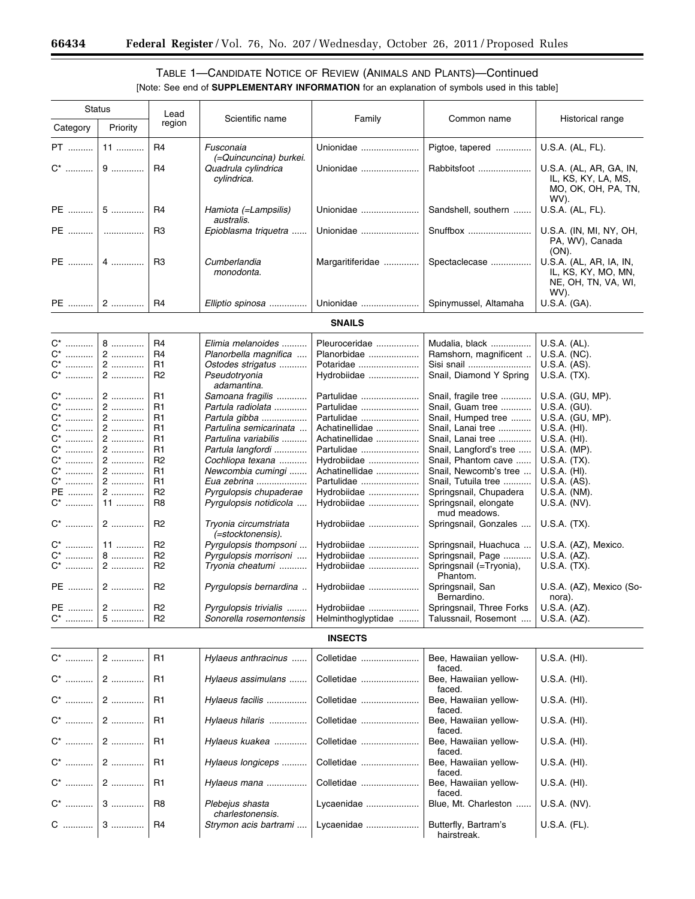TABLE 1—CANDIDATE NOTICE OF REVIEW (ANIMALS AND PLANTS)—Continued

[Note: See end of **SUPPLEMENTARY INFORMATION** for an explanation of symbols used in this table]

| Status | | Lead region | Scientific name | Family | Common name | Historical range |
|---|---|---|---|---|---|---|
| Category | Priority | | | | | |
| PT | 11 | R4 | *Fusconaia (=Quincuncina) burkei.* | Unionidae | Pigtoe, tapered | U.S.A. (AL, FL). |
| C* | 9 | R4 | *Quadrula cylindrica cylindrica.* | Unionidae | Rabbitsfoot | U.S.A. (AL, AR, GA, IN, IL, KS, KY, LA, MS, MO, OK, OH, PA, TN, WV). |
| PE | 5 | R4 | *Hamiota (=Lampsilis) australis.* | Unionidae | Sandshell, southern | U.S.A. (AL, FL). |
| PE | | R3 | *Epioblasma triquetra* | Unionidae | Snuffbox | U.S.A. (IN, MI, NY, OH, PA, WV), Canada (ON). |
| PE | 4 | R3 | *Cumberlandia monodonta.* | Margaritiferidae | Spectaclecase | U.S.A. (AL, AR, IA, IN, IL, KS, KY, MO, MN, NE, OH, TN, VA, WI, WV). |
| PE | 2 | R4 | *Elliptio spinosa* | Unionidae | Spinymussel, Altamaha | U.S.A. (GA). |
| | | | **SNAILS** | | | |
| C* | 8 | R4 | *Elimia melanoides* | Pleuroceridae | Mudalia, black | U.S.A. (AL). |
| C* | 2 | R4 | *Planorbella magnifica* | Planorbidae | Ramshorn, magnificent | U.S.A. (NC). |
| C* | 2 | R1 | *Ostodes strigatus* | Potaridae | Sisi snail | U.S.A. (AS). |
| C* | 2 | R2 | *Pseudotryonia adamantina.* | Hydrobiidae | Snail, Diamond Y Spring | U.S.A. (TX). |
| C* | 2 | R1 | *Samoana fragilis* | Partulidae | Snail, fragile tree | U.S.A. (GU, MP). |
| C* | 2 | R1 | *Partula radiolata* | Partulidae | Snail, Guam tree | U.S.A. (GU). |
| C* | 2 | R1 | *Partula gibba* | Partulidae | Snail, Humped tree | U.S.A. (GU, MP). |
| C* | 2 | R1 | *Partulina semicarinata* | Achatinellidae | Snail, Lanai tree | U.S.A. (HI). |
| C* | 2 | R1 | *Partulina variabilis* | Achatinellidae | Snail, Lanai tree | U.S.A. (HI). |
| C* | 2 | R1 | *Partula langfordi* | Partulidae | Snail, Langford's tree | U.S.A. (MP). |
| C* | 2 | R2 | *Cochliopa texana* | Hydrobiidae | Snail, Phantom cave | U.S.A. (TX). |
| C* | 2 | R1 | *Newcombia cumingi* | Achatinellidae | Snail, Newcomb's tree | U.S.A. (HI). |
| C* | 2 | R1 | *Eua zebrina* | Partulidae | Snail, Tutuila tree | U.S.A. (AS). |
| PE | 2 | R2 | *Pyrgulopsis chupaderae* | Hydrobiidae | Springsnail, Chupadera | U.S.A. (NM). |
| C* | 11 | R8 | *Pyrgulopsis notidicola* | Hydrobiidae | Springsnail, elongate mud meadows. | U.S.A. (NV). |
| C* | 2 | R2 | *Tryonia circumstriata (=stocktonensis).* | Hydrobiidae | Springsnail, Gonzales | U.S.A. (TX). |
| C* | 11 | R2 | *Pyrgulopsis thompsoni* | Hydrobiidae | Springsnail, Huachuca | U.S.A. (AZ), Mexico. |
| C* | 8 | R2 | *Pyrgulopsis morrisoni* | Hydrobiidae | Springsnail, Page | U.S.A. (AZ). |
| C* | 2 | R2 | *Tryonia cheatumi* | Hydrobiidae | Springsnail (=Tryonia), Phantom. | U.S.A. (TX). |
| PE | 2 | R2 | *Pyrgulopsis bernardina* | Hydrobiidae | Springsnail, San Bernardino. | U.S.A. (AZ), Mexico (Sonora). |
| PE | 2 | R2 | *Pyrgulopsis trivialis* | Hydrobiidae | Springsnail, Three Forks | U.S.A. (AZ). |
| C* | 5 | R2 | *Sonorella rosemontensis* | Helminthoglyptidae | Talussnail, Rosemont | U.S.A. (AZ). |
| | | | **INSECTS** | | | |
| C* | 2 | R1 | *Hylaeus anthracinus* | Colletidae | Bee, Hawaiian yellow-faced. | U.S.A. (HI). |
| C* | 2 | R1 | *Hylaeus assimulans* | Colletidae | Bee, Hawaiian yellow-faced. | U.S.A. (HI). |
| C* | 2 | R1 | *Hylaeus facilis* | Colletidae | Bee, Hawaiian yellow-faced. | U.S.A. (HI). |
| C* | 2 | R1 | *Hylaeus hilaris* | Colletidae | Bee, Hawaiian yellow-faced. | U.S.A. (HI). |
| C* | 2 | R1 | *Hylaeus kuakea* | Colletidae | Bee, Hawaiian yellow-faced. | U.S.A. (HI). |
| C* | 2 | R1 | *Hylaeus longiceps* | Colletidae | Bee, Hawaiian yellow-faced. | U.S.A. (HI). |
| C* | 2 | R1 | *Hylaeus mana* | Colletidae | Bee, Hawaiian yellow-faced. | U.S.A. (HI). |
| C* | 3 | R8 | *Plebejus shasta charlestonensis.* | Lycaenidae | Blue, Mt. Charleston | U.S.A. (NV). |
| C | 3 | R4 | *Strymon acis bartrami* | Lycaenidae | Butterfly, Bartram's hairstreak. | U.S.A. (FL). |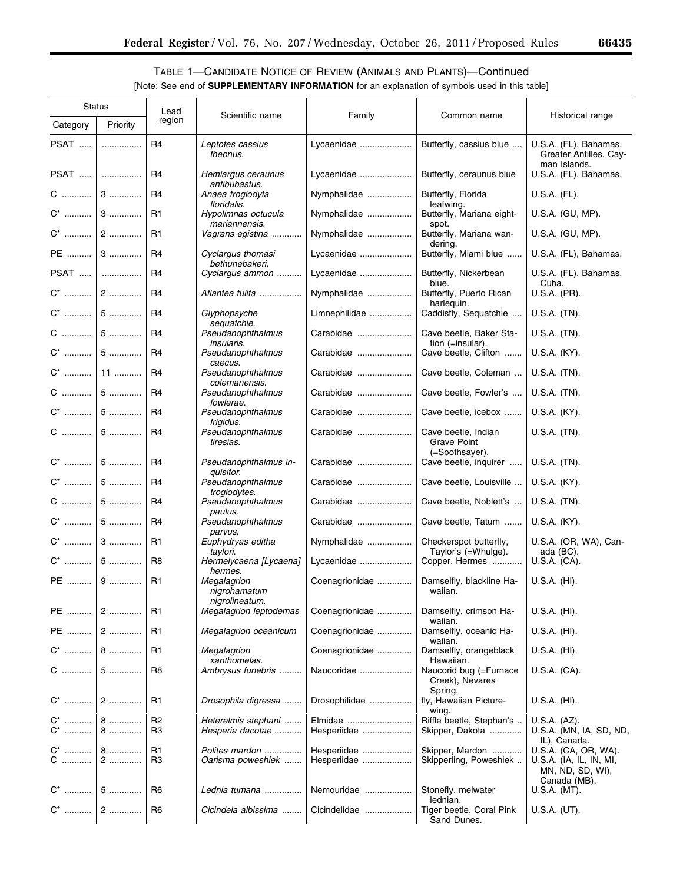## TABLE 1—CANDIDATE NOTICE OF REVIEW (ANIMALS AND PLANTS)—Continued

[Note: See end of **SUPPLEMENTARY INFORMATION** for an explanation of symbols used in this table]

| Status | | Lead region | Scientific name | Family | Common name | Historical range |
|---|---|---|---|---|---|---|
| Category | Priority | | | | | |
| PSAT | | R4 | *Leptotes cassius theonus.* | Lycaenidae | Butterfly, cassius blue | U.S.A. (FL), Bahamas, Greater Antilles, Cayman Islands. |
| PSAT | | R4 | *Hemiargus ceraunus antibubastus.* | Lycaenidae | Butterfly, ceraunus blue | U.S.A. (FL), Bahamas. |
| C | 3 | R4 | *Anaea troglodyta floridalis.* | Nymphalidae | Butterfly, Florida leafwing. | U.S.A. (FL). |
| C* | 3 | R1 | *Hypolimnas octucula mariannensis.* | Nymphalidae | Butterfly, Mariana eight-spot. | U.S.A. (GU, MP). |
| C* | 2 | R1 | *Vagrans egistina* | Nymphalidae | Butterfly, Mariana wandering. | U.S.A. (GU, MP). |
| PE | 3 | R4 | *Cyclargus thomasi bethunebakeri.* | Lycaenidae | Butterfly, Miami blue | U.S.A. (FL), Bahamas. |
| PSAT | | R4 | *Cyclargus ammon* | Lycaenidae | Butterfly, Nickerbean blue. | U.S.A. (FL), Bahamas, Cuba. |
| C* | 2 | R4 | *Atlantea tulita* | Nymphalidae | Butterfly, Puerto Rican harlequin. | U.S.A. (PR). |
| C* | 5 | R4 | *Glyphopsyche sequatchie.* | Limnephilidae | Caddisfly, Sequatchie | U.S.A. (TN). |
| C | 5 | R4 | *Pseudanophthalmus insularis.* | Carabidae | Cave beetle, Baker Station (=insular). | U.S.A. (TN). |
| C* | 5 | R4 | *Pseudanophthalmus caecus.* | Carabidae | Cave beetle, Clifton | U.S.A. (KY). |
| C* | 11 | R4 | *Pseudanophthalmus colemanensis.* | Carabidae | Cave beetle, Coleman | U.S.A. (TN). |
| C | 5 | R4 | *Pseudanophthalmus fowlerae.* | Carabidae | Cave beetle, Fowler's | U.S.A. (TN). |
| C* | 5 | R4 | *Pseudanophthalmus frigidus.* | Carabidae | Cave beetle, icebox | U.S.A. (KY). |
| C | 5 | R4 | *Pseudanophthalmus tiresias.* | Carabidae | Cave beetle, Indian Grave Point (=Soothsayer). | U.S.A. (TN). |
| C* | 5 | R4 | *Pseudanophthalmus inquisitor.* | Carabidae | Cave beetle, inquirer | U.S.A. (TN). |
| C* | 5 | R4 | *Pseudanophthalmus troglodytes.* | Carabidae | Cave beetle, Louisville | U.S.A. (KY). |
| C | 5 | R4 | *Pseudanophthalmus paulus.* | Carabidae | Cave beetle, Noblett's | U.S.A. (TN). |
| C* | 5 | R4 | *Pseudanophthalmus parvus.* | Carabidae | Cave beetle, Tatum | U.S.A. (KY). |
| C* | 3 | R1 | *Euphydryas editha taylori.* | Nymphalidae | Checkerspot butterfly, Taylor's (=Whulge). | U.S.A. (OR, WA), Canada (BC). |
| C* | 5 | R8 | *Hermelycaena [Lycaena] hermes.* | Lycaenidae | Copper, Hermes | U.S.A. (CA). |
| PE | 9 | R1 | *Megalagrion nigrohamatum nigrolineatum.* | Coenagrionidae | Damselfly, blackline Hawaiian. | U.S.A. (HI). |
| PE | 2 | R1 | *Megalagrion leptodemas* | Coenagrionidae | Damselfly, crimson Hawaiian. | U.S.A. (HI). |
| PE | 2 | R1 | *Megalagrion oceanicum* | Coenagrionidae | Damselfly, oceanic Hawaiian. | U.S.A. (HI). |
| C* | 8 | R1 | *Megalagrion xanthomelas.* | Coenagrionidae | Damselfly, orangeblack Hawaiian. | U.S.A. (HI). |
| C | 5 | R8 | *Ambrysus funebris* | Naucoridae | Naucorid bug (=Furnace Creek), Nevares Spring. | U.S.A. (CA). |
| C* | 2 | R1 | *Drosophila digressa* | Drosophilidae | fly, Hawaiian Picture-wing. | U.S.A. (HI). |
| C* | 8 | R2 | *Heterelmis stephani* | Elmidae | Riffle beetle, Stephan's | U.S.A. (AZ). |
| C* | 8 | R3 | *Hesperia dacotae* | Hesperiidae | Skipper, Dakota | U.S.A. (MN, IA, SD, ND, IL), Canada. |
| C* | 8 | R1 | *Polites mardon* | Hesperiidae | Skipper, Mardon | U.S.A. (CA, OR, WA). |
| C | 2 | R3 | *Oarisma poweshiek* | Hesperiidae | Skipperling, Poweshiek | U.S.A. (IA, IL, IN, MI, MN, ND, SD, WI), Canada (MB). |
| C* | 5 | R6 | *Lednia tumana* | Nemouridae | Stonefly, melwater lednian. | U.S.A. (MT). |
| C* | 2 | R6 | *Cicindela albissima* | Cicindelidae | Tiger beetle, Coral Pink Sand Dunes. | U.S.A. (UT). |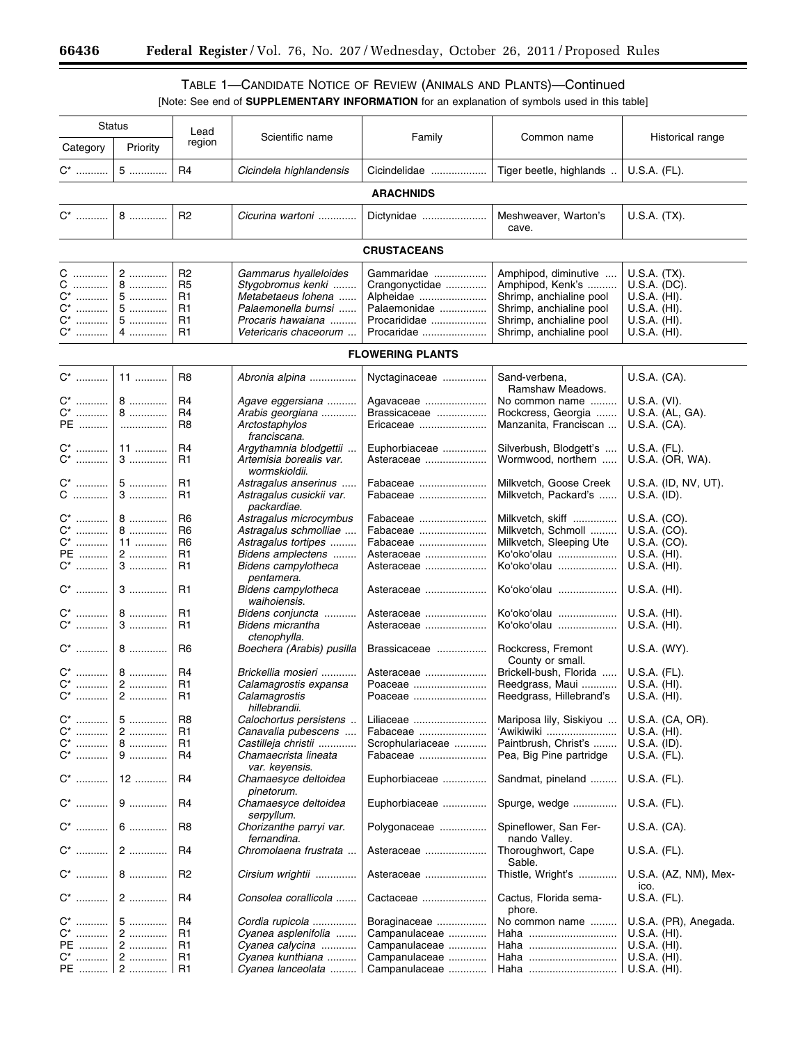TABLE 1—CANDIDATE NOTICE OF REVIEW (ANIMALS AND PLANTS)—Continued

[Note: See end of **SUPPLEMENTARY INFORMATION** for an explanation of symbols used in this table]

| Status | | Lead region | Scientific name | Family | Common name | Historical range |
|---|---|---|---|---|---|---|
| Category | Priority | | | | | |
| C* | 5 | R4 | *Cicindela highlandensis* | Cicindelidae | Tiger beetle, highlands | U.S.A. (FL). |
| | | | **ARACHNIDS** | | | |
| C* | 8 | R2 | *Cicurina wartoni* | Dictynidae | Meshweaver, Warton's cave. | U.S.A. (TX). |
| | | | **CRUSTACEANS** | | | |
| C | 2 | R2 | *Gammarus hyalleloides* | Gammaridae | Amphipod, diminutive | U.S.A. (TX). |
| C | 8 | R5 | *Stygobromus kenki* | Crangonyctidae | Amphipod, Kenk's | U.S.A. (DC). |
| C* | 5 | R1 | *Metabetaeus lohena* | Alpheidae | Shrimp, anchialine pool | U.S.A. (HI). |
| C* | 5 | R1 | *Palaemonella burnsi* | Palaemonidae | Shrimp, anchialine pool | U.S.A. (HI). |
| C* | 5 | R1 | *Procaris hawaiana* | Procarididae | Shrimp, anchialine pool | U.S.A. (HI). |
| C* | 4 | R1 | *Vetericaris chaceorum* | Procaridae | Shrimp, anchialine pool | U.S.A. (HI). |
| | | | **FLOWERING PLANTS** | | | |
| C* | 11 | R8 | *Abronia alpina* | Nyctaginaceae | Sand-verbena, Ramshaw Meadows. | U.S.A. (CA). |
| C* | 8 | R4 | *Agave eggersiana* | Agavaceae | No common name | U.S.A. (VI). |
| C* | 8 | R4 | *Arabis georgiana* | Brassicaceae | Rockcress, Georgia | U.S.A. (AL, GA). |
| PE | | R8 | *Arctostaphylos franciscana.* | Ericaceae | Manzanita, Franciscan | U.S.A. (CA). |
| C* | 11 | R4 | *Argythamnia blodgettii* | Euphorbiaceae | Silverbush, Blodgett's | U.S.A. (FL). |
| C* | 3 | R1 | *Artemisia borealis var. wormskioldii.* | Asteraceae | Wormwood, northern | U.S.A. (OR, WA). |
| C* | 5 | R1 | *Astragalus anserinus* | Fabaceae | Milkvetch, Goose Creek | U.S.A. (ID, NV, UT). |
| C | 3 | R1 | *Astragalus cusickii var. packardiae.* | Fabaceae | Milkvetch, Packard's | U.S.A. (ID). |
| C* | 8 | R6 | *Astragalus microcymbus* | Fabaceae | Milkvetch, skiff | U.S.A. (CO). |
| C* | 8 | R6 | *Astragalus schmolliae* | Fabaceae | Milkvetch, Schmoll | U.S.A. (CO). |
| C* | 11 | R6 | *Astragalus tortipes* | Fabaceae | Milkvetch, Sleeping Ute | U.S.A. (CO). |
| PE | 2 | R1 | *Bidens amplectens* | Asteraceae | Ko'oko'olau | U.S.A. (HI). |
| C* | 3 | R1 | *Bidens campylotheca pentamera.* | Asteraceae | Ko'oko'olau | U.S.A. (HI). |
| C* | 3 | R1 | *Bidens campylotheca waihoiensis.* | Asteraceae | Ko'oko'olau | U.S.A. (HI). |
| C* | 8 | R1 | *Bidens conjuncta* | Asteraceae | Ko'oko'olau | U.S.A. (HI). |
| C* | 3 | R1 | *Bidens micrantha ctenophylla.* | Asteraceae | Ko'oko'olau | U.S.A. (HI). |
| C* | 8 | R6 | *Boechera (Arabis) pusilla* | Brassicaceae | Rockcress, Fremont County or small. | U.S.A. (WY). |
| C* | 8 | R4 | *Brickellia mosieri* | Asteraceae | Brickell-bush, Florida | U.S.A. (FL). |
| C* | 2 | R1 | *Calamagrostis expansa* | Poaceae | Reedgrass, Maui | U.S.A. (HI). |
| C* | 2 | R1 | *Calamagrostis hillebrandii.* | Poaceae | Reedgrass, Hillebrand's | U.S.A. (HI). |
| C* | 5 | R8 | *Calochortus persistens* | Liliaceae | Mariposa lily, Siskiyou | U.S.A. (CA, OR). |
| C* | 2 | R1 | *Canavalia pubescens* | Fabaceae | 'Awikiwiki | U.S.A. (HI). |
| C* | 8 | R1 | *Castilleja christii* | Scrophulariaceae | Paintbrush, Christ's | U.S.A. (ID). |
| C* | 9 | R4 | *Chamaecrista lineata var. keyensis.* | Fabaceae | Pea, Big Pine partridge | U.S.A. (FL). |
| C* | 12 | R4 | *Chamaesyce deltoidea pinetorum.* | Euphorbiaceae | Sandmat, pineland | U.S.A. (FL). |
| C* | 9 | R4 | *Chamaesyce deltoidea serpyllum.* | Euphorbiaceae | Spurge, wedge | U.S.A. (FL). |
| C* | 6 | R8 | *Chorizanthe parryi var. fernandina.* | Polygonaceae | Spineflower, San Fernando Valley. | U.S.A. (CA). |
| C* | 2 | R4 | *Chromolaena frustrata* | Asteraceae | Thoroughwort, Cape Sable. | U.S.A. (FL). |
| C* | 8 | R2 | *Cirsium wrightii* | Asteraceae | Thistle, Wright's | U.S.A. (AZ, NM), Mexico. |
| C* | 2 | R4 | *Consolea corallicola* | Cactaceae | Cactus, Florida semaphore. | U.S.A. (FL). |
| C* | 5 | R4 | *Cordia rupicola* | Boraginaceae | No common name | U.S.A. (PR), Anegada. |
| C* | 2 | R1 | *Cyanea asplenifolia* | Campanulaceae | Haha | U.S.A. (HI). |
| PE | 2 | R1 | *Cyanea calycina* | Campanulaceae | Haha | U.S.A. (HI). |
| C* | 2 | R1 | *Cyanea kunthiana* | Campanulaceae | Haha | U.S.A. (HI). |
| PE | 2 | R1 | *Cyanea lanceolata* | Campanulaceae | Haha | U.S.A. (HI). |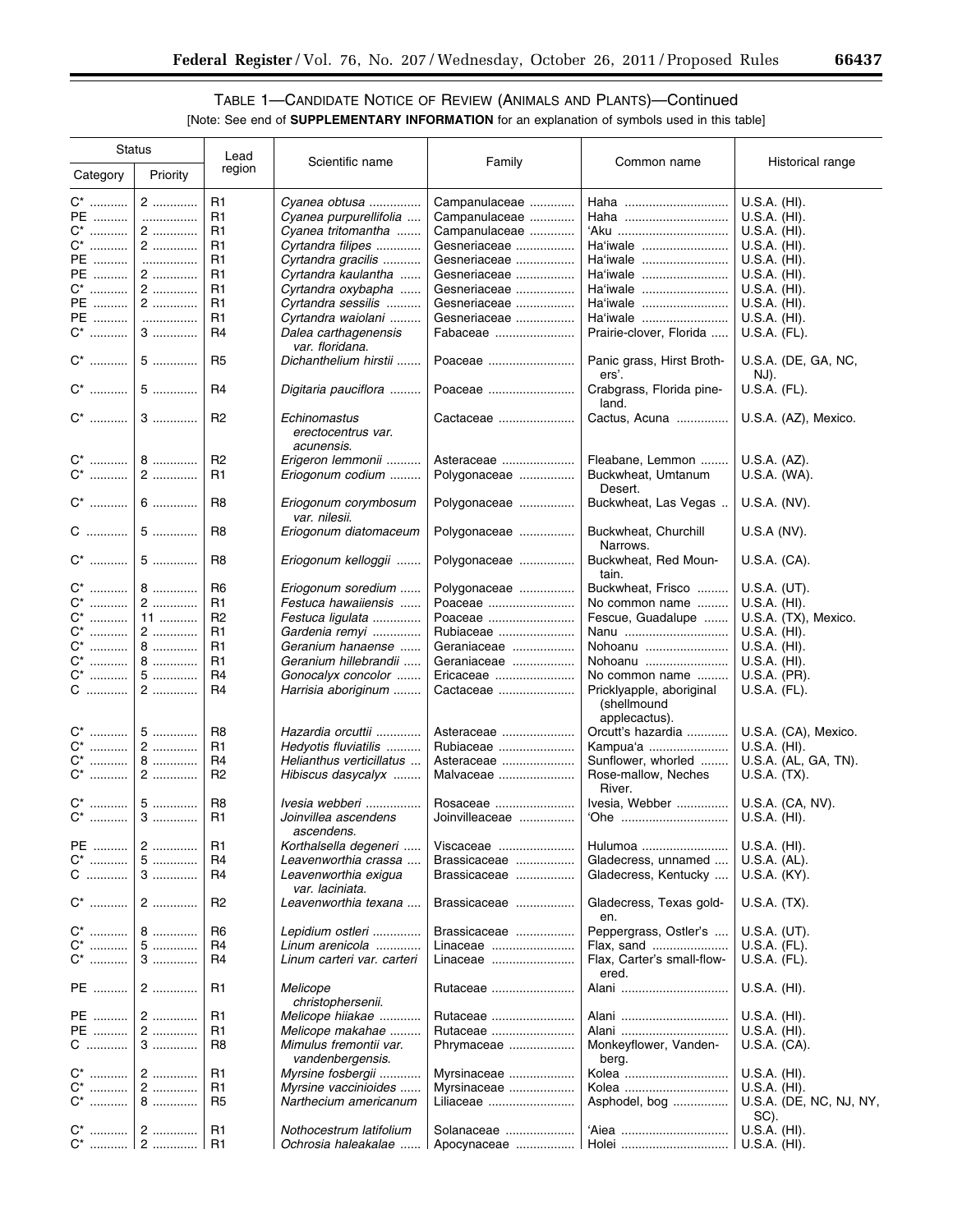TABLE 1—CANDIDATE NOTICE OF REVIEW (ANIMALS AND PLANTS)—Continued

[Note: See end of **SUPPLEMENTARY INFORMATION** for an explanation of symbols used in this table]

| Status | | Lead region | Scientific name | Family | Common name | Historical range |
|---|---|---|---|---|---|---|
| Category | Priority | | | | | |
| C* | 2 | R1 | *Cyanea obtusa* | Campanulaceae | Haha | U.S.A. (HI). |
| PE | | R1 | *Cyanea purpurellifolia* | Campanulaceae | Haha | U.S.A. (HI). |
| C* | 2 | R1 | *Cyanea tritomantha* | Campanulaceae | ʻAku | U.S.A. (HI). |
| C* | 2 | R1 | *Cyrtandra filipes* | Gesneriaceae | Haʻiwale | U.S.A. (HI). |
| PE | | R1 | *Cyrtandra gracilis* | Gesneriaceae | Haʻiwale | U.S.A. (HI). |
| PE | 2 | R1 | *Cyrtandra kaulantha* | Gesneriaceae | Haʻiwale | U.S.A. (HI). |
| C* | 2 | R1 | *Cyrtandra oxybapha* | Gesneriaceae | Haʻiwale | U.S.A. (HI). |
| PE | 2 | R1 | *Cyrtandra sessilis* | Gesneriaceae | Haʻiwale | U.S.A. (HI). |
| PE | | R1 | *Cyrtandra waiolani* | Gesneriaceae | Haʻiwale | U.S.A. (HI). |
| C* | 3 | R4 | *Dalea carthagenensis var. floridana.* | Fabaceae | Prairie-clover, Florida | U.S.A. (FL). |
| C* | 5 | R5 | *Dichanthelium hirstii* | Poaceae | Panic grass, Hirst Brothers'. | U.S.A. (DE, GA, NC, NJ). |
| C* | 5 | R4 | *Digitaria pauciflora* | Poaceae | Crabgrass, Florida pineland. | U.S.A. (FL). |
| C* | 3 | R2 | *Echinomastus erectocentrus var. acunensis.* | Cactaceae | Cactus, Acuna | U.S.A. (AZ), Mexico. |
| C* | 8 | R2 | *Erigeron lemmonii* | Asteraceae | Fleabane, Lemmon | U.S.A. (AZ). |
| C* | 2 | R1 | *Eriogonum codium* | Polygonaceae | Buckwheat, Umtanum Desert. | U.S.A. (WA). |
| C* | 6 | R8 | *Eriogonum corymbosum var. nilesii.* | Polygonaceae | Buckwheat, Las Vegas | U.S.A. (NV). |
| C | 5 | R8 | *Eriogonum diatomaceum* | Polygonaceae | Buckwheat, Churchill Narrows. | U.S.A (NV). |
| C* | 5 | R8 | *Eriogonum kelloggii* | Polygonaceae | Buckwheat, Red Mountain. | U.S.A. (CA). |
| C* | 8 | R6 | *Eriogonum soredium* | Polygonaceae | Buckwheat, Frisco | U.S.A. (UT). |
| C* | 2 | R1 | *Festuca hawaiiensis* | Poaceae | No common name | U.S.A. (HI). |
| C* | 11 | R2 | *Festuca ligulata* | Poaceae | Fescue, Guadalupe | U.S.A. (TX), Mexico. |
| C* | 2 | R1 | *Gardenia remyi* | Rubiaceae | Nanu | U.S.A. (HI). |
| C* | 8 | R1 | *Geranium hanaense* | Geraniaceae | Nohoanu | U.S.A. (HI). |
| C* | 8 | R1 | *Geranium hillebrandii* | Geraniaceae | Nohoanu | U.S.A. (HI). |
| C* | 5 | R4 | *Gonocalyx concolor* | Ericaceae | No common name | U.S.A. (PR). |
| C | 2 | R4 | *Harrisia aboriginum* | Cactaceae | Pricklyapple, aboriginal (shellmound applecactus). | U.S.A. (FL). |
| C* | 5 | R8 | *Hazardia orcuttii* | Asteraceae | Orcutt's hazardia | U.S.A. (CA), Mexico. |
| C* | 2 | R1 | *Hedyotis fluviatilis* | Rubiaceae | Kampuaʻa | U.S.A. (HI). |
| C* | 8 | R4 | *Helianthus verticillatus* | Asteraceae | Sunflower, whorled | U.S.A. (AL, GA, TN). |
| C* | 2 | R2 | *Hibiscus dasycalyx* | Malvaceae | Rose-mallow, Neches River. | U.S.A. (TX). |
| C* | 5 | R8 | *Ivesia webberi* | Rosaceae | Ivesia, Webber | U.S.A. (CA, NV). |
| C* | 3 | R1 | *Joinvillea ascendens ascendens.* | Joinvilleaceae | ʻOhe | U.S.A. (HI). |
| PE | 2 | R1 | *Korthalsella degeneri* | Viscaceae | Hulumoa | U.S.A. (HI). |
| C* | 5 | R4 | *Leavenworthia crassa* | Brassicaceae | Gladecress, unnamed | U.S.A. (AL). |
| C | 3 | R4 | *Leavenworthia exigua var. laciniata.* | Brassicaceae | Gladecress, Kentucky | U.S.A. (KY). |
| C* | 2 | R2 | *Leavenworthia texana* | Brassicaceae | Gladecress, Texas golden. | U.S.A. (TX). |
| C* | 8 | R6 | *Lepidium ostleri* | Brassicaceae | Peppergrass, Ostler's | U.S.A. (UT). |
| C* | 5 | R4 | *Linum arenicola* | Linaceae | Flax, sand | U.S.A. (FL). |
| C* | 3 | R4 | *Linum carteri var. carteri* | Linaceae | Flax, Carter's small-flowered. | U.S.A. (FL). |
| PE | 2 | R1 | *Melicope christophersenii.* | Rutaceae | Alani | U.S.A. (HI). |
| PE | 2 | R1 | *Melicope hiiakae* | Rutaceae | Alani | U.S.A. (HI). |
| PE | 2 | R1 | *Melicope makahae* | Rutaceae | Alani | U.S.A. (HI). |
| C | 3 | R8 | *Mimulus fremontii var. vandenbergensis.* | Phrymaceae | Monkeyflower, Vandenberg. | U.S.A. (CA). |
| C* | 2 | R1 | *Myrsine fosbergii* | Myrsinaceae | Kolea | U.S.A. (HI). |
| C* | 2 | R1 | *Myrsine vaccinioides* | Myrsinaceae | Kolea | U.S.A. (HI). |
| C* | 8 | R5 | *Narthecium americanum* | Liliaceae | Asphodel, bog | U.S.A. (DE, NC, NJ, NY, SC). |
| C* | 2 | R1 | *Nothocestrum latifolium* | Solanaceae | ʻAiea | U.S.A. (HI). |
| C* | 2 | R1 | *Ochrosia haleakalae* | Apocynaceae | Holei | U.S.A. (HI). |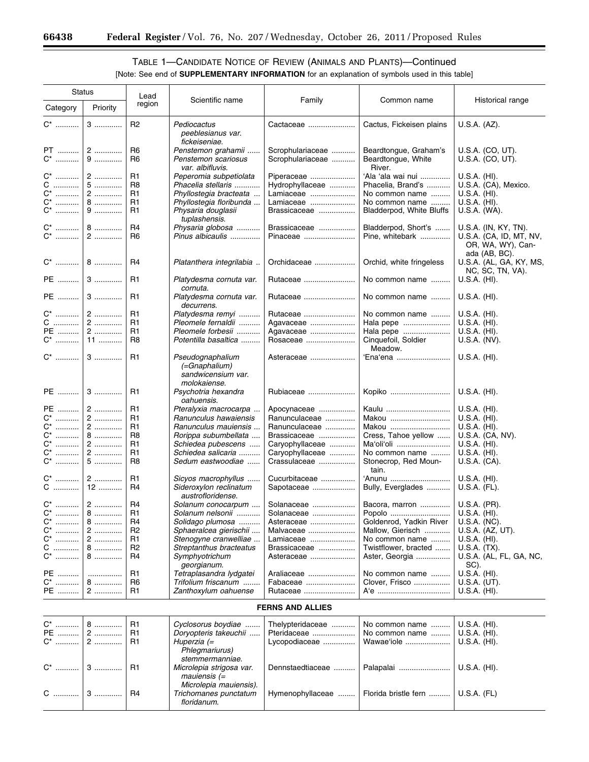## TABLE 1—CANDIDATE NOTICE OF REVIEW (ANIMALS AND PLANTS)—Continued

[Note: See end of **SUPPLEMENTARY INFORMATION** for an explanation of symbols used in this table]

| Status | | Lead region | Scientific name | Family | Common name | Historical range |
|---|---|---|---|---|---|---|
| Category | Priority | | | | | |
| C* | 3 | R2 | *Pediocactus peeblesianus var. fickeiseniae.* | Cactaceae | Cactus, Fickeisen plains | U.S.A. (AZ). |
| PT | 2 | R6 | *Penstemon grahamii* | Scrophulariaceae | Beardtongue, Graham's | U.S.A. (CO, UT). |
| C* | 9 | R6 | *Penstemon scariosus var. albifluvis.* | Scrophulariaceae | Beardtongue, White River. | U.S.A. (CO, UT). |
| C* | 2 | R1 | *Peperomia subpetiolata* | Piperaceae | ʻAla ʻala wai nui | U.S.A. (HI). |
| C | 5 | R8 | *Phacelia stellaris* | Hydrophyllaceae | Phacelia, Brand's | U.S.A. (CA), Mexico. |
| C* | 2 | R1 | *Phyllostegia bracteata* | Lamiaceae | No common name | U.S.A. (HI). |
| C* | 8 | R1 | *Phyllostegia floribunda* | Lamiaceae | No common name | U.S.A. (HI). |
| C* | 9 | R1 | *Physaria douglasii tuplashensis.* | Brassicaceae | Bladderpod, White Bluffs | U.S.A. (WA). |
| C* | 8 | R4 | *Physaria globosa* | Brassicaceae | Bladderpod, Short's | U.S.A. (IN, KY, TN). |
| C* | 2 | R6 | *Pinus albicaulis* | Pinaceae | Pine, whitebark | U.S.A. (CA, ID, MT, NV, OR, WA, WY), Canada (AB, BC). |
| C* | 8 | R4 | *Platanthera integrilabia* | Orchidaceae | Orchid, white fringeless | U.S.A. (AL, GA, KY, MS, NC, SC, TN, VA). |
| PE | 3 | R1 | *Platydesma cornuta var. cornuta.* | Rutaceae | No common name | U.S.A. (HI). |
| PE | 3 | R1 | *Platydesma cornuta var. decurrens.* | Rutaceae | No common name | U.S.A. (HI). |
| C* | 2 | R1 | *Platydesma remyi* | Rutaceae | No common name | U.S.A. (HI). |
| C | 2 | R1 | *Pleomele fernaldii* | Agavaceae | Hala pepe | U.S.A. (HI). |
| PE | 2 | R1 | *Pleomele forbesii* | Agavaceae | Hala pepe | U.S.A. (HI). |
| C* | 11 | R8 | *Potentilla basaltica* | Rosaceae | Cinquefoil, Soldier Meadow. | U.S.A. (NV). |
| C* | 3 | R1 | *Pseudognaphalium (=Gnaphalium) sandwicensium var. molokaiense.* | Asteraceae | ʻEnaʻena | U.S.A. (HI). |
| PE | 3 | R1 | *Psychotria hexandra oahuensis.* | Rubiaceae | Kopiko | U.S.A. (HI). |
| PE | 2 | R1 | *Pteralyxia macrocarpa* | Apocynaceae | Kaulu | U.S.A. (HI). |
| C* | 2 | R1 | *Ranunculus hawaiensis* | Ranunculaceae | Makou | U.S.A. (HI). |
| C* | 2 | R1 | *Ranunculus mauiensis* | Ranunculaceae | Makou | U.S.A. (HI). |
| C* | 8 | R8 | *Rorippa subumbellata* | Brassicaceae | Cress, Tahoe yellow | U.S.A. (CA, NV). |
| C* | 2 | R1 | *Schiedea pubescens* | Caryophyllaceae | Maʻoliʻoli | U.S.A. (HI). |
| C* | 2 | R1 | *Schiedea salicaria* | Caryophyllaceae | No common name | U.S.A. (HI). |
| C* | 5 | R8 | *Sedum eastwoodiae* | Crassulaceae | Stonecrop, Red Mountain. | U.S.A. (CA). |
| C* | 2 | R1 | *Sicyos macrophyllus* | Cucurbitaceae | ʻAnunu | U.S.A. (HI). |
| C | 12 | R4 | *Sideroxylon reclinatum austrofloridense.* | Sapotaceae | Bully, Everglades | U.S.A. (FL). |
| C* | 2 | R4 | *Solanum conocarpum* | Solanaceae | Bacora, marron | U.S.A. (PR). |
| C* | 8 | R1 | *Solanum nelsonii* | Solanaceae | Popolo | U.S.A. (HI). |
| C* | 8 | R4 | *Solidago plumosa* | Asteraceae | Goldenrod, Yadkin River | U.S.A. (NC). |
| C* | 2 | R2 | *Sphaeralcea gierischii* | Malvaceae | Mallow, Gierisch | U.S.A. (AZ, UT). |
| C* | 2 | R1 | *Stenogyne cranwelliae* | Lamiaceae | No common name | U.S.A. (HI). |
| C | 8 | R2 | *Streptanthus bracteatus* | Brassicaceae | Twistflower, bracted | U.S.A. (TX). |
| C* | 8 | R4 | *Symphyotrichum georgianum.* | Asteraceae | Aster, Georgia | U.S.A. (AL, FL, GA, NC, SC). |
| PE | | R1 | *Tetraplasandra lydgatei* | Araliaceae | No common name | U.S.A. (HI). |
| C* | 8 | R6 | *Trifolium friscanum* | Fabaceae | Clover, Frisco | U.S.A. (UT). |
| PE | 2 | R1 | *Zanthoxylum oahuense* | Rutaceae | Aʻe | U.S.A. (HI). |
| | | | **FERNS AND ALLIES** | | | |
| C* | 8 | R1 | *Cyclosorus boydiae* | Thelypteridaceae | No common name | U.S.A. (HI). |
| PE | 2 | R1 | *Doryopteris takeuchii* | Pteridaceae | No common name | U.S.A. (HI). |
| C* | 2 | R1 | *Huperzia (= Phlegmariurus) stemmermanniae.* | Lycopodiaceae | Wawaeʻiole | U.S.A. (HI). |
| C* | 3 | R1 | *Microlepia strigosa var. mauiensis (= Microlepia mauiensis).* | Dennstaedtiaceae | Palapalai | U.S.A. (HI). |
| C | 3 | R4 | *Trichomanes punctatum floridanum.* | Hymenophyllaceae | Florida bristle fern | U.S.A. (FL) |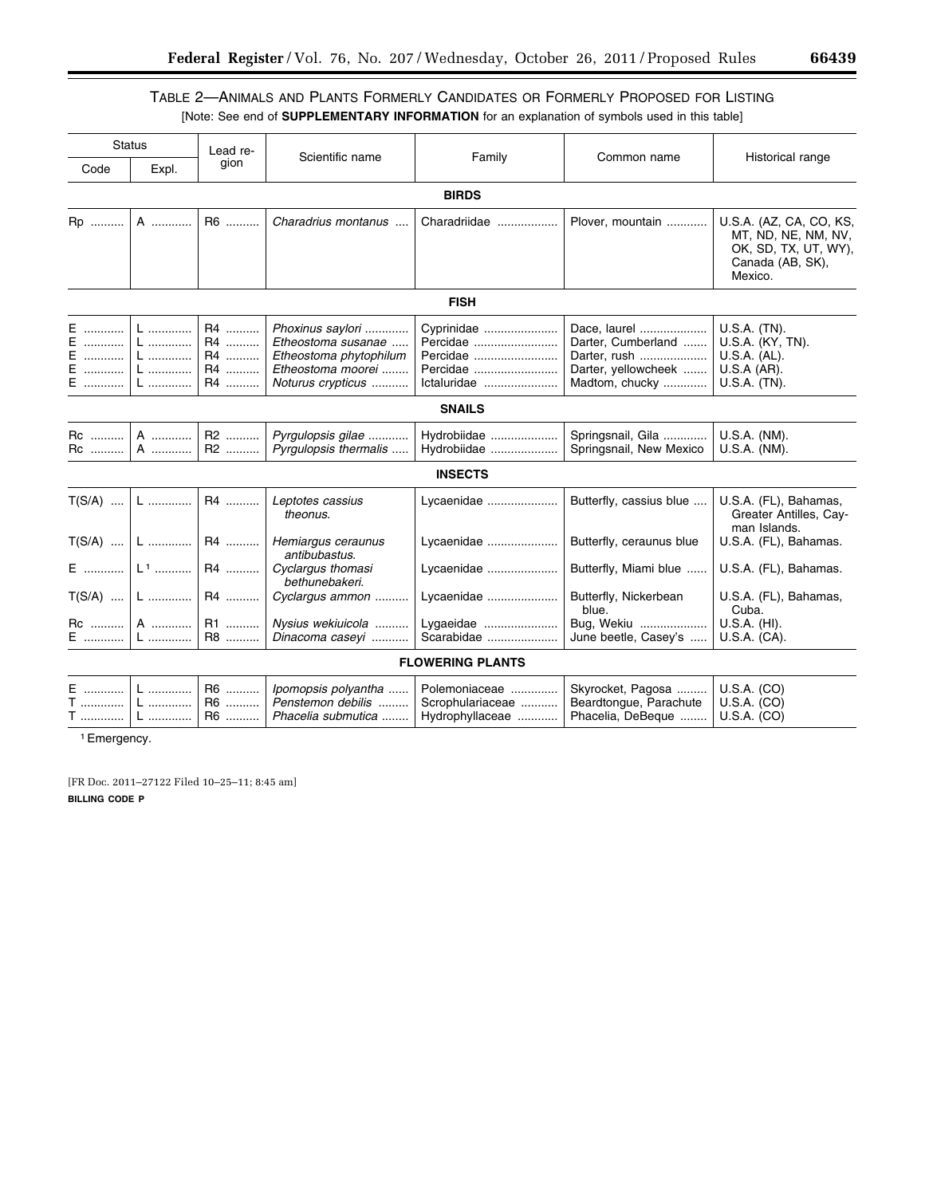TABLE 2—ANIMALS AND PLANTS FORMERLY CANDIDATES OR FORMERLY PROPOSED FOR LISTING

[Note: See end of **SUPPLEMENTARY INFORMATION** for an explanation of symbols used in this table]

| Status | | Lead region | Scientific name | Family | Common name | Historical range |
|---|---|---|---|---|---|---|
| Code | Expl. | | | | | |
| | | | **BIRDS** | | | |
| Rp | A | R6 | *Charadrius montanus* | Charadriidae | Plover, mountain | U.S.A. (AZ, CA, CO, KS, MT, ND, NE, NM, NV, OK, SD, TX, UT, WY), Canada (AB, SK), Mexico. |
| | | | **FISH** | | | |
| E | L | R4 | *Phoxinus saylori* | Cyprinidae | Dace, laurel | U.S.A. (TN). |
| E | L | R4 | *Etheostoma susanae* | Percidae | Darter, Cumberland | U.S.A. (KY, TN). |
| E | L | R4 | *Etheostoma phytophilum* | Percidae | Darter, rush | U.S.A. (AL). |
| E | L | R4 | *Etheostoma moorei* | Percidae | Darter, yellowcheek | U.S.A (AR). |
| E | L | R4 | *Noturus crypticus* | Ictaluridae | Madtom, chucky | U.S.A. (TN). |
| | | | **SNAILS** | | | |
| Rc | A | R2 | *Pyrgulopsis gilae* | Hydrobiidae | Springsnail, Gila | U.S.A. (NM). |
| Rc | A | R2 | *Pyrgulopsis thermalis* | Hydrobiidae | Springsnail, New Mexico | U.S.A. (NM). |
| | | | **INSECTS** | | | |
| T(S/A) | L | R4 | *Leptotes cassius theonus.* | Lycaenidae | Butterfly, cassius blue | U.S.A. (FL), Bahamas, Greater Antilles, Cayman Islands. |
| T(S/A) | L | R4 | *Hemiargus ceraunus antibubastus.* | Lycaenidae | Butterfly, ceraunus blue | U.S.A. (FL), Bahamas. |
| E | L [1] | R4 | *Cyclargus thomasi bethunebakeri.* | Lycaenidae | Butterfly, Miami blue | U.S.A. (FL), Bahamas. |
| T(S/A) | L | R4 | *Cyclargus ammon* | Lycaenidae | Butterfly, Nickerbean blue. | U.S.A. (FL), Bahamas, Cuba. |
| Rc | A | R1 | *Nysius wekiuicola* | Lygaeidae | Bug, Wekiu | U.S.A. (HI). |
| E | L | R8 | *Dinacoma caseyi* | Scarabidae | June beetle, Casey's | U.S.A. (CA). |
| | | | **FLOWERING PLANTS** | | | |
| E | L | R6 | *Ipomopsis polyantha* | Polemoniaceae | Skyrocket, Pagosa | U.S.A. (CO) |
| T | L | R6 | *Penstemon debilis* | Scrophulariaceae | Beardtongue, Parachute | U.S.A. (CO) |
| T | L | R6 | *Phacelia submutica* | Hydrophyllaceae | Phacelia, DeBeque | U.S.A. (CO) |

[1] Emergency.

[FR Doc. 2011–27122 Filed 10–25–11; 8:45 am]

**BILLING CODE P**